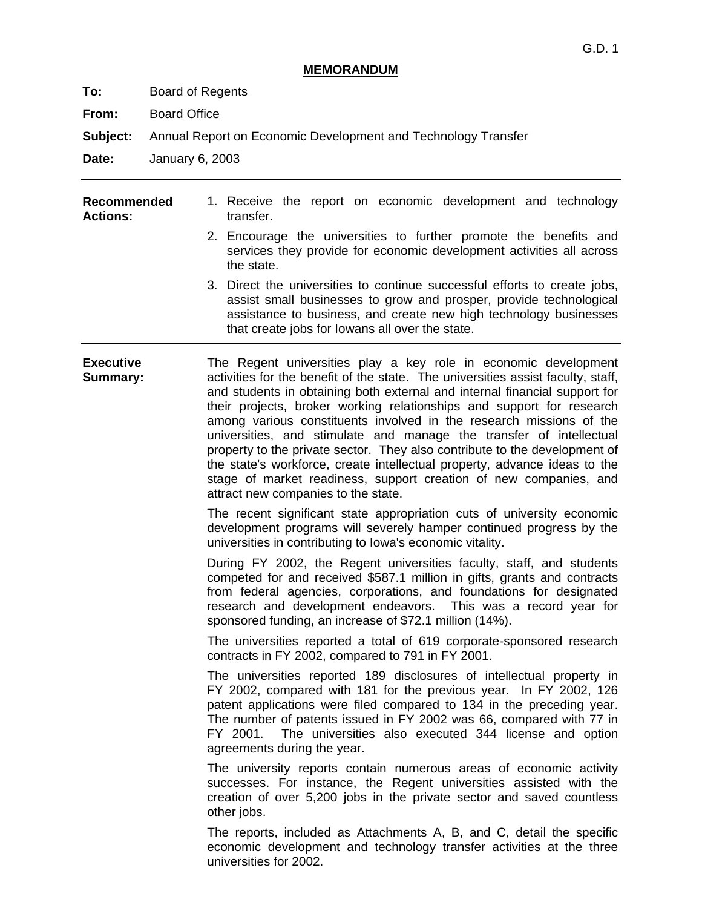G.D. 1

# MEMORANDUM

**To:** Board of Regents

**From:** Board Office

**Subject:** Annual Report on Economic Development and Technology Transfer

**Date:** January 6, 2003

---

**Recommended Actions:**

1. Receive the report on economic development and technology transfer.
2. Encourage the universities to further promote the benefits and services they provide for economic development activities all across the state.
3. Direct the universities to continue successful efforts to create jobs, assist small businesses to grow and prosper, provide technological assistance to business, and create new high technology businesses that create jobs for Iowans all over the state.

---

**Executive Summary:**

The Regent universities play a key role in economic development activities for the benefit of the state. The universities assist faculty, staff, and students in obtaining both external and internal financial support for their projects, broker working relationships and support for research among various constituents involved in the research missions of the universities, and stimulate and manage the transfer of intellectual property to the private sector. They also contribute to the development of the state's workforce, create intellectual property, advance ideas to the stage of market readiness, support creation of new companies, and attract new companies to the state.

The recent significant state appropriation cuts of university economic development programs will severely hamper continued progress by the universities in contributing to Iowa's economic vitality.

During FY 2002, the Regent universities faculty, staff, and students competed for and received $587.1 million in gifts, grants and contracts from federal agencies, corporations, and foundations for designated research and development endeavors. This was a record year for sponsored funding, an increase of $72.1 million (14%).

The universities reported a total of 619 corporate-sponsored research contracts in FY 2002, compared to 791 in FY 2001.

The universities reported 189 disclosures of intellectual property in FY 2002, compared with 181 for the previous year. In FY 2002, 126 patent applications were filed compared to 134 in the preceding year. The number of patents issued in FY 2002 was 66, compared with 77 in FY 2001. The universities also executed 344 license and option agreements during the year.

The university reports contain numerous areas of economic activity successes. For instance, the Regent universities assisted with the creation of over 5,200 jobs in the private sector and saved countless other jobs.

The reports, included as Attachments A, B, and C, detail the specific economic development and technology transfer activities at the three universities for 2002.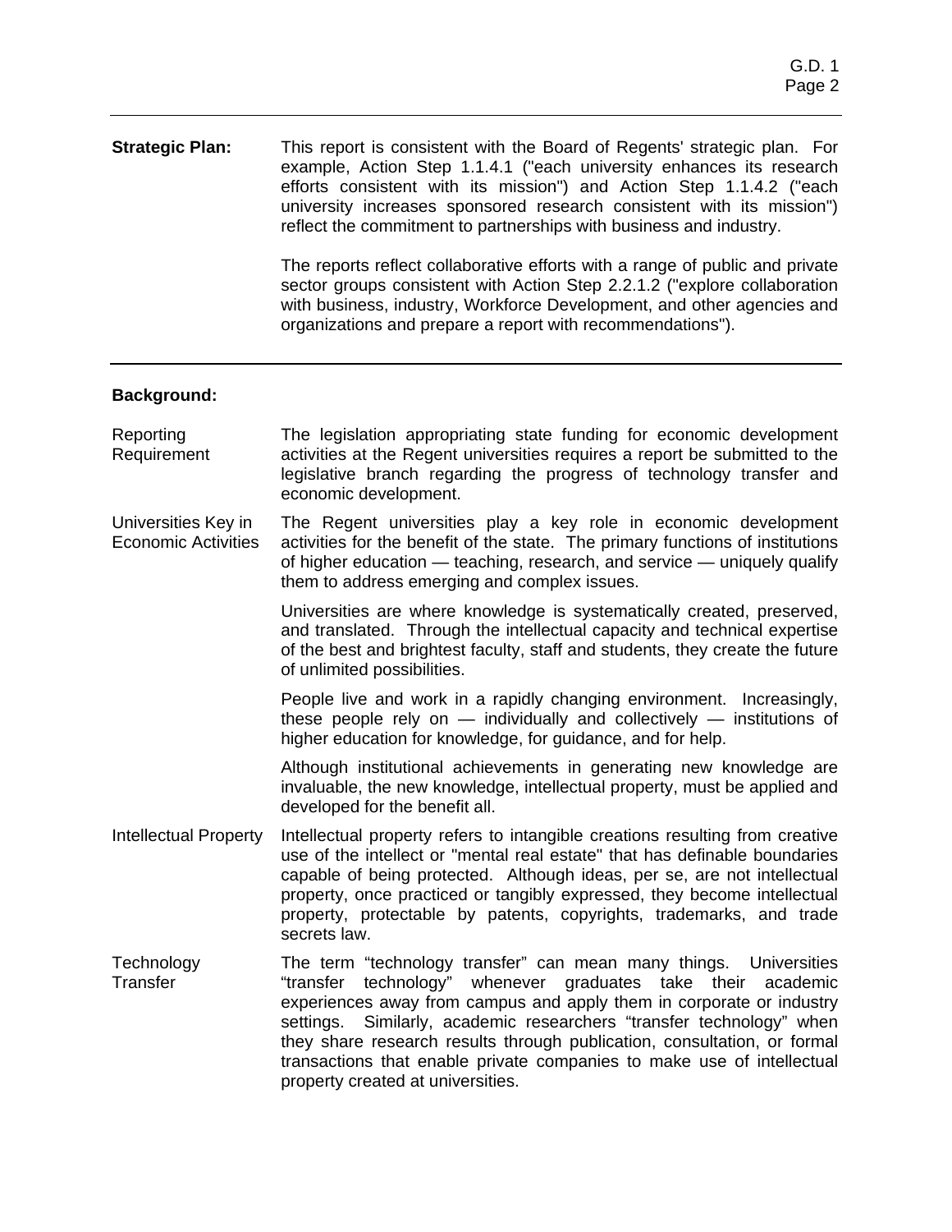**Strategic Plan:** This report is consistent with the Board of Regents' strategic plan. For example, Action Step 1.1.4.1 ("each university enhances its research efforts consistent with its mission") and Action Step 1.1.4.2 ("each university increases sponsored research consistent with its mission") reflect the commitment to partnerships with business and industry.

The reports reflect collaborative efforts with a range of public and private sector groups consistent with Action Step 2.2.1.2 ("explore collaboration with business, industry, Workforce Development, and other agencies and organizations and prepare a report with recommendations").

---

**Background:**

**Reporting Requirement**

The legislation appropriating state funding for economic development activities at the Regent universities requires a report be submitted to the legislative branch regarding the progress of technology transfer and economic development.

**Universities Key in Economic Activities**

The Regent universities play a key role in economic development activities for the benefit of the state. The primary functions of institutions of higher education — teaching, research, and service — uniquely qualify them to address emerging and complex issues.

Universities are where knowledge is systematically created, preserved, and translated. Through the intellectual capacity and technical expertise of the best and brightest faculty, staff and students, they create the future of unlimited possibilities.

People live and work in a rapidly changing environment. Increasingly, these people rely on — individually and collectively — institutions of higher education for knowledge, for guidance, and for help.

Although institutional achievements in generating new knowledge are invaluable, the new knowledge, intellectual property, must be applied and developed for the benefit all.

**Intellectual Property**

Intellectual property refers to intangible creations resulting from creative use of the intellect or "mental real estate" that has definable boundaries capable of being protected. Although ideas, per se, are not intellectual property, once practiced or tangibly expressed, they become intellectual property, protectable by patents, copyrights, trademarks, and trade secrets law.

**Technology Transfer**

The term "technology transfer" can mean many things. Universities "transfer technology" whenever graduates take their academic experiences away from campus and apply them in corporate or industry settings. Similarly, academic researchers "transfer technology" when they share research results through publication, consultation, or formal transactions that enable private companies to make use of intellectual property created at universities.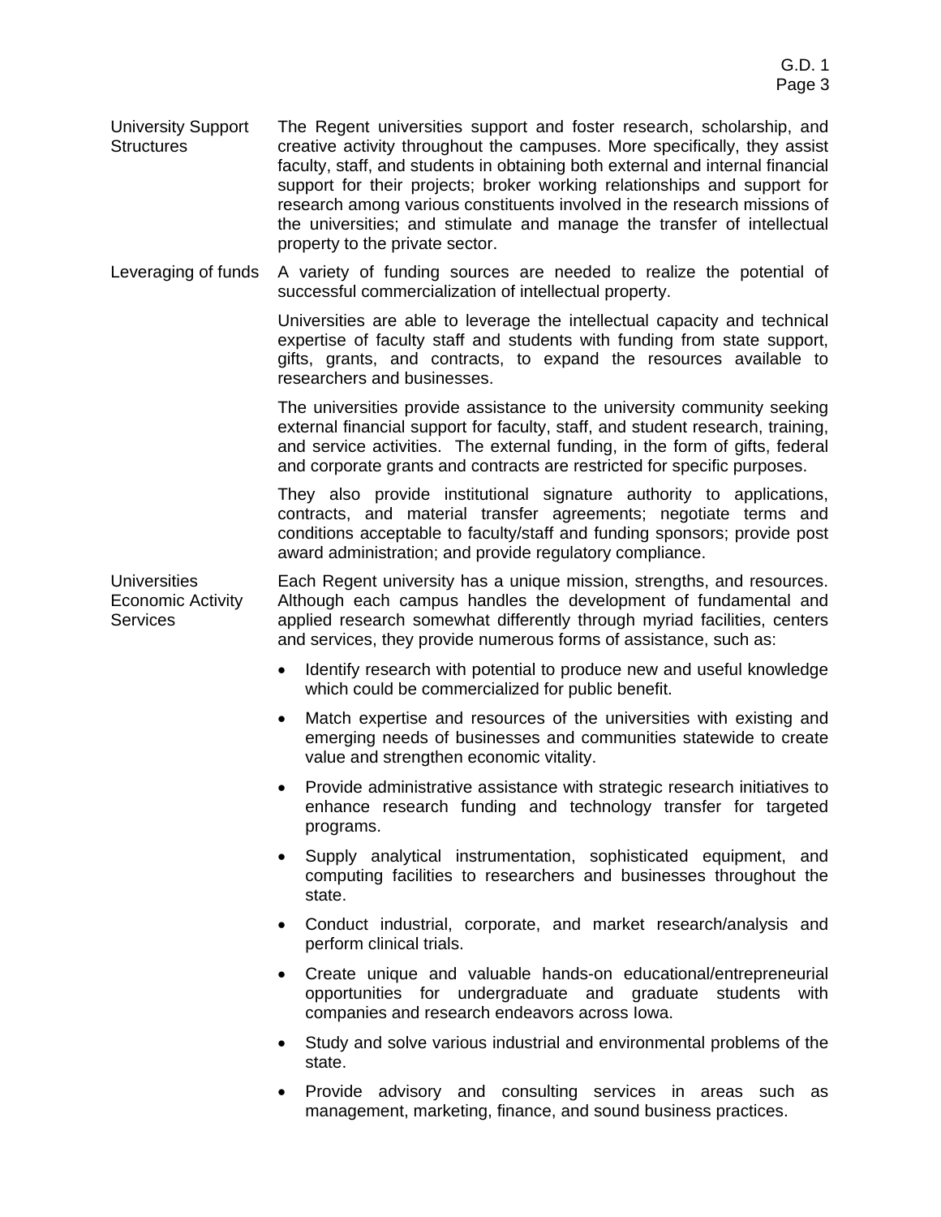**University Support Structures**

The Regent universities support and foster research, scholarship, and creative activity throughout the campuses. More specifically, they assist faculty, staff, and students in obtaining both external and internal financial support for their projects; broker working relationships and support for research among various constituents involved in the research missions of the universities; and stimulate and manage the transfer of intellectual property to the private sector.

**Leveraging of funds**

A variety of funding sources are needed to realize the potential of successful commercialization of intellectual property.

Universities are able to leverage the intellectual capacity and technical expertise of faculty staff and students with funding from state support, gifts, grants, and contracts, to expand the resources available to researchers and businesses.

The universities provide assistance to the university community seeking external financial support for faculty, staff, and student research, training, and service activities. The external funding, in the form of gifts, federal and corporate grants and contracts are restricted for specific purposes.

They also provide institutional signature authority to applications, contracts, and material transfer agreements; negotiate terms and conditions acceptable to faculty/staff and funding sponsors; provide post award administration; and provide regulatory compliance.

**Universities Economic Activity Services**

Each Regent university has a unique mission, strengths, and resources. Although each campus handles the development of fundamental and applied research somewhat differently through myriad facilities, centers and services, they provide numerous forms of assistance, such as:

- Identify research with potential to produce new and useful knowledge which could be commercialized for public benefit.
- Match expertise and resources of the universities with existing and emerging needs of businesses and communities statewide to create value and strengthen economic vitality.
- Provide administrative assistance with strategic research initiatives to enhance research funding and technology transfer for targeted programs.
- Supply analytical instrumentation, sophisticated equipment, and computing facilities to researchers and businesses throughout the state.
- Conduct industrial, corporate, and market research/analysis and perform clinical trials.
- Create unique and valuable hands-on educational/entrepreneurial opportunities for undergraduate and graduate students with companies and research endeavors across Iowa.
- Study and solve various industrial and environmental problems of the state.
- Provide advisory and consulting services in areas such as management, marketing, finance, and sound business practices.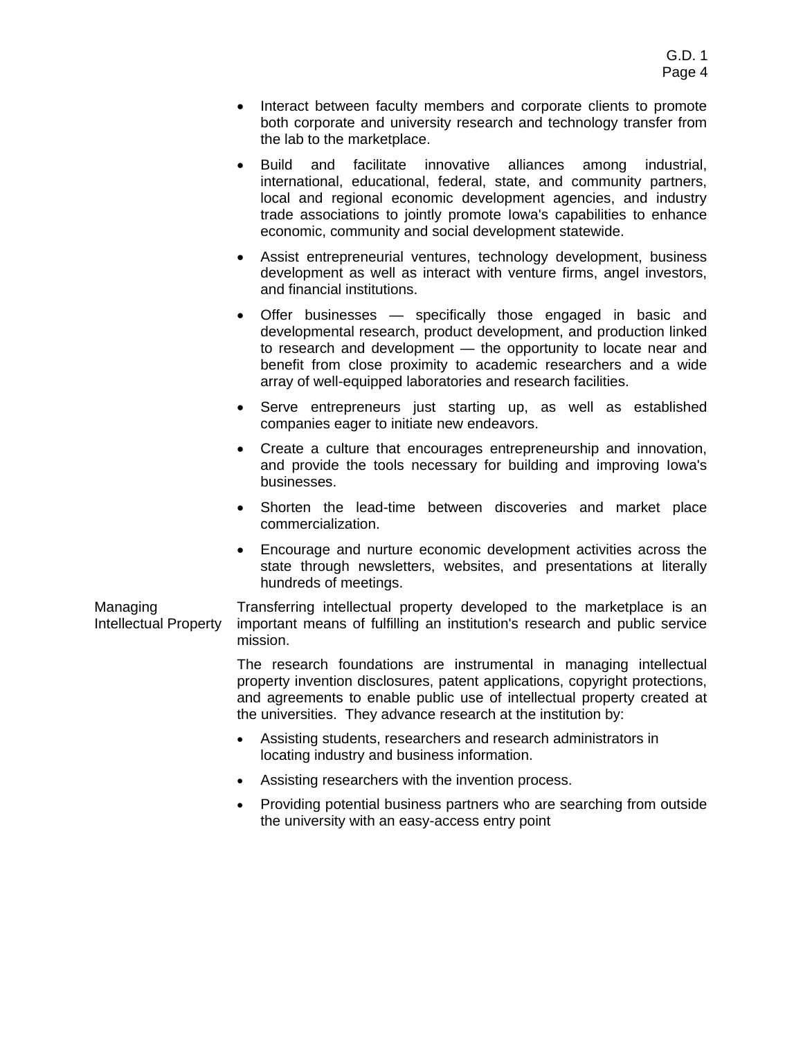- Interact between faculty members and corporate clients to promote both corporate and university research and technology transfer from the lab to the marketplace.
- Build and facilitate innovative alliances among industrial, international, educational, federal, state, and community partners, local and regional economic development agencies, and industry trade associations to jointly promote Iowa's capabilities to enhance economic, community and social development statewide.
- Assist entrepreneurial ventures, technology development, business development as well as interact with venture firms, angel investors, and financial institutions.
- Offer businesses — specifically those engaged in basic and developmental research, product development, and production linked to research and development — the opportunity to locate near and benefit from close proximity to academic researchers and a wide array of well-equipped laboratories and research facilities.
- Serve entrepreneurs just starting up, as well as established companies eager to initiate new endeavors.
- Create a culture that encourages entrepreneurship and innovation, and provide the tools necessary for building and improving Iowa's businesses.
- Shorten the lead-time between discoveries and market place commercialization.
- Encourage and nurture economic development activities across the state through newsletters, websites, and presentations at literally hundreds of meetings.

**Managing Intellectual Property**

Transferring intellectual property developed to the marketplace is an important means of fulfilling an institution's research and public service mission.

The research foundations are instrumental in managing intellectual property invention disclosures, patent applications, copyright protections, and agreements to enable public use of intellectual property created at the universities. They advance research at the institution by:

- Assisting students, researchers and research administrators in locating industry and business information.
- Assisting researchers with the invention process.
- Providing potential business partners who are searching from outside the university with an easy-access entry point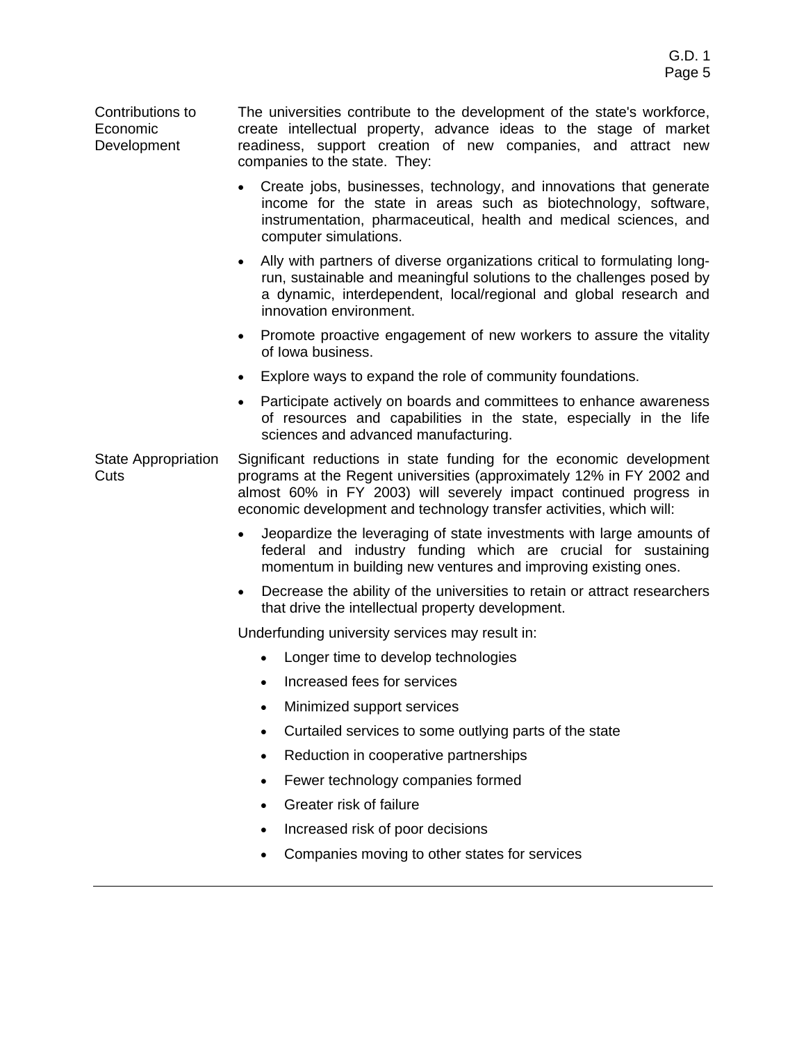**Contributions to Economic Development**

The universities contribute to the development of the state's workforce, create intellectual property, advance ideas to the stage of market readiness, support creation of new companies, and attract new companies to the state. They:

- Create jobs, businesses, technology, and innovations that generate income for the state in areas such as biotechnology, software, instrumentation, pharmaceutical, health and medical sciences, and computer simulations.
- Ally with partners of diverse organizations critical to formulating long-run, sustainable and meaningful solutions to the challenges posed by a dynamic, interdependent, local/regional and global research and innovation environment.
- Promote proactive engagement of new workers to assure the vitality of Iowa business.
- Explore ways to expand the role of community foundations.
- Participate actively on boards and committees to enhance awareness of resources and capabilities in the state, especially in the life sciences and advanced manufacturing.

**State Appropriation Cuts**

Significant reductions in state funding for the economic development programs at the Regent universities (approximately 12% in FY 2002 and almost 60% in FY 2003) will severely impact continued progress in economic development and technology transfer activities, which will:

- Jeopardize the leveraging of state investments with large amounts of federal and industry funding which are crucial for sustaining momentum in building new ventures and improving existing ones.
- Decrease the ability of the universities to retain or attract researchers that drive the intellectual property development.

Underfunding university services may result in:

- Longer time to develop technologies
- Increased fees for services
- Minimized support services
- Curtailed services to some outlying parts of the state
- Reduction in cooperative partnerships
- Fewer technology companies formed
- Greater risk of failure
- Increased risk of poor decisions
- Companies moving to other states for services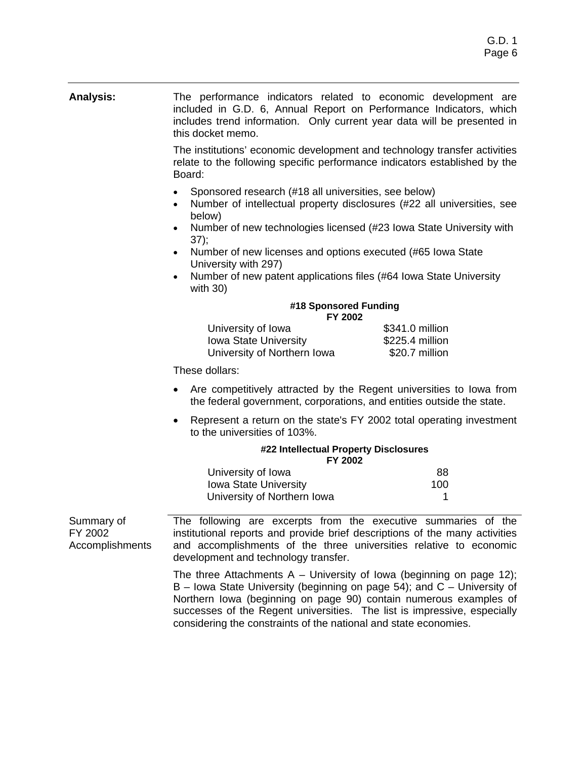**Analysis:**

The performance indicators related to economic development are included in G.D. 6, Annual Report on Performance Indicators, which includes trend information. Only current year data will be presented in this docket memo.

The institutions' economic development and technology transfer activities relate to the following specific performance indicators established by the Board:

- Sponsored research (#18 all universities, see below)
- Number of intellectual property disclosures (#22 all universities, see below)
- Number of new technologies licensed (#23 Iowa State University with 37);
- Number of new licenses and options executed (#65 Iowa State University with 297)
- Number of new patent applications files (#64 Iowa State University with 30)

**#18 Sponsored Funding**
**FY 2002**

| | |
|---|---|
| University of Iowa | $341.0 million |
| Iowa State University | $225.4 million |
| University of Northern Iowa | $20.7 million |

These dollars:

- Are competitively attracted by the Regent universities to Iowa from the federal government, corporations, and entities outside the state.
- Represent a return on the state's FY 2002 total operating investment to the universities of 103%.

**#22 Intellectual Property Disclosures**
**FY 2002**

| | |
|---|---|
| University of Iowa | 88 |
| Iowa State University | 100 |
| University of Northern Iowa | 1 |

Summary of FY 2002 Accomplishments

The following are excerpts from the executive summaries of the institutional reports and provide brief descriptions of the many activities and accomplishments of the three universities relative to economic development and technology transfer.

The three Attachments A – University of Iowa (beginning on page 12); B – Iowa State University (beginning on page 54); and C – University of Northern Iowa (beginning on page 90) contain numerous examples of successes of the Regent universities. The list is impressive, especially considering the constraints of the national and state economies.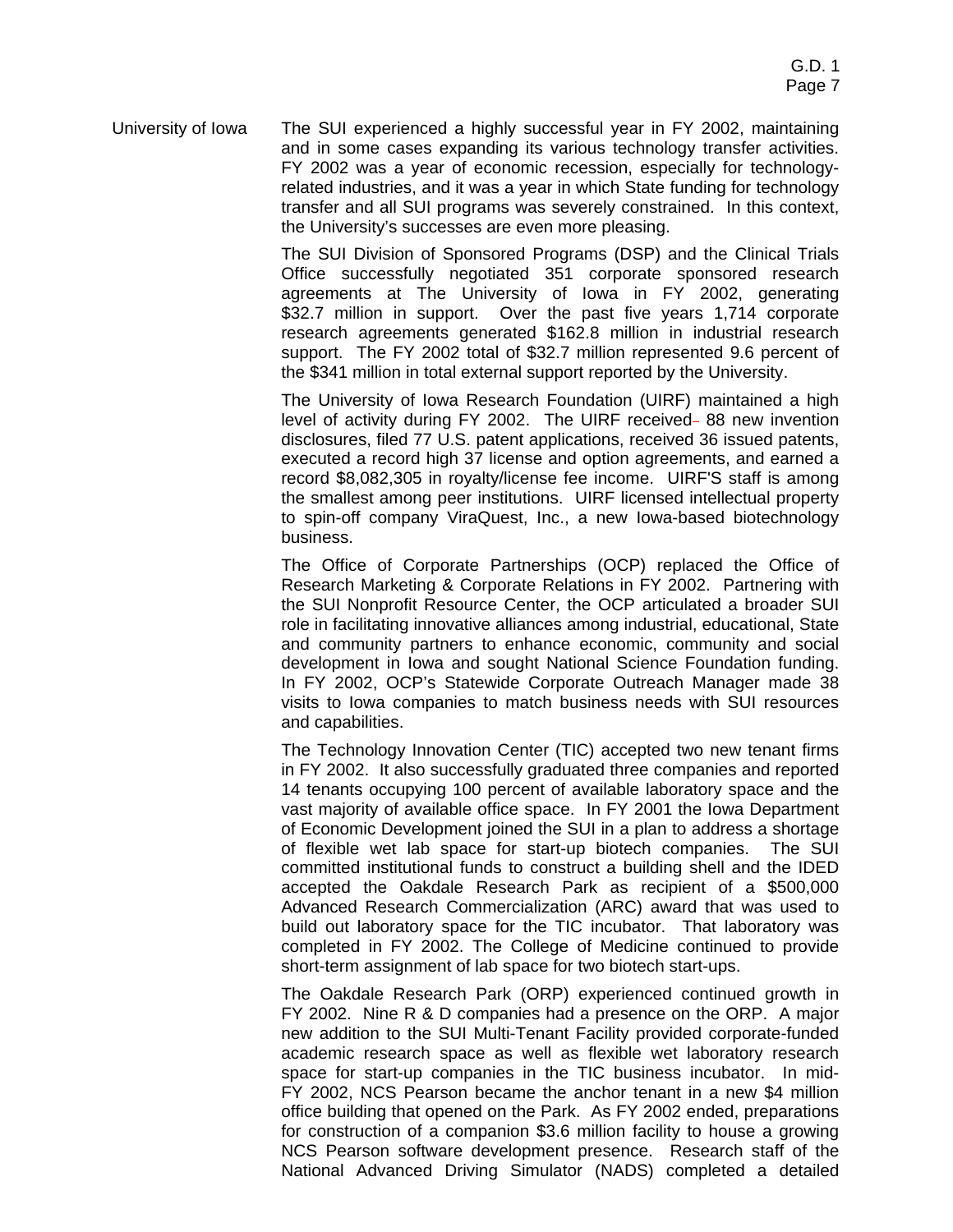University of Iowa

The SUI experienced a highly successful year in FY 2002, maintaining and in some cases expanding its various technology transfer activities. FY 2002 was a year of economic recession, especially for technology-related industries, and it was a year in which State funding for technology transfer and all SUI programs was severely constrained. In this context, the University's successes are even more pleasing.

The SUI Division of Sponsored Programs (DSP) and the Clinical Trials Office successfully negotiated 351 corporate sponsored research agreements at The University of Iowa in FY 2002, generating $32.7 million in support. Over the past five years 1,714 corporate research agreements generated $162.8 million in industrial research support. The FY 2002 total of $32.7 million represented 9.6 percent of the $341 million in total external support reported by the University.

The University of Iowa Research Foundation (UIRF) maintained a high level of activity during FY 2002. The UIRF received 88 new invention disclosures, filed 77 U.S. patent applications, received 36 issued patents, executed a record high 37 license and option agreements, and earned a record $8,082,305 in royalty/license fee income. UIRF'S staff is among the smallest among peer institutions. UIRF licensed intellectual property to spin-off company ViraQuest, Inc., a new Iowa-based biotechnology business.

The Office of Corporate Partnerships (OCP) replaced the Office of Research Marketing & Corporate Relations in FY 2002. Partnering with the SUI Nonprofit Resource Center, the OCP articulated a broader SUI role in facilitating innovative alliances among industrial, educational, State and community partners to enhance economic, community and social development in Iowa and sought National Science Foundation funding. In FY 2002, OCP's Statewide Corporate Outreach Manager made 38 visits to Iowa companies to match business needs with SUI resources and capabilities.

The Technology Innovation Center (TIC) accepted two new tenant firms in FY 2002. It also successfully graduated three companies and reported 14 tenants occupying 100 percent of available laboratory space and the vast majority of available office space. In FY 2001 the Iowa Department of Economic Development joined the SUI in a plan to address a shortage of flexible wet lab space for start-up biotech companies. The SUI committed institutional funds to construct a building shell and the IDED accepted the Oakdale Research Park as recipient of a $500,000 Advanced Research Commercialization (ARC) award that was used to build out laboratory space for the TIC incubator. That laboratory was completed in FY 2002. The College of Medicine continued to provide short-term assignment of lab space for two biotech start-ups.

The Oakdale Research Park (ORP) experienced continued growth in FY 2002. Nine R & D companies had a presence on the ORP. A major new addition to the SUI Multi-Tenant Facility provided corporate-funded academic research space as well as flexible wet laboratory research space for start-up companies in the TIC business incubator. In mid-FY 2002, NCS Pearson became the anchor tenant in a new $4 million office building that opened on the Park. As FY 2002 ended, preparations for construction of a companion $3.6 million facility to house a growing NCS Pearson software development presence. Research staff of the National Advanced Driving Simulator (NADS) completed a detailed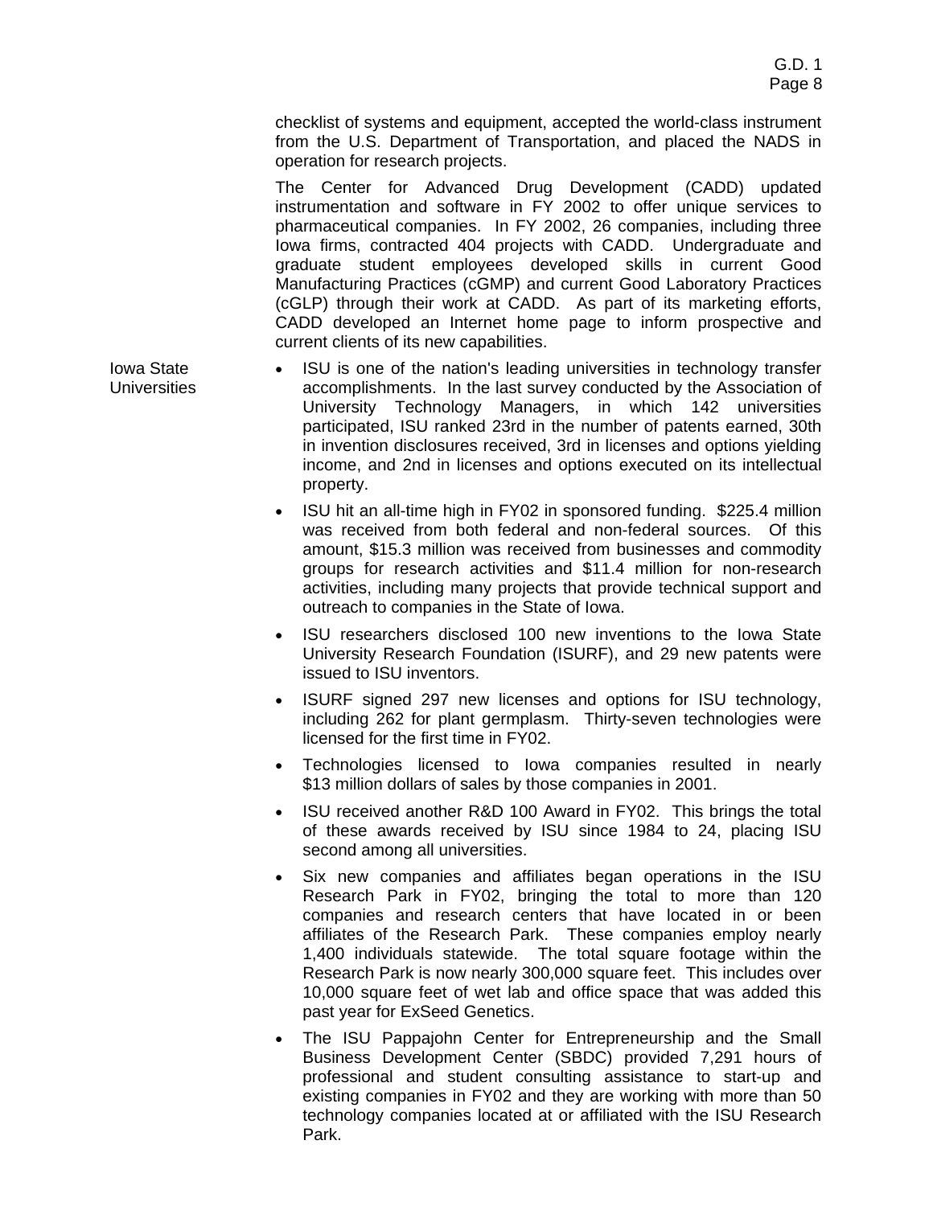checklist of systems and equipment, accepted the world-class instrument from the U.S. Department of Transportation, and placed the NADS in operation for research projects.

The Center for Advanced Drug Development (CADD) updated instrumentation and software in FY 2002 to offer unique services to pharmaceutical companies. In FY 2002, 26 companies, including three Iowa firms, contracted 404 projects with CADD. Undergraduate and graduate student employees developed skills in current Good Manufacturing Practices (cGMP) and current Good Laboratory Practices (cGLP) through their work at CADD. As part of its marketing efforts, CADD developed an Internet home page to inform prospective and current clients of its new capabilities.

**Iowa State Universities**

- ISU is one of the nation's leading universities in technology transfer accomplishments. In the last survey conducted by the Association of University Technology Managers, in which 142 universities participated, ISU ranked 23rd in the number of patents earned, 30th in invention disclosures received, 3rd in licenses and options yielding income, and 2nd in licenses and options executed on its intellectual property.
- ISU hit an all-time high in FY02 in sponsored funding. $225.4 million was received from both federal and non-federal sources. Of this amount, $15.3 million was received from businesses and commodity groups for research activities and $11.4 million for non-research activities, including many projects that provide technical support and outreach to companies in the State of Iowa.
- ISU researchers disclosed 100 new inventions to the Iowa State University Research Foundation (ISURF), and 29 new patents were issued to ISU inventors.
- ISURF signed 297 new licenses and options for ISU technology, including 262 for plant germplasm. Thirty-seven technologies were licensed for the first time in FY02.
- Technologies licensed to Iowa companies resulted in nearly $13 million dollars of sales by those companies in 2001.
- ISU received another R&D 100 Award in FY02. This brings the total of these awards received by ISU since 1984 to 24, placing ISU second among all universities.
- Six new companies and affiliates began operations in the ISU Research Park in FY02, bringing the total to more than 120 companies and research centers that have located in or been affiliates of the Research Park. These companies employ nearly 1,400 individuals statewide. The total square footage within the Research Park is now nearly 300,000 square feet. This includes over 10,000 square feet of wet lab and office space that was added this past year for ExSeed Genetics.
- The ISU Pappajohn Center for Entrepreneurship and the Small Business Development Center (SBDC) provided 7,291 hours of professional and student consulting assistance to start-up and existing companies in FY02 and they are working with more than 50 technology companies located at or affiliated with the ISU Research Park.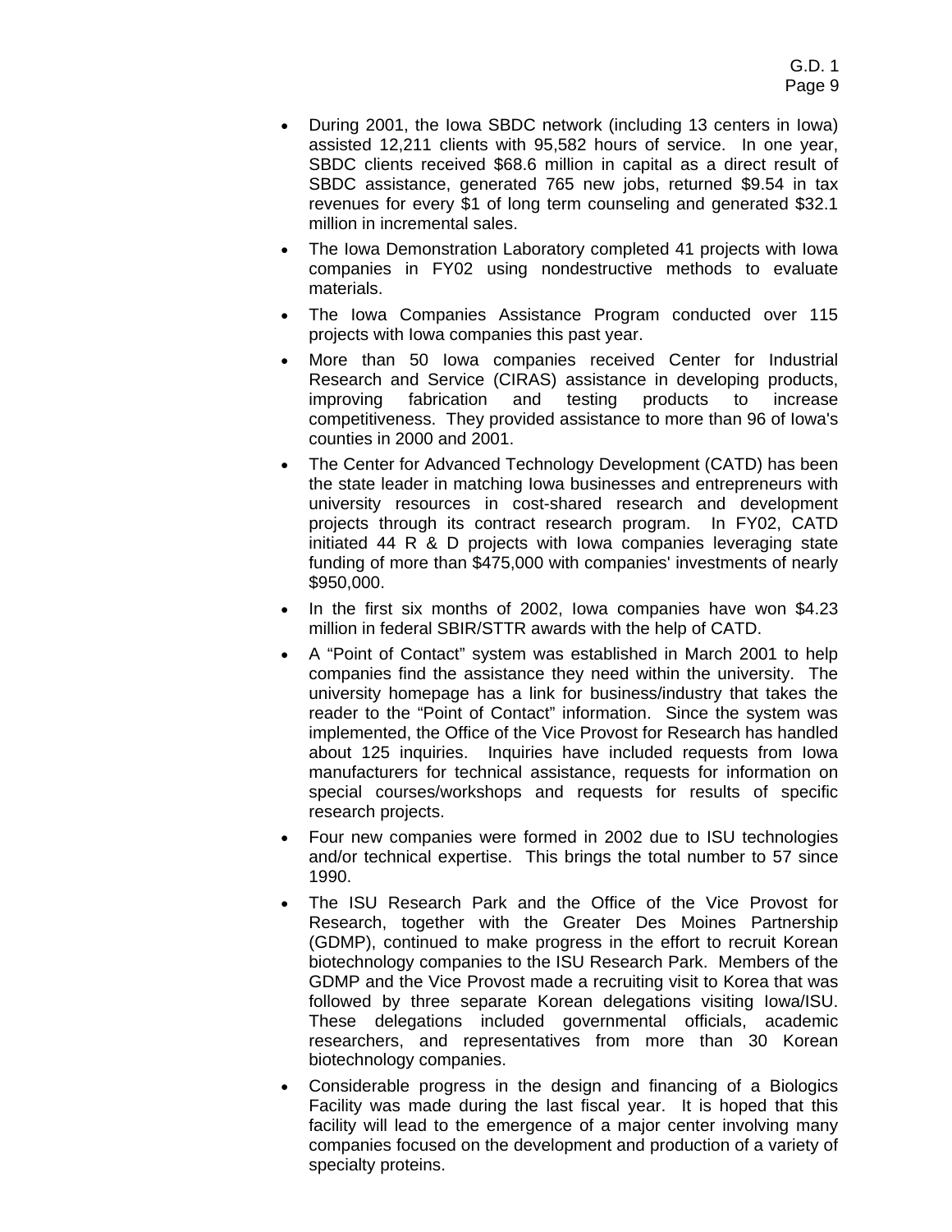- During 2001, the Iowa SBDC network (including 13 centers in Iowa) assisted 12,211 clients with 95,582 hours of service. In one year, SBDC clients received $68.6 million in capital as a direct result of SBDC assistance, generated 765 new jobs, returned $9.54 in tax revenues for every $1 of long term counseling and generated $32.1 million in incremental sales.
- The Iowa Demonstration Laboratory completed 41 projects with Iowa companies in FY02 using nondestructive methods to evaluate materials.
- The Iowa Companies Assistance Program conducted over 115 projects with Iowa companies this past year.
- More than 50 Iowa companies received Center for Industrial Research and Service (CIRAS) assistance in developing products, improving fabrication and testing products to increase competitiveness. They provided assistance to more than 96 of Iowa's counties in 2000 and 2001.
- The Center for Advanced Technology Development (CATD) has been the state leader in matching Iowa businesses and entrepreneurs with university resources in cost-shared research and development projects through its contract research program. In FY02, CATD initiated 44 R & D projects with Iowa companies leveraging state funding of more than $475,000 with companies' investments of nearly $950,000.
- In the first six months of 2002, Iowa companies have won $4.23 million in federal SBIR/STTR awards with the help of CATD.
- A "Point of Contact" system was established in March 2001 to help companies find the assistance they need within the university. The university homepage has a link for business/industry that takes the reader to the "Point of Contact" information. Since the system was implemented, the Office of the Vice Provost for Research has handled about 125 inquiries. Inquiries have included requests from Iowa manufacturers for technical assistance, requests for information on special courses/workshops and requests for results of specific research projects.
- Four new companies were formed in 2002 due to ISU technologies and/or technical expertise. This brings the total number to 57 since 1990.
- The ISU Research Park and the Office of the Vice Provost for Research, together with the Greater Des Moines Partnership (GDMP), continued to make progress in the effort to recruit Korean biotechnology companies to the ISU Research Park. Members of the GDMP and the Vice Provost made a recruiting visit to Korea that was followed by three separate Korean delegations visiting Iowa/ISU. These delegations included governmental officials, academic researchers, and representatives from more than 30 Korean biotechnology companies.
- Considerable progress in the design and financing of a Biologics Facility was made during the last fiscal year. It is hoped that this facility will lead to the emergence of a major center involving many companies focused on the development and production of a variety of specialty proteins.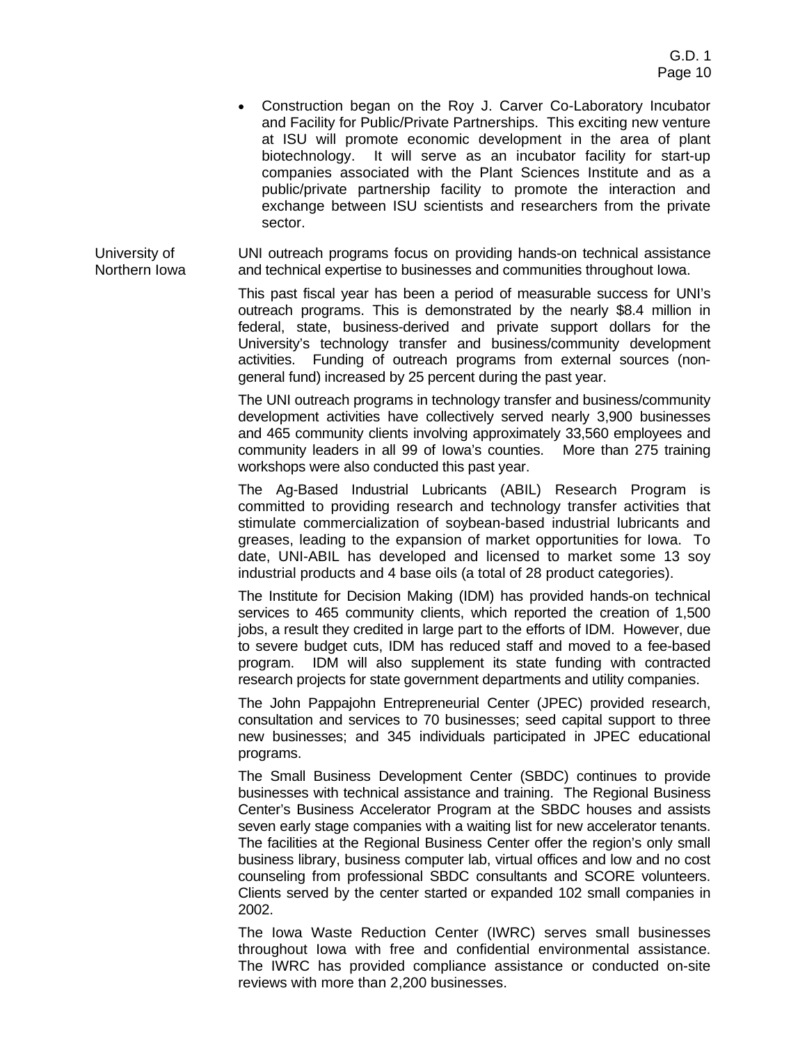- Construction began on the Roy J. Carver Co-Laboratory Incubator and Facility for Public/Private Partnerships. This exciting new venture at ISU will promote economic development in the area of plant biotechnology. It will serve as an incubator facility for start-up companies associated with the Plant Sciences Institute and as a public/private partnership facility to promote the interaction and exchange between ISU scientists and researchers from the private sector.

University of Northern Iowa

UNI outreach programs focus on providing hands-on technical assistance and technical expertise to businesses and communities throughout Iowa.

This past fiscal year has been a period of measurable success for UNI's outreach programs. This is demonstrated by the nearly $8.4 million in federal, state, business-derived and private support dollars for the University's technology transfer and business/community development activities. Funding of outreach programs from external sources (non-general fund) increased by 25 percent during the past year.

The UNI outreach programs in technology transfer and business/community development activities have collectively served nearly 3,900 businesses and 465 community clients involving approximately 33,560 employees and community leaders in all 99 of Iowa's counties. More than 275 training workshops were also conducted this past year.

The Ag-Based Industrial Lubricants (ABIL) Research Program is committed to providing research and technology transfer activities that stimulate commercialization of soybean-based industrial lubricants and greases, leading to the expansion of market opportunities for Iowa. To date, UNI-ABIL has developed and licensed to market some 13 soy industrial products and 4 base oils (a total of 28 product categories).

The Institute for Decision Making (IDM) has provided hands-on technical services to 465 community clients, which reported the creation of 1,500 jobs, a result they credited in large part to the efforts of IDM. However, due to severe budget cuts, IDM has reduced staff and moved to a fee-based program. IDM will also supplement its state funding with contracted research projects for state government departments and utility companies.

The John Pappajohn Entrepreneurial Center (JPEC) provided research, consultation and services to 70 businesses; seed capital support to three new businesses; and 345 individuals participated in JPEC educational programs.

The Small Business Development Center (SBDC) continues to provide businesses with technical assistance and training. The Regional Business Center's Business Accelerator Program at the SBDC houses and assists seven early stage companies with a waiting list for new accelerator tenants. The facilities at the Regional Business Center offer the region's only small business library, business computer lab, virtual offices and low and no cost counseling from professional SBDC consultants and SCORE volunteers. Clients served by the center started or expanded 102 small companies in 2002.

The Iowa Waste Reduction Center (IWRC) serves small businesses throughout Iowa with free and confidential environmental assistance. The IWRC has provided compliance assistance or conducted on-site reviews with more than 2,200 businesses.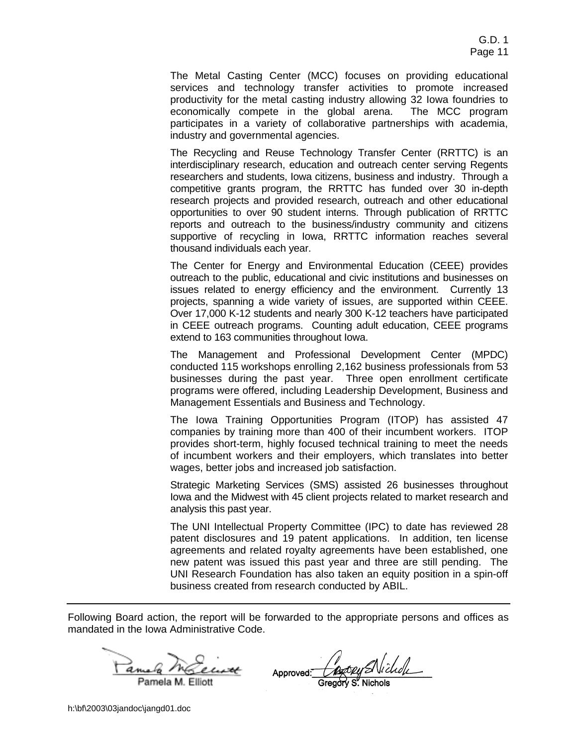The Metal Casting Center (MCC) focuses on providing educational services and technology transfer activities to promote increased productivity for the metal casting industry allowing 32 Iowa foundries to economically compete in the global arena. The MCC program participates in a variety of collaborative partnerships with academia, industry and governmental agencies.

The Recycling and Reuse Technology Transfer Center (RRTTC) is an interdisciplinary research, education and outreach center serving Regents researchers and students, Iowa citizens, business and industry. Through a competitive grants program, the RRTTC has funded over 30 in-depth research projects and provided research, outreach and other educational opportunities to over 90 student interns. Through publication of RRTTC reports and outreach to the business/industry community and citizens supportive of recycling in Iowa, RRTTC information reaches several thousand individuals each year.

The Center for Energy and Environmental Education (CEEE) provides outreach to the public, educational and civic institutions and businesses on issues related to energy efficiency and the environment. Currently 13 projects, spanning a wide variety of issues, are supported within CEEE. Over 17,000 K-12 students and nearly 300 K-12 teachers have participated in CEEE outreach programs. Counting adult education, CEEE programs extend to 163 communities throughout Iowa.

The Management and Professional Development Center (MPDC) conducted 115 workshops enrolling 2,162 business professionals from 53 businesses during the past year. Three open enrollment certificate programs were offered, including Leadership Development, Business and Management Essentials and Business and Technology.

The Iowa Training Opportunities Program (ITOP) has assisted 47 companies by training more than 400 of their incumbent workers. ITOP provides short-term, highly focused technical training to meet the needs of incumbent workers and their employers, which translates into better wages, better jobs and increased job satisfaction.

Strategic Marketing Services (SMS) assisted 26 businesses throughout Iowa and the Midwest with 45 client projects related to market research and analysis this past year.

The UNI Intellectual Property Committee (IPC) to date has reviewed 28 patent disclosures and 19 patent applications. In addition, ten license agreements and related royalty agreements have been established, one new patent was issued this past year and three are still pending. The UNI Research Foundation has also taken an equity position in a spin-off business created from research conducted by ABIL.

---

Following Board action, the report will be forwarded to the appropriate persons and offices as mandated in the Iowa Administrative Code.

Pamela M. Elliott

Approved: Gregory S. Nichols

h:\bf\2003\03jandoc\jangd01.doc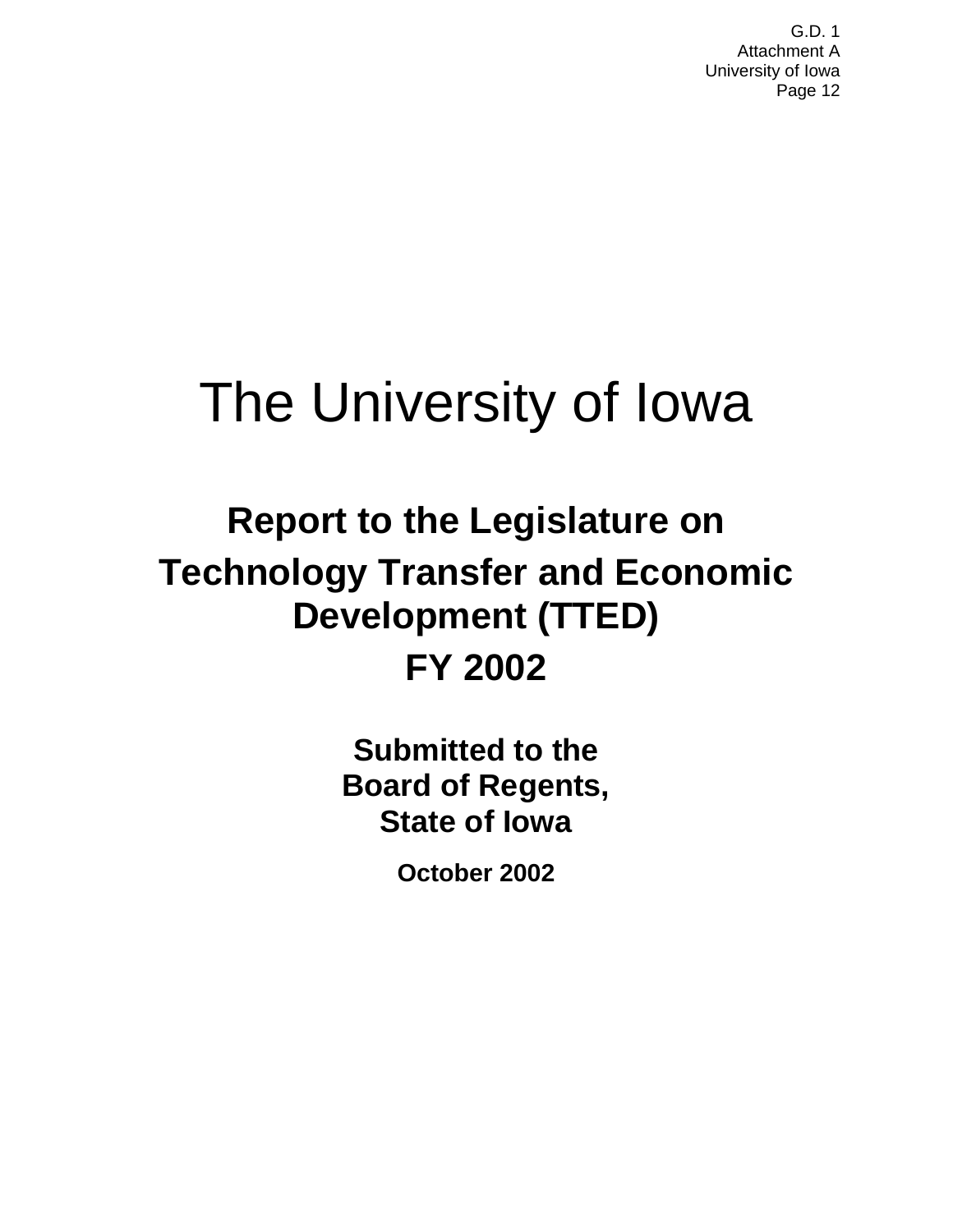# The University of Iowa

## Report to the Legislature on

## Technology Transfer and Economic Development (TTED)

## FY 2002

**Submitted to the**
**Board of Regents,**
**State of Iowa**

**October 2002**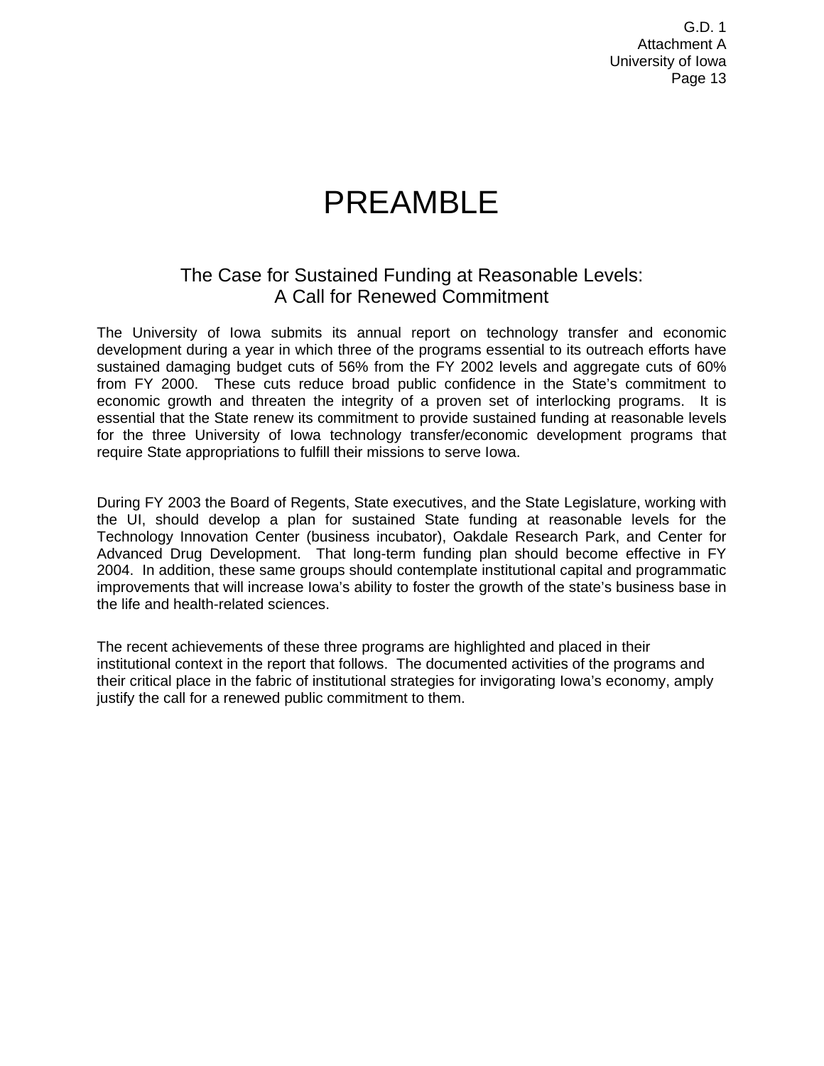# PREAMBLE

## The Case for Sustained Funding at Reasonable Levels: A Call for Renewed Commitment

The University of Iowa submits its annual report on technology transfer and economic development during a year in which three of the programs essential to its outreach efforts have sustained damaging budget cuts of 56% from the FY 2002 levels and aggregate cuts of 60% from FY 2000. These cuts reduce broad public confidence in the State's commitment to economic growth and threaten the integrity of a proven set of interlocking programs. It is essential that the State renew its commitment to provide sustained funding at reasonable levels for the three University of Iowa technology transfer/economic development programs that require State appropriations to fulfill their missions to serve Iowa.

During FY 2003 the Board of Regents, State executives, and the State Legislature, working with the UI, should develop a plan for sustained State funding at reasonable levels for the Technology Innovation Center (business incubator), Oakdale Research Park, and Center for Advanced Drug Development. That long-term funding plan should become effective in FY 2004. In addition, these same groups should contemplate institutional capital and programmatic improvements that will increase Iowa's ability to foster the growth of the state's business base in the life and health-related sciences.

The recent achievements of these three programs are highlighted and placed in their institutional context in the report that follows. The documented activities of the programs and their critical place in the fabric of institutional strategies for invigorating Iowa's economy, amply justify the call for a renewed public commitment to them.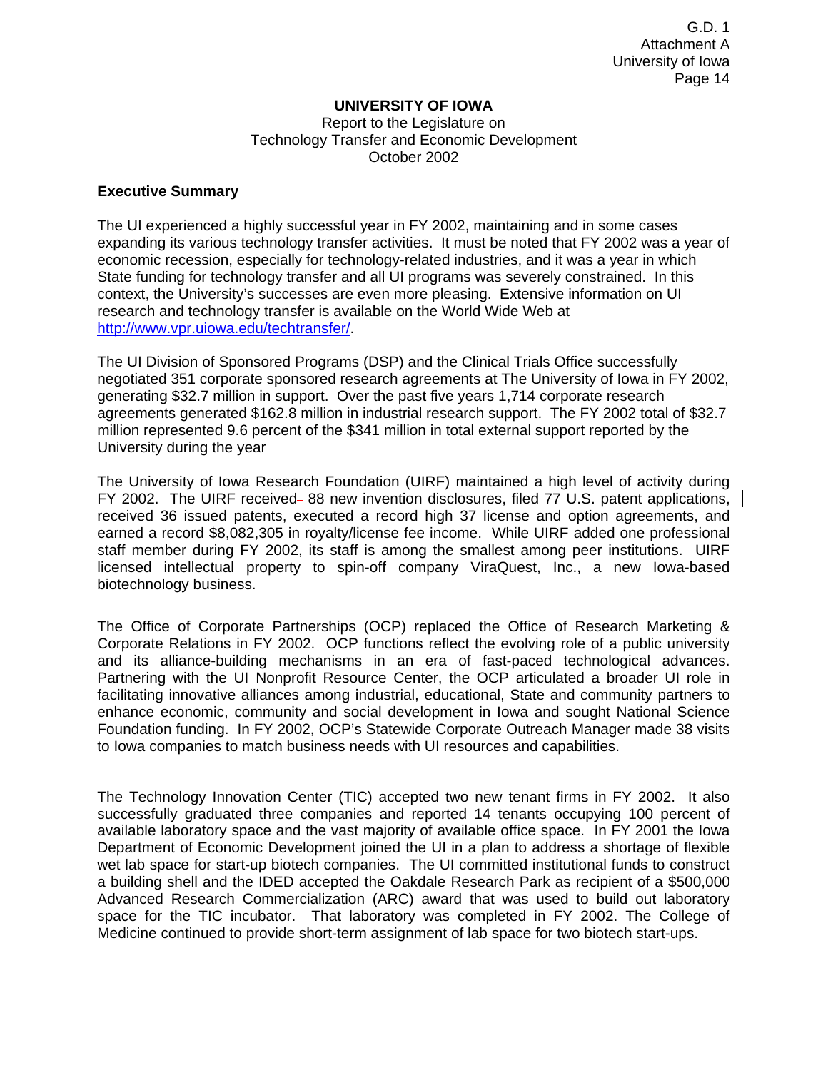# UNIVERSITY OF IOWA

Report to the Legislature on
Technology Transfer and Economic Development
October 2002

## Executive Summary

The UI experienced a highly successful year in FY 2002, maintaining and in some cases expanding its various technology transfer activities. It must be noted that FY 2002 was a year of economic recession, especially for technology-related industries, and it was a year in which State funding for technology transfer and all UI programs was severely constrained. In this context, the University's successes are even more pleasing. Extensive information on UI research and technology transfer is available on the World Wide Web at http://www.vpr.uiowa.edu/techtransfer/.

The UI Division of Sponsored Programs (DSP) and the Clinical Trials Office successfully negotiated 351 corporate sponsored research agreements at The University of Iowa in FY 2002, generating $32.7 million in support. Over the past five years 1,714 corporate research agreements generated $162.8 million in industrial research support. The FY 2002 total of $32.7 million represented 9.6 percent of the $341 million in total external support reported by the University during the year

The University of Iowa Research Foundation (UIRF) maintained a high level of activity during FY 2002. The UIRF received 88 new invention disclosures, filed 77 U.S. patent applications, received 36 issued patents, executed a record high 37 license and option agreements, and earned a record $8,082,305 in royalty/license fee income. While UIRF added one professional staff member during FY 2002, its staff is among the smallest among peer institutions. UIRF licensed intellectual property to spin-off company ViraQuest, Inc., a new Iowa-based biotechnology business.

The Office of Corporate Partnerships (OCP) replaced the Office of Research Marketing & Corporate Relations in FY 2002. OCP functions reflect the evolving role of a public university and its alliance-building mechanisms in an era of fast-paced technological advances. Partnering with the UI Nonprofit Resource Center, the OCP articulated a broader UI role in facilitating innovative alliances among industrial, educational, State and community partners to enhance economic, community and social development in Iowa and sought National Science Foundation funding. In FY 2002, OCP's Statewide Corporate Outreach Manager made 38 visits to Iowa companies to match business needs with UI resources and capabilities.

The Technology Innovation Center (TIC) accepted two new tenant firms in FY 2002. It also successfully graduated three companies and reported 14 tenants occupying 100 percent of available laboratory space and the vast majority of available office space. In FY 2001 the Iowa Department of Economic Development joined the UI in a plan to address a shortage of flexible wet lab space for start-up biotech companies. The UI committed institutional funds to construct a building shell and the IDED accepted the Oakdale Research Park as recipient of a $500,000 Advanced Research Commercialization (ARC) award that was used to build out laboratory space for the TIC incubator. That laboratory was completed in FY 2002. The College of Medicine continued to provide short-term assignment of lab space for two biotech start-ups.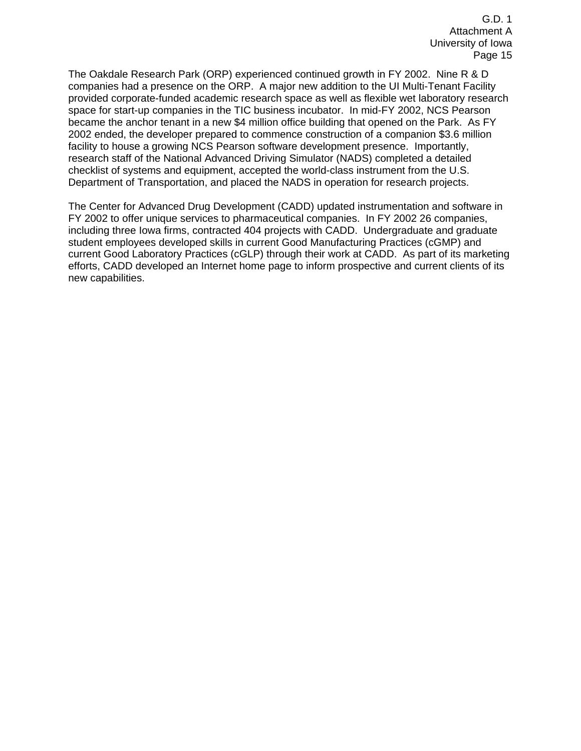The Oakdale Research Park (ORP) experienced continued growth in FY 2002. Nine R & D companies had a presence on the ORP. A major new addition to the UI Multi-Tenant Facility provided corporate-funded academic research space as well as flexible wet laboratory research space for start-up companies in the TIC business incubator. In mid-FY 2002, NCS Pearson became the anchor tenant in a new $4 million office building that opened on the Park. As FY 2002 ended, the developer prepared to commence construction of a companion $3.6 million facility to house a growing NCS Pearson software development presence. Importantly, research staff of the National Advanced Driving Simulator (NADS) completed a detailed checklist of systems and equipment, accepted the world-class instrument from the U.S. Department of Transportation, and placed the NADS in operation for research projects.

The Center for Advanced Drug Development (CADD) updated instrumentation and software in FY 2002 to offer unique services to pharmaceutical companies. In FY 2002 26 companies, including three Iowa firms, contracted 404 projects with CADD. Undergraduate and graduate student employees developed skills in current Good Manufacturing Practices (cGMP) and current Good Laboratory Practices (cGLP) through their work at CADD. As part of its marketing efforts, CADD developed an Internet home page to inform prospective and current clients of its new capabilities.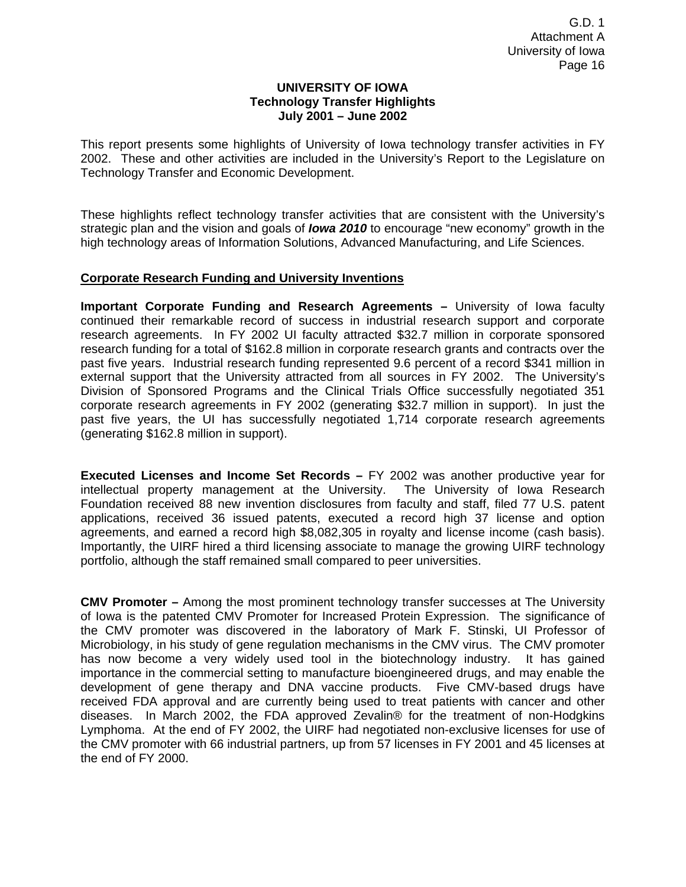# UNIVERSITY OF IOWA
## Technology Transfer Highlights
### July 2001 – June 2002

This report presents some highlights of University of Iowa technology transfer activities in FY 2002. These and other activities are included in the University's Report to the Legislature on Technology Transfer and Economic Development.

These highlights reflect technology transfer activities that are consistent with the University's strategic plan and the vision and goals of ***Iowa 2010*** to encourage "new economy" growth in the high technology areas of Information Solutions, Advanced Manufacturing, and Life Sciences.

## Corporate Research Funding and University Inventions

**Important Corporate Funding and Research Agreements –** University of Iowa faculty continued their remarkable record of success in industrial research support and corporate research agreements. In FY 2002 UI faculty attracted $32.7 million in corporate sponsored research funding for a total of $162.8 million in corporate research grants and contracts over the past five years. Industrial research funding represented 9.6 percent of a record $341 million in external support that the University attracted from all sources in FY 2002. The University's Division of Sponsored Programs and the Clinical Trials Office successfully negotiated 351 corporate research agreements in FY 2002 (generating $32.7 million in support). In just the past five years, the UI has successfully negotiated 1,714 corporate research agreements (generating $162.8 million in support).

**Executed Licenses and Income Set Records –** FY 2002 was another productive year for intellectual property management at the University. The University of Iowa Research Foundation received 88 new invention disclosures from faculty and staff, filed 77 U.S. patent applications, received 36 issued patents, executed a record high 37 license and option agreements, and earned a record high $8,082,305 in royalty and license income (cash basis). Importantly, the UIRF hired a third licensing associate to manage the growing UIRF technology portfolio, although the staff remained small compared to peer universities.

**CMV Promoter –** Among the most prominent technology transfer successes at The University of Iowa is the patented CMV Promoter for Increased Protein Expression. The significance of the CMV promoter was discovered in the laboratory of Mark F. Stinski, UI Professor of Microbiology, in his study of gene regulation mechanisms in the CMV virus. The CMV promoter has now become a very widely used tool in the biotechnology industry. It has gained importance in the commercial setting to manufacture bioengineered drugs, and may enable the development of gene therapy and DNA vaccine products. Five CMV-based drugs have received FDA approval and are currently being used to treat patients with cancer and other diseases. In March 2002, the FDA approved Zevalin® for the treatment of non-Hodgkins Lymphoma. At the end of FY 2002, the UIRF had negotiated non-exclusive licenses for use of the CMV promoter with 66 industrial partners, up from 57 licenses in FY 2001 and 45 licenses at the end of FY 2000.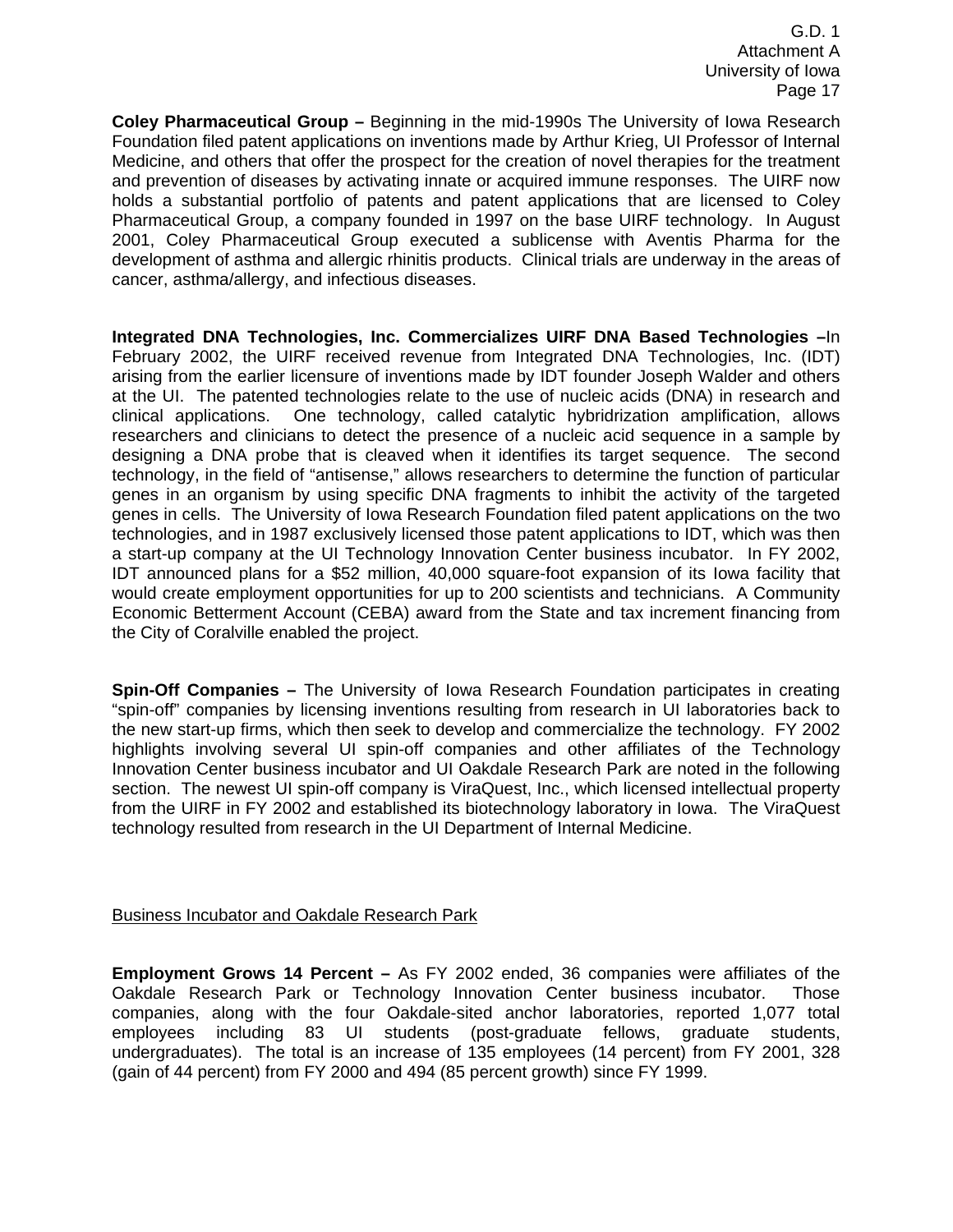**Coley Pharmaceutical Group –** Beginning in the mid-1990s The University of Iowa Research Foundation filed patent applications on inventions made by Arthur Krieg, UI Professor of Internal Medicine, and others that offer the prospect for the creation of novel therapies for the treatment and prevention of diseases by activating innate or acquired immune responses. The UIRF now holds a substantial portfolio of patents and patent applications that are licensed to Coley Pharmaceutical Group, a company founded in 1997 on the base UIRF technology. In August 2001, Coley Pharmaceutical Group executed a sublicense with Aventis Pharma for the development of asthma and allergic rhinitis products. Clinical trials are underway in the areas of cancer, asthma/allergy, and infectious diseases.

**Integrated DNA Technologies, Inc. Commercializes UIRF DNA Based Technologies –**In February 2002, the UIRF received revenue from Integrated DNA Technologies, Inc. (IDT) arising from the earlier licensure of inventions made by IDT founder Joseph Walder and others at the UI. The patented technologies relate to the use of nucleic acids (DNA) in research and clinical applications. One technology, called catalytic hybridrization amplification, allows researchers and clinicians to detect the presence of a nucleic acid sequence in a sample by designing a DNA probe that is cleaved when it identifies its target sequence. The second technology, in the field of "antisense," allows researchers to determine the function of particular genes in an organism by using specific DNA fragments to inhibit the activity of the targeted genes in cells. The University of Iowa Research Foundation filed patent applications on the two technologies, and in 1987 exclusively licensed those patent applications to IDT, which was then a start-up company at the UI Technology Innovation Center business incubator. In FY 2002, IDT announced plans for a $52 million, 40,000 square-foot expansion of its Iowa facility that would create employment opportunities for up to 200 scientists and technicians. A Community Economic Betterment Account (CEBA) award from the State and tax increment financing from the City of Coralville enabled the project.

**Spin-Off Companies –** The University of Iowa Research Foundation participates in creating "spin-off" companies by licensing inventions resulting from research in UI laboratories back to the new start-up firms, which then seek to develop and commercialize the technology. FY 2002 highlights involving several UI spin-off companies and other affiliates of the Technology Innovation Center business incubator and UI Oakdale Research Park are noted in the following section. The newest UI spin-off company is ViraQuest, Inc., which licensed intellectual property from the UIRF in FY 2002 and established its biotechnology laboratory in Iowa. The ViraQuest technology resulted from research in the UI Department of Internal Medicine.

## Business Incubator and Oakdale Research Park

**Employment Grows 14 Percent –** As FY 2002 ended, 36 companies were affiliates of the Oakdale Research Park or Technology Innovation Center business incubator. Those companies, along with the four Oakdale-sited anchor laboratories, reported 1,077 total employees including 83 UI students (post-graduate fellows, graduate students, undergraduates). The total is an increase of 135 employees (14 percent) from FY 2001, 328 (gain of 44 percent) from FY 2000 and 494 (85 percent growth) since FY 1999.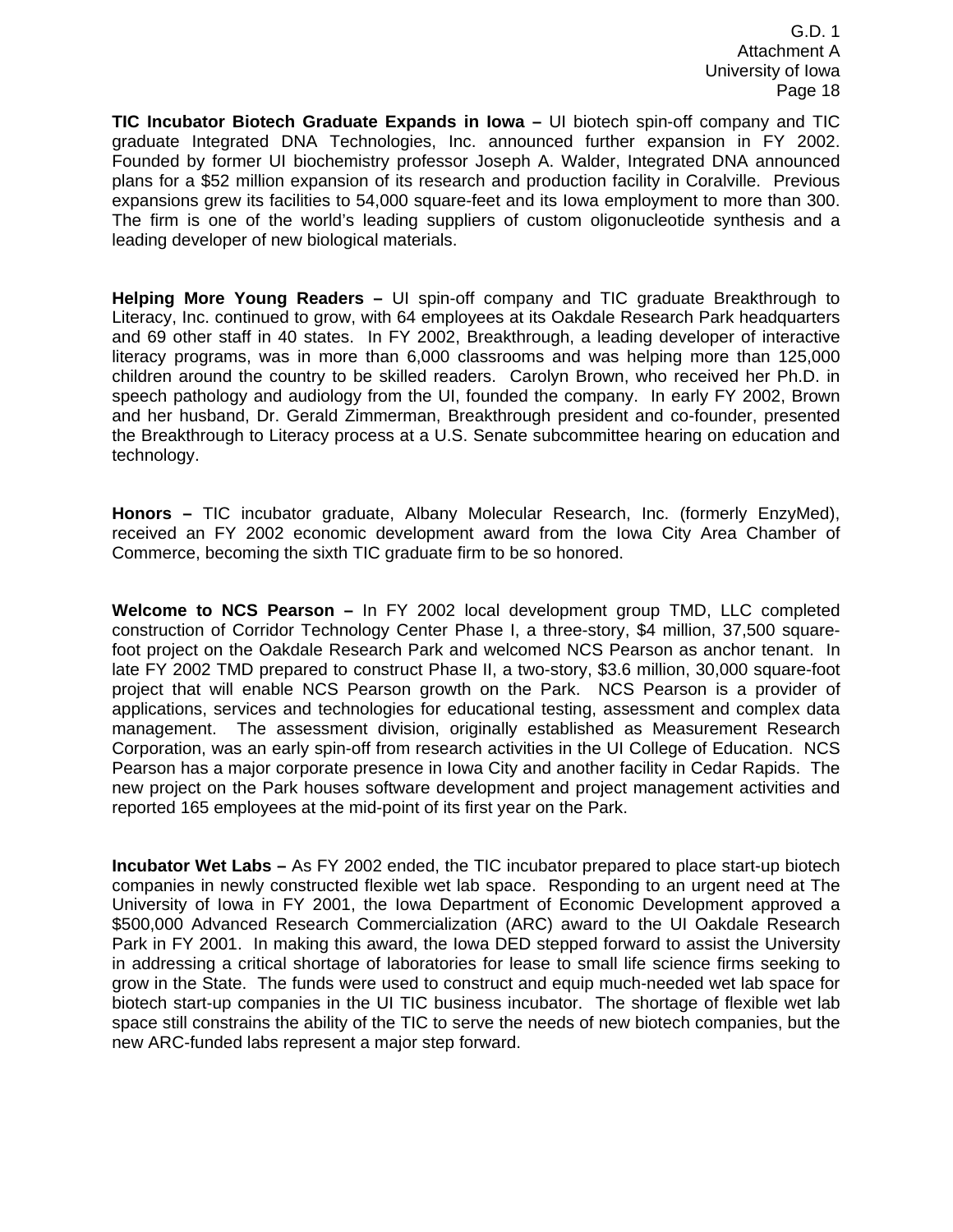**TIC Incubator Biotech Graduate Expands in Iowa –** UI biotech spin-off company and TIC graduate Integrated DNA Technologies, Inc. announced further expansion in FY 2002. Founded by former UI biochemistry professor Joseph A. Walder, Integrated DNA announced plans for a $52 million expansion of its research and production facility in Coralville. Previous expansions grew its facilities to 54,000 square-feet and its Iowa employment to more than 300. The firm is one of the world's leading suppliers of custom oligonucleotide synthesis and a leading developer of new biological materials.

**Helping More Young Readers –** UI spin-off company and TIC graduate Breakthrough to Literacy, Inc. continued to grow, with 64 employees at its Oakdale Research Park headquarters and 69 other staff in 40 states. In FY 2002, Breakthrough, a leading developer of interactive literacy programs, was in more than 6,000 classrooms and was helping more than 125,000 children around the country to be skilled readers. Carolyn Brown, who received her Ph.D. in speech pathology and audiology from the UI, founded the company. In early FY 2002, Brown and her husband, Dr. Gerald Zimmerman, Breakthrough president and co-founder, presented the Breakthrough to Literacy process at a U.S. Senate subcommittee hearing on education and technology.

**Honors –** TIC incubator graduate, Albany Molecular Research, Inc. (formerly EnzyMed), received an FY 2002 economic development award from the Iowa City Area Chamber of Commerce, becoming the sixth TIC graduate firm to be so honored.

**Welcome to NCS Pearson –** In FY 2002 local development group TMD, LLC completed construction of Corridor Technology Center Phase I, a three-story, $4 million, 37,500 square-foot project on the Oakdale Research Park and welcomed NCS Pearson as anchor tenant. In late FY 2002 TMD prepared to construct Phase II, a two-story, $3.6 million, 30,000 square-foot project that will enable NCS Pearson growth on the Park. NCS Pearson is a provider of applications, services and technologies for educational testing, assessment and complex data management. The assessment division, originally established as Measurement Research Corporation, was an early spin-off from research activities in the UI College of Education. NCS Pearson has a major corporate presence in Iowa City and another facility in Cedar Rapids. The new project on the Park houses software development and project management activities and reported 165 employees at the mid-point of its first year on the Park.

**Incubator Wet Labs –** As FY 2002 ended, the TIC incubator prepared to place start-up biotech companies in newly constructed flexible wet lab space. Responding to an urgent need at The University of Iowa in FY 2001, the Iowa Department of Economic Development approved a $500,000 Advanced Research Commercialization (ARC) award to the UI Oakdale Research Park in FY 2001. In making this award, the Iowa DED stepped forward to assist the University in addressing a critical shortage of laboratories for lease to small life science firms seeking to grow in the State. The funds were used to construct and equip much-needed wet lab space for biotech start-up companies in the UI TIC business incubator. The shortage of flexible wet lab space still constrains the ability of the TIC to serve the needs of new biotech companies, but the new ARC-funded labs represent a major step forward.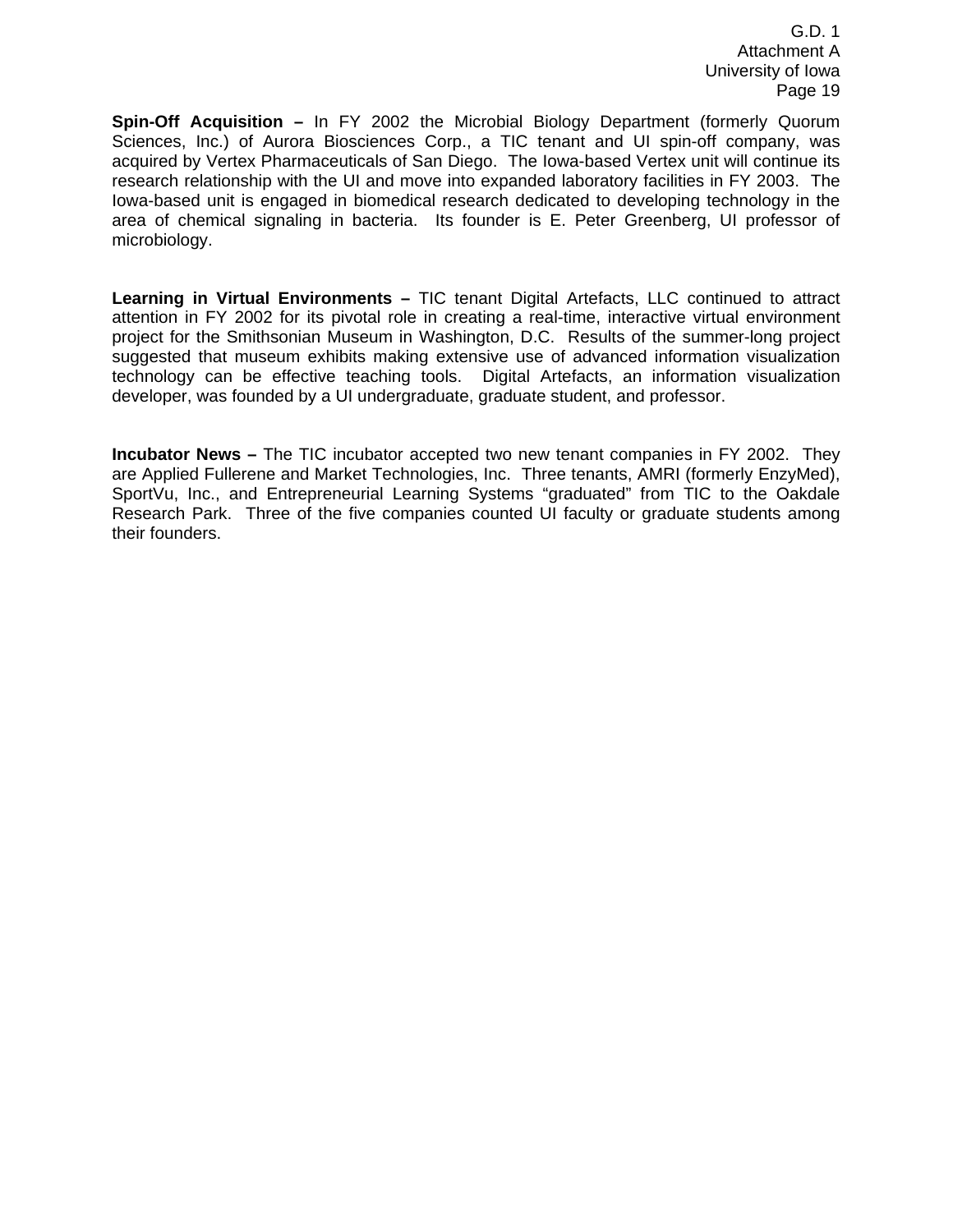**Spin-Off Acquisition –** In FY 2002 the Microbial Biology Department (formerly Quorum Sciences, Inc.) of Aurora Biosciences Corp., a TIC tenant and UI spin-off company, was acquired by Vertex Pharmaceuticals of San Diego. The Iowa-based Vertex unit will continue its research relationship with the UI and move into expanded laboratory facilities in FY 2003. The Iowa-based unit is engaged in biomedical research dedicated to developing technology in the area of chemical signaling in bacteria. Its founder is E. Peter Greenberg, UI professor of microbiology.

**Learning in Virtual Environments –** TIC tenant Digital Artefacts, LLC continued to attract attention in FY 2002 for its pivotal role in creating a real-time, interactive virtual environment project for the Smithsonian Museum in Washington, D.C. Results of the summer-long project suggested that museum exhibits making extensive use of advanced information visualization technology can be effective teaching tools. Digital Artefacts, an information visualization developer, was founded by a UI undergraduate, graduate student, and professor.

**Incubator News –** The TIC incubator accepted two new tenant companies in FY 2002. They are Applied Fullerene and Market Technologies, Inc. Three tenants, AMRI (formerly EnzyMed), SportVu, Inc., and Entrepreneurial Learning Systems "graduated" from TIC to the Oakdale Research Park. Three of the five companies counted UI faculty or graduate students among their founders.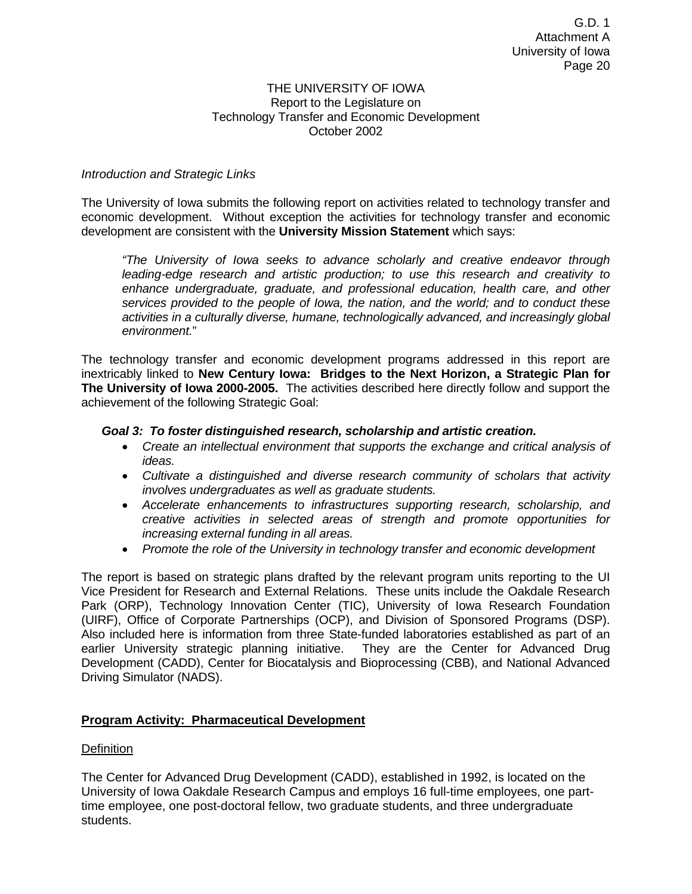THE UNIVERSITY OF IOWA
Report to the Legislature on
Technology Transfer and Economic Development
October 2002

*Introduction and Strategic Links*

The University of Iowa submits the following report on activities related to technology transfer and economic development. Without exception the activities for technology transfer and economic development are consistent with the **University Mission Statement** which says:

> *"The University of Iowa seeks to advance scholarly and creative endeavor through leading-edge research and artistic production; to use this research and creativity to enhance undergraduate, graduate, and professional education, health care, and other services provided to the people of Iowa, the nation, and the world; and to conduct these activities in a culturally diverse, humane, technologically advanced, and increasingly global environment.*"

The technology transfer and economic development programs addressed in this report are inextricably linked to **New Century Iowa: Bridges to the Next Horizon, a Strategic Plan for The University of Iowa 2000-2005.** The activities described here directly follow and support the achievement of the following Strategic Goal:

***Goal 3: To foster distinguished research, scholarship and artistic creation.***

- *Create an intellectual environment that supports the exchange and critical analysis of ideas.*
- *Cultivate a distinguished and diverse research community of scholars that activity involves undergraduates as well as graduate students.*
- *Accelerate enhancements to infrastructures supporting research, scholarship, and creative activities in selected areas of strength and promote opportunities for increasing external funding in all areas.*
- *Promote the role of the University in technology transfer and economic development*

The report is based on strategic plans drafted by the relevant program units reporting to the UI Vice President for Research and External Relations. These units include the Oakdale Research Park (ORP), Technology Innovation Center (TIC), University of Iowa Research Foundation (UIRF), Office of Corporate Partnerships (OCP), and Division of Sponsored Programs (DSP). Also included here is information from three State-funded laboratories established as part of an earlier University strategic planning initiative. They are the Center for Advanced Drug Development (CADD), Center for Biocatalysis and Bioprocessing (CBB), and National Advanced Driving Simulator (NADS).

## Program Activity: Pharmaceutical Development

### Definition

The Center for Advanced Drug Development (CADD), established in 1992, is located on the University of Iowa Oakdale Research Campus and employs 16 full-time employees, one part-time employee, one post-doctoral fellow, two graduate students, and three undergraduate students.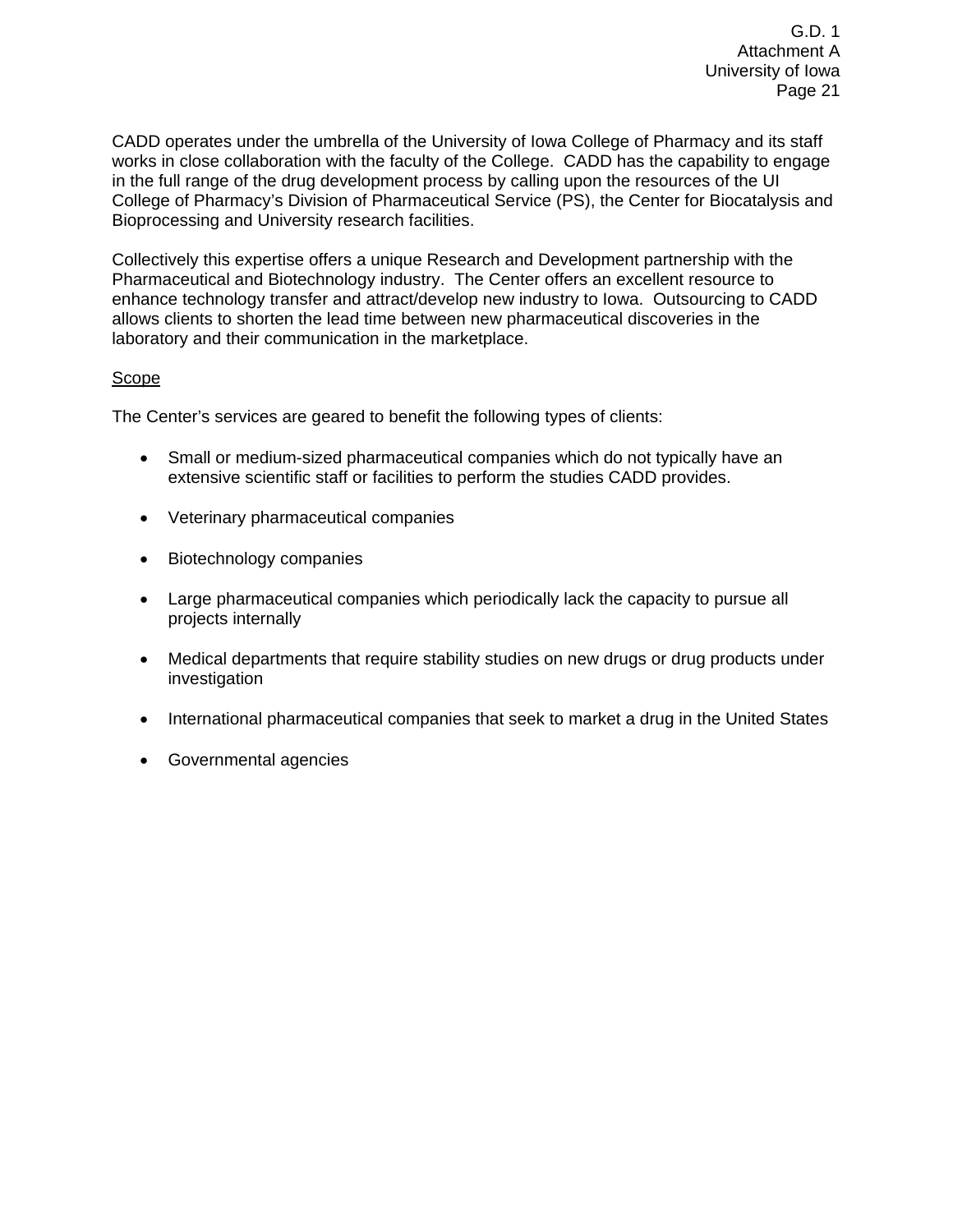CADD operates under the umbrella of the University of Iowa College of Pharmacy and its staff works in close collaboration with the faculty of the College. CADD has the capability to engage in the full range of the drug development process by calling upon the resources of the UI College of Pharmacy's Division of Pharmaceutical Service (PS), the Center for Biocatalysis and Bioprocessing and University research facilities.

Collectively this expertise offers a unique Research and Development partnership with the Pharmaceutical and Biotechnology industry. The Center offers an excellent resource to enhance technology transfer and attract/develop new industry to Iowa. Outsourcing to CADD allows clients to shorten the lead time between new pharmaceutical discoveries in the laboratory and their communication in the marketplace.

Scope

The Center's services are geared to benefit the following types of clients:

- Small or medium-sized pharmaceutical companies which do not typically have an extensive scientific staff or facilities to perform the studies CADD provides.
- Veterinary pharmaceutical companies
- Biotechnology companies
- Large pharmaceutical companies which periodically lack the capacity to pursue all projects internally
- Medical departments that require stability studies on new drugs or drug products under investigation
- International pharmaceutical companies that seek to market a drug in the United States
- Governmental agencies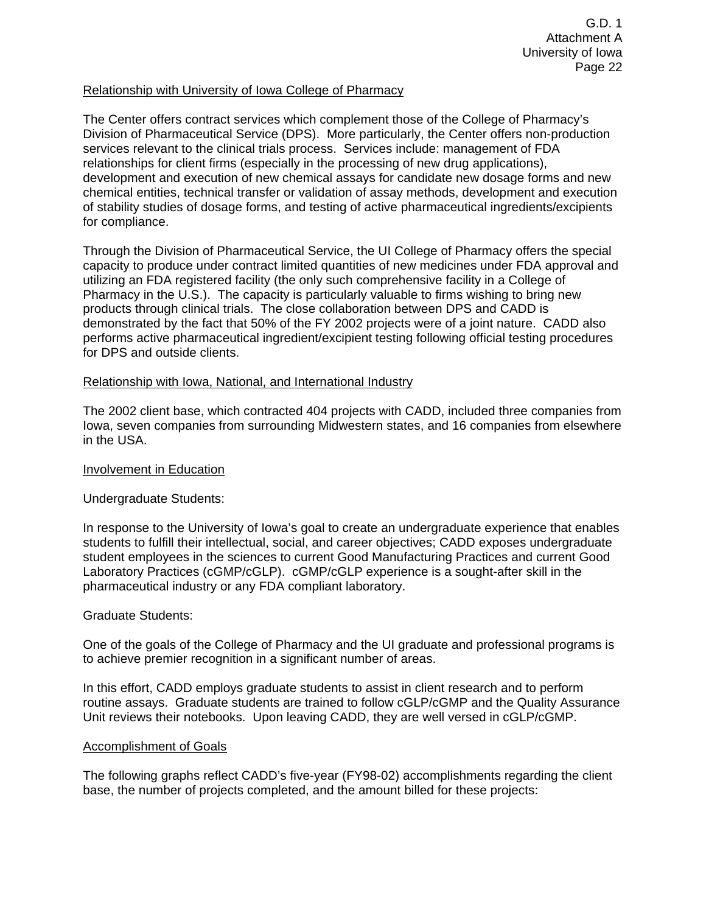Relationship with University of Iowa College of Pharmacy

The Center offers contract services which complement those of the College of Pharmacy's Division of Pharmaceutical Service (DPS). More particularly, the Center offers non-production services relevant to the clinical trials process. Services include: management of FDA relationships for client firms (especially in the processing of new drug applications), development and execution of new chemical assays for candidate new dosage forms and new chemical entities, technical transfer or validation of assay methods, development and execution of stability studies of dosage forms, and testing of active pharmaceutical ingredients/excipients for compliance.

Through the Division of Pharmaceutical Service, the UI College of Pharmacy offers the special capacity to produce under contract limited quantities of new medicines under FDA approval and utilizing an FDA registered facility (the only such comprehensive facility in a College of Pharmacy in the U.S.). The capacity is particularly valuable to firms wishing to bring new products through clinical trials. The close collaboration between DPS and CADD is demonstrated by the fact that 50% of the FY 2002 projects were of a joint nature. CADD also performs active pharmaceutical ingredient/excipient testing following official testing procedures for DPS and outside clients.

Relationship with Iowa, National, and International Industry

The 2002 client base, which contracted 404 projects with CADD, included three companies from Iowa, seven companies from surrounding Midwestern states, and 16 companies from elsewhere in the USA.

Involvement in Education

Undergraduate Students:

In response to the University of Iowa's goal to create an undergraduate experience that enables students to fulfill their intellectual, social, and career objectives; CADD exposes undergraduate student employees in the sciences to current Good Manufacturing Practices and current Good Laboratory Practices (cGMP/cGLP). cGMP/cGLP experience is a sought-after skill in the pharmaceutical industry or any FDA compliant laboratory.

Graduate Students:

One of the goals of the College of Pharmacy and the UI graduate and professional programs is to achieve premier recognition in a significant number of areas.

In this effort, CADD employs graduate students to assist in client research and to perform routine assays. Graduate students are trained to follow cGLP/cGMP and the Quality Assurance Unit reviews their notebooks. Upon leaving CADD, they are well versed in cGLP/cGMP.

Accomplishment of Goals

The following graphs reflect CADD's five-year (FY98-02) accomplishments regarding the client base, the number of projects completed, and the amount billed for these projects: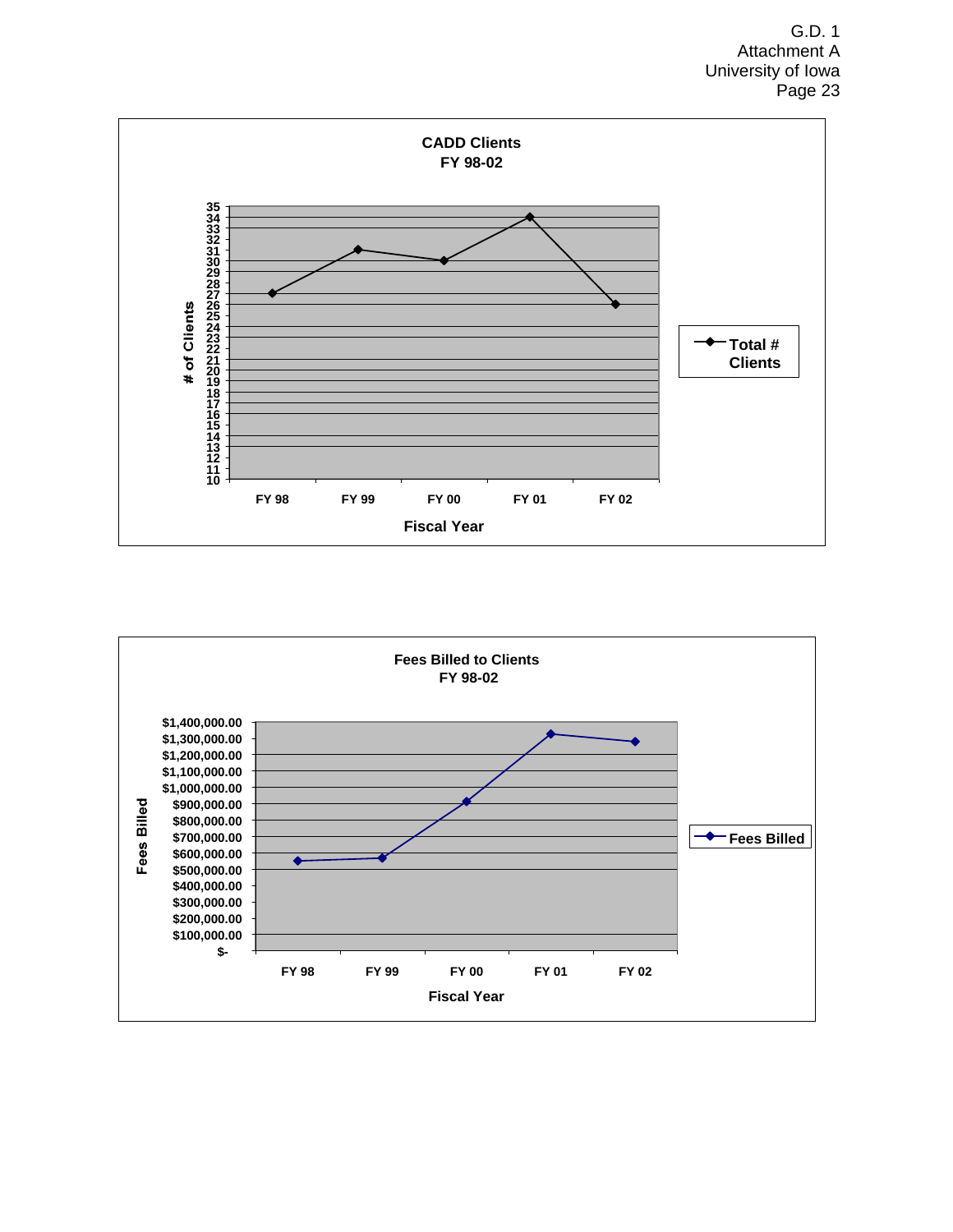**CADD Clients**
**FY 98-02**

# of Clients (y-axis, 10–35) by Fiscal Year (x-axis: FY 98, FY 99, FY 00, FY 01, FY 02)

Legend: Total # Clients

**Fees Billed to Clients**
**FY 98-02**

Fees Billed (y-axis, $- to $1,400,000.00) by Fiscal Year (x-axis: FY 98, FY 99, FY 00, FY 01, FY 02)

Legend: Fees Billed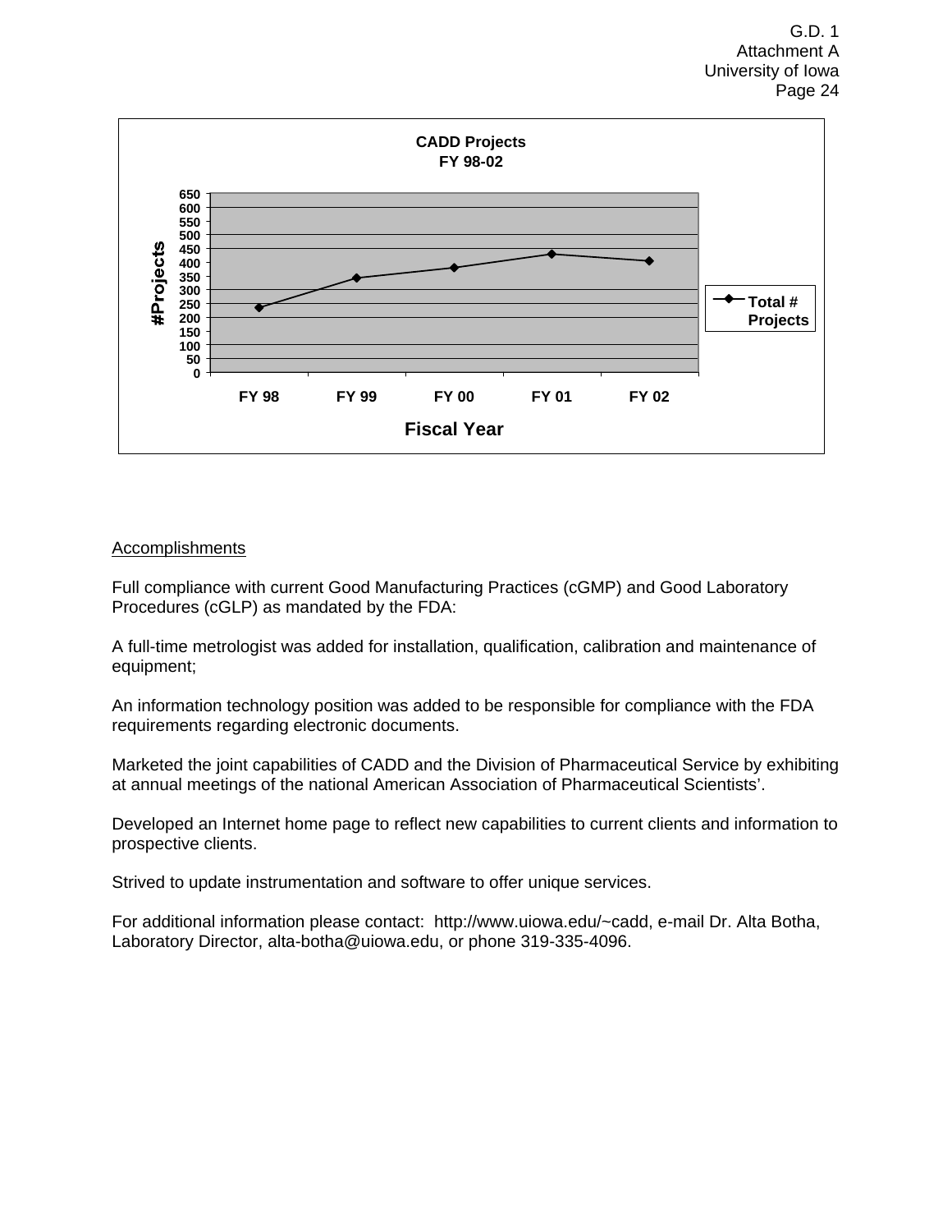**CADD Projects FY 98-02**

Accomplishments

Full compliance with current Good Manufacturing Practices (cGMP) and Good Laboratory Procedures (cGLP) as mandated by the FDA:

A full-time metrologist was added for installation, qualification, calibration and maintenance of equipment;

An information technology position was added to be responsible for compliance with the FDA requirements regarding electronic documents.

Marketed the joint capabilities of CADD and the Division of Pharmaceutical Service by exhibiting at annual meetings of the national American Association of Pharmaceutical Scientists'.

Developed an Internet home page to reflect new capabilities to current clients and information to prospective clients.

Strived to update instrumentation and software to offer unique services.

For additional information please contact: http://www.uiowa.edu/~cadd, e-mail Dr. Alta Botha, Laboratory Director, alta-botha@uiowa.edu, or phone 319-335-4096.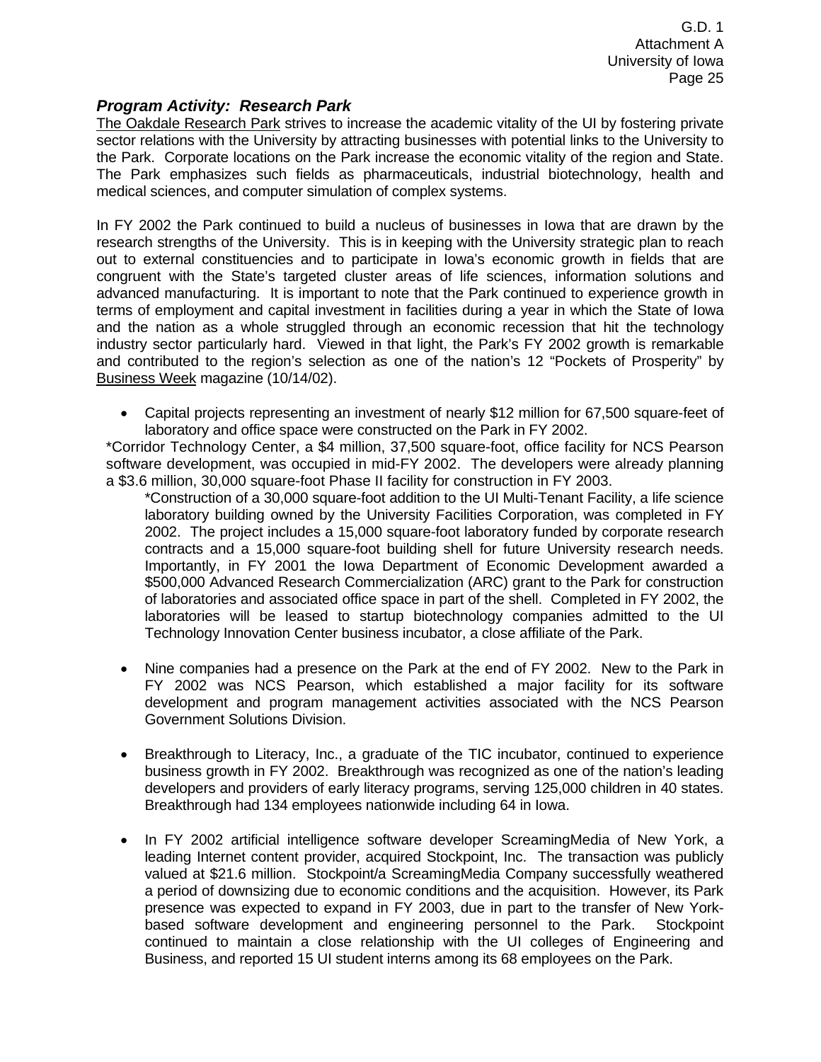### *Program Activity: Research Park*

The Oakdale Research Park strives to increase the academic vitality of the UI by fostering private sector relations with the University by attracting businesses with potential links to the University to the Park. Corporate locations on the Park increase the economic vitality of the region and State. The Park emphasizes such fields as pharmaceuticals, industrial biotechnology, health and medical sciences, and computer simulation of complex systems.

In FY 2002 the Park continued to build a nucleus of businesses in Iowa that are drawn by the research strengths of the University. This is in keeping with the University strategic plan to reach out to external constituencies and to participate in Iowa's economic growth in fields that are congruent with the State's targeted cluster areas of life sciences, information solutions and advanced manufacturing. It is important to note that the Park continued to experience growth in terms of employment and capital investment in facilities during a year in which the State of Iowa and the nation as a whole struggled through an economic recession that hit the technology industry sector particularly hard. Viewed in that light, the Park's FY 2002 growth is remarkable and contributed to the region's selection as one of the nation's 12 "Pockets of Prosperity" by Business Week magazine (10/14/02).

- Capital projects representing an investment of nearly $12 million for 67,500 square-feet of laboratory and office space were constructed on the Park in FY 2002.

*Corridor Technology Center, a $4 million, 37,500 square-foot, office facility for NCS Pearson software development, was occupied in mid-FY 2002. The developers were already planning a $3.6 million, 30,000 square-foot Phase II facility for construction in FY 2003.

*Construction of a 30,000 square-foot addition to the UI Multi-Tenant Facility, a life science laboratory building owned by the University Facilities Corporation, was completed in FY 2002. The project includes a 15,000 square-foot laboratory funded by corporate research contracts and a 15,000 square-foot building shell for future University research needs. Importantly, in FY 2001 the Iowa Department of Economic Development awarded a $500,000 Advanced Research Commercialization (ARC) grant to the Park for construction of laboratories and associated office space in part of the shell. Completed in FY 2002, the laboratories will be leased to startup biotechnology companies admitted to the UI Technology Innovation Center business incubator, a close affiliate of the Park.

- Nine companies had a presence on the Park at the end of FY 2002. New to the Park in FY 2002 was NCS Pearson, which established a major facility for its software development and program management activities associated with the NCS Pearson Government Solutions Division.

- Breakthrough to Literacy, Inc., a graduate of the TIC incubator, continued to experience business growth in FY 2002. Breakthrough was recognized as one of the nation's leading developers and providers of early literacy programs, serving 125,000 children in 40 states. Breakthrough had 134 employees nationwide including 64 in Iowa.

- In FY 2002 artificial intelligence software developer ScreamingMedia of New York, a leading Internet content provider, acquired Stockpoint, Inc. The transaction was publicly valued at $21.6 million. Stockpoint/a ScreamingMedia Company successfully weathered a period of downsizing due to economic conditions and the acquisition. However, its Park presence was expected to expand in FY 2003, due in part to the transfer of New York-based software development and engineering personnel to the Park. Stockpoint continued to maintain a close relationship with the UI colleges of Engineering and Business, and reported 15 UI student interns among its 68 employees on the Park.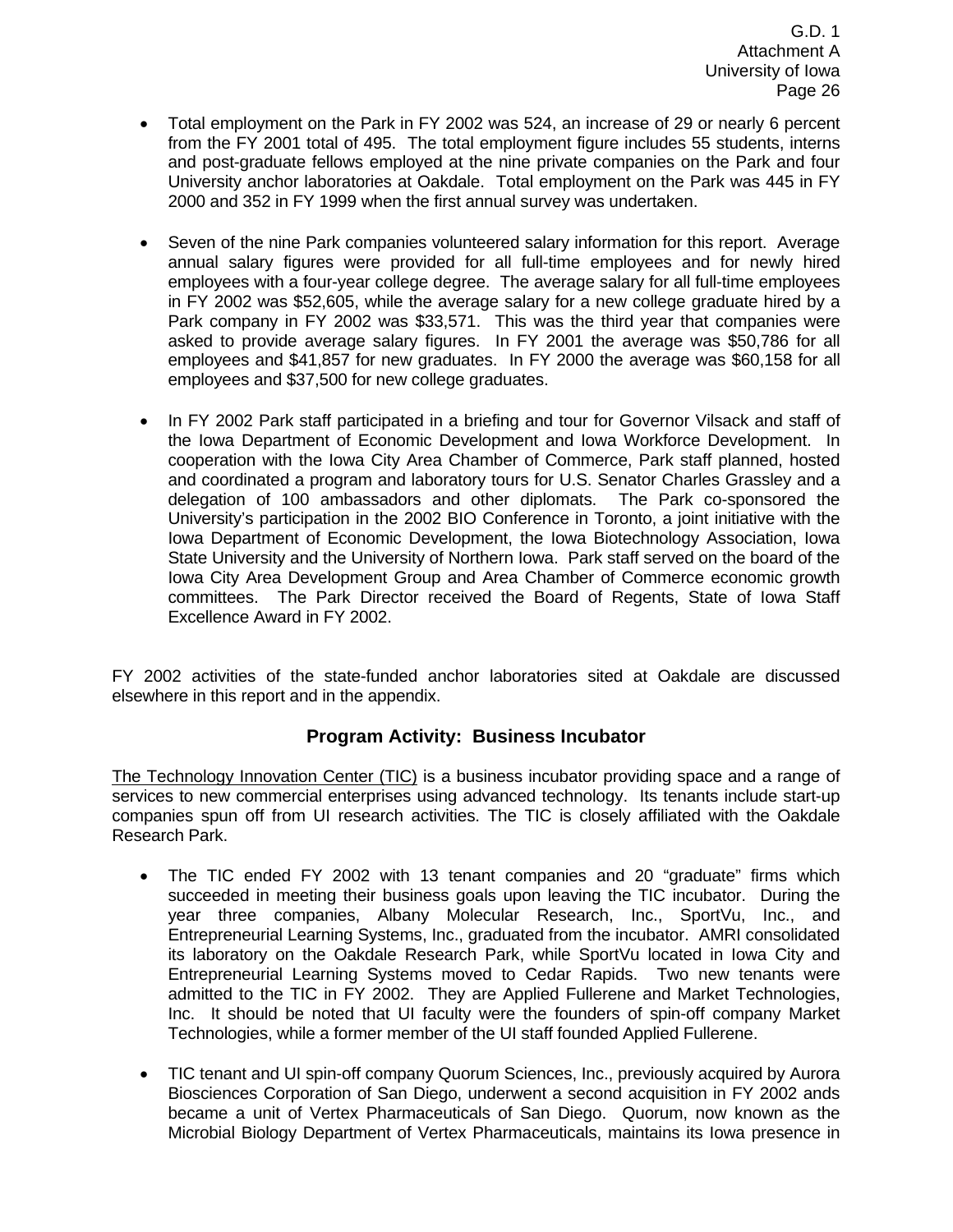- Total employment on the Park in FY 2002 was 524, an increase of 29 or nearly 6 percent from the FY 2001 total of 495. The total employment figure includes 55 students, interns and post-graduate fellows employed at the nine private companies on the Park and four University anchor laboratories at Oakdale. Total employment on the Park was 445 in FY 2000 and 352 in FY 1999 when the first annual survey was undertaken.

- Seven of the nine Park companies volunteered salary information for this report. Average annual salary figures were provided for all full-time employees and for newly hired employees with a four-year college degree. The average salary for all full-time employees in FY 2002 was $52,605, while the average salary for a new college graduate hired by a Park company in FY 2002 was $33,571. This was the third year that companies were asked to provide average salary figures. In FY 2001 the average was $50,786 for all employees and $41,857 for new graduates. In FY 2000 the average was $60,158 for all employees and $37,500 for new college graduates.

- In FY 2002 Park staff participated in a briefing and tour for Governor Vilsack and staff of the Iowa Department of Economic Development and Iowa Workforce Development. In cooperation with the Iowa City Area Chamber of Commerce, Park staff planned, hosted and coordinated a program and laboratory tours for U.S. Senator Charles Grassley and a delegation of 100 ambassadors and other diplomats. The Park co-sponsored the University's participation in the 2002 BIO Conference in Toronto, a joint initiative with the Iowa Department of Economic Development, the Iowa Biotechnology Association, Iowa State University and the University of Northern Iowa. Park staff served on the board of the Iowa City Area Development Group and Area Chamber of Commerce economic growth committees. The Park Director received the Board of Regents, State of Iowa Staff Excellence Award in FY 2002.

FY 2002 activities of the state-funded anchor laboratories sited at Oakdale are discussed elsewhere in this report and in the appendix.

## Program Activity: Business Incubator

The Technology Innovation Center (TIC) is a business incubator providing space and a range of services to new commercial enterprises using advanced technology. Its tenants include start-up companies spun off from UI research activities. The TIC is closely affiliated with the Oakdale Research Park.

- The TIC ended FY 2002 with 13 tenant companies and 20 "graduate" firms which succeeded in meeting their business goals upon leaving the TIC incubator. During the year three companies, Albany Molecular Research, Inc., SportVu, Inc., and Entrepreneurial Learning Systems, Inc., graduated from the incubator. AMRI consolidated its laboratory on the Oakdale Research Park, while SportVu located in Iowa City and Entrepreneurial Learning Systems moved to Cedar Rapids. Two new tenants were admitted to the TIC in FY 2002. They are Applied Fullerene and Market Technologies, Inc. It should be noted that UI faculty were the founders of spin-off company Market Technologies, while a former member of the UI staff founded Applied Fullerene.

- TIC tenant and UI spin-off company Quorum Sciences, Inc., previously acquired by Aurora Biosciences Corporation of San Diego, underwent a second acquisition in FY 2002 ands became a unit of Vertex Pharmaceuticals of San Diego. Quorum, now known as the Microbial Biology Department of Vertex Pharmaceuticals, maintains its Iowa presence in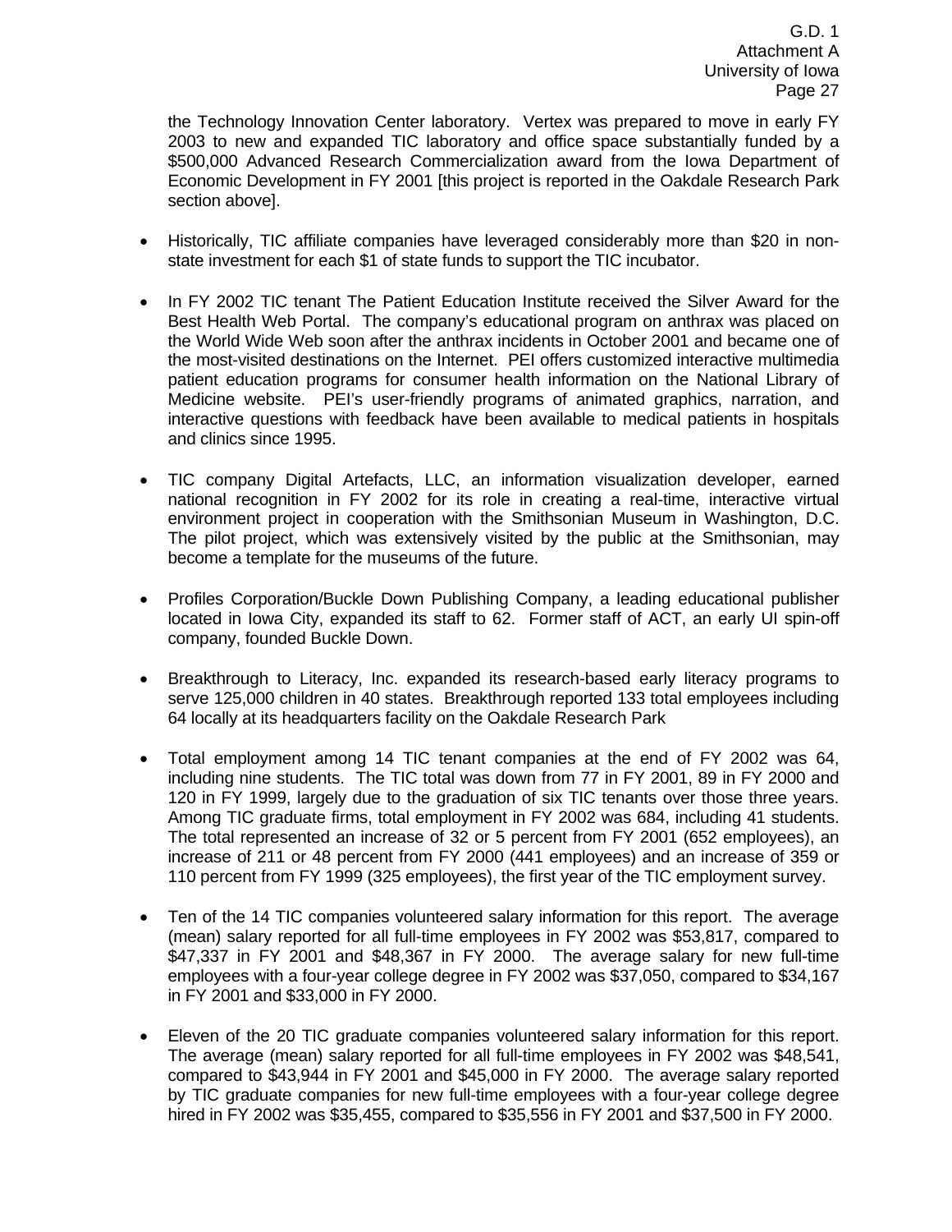the Technology Innovation Center laboratory. Vertex was prepared to move in early FY 2003 to new and expanded TIC laboratory and office space substantially funded by a $500,000 Advanced Research Commercialization award from the Iowa Department of Economic Development in FY 2001 [this project is reported in the Oakdale Research Park section above].

- Historically, TIC affiliate companies have leveraged considerably more than $20 in non-state investment for each $1 of state funds to support the TIC incubator.

- In FY 2002 TIC tenant The Patient Education Institute received the Silver Award for the Best Health Web Portal. The company's educational program on anthrax was placed on the World Wide Web soon after the anthrax incidents in October 2001 and became one of the most-visited destinations on the Internet. PEI offers customized interactive multimedia patient education programs for consumer health information on the National Library of Medicine website. PEI's user-friendly programs of animated graphics, narration, and interactive questions with feedback have been available to medical patients in hospitals and clinics since 1995.

- TIC company Digital Artefacts, LLC, an information visualization developer, earned national recognition in FY 2002 for its role in creating a real-time, interactive virtual environment project in cooperation with the Smithsonian Museum in Washington, D.C. The pilot project, which was extensively visited by the public at the Smithsonian, may become a template for the museums of the future.

- Profiles Corporation/Buckle Down Publishing Company, a leading educational publisher located in Iowa City, expanded its staff to 62. Former staff of ACT, an early UI spin-off company, founded Buckle Down.

- Breakthrough to Literacy, Inc. expanded its research-based early literacy programs to serve 125,000 children in 40 states. Breakthrough reported 133 total employees including 64 locally at its headquarters facility on the Oakdale Research Park

- Total employment among 14 TIC tenant companies at the end of FY 2002 was 64, including nine students. The TIC total was down from 77 in FY 2001, 89 in FY 2000 and 120 in FY 1999, largely due to the graduation of six TIC tenants over those three years. Among TIC graduate firms, total employment in FY 2002 was 684, including 41 students. The total represented an increase of 32 or 5 percent from FY 2001 (652 employees), an increase of 211 or 48 percent from FY 2000 (441 employees) and an increase of 359 or 110 percent from FY 1999 (325 employees), the first year of the TIC employment survey.

- Ten of the 14 TIC companies volunteered salary information for this report. The average (mean) salary reported for all full-time employees in FY 2002 was $53,817, compared to $47,337 in FY 2001 and $48,367 in FY 2000. The average salary for new full-time employees with a four-year college degree in FY 2002 was $37,050, compared to $34,167 in FY 2001 and $33,000 in FY 2000.

- Eleven of the 20 TIC graduate companies volunteered salary information for this report. The average (mean) salary reported for all full-time employees in FY 2002 was $48,541, compared to $43,944 in FY 2001 and $45,000 in FY 2000. The average salary reported by TIC graduate companies for new full-time employees with a four-year college degree hired in FY 2002 was $35,455, compared to $35,556 in FY 2001 and $37,500 in FY 2000.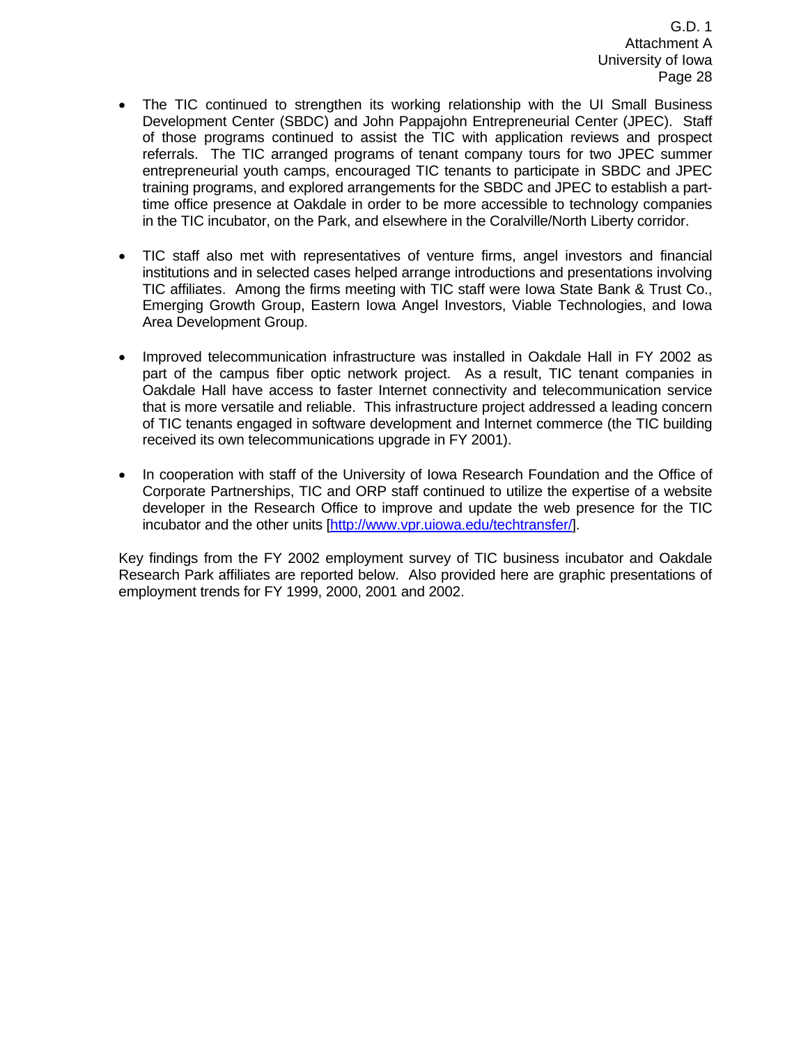- The TIC continued to strengthen its working relationship with the UI Small Business Development Center (SBDC) and John Pappajohn Entrepreneurial Center (JPEC). Staff of those programs continued to assist the TIC with application reviews and prospect referrals. The TIC arranged programs of tenant company tours for two JPEC summer entrepreneurial youth camps, encouraged TIC tenants to participate in SBDC and JPEC training programs, and explored arrangements for the SBDC and JPEC to establish a part-time office presence at Oakdale in order to be more accessible to technology companies in the TIC incubator, on the Park, and elsewhere in the Coralville/North Liberty corridor.

- TIC staff also met with representatives of venture firms, angel investors and financial institutions and in selected cases helped arrange introductions and presentations involving TIC affiliates. Among the firms meeting with TIC staff were Iowa State Bank & Trust Co., Emerging Growth Group, Eastern Iowa Angel Investors, Viable Technologies, and Iowa Area Development Group.

- Improved telecommunication infrastructure was installed in Oakdale Hall in FY 2002 as part of the campus fiber optic network project. As a result, TIC tenant companies in Oakdale Hall have access to faster Internet connectivity and telecommunication service that is more versatile and reliable. This infrastructure project addressed a leading concern of TIC tenants engaged in software development and Internet commerce (the TIC building received its own telecommunications upgrade in FY 2001).

- In cooperation with staff of the University of Iowa Research Foundation and the Office of Corporate Partnerships, TIC and ORP staff continued to utilize the expertise of a website developer in the Research Office to improve and update the web presence for the TIC incubator and the other units [http://www.vpr.uiowa.edu/techtransfer/].

Key findings from the FY 2002 employment survey of TIC business incubator and Oakdale Research Park affiliates are reported below. Also provided here are graphic presentations of employment trends for FY 1999, 2000, 2001 and 2002.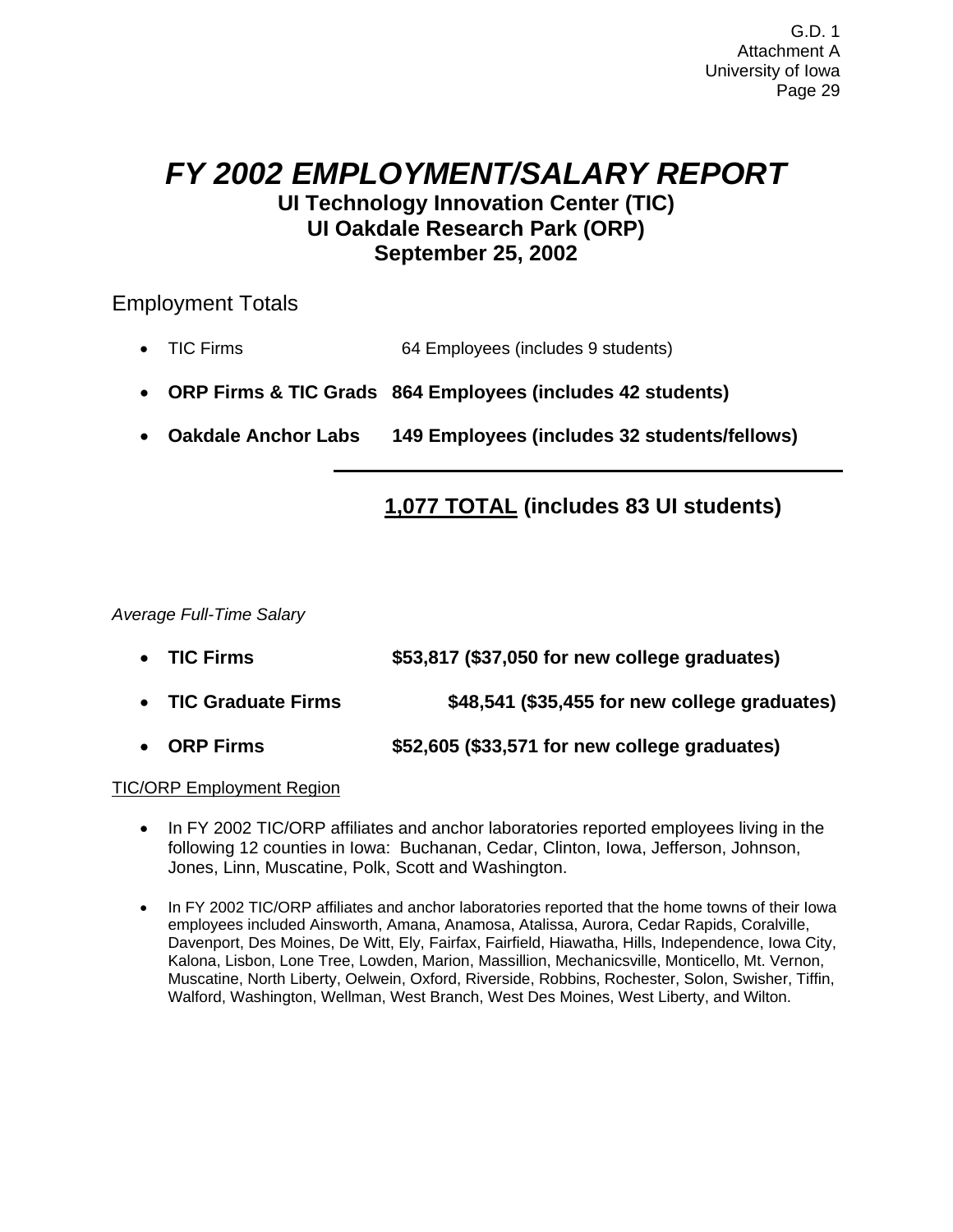# *FY 2002 EMPLOYMENT/SALARY REPORT*

## UI Technology Innovation Center (TIC)
## UI Oakdale Research Park (ORP)
## September 25, 2002

Employment Totals

- TIC Firms 64 Employees (includes 9 students)
- **ORP Firms & TIC Grads 864 Employees (includes 42 students)**
- **Oakdale Anchor Labs 149 Employees (includes 32 students/fellows)**

**1,077 TOTAL (includes 83 UI students)**

*Average Full-Time Salary*

- **TIC Firms $53,817 ($37,050 for new college graduates)**
- **TIC Graduate Firms $48,541 ($35,455 for new college graduates)**
- **ORP Firms $52,605 ($33,571 for new college graduates)**

TIC/ORP Employment Region

- In FY 2002 TIC/ORP affiliates and anchor laboratories reported employees living in the following 12 counties in Iowa: Buchanan, Cedar, Clinton, Iowa, Jefferson, Johnson, Jones, Linn, Muscatine, Polk, Scott and Washington.
- In FY 2002 TIC/ORP affiliates and anchor laboratories reported that the home towns of their Iowa employees included Ainsworth, Amana, Anamosa, Atalissa, Aurora, Cedar Rapids, Coralville, Davenport, Des Moines, De Witt, Ely, Fairfax, Fairfield, Hiawatha, Hills, Independence, Iowa City, Kalona, Lisbon, Lone Tree, Lowden, Marion, Massillion, Mechanicsville, Monticello, Mt. Vernon, Muscatine, North Liberty, Oelwein, Oxford, Riverside, Robbins, Rochester, Solon, Swisher, Tiffin, Walford, Washington, Wellman, West Branch, West Des Moines, West Liberty, and Wilton.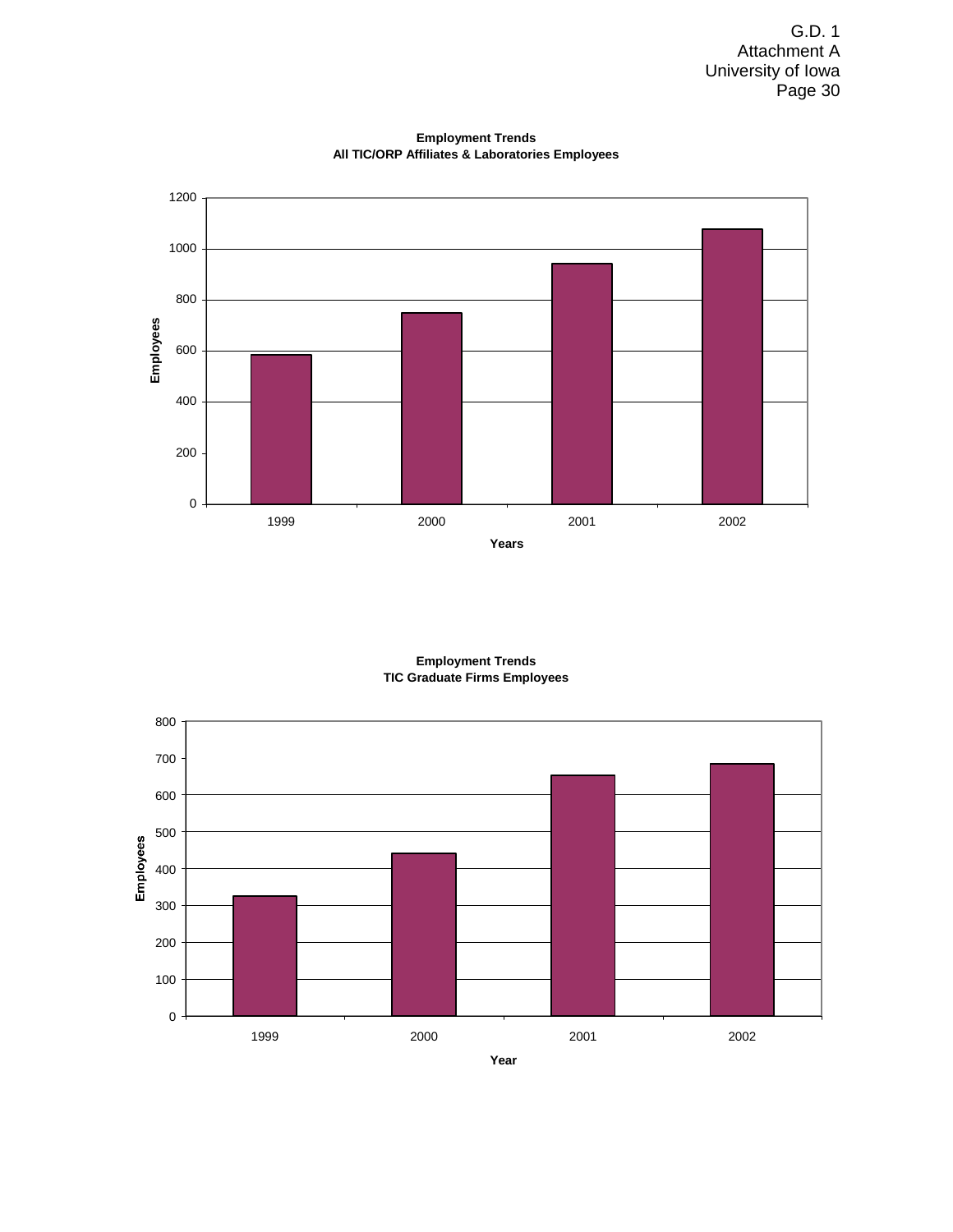**Employment Trends**
**All TIC/ORP Affiliates & Laboratories Employees**

**Employment Trends**
**TIC Graduate Firms Employees**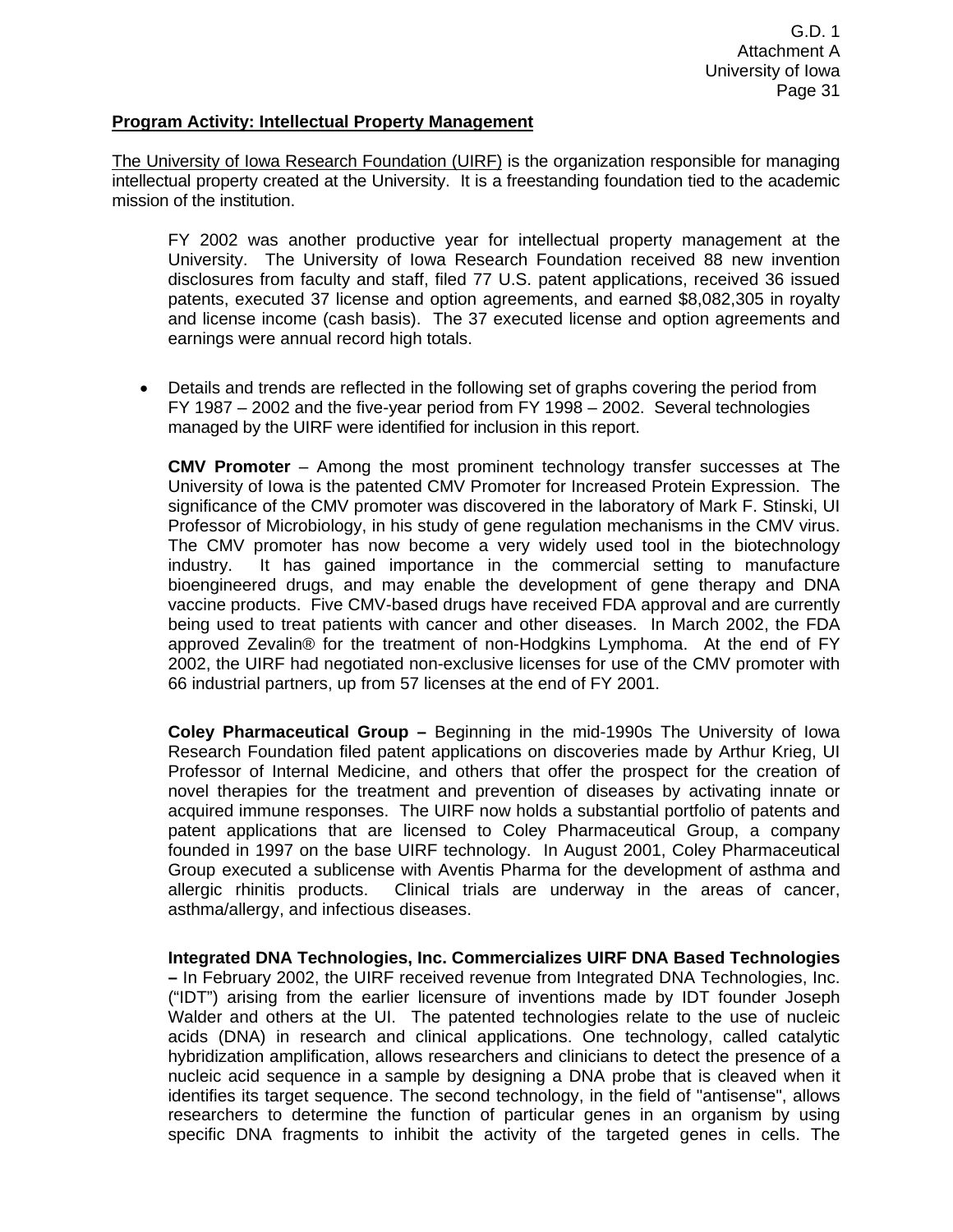**Program Activity: Intellectual Property Management**

The University of Iowa Research Foundation (UIRF) is the organization responsible for managing intellectual property created at the University. It is a freestanding foundation tied to the academic mission of the institution.

FY 2002 was another productive year for intellectual property management at the University. The University of Iowa Research Foundation received 88 new invention disclosures from faculty and staff, filed 77 U.S. patent applications, received 36 issued patents, executed 37 license and option agreements, and earned $8,082,305 in royalty and license income (cash basis). The 37 executed license and option agreements and earnings were annual record high totals.

- Details and trends are reflected in the following set of graphs covering the period from FY 1987 – 2002 and the five-year period from FY 1998 – 2002. Several technologies managed by the UIRF were identified for inclusion in this report.

**CMV Promoter** – Among the most prominent technology transfer successes at The University of Iowa is the patented CMV Promoter for Increased Protein Expression. The significance of the CMV promoter was discovered in the laboratory of Mark F. Stinski, UI Professor of Microbiology, in his study of gene regulation mechanisms in the CMV virus. The CMV promoter has now become a very widely used tool in the biotechnology industry. It has gained importance in the commercial setting to manufacture bioengineered drugs, and may enable the development of gene therapy and DNA vaccine products. Five CMV-based drugs have received FDA approval and are currently being used to treat patients with cancer and other diseases. In March 2002, the FDA approved Zevalin® for the treatment of non-Hodgkins Lymphoma. At the end of FY 2002, the UIRF had negotiated non-exclusive licenses for use of the CMV promoter with 66 industrial partners, up from 57 licenses at the end of FY 2001.

**Coley Pharmaceutical Group –** Beginning in the mid-1990s The University of Iowa Research Foundation filed patent applications on discoveries made by Arthur Krieg, UI Professor of Internal Medicine, and others that offer the prospect for the creation of novel therapies for the treatment and prevention of diseases by activating innate or acquired immune responses. The UIRF now holds a substantial portfolio of patents and patent applications that are licensed to Coley Pharmaceutical Group, a company founded in 1997 on the base UIRF technology. In August 2001, Coley Pharmaceutical Group executed a sublicense with Aventis Pharma for the development of asthma and allergic rhinitis products. Clinical trials are underway in the areas of cancer, asthma/allergy, and infectious diseases.

**Integrated DNA Technologies, Inc. Commercializes UIRF DNA Based Technologies –** In February 2002, the UIRF received revenue from Integrated DNA Technologies, Inc. ("IDT") arising from the earlier licensure of inventions made by IDT founder Joseph Walder and others at the UI. The patented technologies relate to the use of nucleic acids (DNA) in research and clinical applications. One technology, called catalytic hybridization amplification, allows researchers and clinicians to detect the presence of a nucleic acid sequence in a sample by designing a DNA probe that is cleaved when it identifies its target sequence. The second technology, in the field of "antisense", allows researchers to determine the function of particular genes in an organism by using specific DNA fragments to inhibit the activity of the targeted genes in cells. The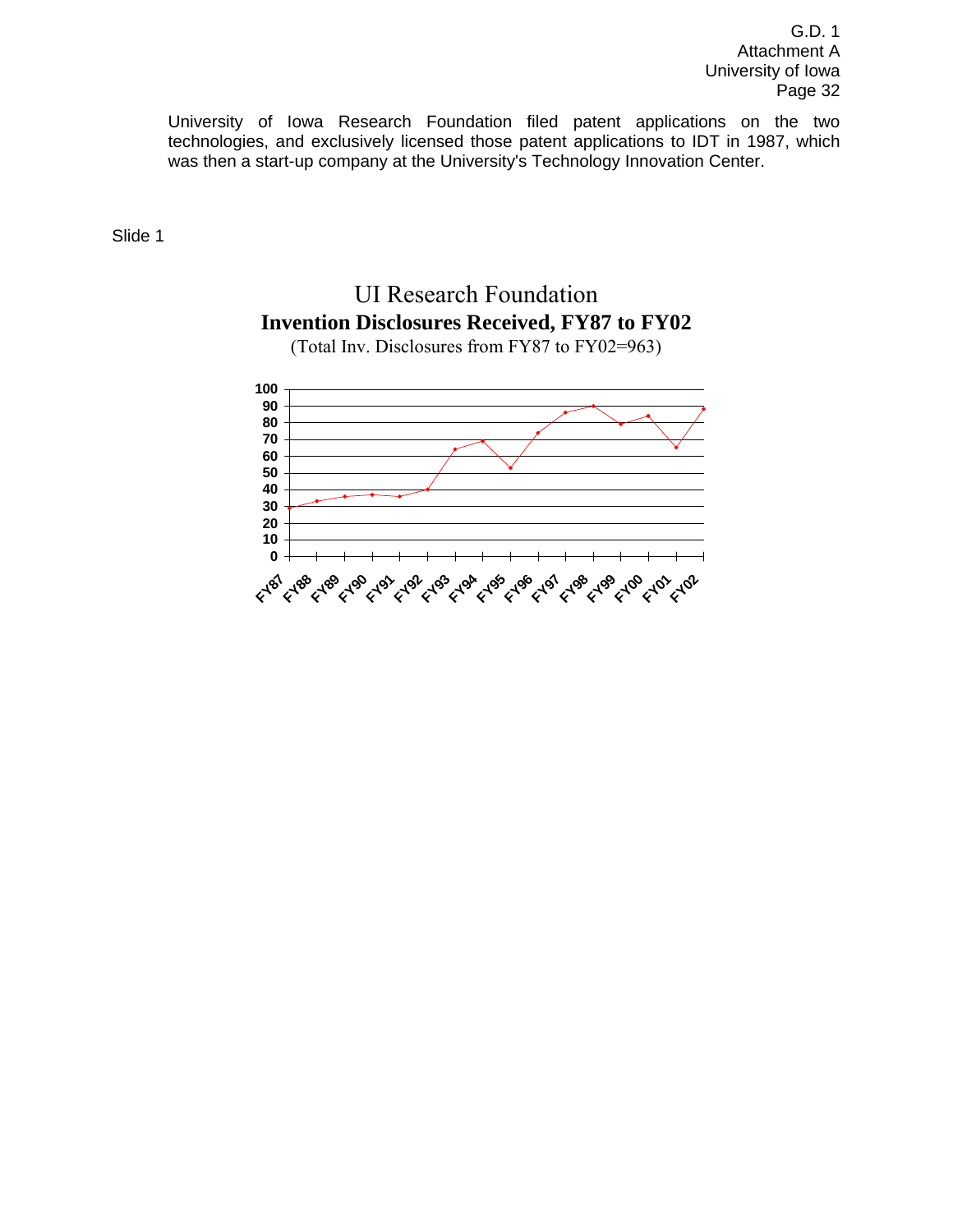University of Iowa Research Foundation filed patent applications on the two technologies, and exclusively licensed those patent applications to IDT in 1987, which was then a start-up company at the University's Technology Innovation Center.

Slide 1

UI Research Foundation

**Invention Disclosures Received, FY87 to FY02**

(Total Inv. Disclosures from FY87 to FY02=963)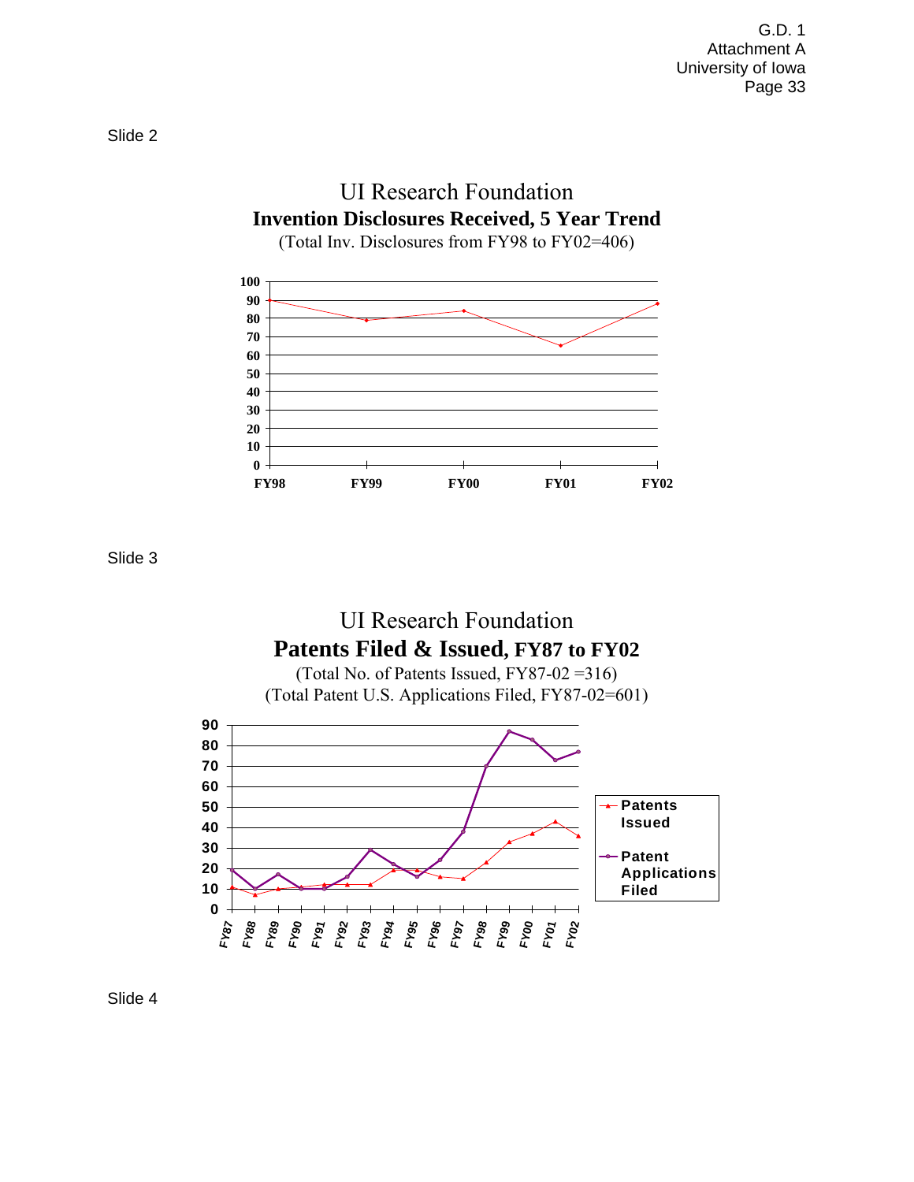Slide 2

## UI Research Foundation
### Invention Disclosures Received, 5 Year Trend
(Total Inv. Disclosures from FY98 to FY02=406)

| | FY98 | FY99 | FY00 | FY01 | FY02 |
|---|---|---|---|---|---|
| Invention Disclosures | 90 | 79 | 84 | 65 | 88 |

Slide 3

## UI Research Foundation
### Patents Filed & Issued, FY87 to FY02
(Total No. of Patents Issued, FY87-02 =316)
(Total Patent U.S. Applications Filed, FY87-02=601)

| | FY87 | FY88 | FY89 | FY90 | FY91 | FY92 | FY93 | FY94 | FY95 | FY96 | FY97 | FY98 | FY99 | FY00 | FY01 | FY02 |
|---|---|---|---|---|---|---|---|---|---|---|---|---|---|---|---|---|
| Patents Issued | 11 | 7 | 10 | 11 | 12 | 12 | 12 | 19 | 19 | 16 | 15 | 23 | 33 | 37 | 43 | 36 |
| Patent Applications Filed | 19 | 10 | 17 | 10 | 10 | 16 | 29 | 22 | 16 | 24 | 38 | 70 | 87 | 83 | 73 | 77 |

Slide 4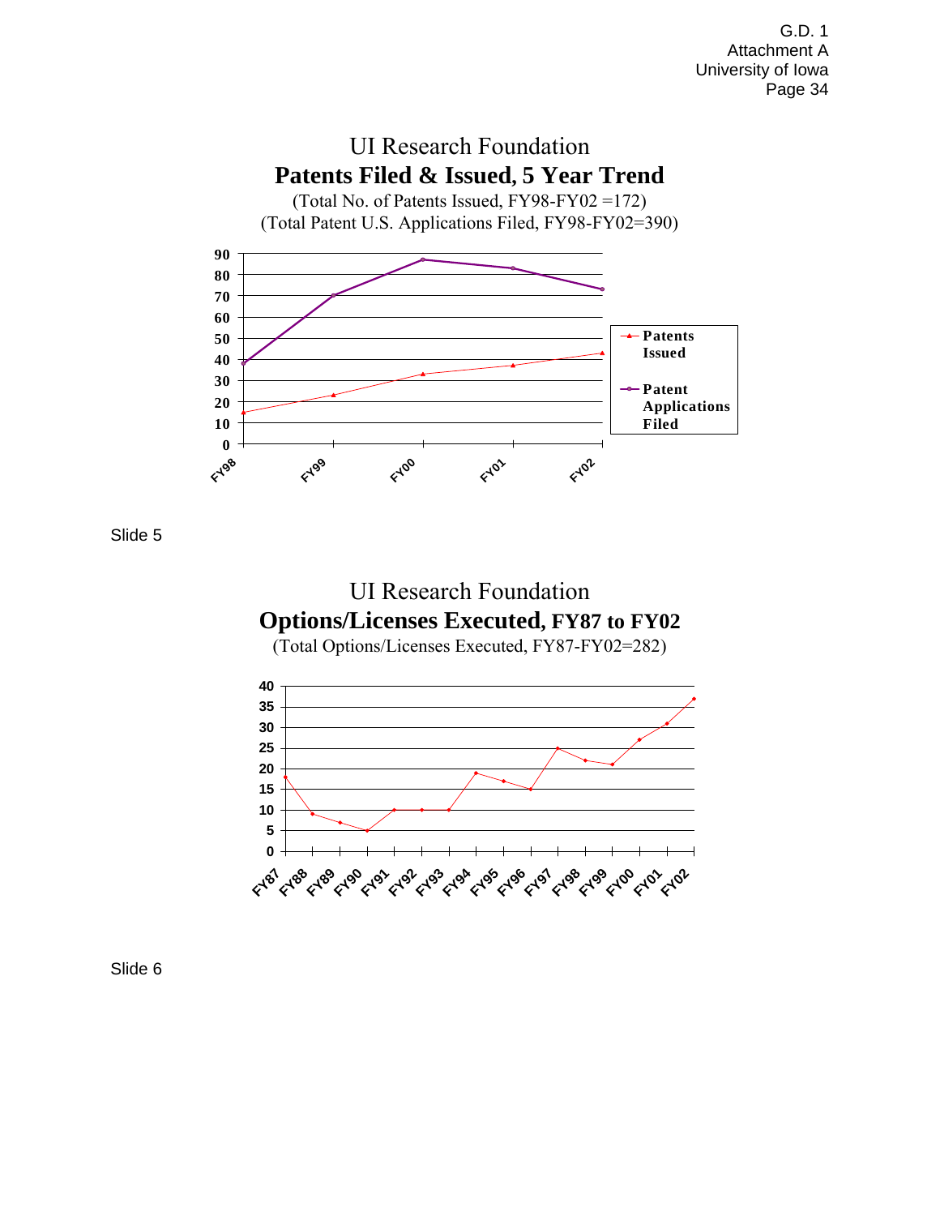G.D. 1
Attachment A
University of Iowa

## UI Research Foundation
## Patents Filed & Issued, 5 Year Trend

(Total No. of Patents Issued, FY98-FY02 =172)
(Total Patent U.S. Applications Filed, FY98-FY02=390)

| | FY98 | FY99 | FY00 | FY01 | FY02 |
|---|---|---|---|---|---|
| Patents Issued | 15 | 23 | 33 | 37 | 43 |
| Patent Applications Filed | 38 | 70 | 87 | 83 | 73 |

Slide 5

## UI Research Foundation
## Options/Licenses Executed, FY87 to FY02

(Total Options/Licenses Executed, FY87-FY02=282)

| FY87 | FY88 | FY89 | FY90 | FY91 | FY92 | FY93 | FY94 | FY95 | FY96 | FY97 | FY98 | FY99 | FY00 | FY01 | FY02 |
|---|---|---|---|---|---|---|---|---|---|---|---|---|---|---|---|
| 18 | 9 | 7 | 5 | 10 | 10 | 10 | 19 | 17 | 15 | 25 | 22 | 21 | 27 | 31 | 37 |

Slide 6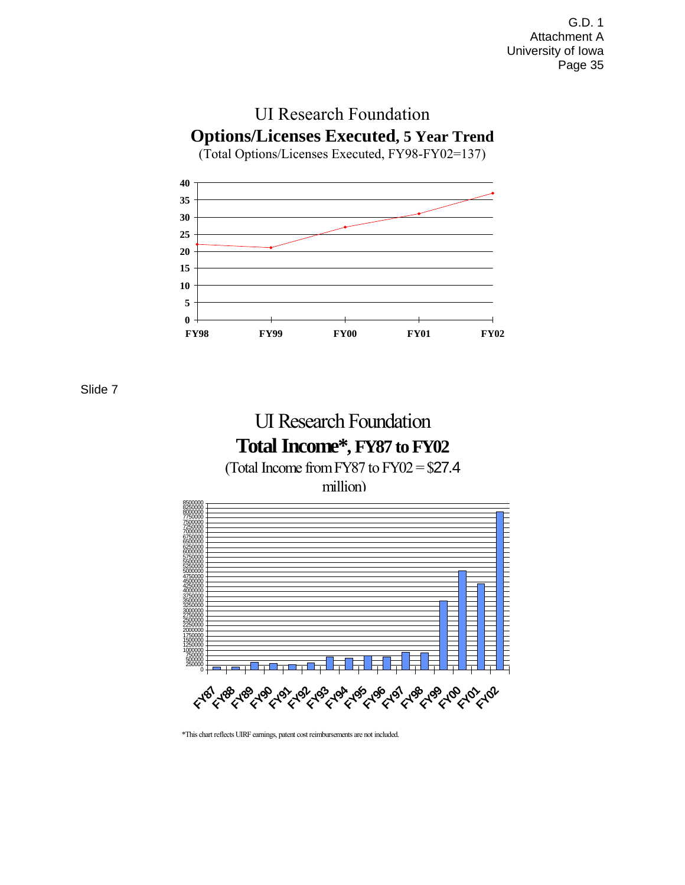UI Research Foundation

**Options/Licenses Executed, 5 Year Trend**

(Total Options/Licenses Executed, FY98-FY02=137)

Slide 7

UI Research Foundation

**Total Income*, FY87 to FY02**

(Total Income from FY87 to FY02 = $27.4 million)

*This chart reflects UIRF earnings, patent cost reimbursements are not included.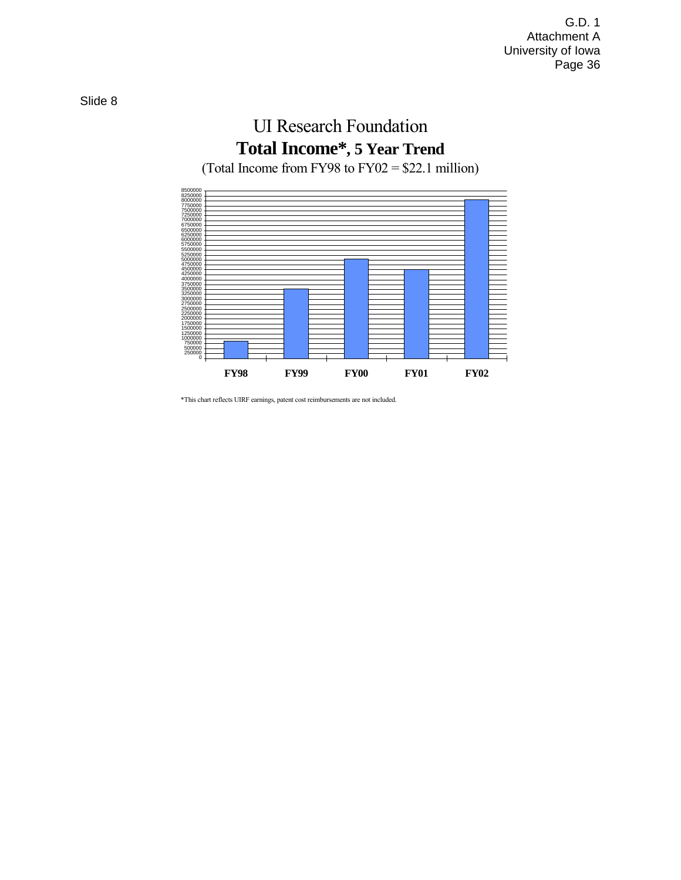G.D. 1
Attachment A
University of Iowa

Slide 8

# UI Research Foundation

## **Total Income*, 5 Year Trend**

(Total Income from FY98 to FY02 = $22.1 million)

FY98 FY99 FY00 FY01 FY02

*This chart reflects UIRF earnings, patent cost reimbursements are not included.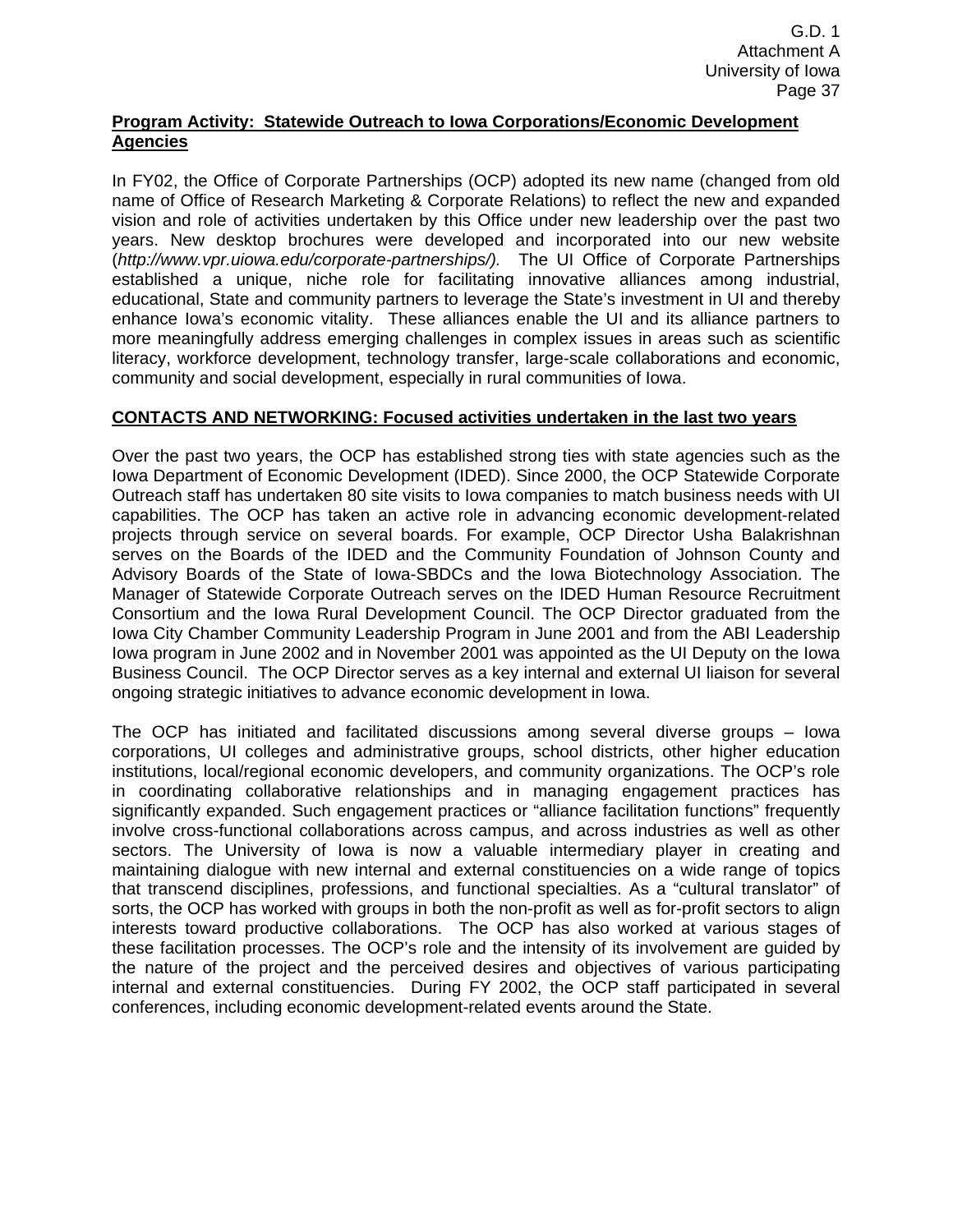**Program Activity: Statewide Outreach to Iowa Corporations/Economic Development Agencies**

In FY02, the Office of Corporate Partnerships (OCP) adopted its new name (changed from old name of Office of Research Marketing & Corporate Relations) to reflect the new and expanded vision and role of activities undertaken by this Office under new leadership over the past two years. New desktop brochures were developed and incorporated into our new website (*http://www.vpr.uiowa.edu/corporate-partnerships/).* The UI Office of Corporate Partnerships established a unique, niche role for facilitating innovative alliances among industrial, educational, State and community partners to leverage the State's investment in UI and thereby enhance Iowa's economic vitality. These alliances enable the UI and its alliance partners to more meaningfully address emerging challenges in complex issues in areas such as scientific literacy, workforce development, technology transfer, large-scale collaborations and economic, community and social development, especially in rural communities of Iowa.

**CONTACTS AND NETWORKING: Focused activities undertaken in the last two years**

Over the past two years, the OCP has established strong ties with state agencies such as the Iowa Department of Economic Development (IDED). Since 2000, the OCP Statewide Corporate Outreach staff has undertaken 80 site visits to Iowa companies to match business needs with UI capabilities. The OCP has taken an active role in advancing economic development-related projects through service on several boards. For example, OCP Director Usha Balakrishnan serves on the Boards of the IDED and the Community Foundation of Johnson County and Advisory Boards of the State of Iowa-SBDCs and the Iowa Biotechnology Association. The Manager of Statewide Corporate Outreach serves on the IDED Human Resource Recruitment Consortium and the Iowa Rural Development Council. The OCP Director graduated from the Iowa City Chamber Community Leadership Program in June 2001 and from the ABI Leadership Iowa program in June 2002 and in November 2001 was appointed as the UI Deputy on the Iowa Business Council. The OCP Director serves as a key internal and external UI liaison for several ongoing strategic initiatives to advance economic development in Iowa.

The OCP has initiated and facilitated discussions among several diverse groups – Iowa corporations, UI colleges and administrative groups, school districts, other higher education institutions, local/regional economic developers, and community organizations. The OCP's role in coordinating collaborative relationships and in managing engagement practices has significantly expanded. Such engagement practices or "alliance facilitation functions" frequently involve cross-functional collaborations across campus, and across industries as well as other sectors. The University of Iowa is now a valuable intermediary player in creating and maintaining dialogue with new internal and external constituencies on a wide range of topics that transcend disciplines, professions, and functional specialties. As a "cultural translator" of sorts, the OCP has worked with groups in both the non-profit as well as for-profit sectors to align interests toward productive collaborations. The OCP has also worked at various stages of these facilitation processes. The OCP's role and the intensity of its involvement are guided by the nature of the project and the perceived desires and objectives of various participating internal and external constituencies. During FY 2002, the OCP staff participated in several conferences, including economic development-related events around the State.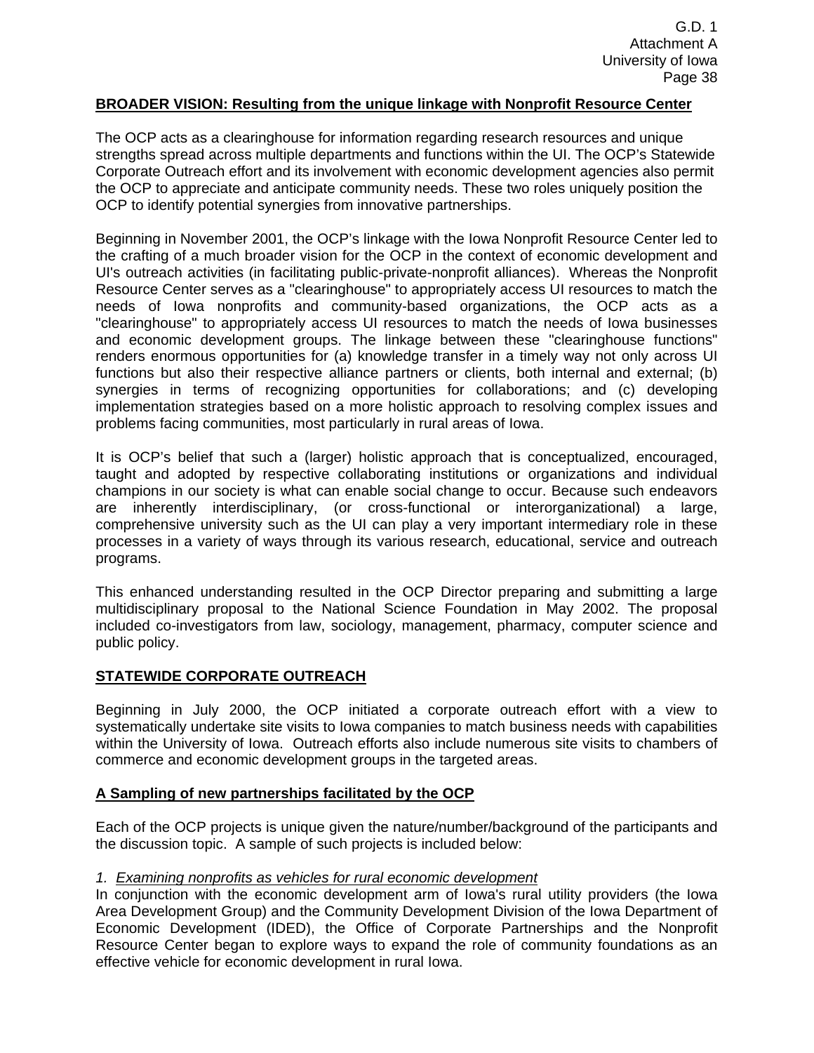**BROADER VISION: Resulting from the unique linkage with Nonprofit Resource Center**

The OCP acts as a clearinghouse for information regarding research resources and unique strengths spread across multiple departments and functions within the UI. The OCP's Statewide Corporate Outreach effort and its involvement with economic development agencies also permit the OCP to appreciate and anticipate community needs. These two roles uniquely position the OCP to identify potential synergies from innovative partnerships.

Beginning in November 2001, the OCP's linkage with the Iowa Nonprofit Resource Center led to the crafting of a much broader vision for the OCP in the context of economic development and UI's outreach activities (in facilitating public-private-nonprofit alliances). Whereas the Nonprofit Resource Center serves as a "clearinghouse" to appropriately access UI resources to match the needs of Iowa nonprofits and community-based organizations, the OCP acts as a "clearinghouse" to appropriately access UI resources to match the needs of Iowa businesses and economic development groups. The linkage between these "clearinghouse functions" renders enormous opportunities for (a) knowledge transfer in a timely way not only across UI functions but also their respective alliance partners or clients, both internal and external; (b) synergies in terms of recognizing opportunities for collaborations; and (c) developing implementation strategies based on a more holistic approach to resolving complex issues and problems facing communities, most particularly in rural areas of Iowa.

It is OCP's belief that such a (larger) holistic approach that is conceptualized, encouraged, taught and adopted by respective collaborating institutions or organizations and individual champions in our society is what can enable social change to occur. Because such endeavors are inherently interdisciplinary, (or cross-functional or interorganizational) a large, comprehensive university such as the UI can play a very important intermediary role in these processes in a variety of ways through its various research, educational, service and outreach programs.

This enhanced understanding resulted in the OCP Director preparing and submitting a large multidisciplinary proposal to the National Science Foundation in May 2002. The proposal included co-investigators from law, sociology, management, pharmacy, computer science and public policy.

**STATEWIDE CORPORATE OUTREACH**

Beginning in July 2000, the OCP initiated a corporate outreach effort with a view to systematically undertake site visits to Iowa companies to match business needs with capabilities within the University of Iowa. Outreach efforts also include numerous site visits to chambers of commerce and economic development groups in the targeted areas.

**A Sampling of new partnerships facilitated by the OCP**

Each of the OCP projects is unique given the nature/number/background of the participants and the discussion topic. A sample of such projects is included below:

*1. Examining nonprofits as vehicles for rural economic development*

In conjunction with the economic development arm of Iowa's rural utility providers (the Iowa Area Development Group) and the Community Development Division of the Iowa Department of Economic Development (IDED), the Office of Corporate Partnerships and the Nonprofit Resource Center began to explore ways to expand the role of community foundations as an effective vehicle for economic development in rural Iowa.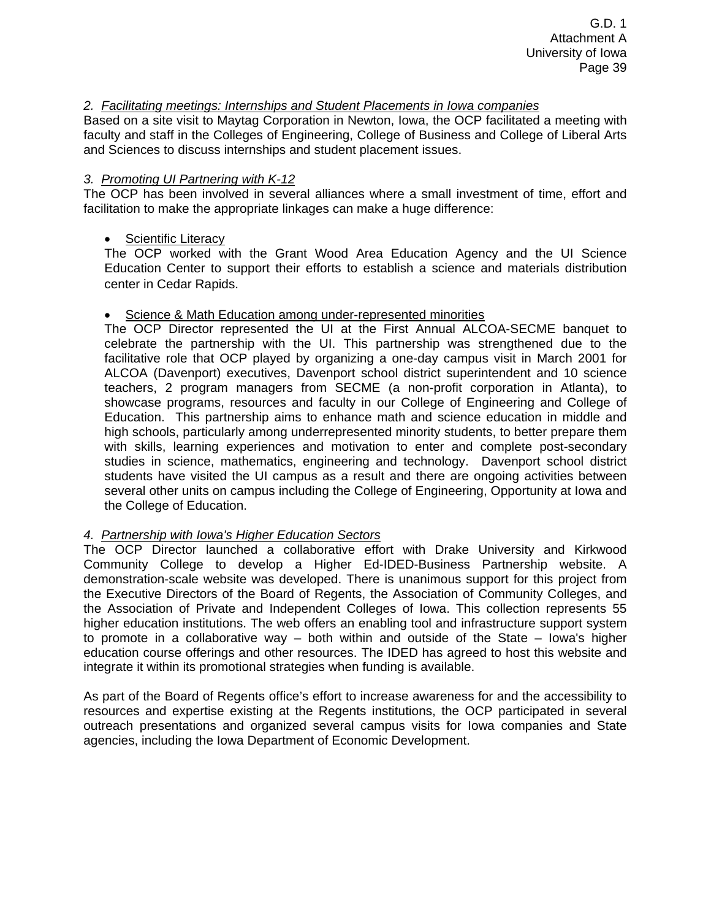*2. Facilitating meetings: Internships and Student Placements in Iowa companies*

Based on a site visit to Maytag Corporation in Newton, Iowa, the OCP facilitated a meeting with faculty and staff in the Colleges of Engineering, College of Business and College of Liberal Arts and Sciences to discuss internships and student placement issues.

*3. Promoting UI Partnering with K-12*

The OCP has been involved in several alliances where a small investment of time, effort and facilitation to make the appropriate linkages can make a huge difference:

- Scientific Literacy

  The OCP worked with the Grant Wood Area Education Agency and the UI Science Education Center to support their efforts to establish a science and materials distribution center in Cedar Rapids.

- Science & Math Education among under-represented minorities

  The OCP Director represented the UI at the First Annual ALCOA-SECME banquet to celebrate the partnership with the UI. This partnership was strengthened due to the facilitative role that OCP played by organizing a one-day campus visit in March 2001 for ALCOA (Davenport) executives, Davenport school district superintendent and 10 science teachers, 2 program managers from SECME (a non-profit corporation in Atlanta), to showcase programs, resources and faculty in our College of Engineering and College of Education. This partnership aims to enhance math and science education in middle and high schools, particularly among underrepresented minority students, to better prepare them with skills, learning experiences and motivation to enter and complete post-secondary studies in science, mathematics, engineering and technology. Davenport school district students have visited the UI campus as a result and there are ongoing activities between several other units on campus including the College of Engineering, Opportunity at Iowa and the College of Education.

*4. Partnership with Iowa's Higher Education Sectors*

The OCP Director launched a collaborative effort with Drake University and Kirkwood Community College to develop a Higher Ed-IDED-Business Partnership website. A demonstration-scale website was developed. There is unanimous support for this project from the Executive Directors of the Board of Regents, the Association of Community Colleges, and the Association of Private and Independent Colleges of Iowa. This collection represents 55 higher education institutions. The web offers an enabling tool and infrastructure support system to promote in a collaborative way – both within and outside of the State – Iowa's higher education course offerings and other resources. The IDED has agreed to host this website and integrate it within its promotional strategies when funding is available.

As part of the Board of Regents office's effort to increase awareness for and the accessibility to resources and expertise existing at the Regents institutions, the OCP participated in several outreach presentations and organized several campus visits for Iowa companies and State agencies, including the Iowa Department of Economic Development.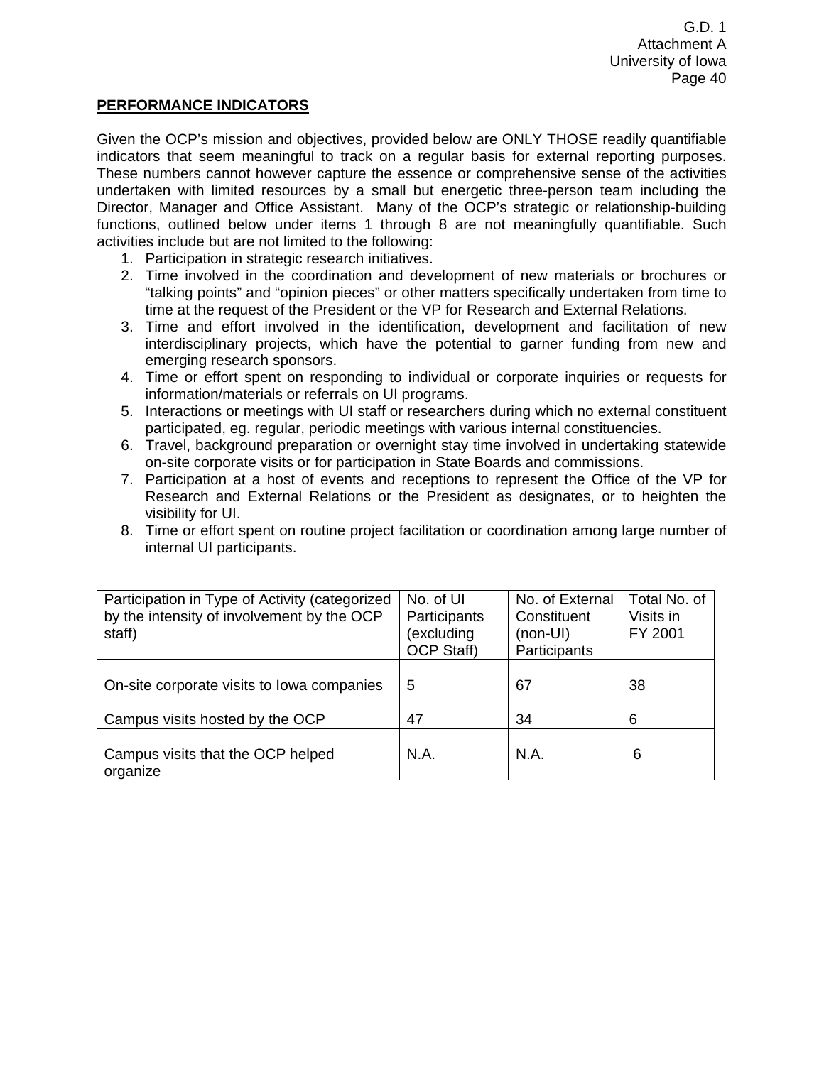## PERFORMANCE INDICATORS

Given the OCP's mission and objectives, provided below are ONLY THOSE readily quantifiable indicators that seem meaningful to track on a regular basis for external reporting purposes. These numbers cannot however capture the essence or comprehensive sense of the activities undertaken with limited resources by a small but energetic three-person team including the Director, Manager and Office Assistant. Many of the OCP's strategic or relationship-building functions, outlined below under items 1 through 8 are not meaningfully quantifiable. Such activities include but are not limited to the following:

1. Participation in strategic research initiatives.
2. Time involved in the coordination and development of new materials or brochures or "talking points" and "opinion pieces" or other matters specifically undertaken from time to time at the request of the President or the VP for Research and External Relations.
3. Time and effort involved in the identification, development and facilitation of new interdisciplinary projects, which have the potential to garner funding from new and emerging research sponsors.
4. Time or effort spent on responding to individual or corporate inquiries or requests for information/materials or referrals on UI programs.
5. Interactions or meetings with UI staff or researchers during which no external constituent participated, eg. regular, periodic meetings with various internal constituencies.
6. Travel, background preparation or overnight stay time involved in undertaking statewide on-site corporate visits or for participation in State Boards and commissions.
7. Participation at a host of events and receptions to represent the Office of the VP for Research and External Relations or the President as designates, or to heighten the visibility for UI.
8. Time or effort spent on routine project facilitation or coordination among large number of internal UI participants.

| Participation in Type of Activity (categorized by the intensity of involvement by the OCP staff) | No. of UI Participants (excluding OCP Staff) | No. of External Constituent (non-UI) Participants | Total No. of Visits in FY 2001 |
|---|---|---|---|
| On-site corporate visits to Iowa companies | 5 | 67 | 38 |
| Campus visits hosted by the OCP | 47 | 34 | 6 |
| Campus visits that the OCP helped organize | N.A. | N.A. | 6 |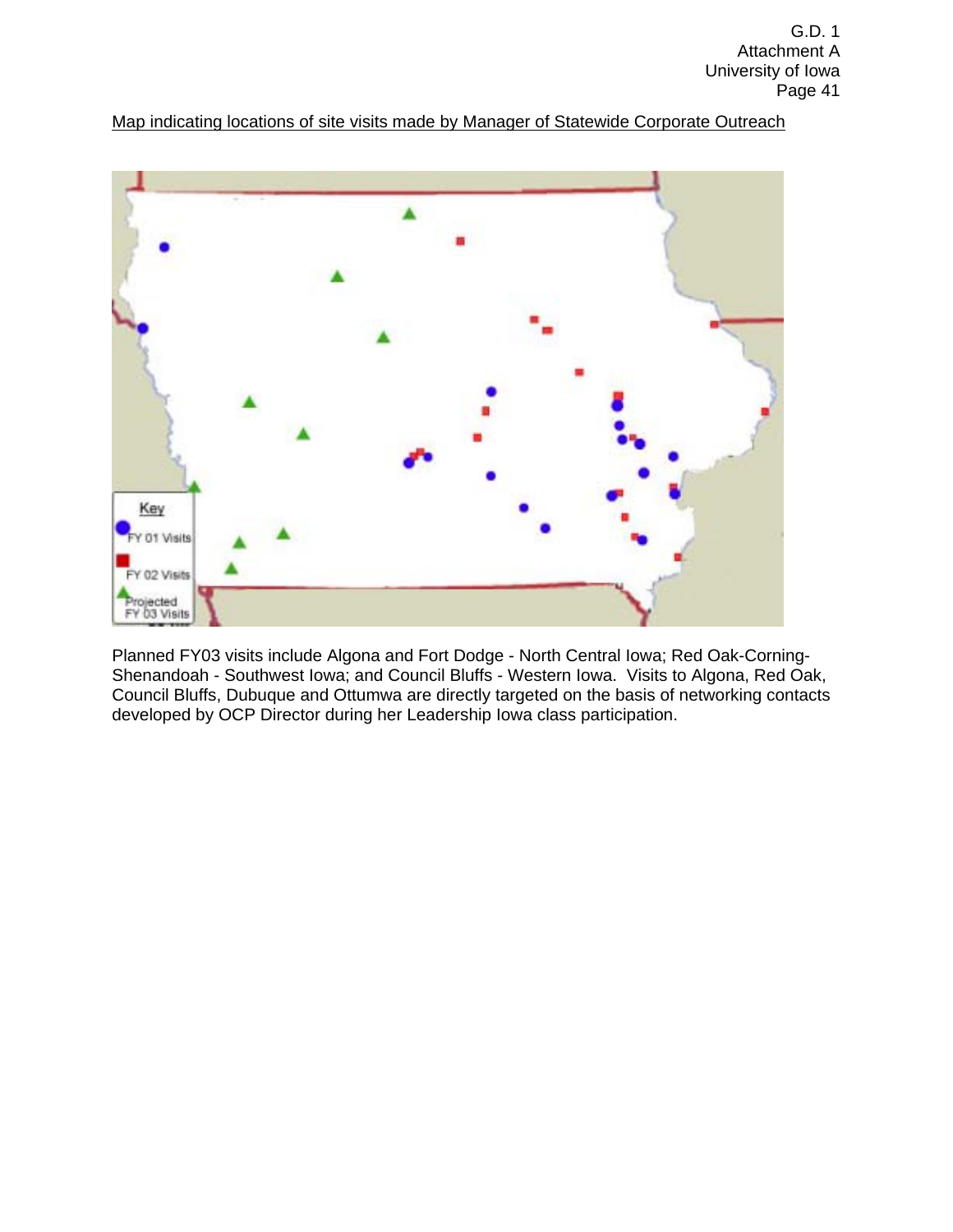Map indicating locations of site visits made by Manager of Statewide Corporate Outreach

Key
FY 01 Visits
FY 02 Visits
Projected FY 03 Visits

Planned FY03 visits include Algona and Fort Dodge - North Central Iowa; Red Oak-Corning-Shenandoah - Southwest Iowa; and Council Bluffs - Western Iowa. Visits to Algona, Red Oak, Council Bluffs, Dubuque and Ottumwa are directly targeted on the basis of networking contacts developed by OCP Director during her Leadership Iowa class participation.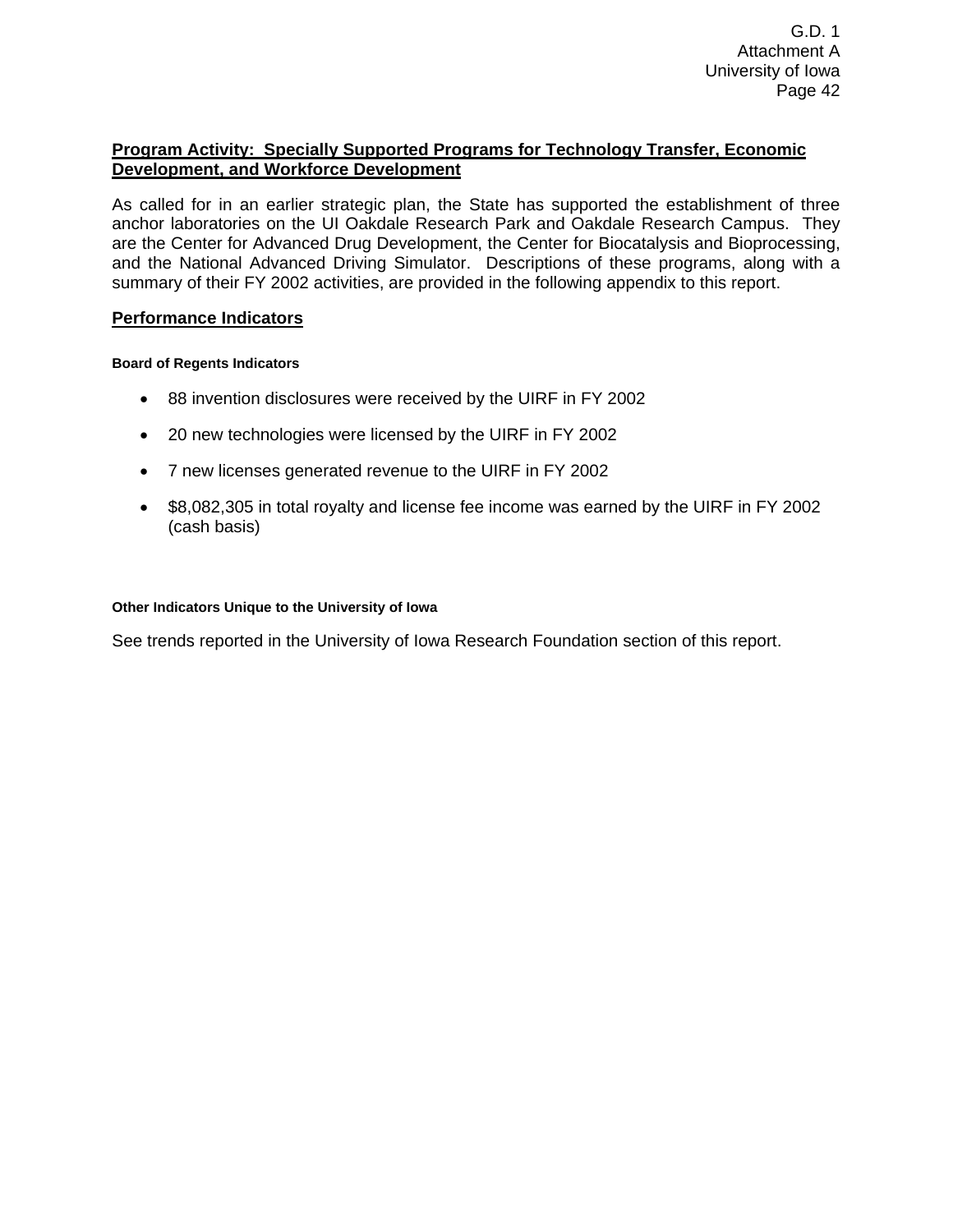## Program Activity: Specially Supported Programs for Technology Transfer, Economic Development, and Workforce Development

As called for in an earlier strategic plan, the State has supported the establishment of three anchor laboratories on the UI Oakdale Research Park and Oakdale Research Campus. They are the Center for Advanced Drug Development, the Center for Biocatalysis and Bioprocessing, and the National Advanced Driving Simulator. Descriptions of these programs, along with a summary of their FY 2002 activities, are provided in the following appendix to this report.

## Performance Indicators

#### Board of Regents Indicators

- 88 invention disclosures were received by the UIRF in FY 2002
- 20 new technologies were licensed by the UIRF in FY 2002
- 7 new licenses generated revenue to the UIRF in FY 2002
- $8,082,305 in total royalty and license fee income was earned by the UIRF in FY 2002 (cash basis)

#### Other Indicators Unique to the University of Iowa

See trends reported in the University of Iowa Research Foundation section of this report.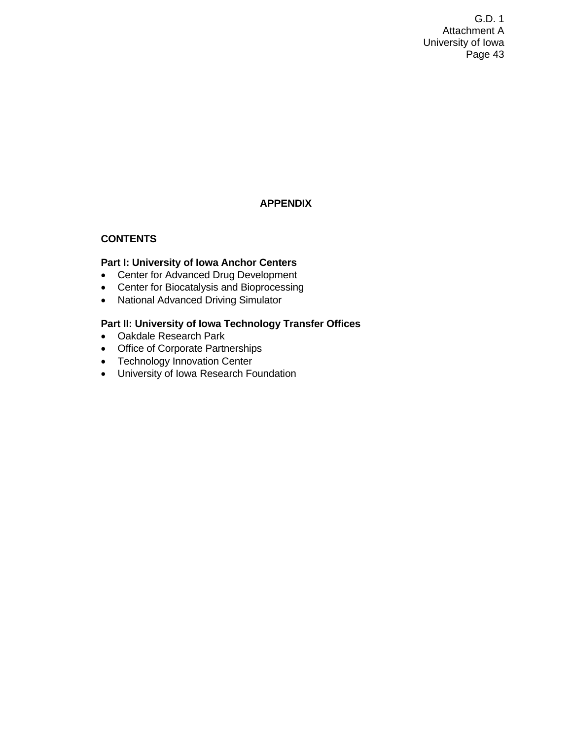# APPENDIX

## CONTENTS

**Part I: University of Iowa Anchor Centers**

- Center for Advanced Drug Development
- Center for Biocatalysis and Bioprocessing
- National Advanced Driving Simulator

**Part II: University of Iowa Technology Transfer Offices**

- Oakdale Research Park
- Office of Corporate Partnerships
- Technology Innovation Center
- University of Iowa Research Foundation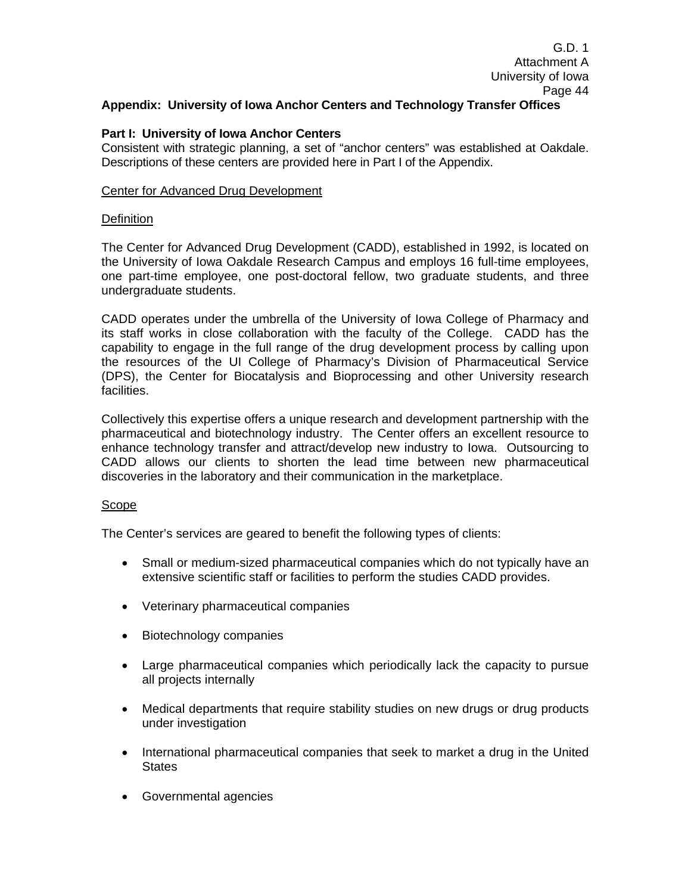## Appendix: University of Iowa Anchor Centers and Technology Transfer Offices

### Part I: University of Iowa Anchor Centers

Consistent with strategic planning, a set of "anchor centers" was established at Oakdale. Descriptions of these centers are provided here in Part I of the Appendix.

Center for Advanced Drug Development

Definition

The Center for Advanced Drug Development (CADD), established in 1992, is located on the University of Iowa Oakdale Research Campus and employs 16 full-time employees, one part-time employee, one post-doctoral fellow, two graduate students, and three undergraduate students.

CADD operates under the umbrella of the University of Iowa College of Pharmacy and its staff works in close collaboration with the faculty of the College. CADD has the capability to engage in the full range of the drug development process by calling upon the resources of the UI College of Pharmacy's Division of Pharmaceutical Service (DPS), the Center for Biocatalysis and Bioprocessing and other University research facilities.

Collectively this expertise offers a unique research and development partnership with the pharmaceutical and biotechnology industry. The Center offers an excellent resource to enhance technology transfer and attract/develop new industry to Iowa. Outsourcing to CADD allows our clients to shorten the lead time between new pharmaceutical discoveries in the laboratory and their communication in the marketplace.

Scope

The Center's services are geared to benefit the following types of clients:

- Small or medium-sized pharmaceutical companies which do not typically have an extensive scientific staff or facilities to perform the studies CADD provides.
- Veterinary pharmaceutical companies
- Biotechnology companies
- Large pharmaceutical companies which periodically lack the capacity to pursue all projects internally
- Medical departments that require stability studies on new drugs or drug products under investigation
- International pharmaceutical companies that seek to market a drug in the United States
- Governmental agencies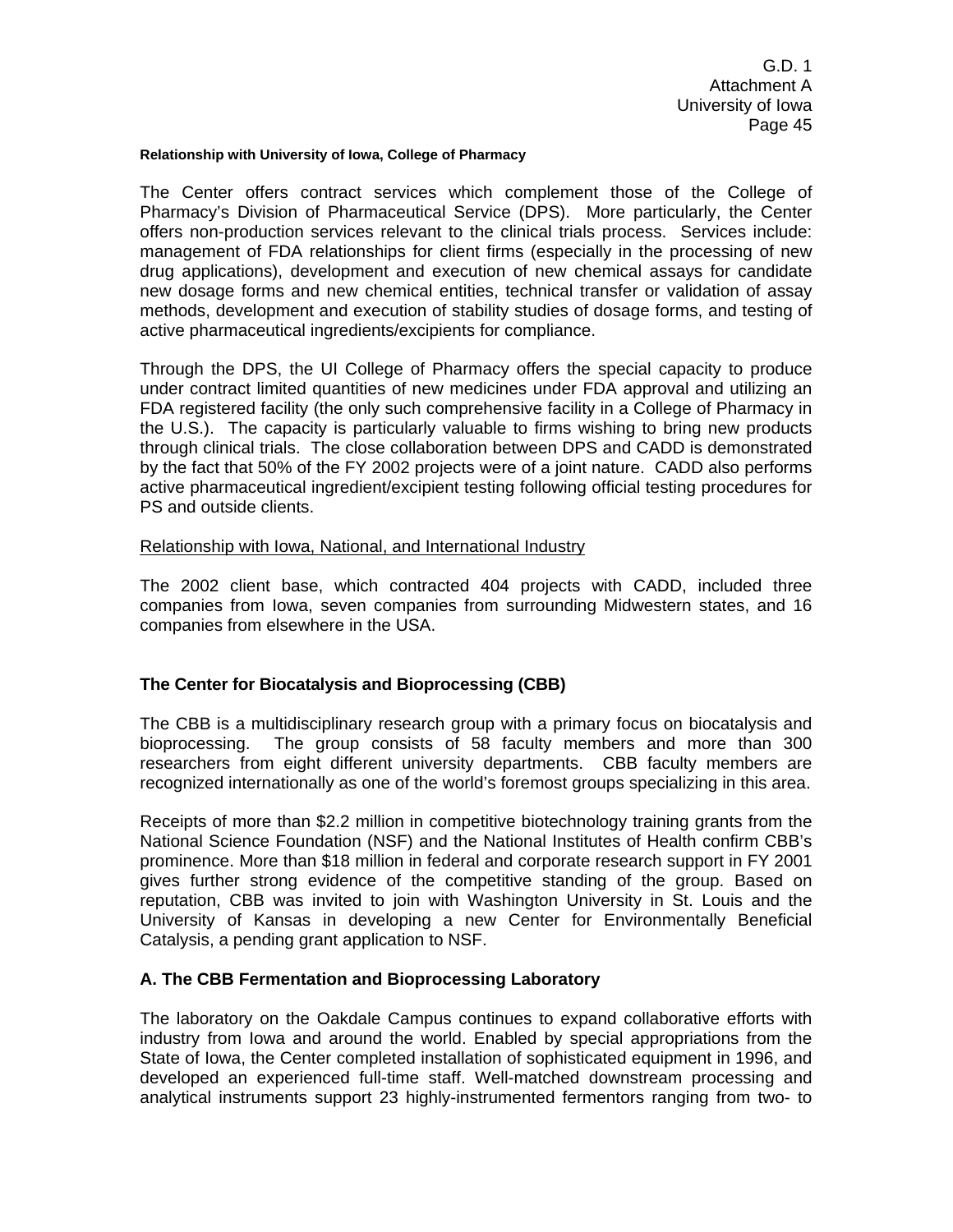**Relationship with University of Iowa, College of Pharmacy**

The Center offers contract services which complement those of the College of Pharmacy's Division of Pharmaceutical Service (DPS). More particularly, the Center offers non-production services relevant to the clinical trials process. Services include: management of FDA relationships for client firms (especially in the processing of new drug applications), development and execution of new chemical assays for candidate new dosage forms and new chemical entities, technical transfer or validation of assay methods, development and execution of stability studies of dosage forms, and testing of active pharmaceutical ingredients/excipients for compliance.

Through the DPS, the UI College of Pharmacy offers the special capacity to produce under contract limited quantities of new medicines under FDA approval and utilizing an FDA registered facility (the only such comprehensive facility in a College of Pharmacy in the U.S.). The capacity is particularly valuable to firms wishing to bring new products through clinical trials. The close collaboration between DPS and CADD is demonstrated by the fact that 50% of the FY 2002 projects were of a joint nature. CADD also performs active pharmaceutical ingredient/excipient testing following official testing procedures for PS and outside clients.

<u>Relationship with Iowa, National, and International Industry</u>

The 2002 client base, which contracted 404 projects with CADD, included three companies from Iowa, seven companies from surrounding Midwestern states, and 16 companies from elsewhere in the USA.

### The Center for Biocatalysis and Bioprocessing (CBB)

The CBB is a multidisciplinary research group with a primary focus on biocatalysis and bioprocessing. The group consists of 58 faculty members and more than 300 researchers from eight different university departments. CBB faculty members are recognized internationally as one of the world's foremost groups specializing in this area.

Receipts of more than $2.2 million in competitive biotechnology training grants from the National Science Foundation (NSF) and the National Institutes of Health confirm CBB's prominence. More than $18 million in federal and corporate research support in FY 2001 gives further strong evidence of the competitive standing of the group. Based on reputation, CBB was invited to join with Washington University in St. Louis and the University of Kansas in developing a new Center for Environmentally Beneficial Catalysis, a pending grant application to NSF.

### A. The CBB Fermentation and Bioprocessing Laboratory

The laboratory on the Oakdale Campus continues to expand collaborative efforts with industry from Iowa and around the world. Enabled by special appropriations from the State of Iowa, the Center completed installation of sophisticated equipment in 1996, and developed an experienced full-time staff. Well-matched downstream processing and analytical instruments support 23 highly-instrumented fermentors ranging from two- to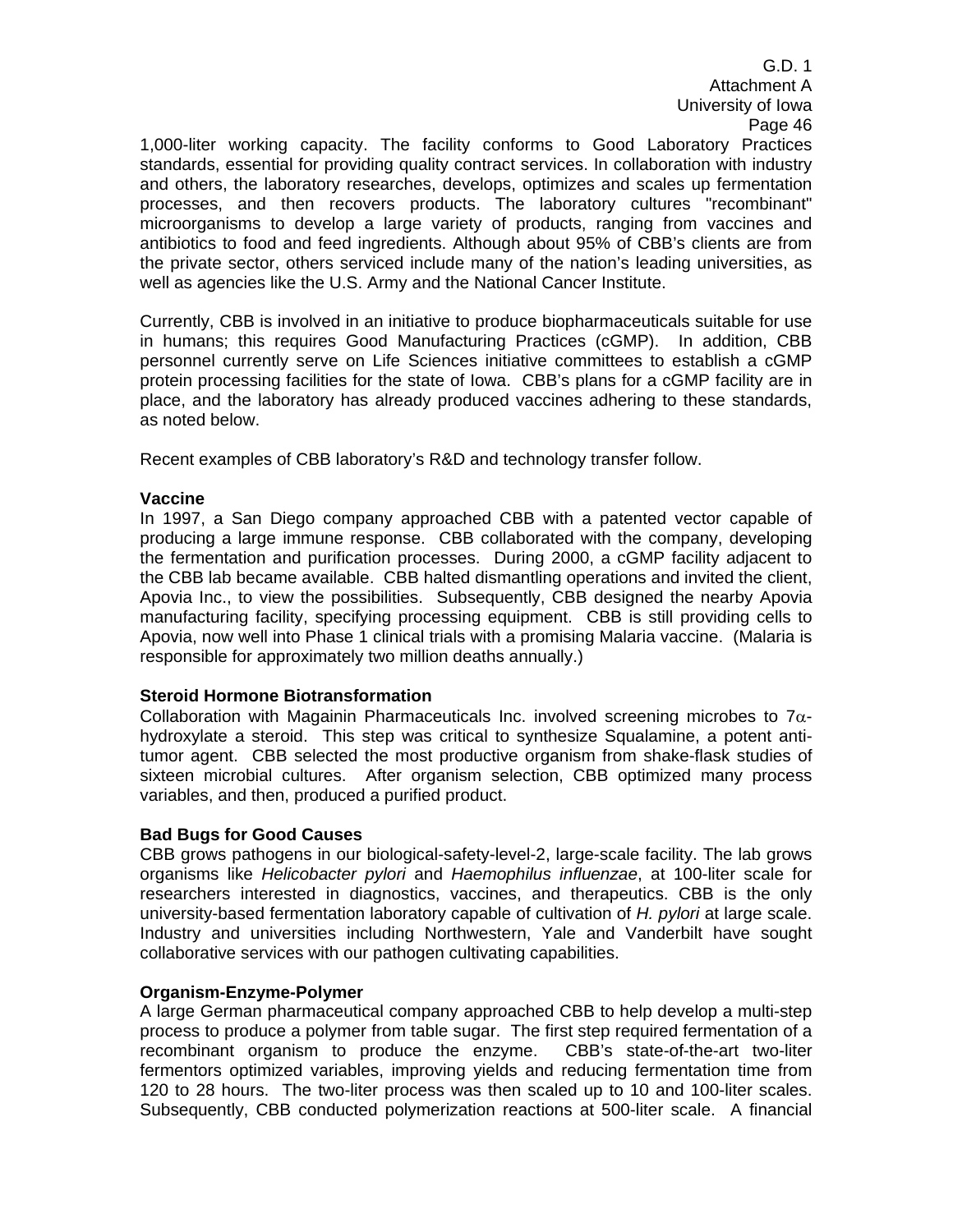1,000-liter working capacity. The facility conforms to Good Laboratory Practices standards, essential for providing quality contract services. In collaboration with industry and others, the laboratory researches, develops, optimizes and scales up fermentation processes, and then recovers products. The laboratory cultures "recombinant" microorganisms to develop a large variety of products, ranging from vaccines and antibiotics to food and feed ingredients. Although about 95% of CBB's clients are from the private sector, others serviced include many of the nation's leading universities, as well as agencies like the U.S. Army and the National Cancer Institute.

Currently, CBB is involved in an initiative to produce biopharmaceuticals suitable for use in humans; this requires Good Manufacturing Practices (cGMP). In addition, CBB personnel currently serve on Life Sciences initiative committees to establish a cGMP protein processing facilities for the state of Iowa. CBB's plans for a cGMP facility are in place, and the laboratory has already produced vaccines adhering to these standards, as noted below.

Recent examples of CBB laboratory's R&D and technology transfer follow.

**Vaccine**

In 1997, a San Diego company approached CBB with a patented vector capable of producing a large immune response. CBB collaborated with the company, developing the fermentation and purification processes. During 2000, a cGMP facility adjacent to the CBB lab became available. CBB halted dismantling operations and invited the client, Apovia Inc., to view the possibilities. Subsequently, CBB designed the nearby Apovia manufacturing facility, specifying processing equipment. CBB is still providing cells to Apovia, now well into Phase 1 clinical trials with a promising Malaria vaccine. (Malaria is responsible for approximately two million deaths annually.)

**Steroid Hormone Biotransformation**

Collaboration with Magainin Pharmaceuticals Inc. involved screening microbes to 7$\alpha$-hydroxylate a steroid. This step was critical to synthesize Squalamine, a potent anti-tumor agent. CBB selected the most productive organism from shake-flask studies of sixteen microbial cultures. After organism selection, CBB optimized many process variables, and then, produced a purified product.

**Bad Bugs for Good Causes**

CBB grows pathogens in our biological-safety-level-2, large-scale facility. The lab grows organisms like *Helicobacter pylori* and *Haemophilus influenzae*, at 100-liter scale for researchers interested in diagnostics, vaccines, and therapeutics. CBB is the only university-based fermentation laboratory capable of cultivation of *H. pylori* at large scale. Industry and universities including Northwestern, Yale and Vanderbilt have sought collaborative services with our pathogen cultivating capabilities.

**Organism-Enzyme-Polymer**

A large German pharmaceutical company approached CBB to help develop a multi-step process to produce a polymer from table sugar. The first step required fermentation of a recombinant organism to produce the enzyme. CBB's state-of-the-art two-liter fermentors optimized variables, improving yields and reducing fermentation time from 120 to 28 hours. The two-liter process was then scaled up to 10 and 100-liter scales. Subsequently, CBB conducted polymerization reactions at 500-liter scale. A financial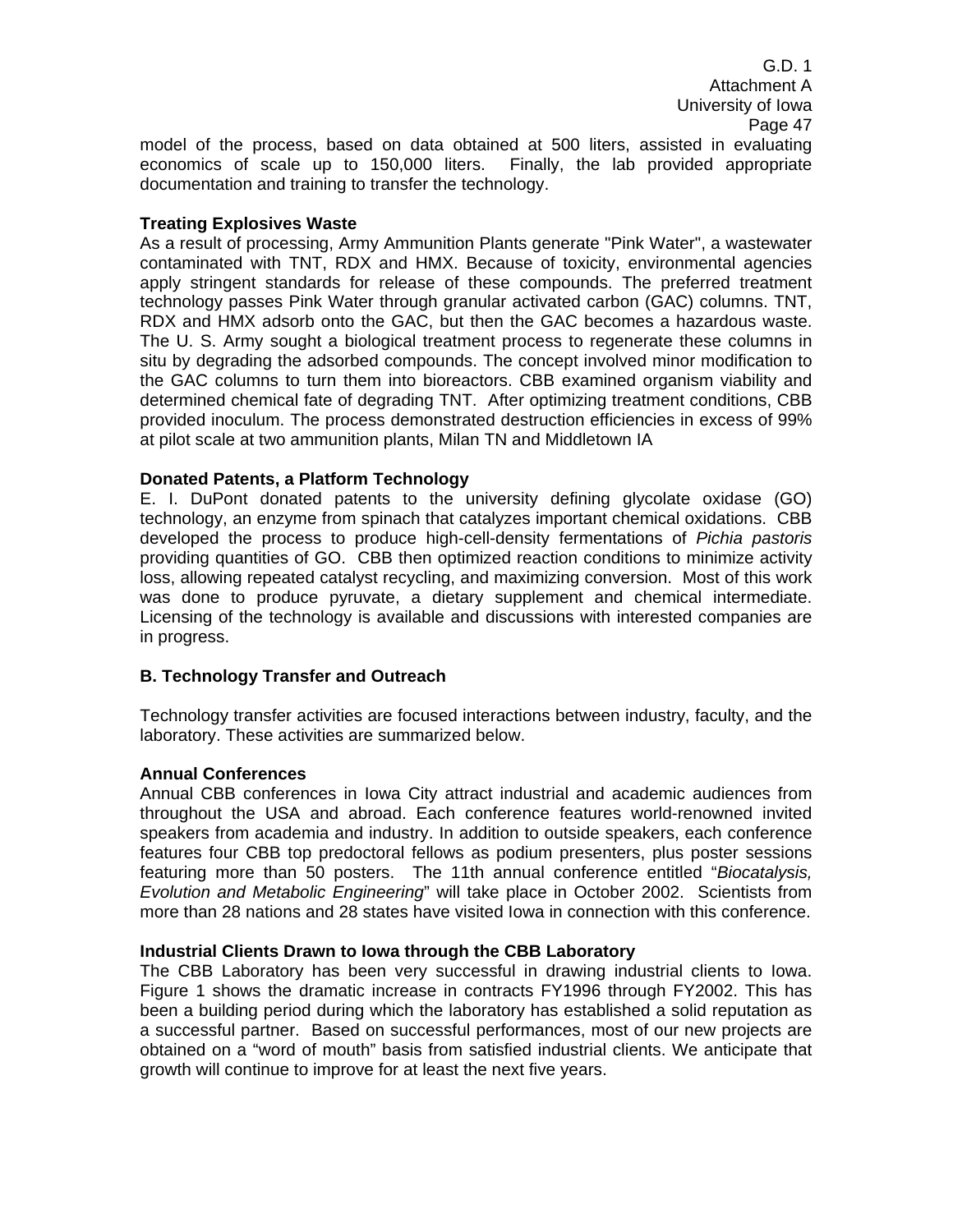model of the process, based on data obtained at 500 liters, assisted in evaluating economics of scale up to 150,000 liters. Finally, the lab provided appropriate documentation and training to transfer the technology.

**Treating Explosives Waste**

As a result of processing, Army Ammunition Plants generate "Pink Water", a wastewater contaminated with TNT, RDX and HMX. Because of toxicity, environmental agencies apply stringent standards for release of these compounds. The preferred treatment technology passes Pink Water through granular activated carbon (GAC) columns. TNT, RDX and HMX adsorb onto the GAC, but then the GAC becomes a hazardous waste. The U. S. Army sought a biological treatment process to regenerate these columns in situ by degrading the adsorbed compounds. The concept involved minor modification to the GAC columns to turn them into bioreactors. CBB examined organism viability and determined chemical fate of degrading TNT. After optimizing treatment conditions, CBB provided inoculum. The process demonstrated destruction efficiencies in excess of 99% at pilot scale at two ammunition plants, Milan TN and Middletown IA

**Donated Patents, a Platform Technology**

E. I. DuPont donated patents to the university defining glycolate oxidase (GO) technology, an enzyme from spinach that catalyzes important chemical oxidations. CBB developed the process to produce high-cell-density fermentations of *Pichia pastoris* providing quantities of GO. CBB then optimized reaction conditions to minimize activity loss, allowing repeated catalyst recycling, and maximizing conversion. Most of this work was done to produce pyruvate, a dietary supplement and chemical intermediate. Licensing of the technology is available and discussions with interested companies are in progress.

## B. Technology Transfer and Outreach

Technology transfer activities are focused interactions between industry, faculty, and the laboratory. These activities are summarized below.

**Annual Conferences**

Annual CBB conferences in Iowa City attract industrial and academic audiences from throughout the USA and abroad. Each conference features world-renowned invited speakers from academia and industry. In addition to outside speakers, each conference features four CBB top predoctoral fellows as podium presenters, plus poster sessions featuring more than 50 posters. The 11th annual conference entitled "*Biocatalysis, Evolution and Metabolic Engineering*" will take place in October 2002. Scientists from more than 28 nations and 28 states have visited Iowa in connection with this conference.

**Industrial Clients Drawn to Iowa through the CBB Laboratory**

The CBB Laboratory has been very successful in drawing industrial clients to Iowa. Figure 1 shows the dramatic increase in contracts FY1996 through FY2002. This has been a building period during which the laboratory has established a solid reputation as a successful partner. Based on successful performances, most of our new projects are obtained on a "word of mouth" basis from satisfied industrial clients. We anticipate that growth will continue to improve for at least the next five years.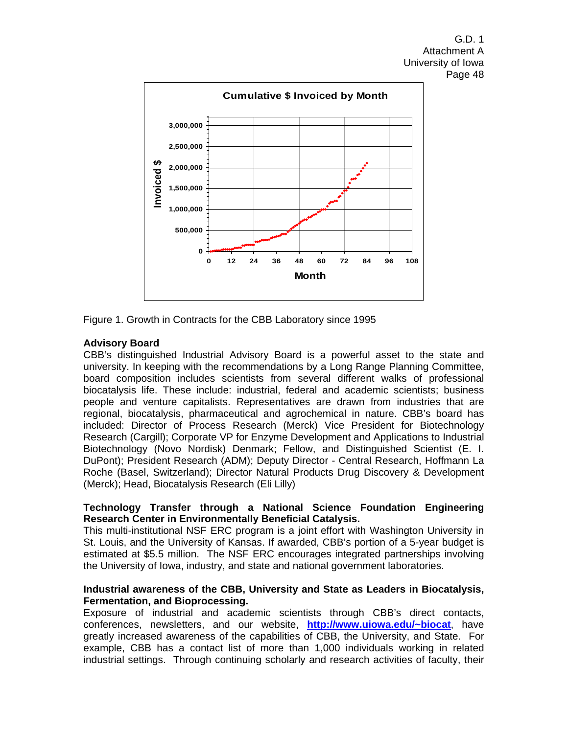Figure 1. Growth in Contracts for the CBB Laboratory since 1995

**Advisory Board**

CBB's distinguished Industrial Advisory Board is a powerful asset to the state and university. In keeping with the recommendations by a Long Range Planning Committee, board composition includes scientists from several different walks of professional biocatalysis life. These include: industrial, federal and academic scientists; business people and venture capitalists. Representatives are drawn from industries that are regional, biocatalysis, pharmaceutical and agrochemical in nature. CBB's board has included: Director of Process Research (Merck) Vice President for Biotechnology Research (Cargill); Corporate VP for Enzyme Development and Applications to Industrial Biotechnology (Novo Nordisk) Denmark; Fellow, and Distinguished Scientist (E. I. DuPont); President Research (ADM); Deputy Director - Central Research, Hoffmann La Roche (Basel, Switzerland); Director Natural Products Drug Discovery & Development (Merck); Head, Biocatalysis Research (Eli Lilly)

**Technology Transfer through a National Science Foundation Engineering Research Center in Environmentally Beneficial Catalysis.**

This multi-institutional NSF ERC program is a joint effort with Washington University in St. Louis, and the University of Kansas. If awarded, CBB's portion of a 5-year budget is estimated at $5.5 million. The NSF ERC encourages integrated partnerships involving the University of Iowa, industry, and state and national government laboratories.

**Industrial awareness of the CBB, University and State as Leaders in Biocatalysis, Fermentation, and Bioprocessing.**

Exposure of industrial and academic scientists through CBB's direct contacts, conferences, newsletters, and our website, **http://www.uiowa.edu/~biocat**, have greatly increased awareness of the capabilities of CBB, the University, and State. For example, CBB has a contact list of more than 1,000 individuals working in related industrial settings. Through continuing scholarly and research activities of faculty, their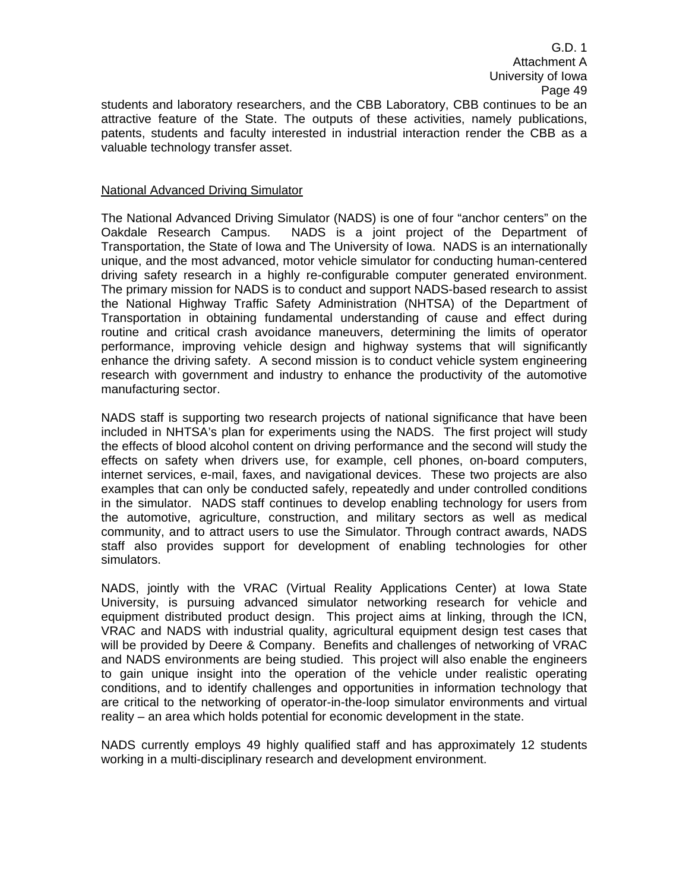students and laboratory researchers, and the CBB Laboratory, CBB continues to be an attractive feature of the State. The outputs of these activities, namely publications, patents, students and faculty interested in industrial interaction render the CBB as a valuable technology transfer asset.

## National Advanced Driving Simulator

The National Advanced Driving Simulator (NADS) is one of four "anchor centers" on the Oakdale Research Campus. NADS is a joint project of the Department of Transportation, the State of Iowa and The University of Iowa. NADS is an internationally unique, and the most advanced, motor vehicle simulator for conducting human-centered driving safety research in a highly re-configurable computer generated environment. The primary mission for NADS is to conduct and support NADS-based research to assist the National Highway Traffic Safety Administration (NHTSA) of the Department of Transportation in obtaining fundamental understanding of cause and effect during routine and critical crash avoidance maneuvers, determining the limits of operator performance, improving vehicle design and highway systems that will significantly enhance the driving safety. A second mission is to conduct vehicle system engineering research with government and industry to enhance the productivity of the automotive manufacturing sector.

NADS staff is supporting two research projects of national significance that have been included in NHTSA's plan for experiments using the NADS. The first project will study the effects of blood alcohol content on driving performance and the second will study the effects on safety when drivers use, for example, cell phones, on-board computers, internet services, e-mail, faxes, and navigational devices. These two projects are also examples that can only be conducted safely, repeatedly and under controlled conditions in the simulator. NADS staff continues to develop enabling technology for users from the automotive, agriculture, construction, and military sectors as well as medical community, and to attract users to use the Simulator. Through contract awards, NADS staff also provides support for development of enabling technologies for other simulators.

NADS, jointly with the VRAC (Virtual Reality Applications Center) at Iowa State University, is pursuing advanced simulator networking research for vehicle and equipment distributed product design. This project aims at linking, through the ICN, VRAC and NADS with industrial quality, agricultural equipment design test cases that will be provided by Deere & Company. Benefits and challenges of networking of VRAC and NADS environments are being studied. This project will also enable the engineers to gain unique insight into the operation of the vehicle under realistic operating conditions, and to identify challenges and opportunities in information technology that are critical to the networking of operator-in-the-loop simulator environments and virtual reality – an area which holds potential for economic development in the state.

NADS currently employs 49 highly qualified staff and has approximately 12 students working in a multi-disciplinary research and development environment.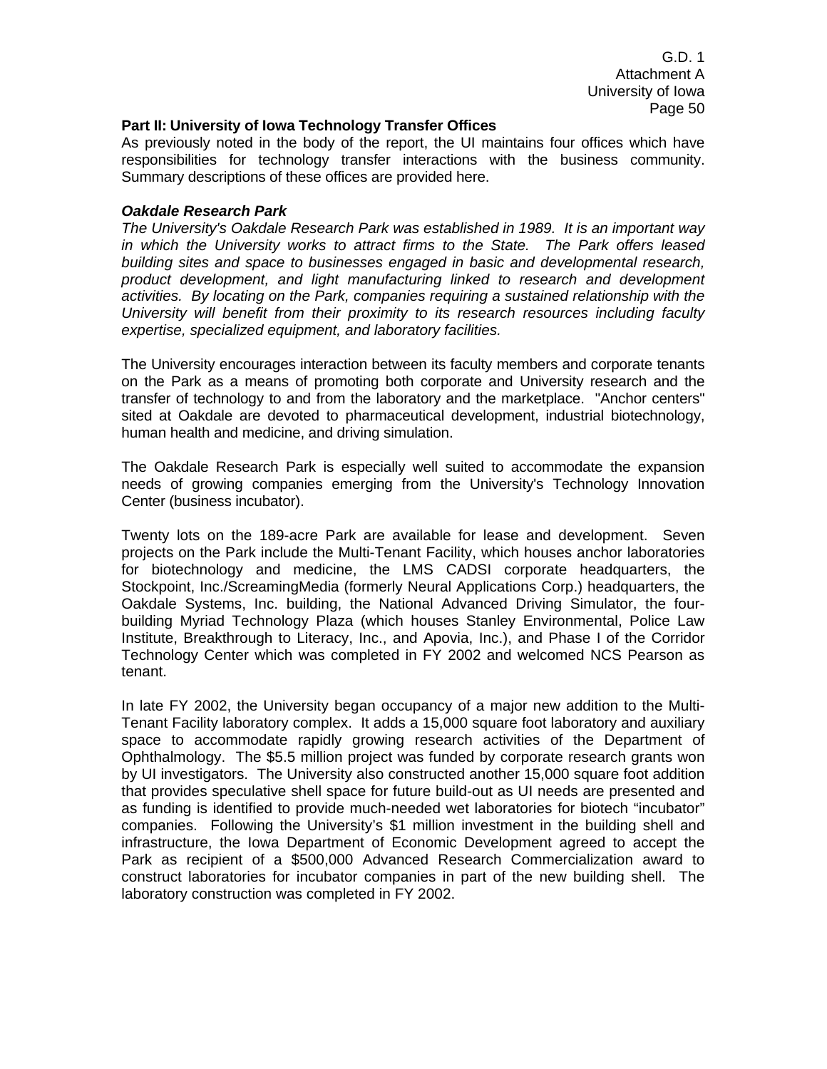**Part II: University of Iowa Technology Transfer Offices**

As previously noted in the body of the report, the UI maintains four offices which have responsibilities for technology transfer interactions with the business community. Summary descriptions of these offices are provided here.

***Oakdale Research Park***

*The University's Oakdale Research Park was established in 1989. It is an important way in which the University works to attract firms to the State. The Park offers leased building sites and space to businesses engaged in basic and developmental research, product development, and light manufacturing linked to research and development activities. By locating on the Park, companies requiring a sustained relationship with the University will benefit from their proximity to its research resources including faculty expertise, specialized equipment, and laboratory facilities.*

The University encourages interaction between its faculty members and corporate tenants on the Park as a means of promoting both corporate and University research and the transfer of technology to and from the laboratory and the marketplace. "Anchor centers" sited at Oakdale are devoted to pharmaceutical development, industrial biotechnology, human health and medicine, and driving simulation.

The Oakdale Research Park is especially well suited to accommodate the expansion needs of growing companies emerging from the University's Technology Innovation Center (business incubator).

Twenty lots on the 189-acre Park are available for lease and development. Seven projects on the Park include the Multi-Tenant Facility, which houses anchor laboratories for biotechnology and medicine, the LMS CADSI corporate headquarters, the Stockpoint, Inc./ScreamingMedia (formerly Neural Applications Corp.) headquarters, the Oakdale Systems, Inc. building, the National Advanced Driving Simulator, the four-building Myriad Technology Plaza (which houses Stanley Environmental, Police Law Institute, Breakthrough to Literacy, Inc., and Apovia, Inc.), and Phase I of the Corridor Technology Center which was completed in FY 2002 and welcomed NCS Pearson as tenant.

In late FY 2002, the University began occupancy of a major new addition to the Multi-Tenant Facility laboratory complex. It adds a 15,000 square foot laboratory and auxiliary space to accommodate rapidly growing research activities of the Department of Ophthalmology. The $5.5 million project was funded by corporate research grants won by UI investigators. The University also constructed another 15,000 square foot addition that provides speculative shell space for future build-out as UI needs are presented and as funding is identified to provide much-needed wet laboratories for biotech "incubator" companies. Following the University's $1 million investment in the building shell and infrastructure, the Iowa Department of Economic Development agreed to accept the Park as recipient of a $500,000 Advanced Research Commercialization award to construct laboratories for incubator companies in part of the new building shell. The laboratory construction was completed in FY 2002.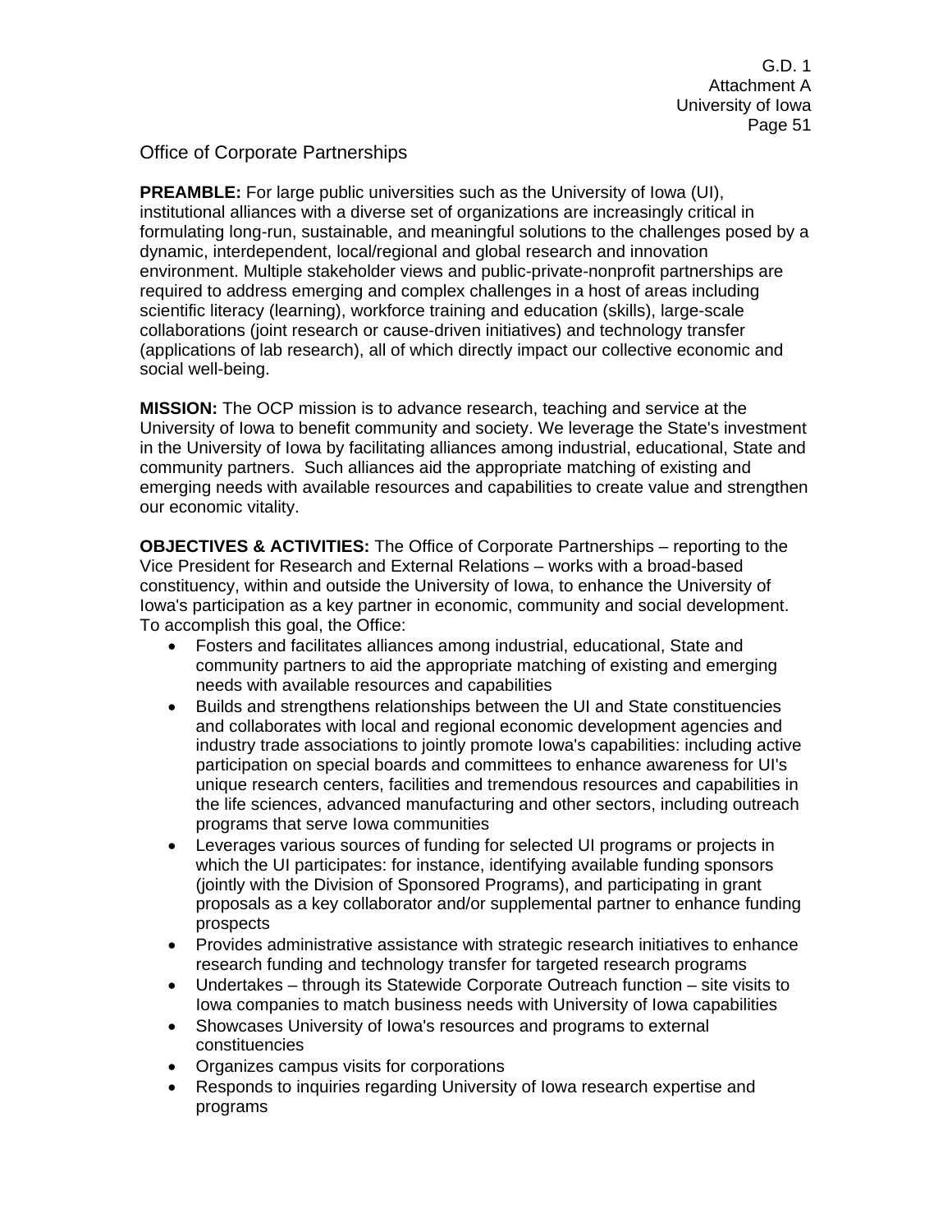## Office of Corporate Partnerships

**PREAMBLE:** For large public universities such as the University of Iowa (UI), institutional alliances with a diverse set of organizations are increasingly critical in formulating long-run, sustainable, and meaningful solutions to the challenges posed by a dynamic, interdependent, local/regional and global research and innovation environment. Multiple stakeholder views and public-private-nonprofit partnerships are required to address emerging and complex challenges in a host of areas including scientific literacy (learning), workforce training and education (skills), large-scale collaborations (joint research or cause-driven initiatives) and technology transfer (applications of lab research), all of which directly impact our collective economic and social well-being.

**MISSION:** The OCP mission is to advance research, teaching and service at the University of Iowa to benefit community and society. We leverage the State's investment in the University of Iowa by facilitating alliances among industrial, educational, State and community partners. Such alliances aid the appropriate matching of existing and emerging needs with available resources and capabilities to create value and strengthen our economic vitality.

**OBJECTIVES & ACTIVITIES:** The Office of Corporate Partnerships – reporting to the Vice President for Research and External Relations – works with a broad-based constituency, within and outside the University of Iowa, to enhance the University of Iowa's participation as a key partner in economic, community and social development. To accomplish this goal, the Office:

- Fosters and facilitates alliances among industrial, educational, State and community partners to aid the appropriate matching of existing and emerging needs with available resources and capabilities
- Builds and strengthens relationships between the UI and State constituencies and collaborates with local and regional economic development agencies and industry trade associations to jointly promote Iowa's capabilities: including active participation on special boards and committees to enhance awareness for UI's unique research centers, facilities and tremendous resources and capabilities in the life sciences, advanced manufacturing and other sectors, including outreach programs that serve Iowa communities
- Leverages various sources of funding for selected UI programs or projects in which the UI participates: for instance, identifying available funding sponsors (jointly with the Division of Sponsored Programs), and participating in grant proposals as a key collaborator and/or supplemental partner to enhance funding prospects
- Provides administrative assistance with strategic research initiatives to enhance research funding and technology transfer for targeted research programs
- Undertakes – through its Statewide Corporate Outreach function – site visits to Iowa companies to match business needs with University of Iowa capabilities
- Showcases University of Iowa's resources and programs to external constituencies
- Organizes campus visits for corporations
- Responds to inquiries regarding University of Iowa research expertise and programs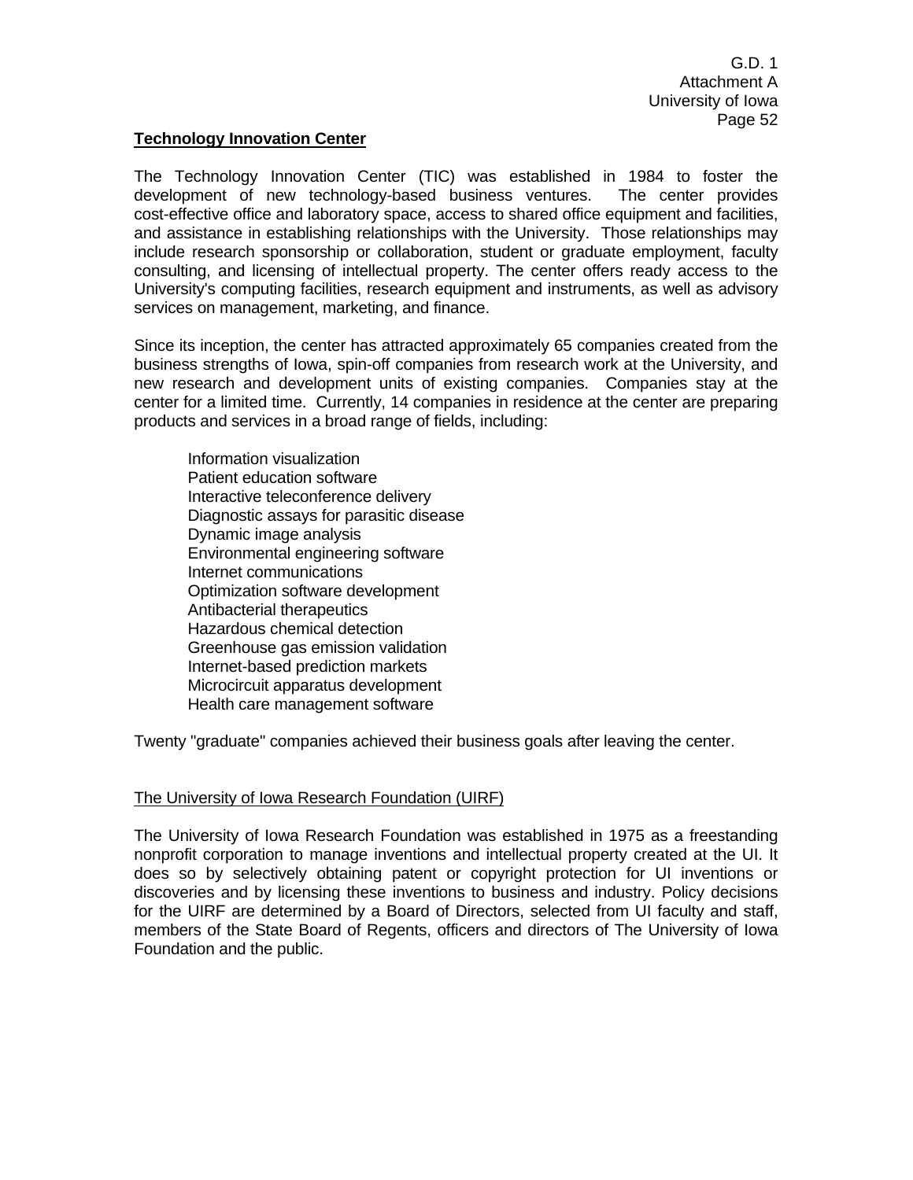## Technology Innovation Center

The Technology Innovation Center (TIC) was established in 1984 to foster the development of new technology-based business ventures. The center provides cost-effective office and laboratory space, access to shared office equipment and facilities, and assistance in establishing relationships with the University. Those relationships may include research sponsorship or collaboration, student or graduate employment, faculty consulting, and licensing of intellectual property. The center offers ready access to the University's computing facilities, research equipment and instruments, as well as advisory services on management, marketing, and finance.

Since its inception, the center has attracted approximately 65 companies created from the business strengths of Iowa, spin-off companies from research work at the University, and new research and development units of existing companies. Companies stay at the center for a limited time. Currently, 14 companies in residence at the center are preparing products and services in a broad range of fields, including:

- Information visualization
- Patient education software
- Interactive teleconference delivery
- Diagnostic assays for parasitic disease
- Dynamic image analysis
- Environmental engineering software
- Internet communications
- Optimization software development
- Antibacterial therapeutics
- Hazardous chemical detection
- Greenhouse gas emission validation
- Internet-based prediction markets
- Microcircuit apparatus development
- Health care management software

Twenty "graduate" companies achieved their business goals after leaving the center.

### The University of Iowa Research Foundation (UIRF)

The University of Iowa Research Foundation was established in 1975 as a freestanding nonprofit corporation to manage inventions and intellectual property created at the UI. It does so by selectively obtaining patent or copyright protection for UI inventions or discoveries and by licensing these inventions to business and industry. Policy decisions for the UIRF are determined by a Board of Directors, selected from UI faculty and staff, members of the State Board of Regents, officers and directors of The University of Iowa Foundation and the public.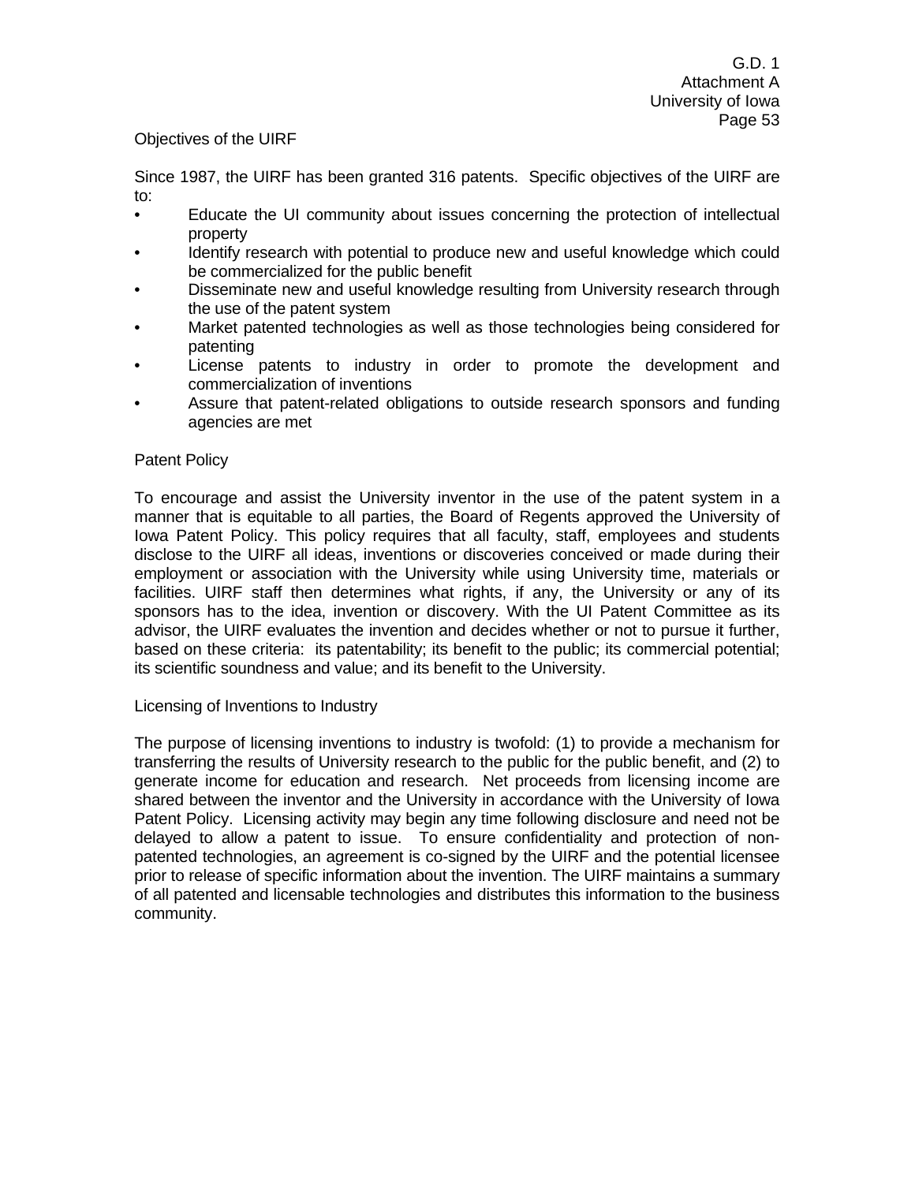Objectives of the UIRF

Since 1987, the UIRF has been granted 316 patents. Specific objectives of the UIRF are to:

- Educate the UI community about issues concerning the protection of intellectual property
- Identify research with potential to produce new and useful knowledge which could be commercialized for the public benefit
- Disseminate new and useful knowledge resulting from University research through the use of the patent system
- Market patented technologies as well as those technologies being considered for patenting
- License patents to industry in order to promote the development and commercialization of inventions
- Assure that patent-related obligations to outside research sponsors and funding agencies are met

Patent Policy

To encourage and assist the University inventor in the use of the patent system in a manner that is equitable to all parties, the Board of Regents approved the University of Iowa Patent Policy. This policy requires that all faculty, staff, employees and students disclose to the UIRF all ideas, inventions or discoveries conceived or made during their employment or association with the University while using University time, materials or facilities. UIRF staff then determines what rights, if any, the University or any of its sponsors has to the idea, invention or discovery. With the UI Patent Committee as its advisor, the UIRF evaluates the invention and decides whether or not to pursue it further, based on these criteria: its patentability; its benefit to the public; its commercial potential; its scientific soundness and value; and its benefit to the University.

Licensing of Inventions to Industry

The purpose of licensing inventions to industry is twofold: (1) to provide a mechanism for transferring the results of University research to the public for the public benefit, and (2) to generate income for education and research. Net proceeds from licensing income are shared between the inventor and the University in accordance with the University of Iowa Patent Policy. Licensing activity may begin any time following disclosure and need not be delayed to allow a patent to issue. To ensure confidentiality and protection of non-patented technologies, an agreement is co-signed by the UIRF and the potential licensee prior to release of specific information about the invention. The UIRF maintains a summary of all patented and licensable technologies and distributes this information to the business community.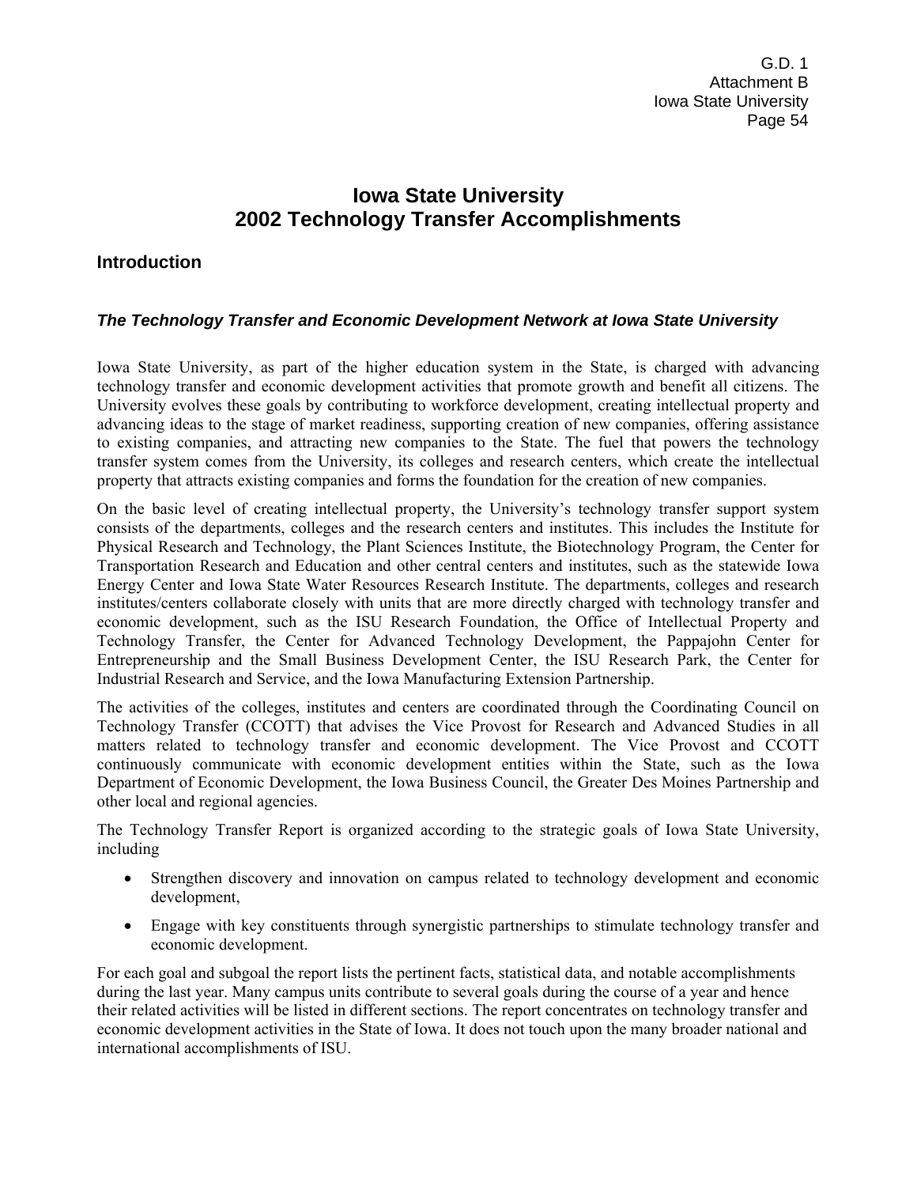# Iowa State University
# 2002 Technology Transfer Accomplishments

## Introduction

### *The Technology Transfer and Economic Development Network at Iowa State University*

Iowa State University, as part of the higher education system in the State, is charged with advancing technology transfer and economic development activities that promote growth and benefit all citizens. The University evolves these goals by contributing to workforce development, creating intellectual property and advancing ideas to the stage of market readiness, supporting creation of new companies, offering assistance to existing companies, and attracting new companies to the State. The fuel that powers the technology transfer system comes from the University, its colleges and research centers, which create the intellectual property that attracts existing companies and forms the foundation for the creation of new companies.

On the basic level of creating intellectual property, the University's technology transfer support system consists of the departments, colleges and the research centers and institutes. This includes the Institute for Physical Research and Technology, the Plant Sciences Institute, the Biotechnology Program, the Center for Transportation Research and Education and other central centers and institutes, such as the statewide Iowa Energy Center and Iowa State Water Resources Research Institute. The departments, colleges and research institutes/centers collaborate closely with units that are more directly charged with technology transfer and economic development, such as the ISU Research Foundation, the Office of Intellectual Property and Technology Transfer, the Center for Advanced Technology Development, the Pappajohn Center for Entrepreneurship and the Small Business Development Center, the ISU Research Park, the Center for Industrial Research and Service, and the Iowa Manufacturing Extension Partnership.

The activities of the colleges, institutes and centers are coordinated through the Coordinating Council on Technology Transfer (CCOTT) that advises the Vice Provost for Research and Advanced Studies in all matters related to technology transfer and economic development. The Vice Provost and CCOTT continuously communicate with economic development entities within the State, such as the Iowa Department of Economic Development, the Iowa Business Council, the Greater Des Moines Partnership and other local and regional agencies.

The Technology Transfer Report is organized according to the strategic goals of Iowa State University, including

- Strengthen discovery and innovation on campus related to technology development and economic development,
- Engage with key constituents through synergistic partnerships to stimulate technology transfer and economic development.

For each goal and subgoal the report lists the pertinent facts, statistical data, and notable accomplishments during the last year. Many campus units contribute to several goals during the course of a year and hence their related activities will be listed in different sections. The report concentrates on technology transfer and economic development activities in the State of Iowa. It does not touch upon the many broader national and international accomplishments of ISU.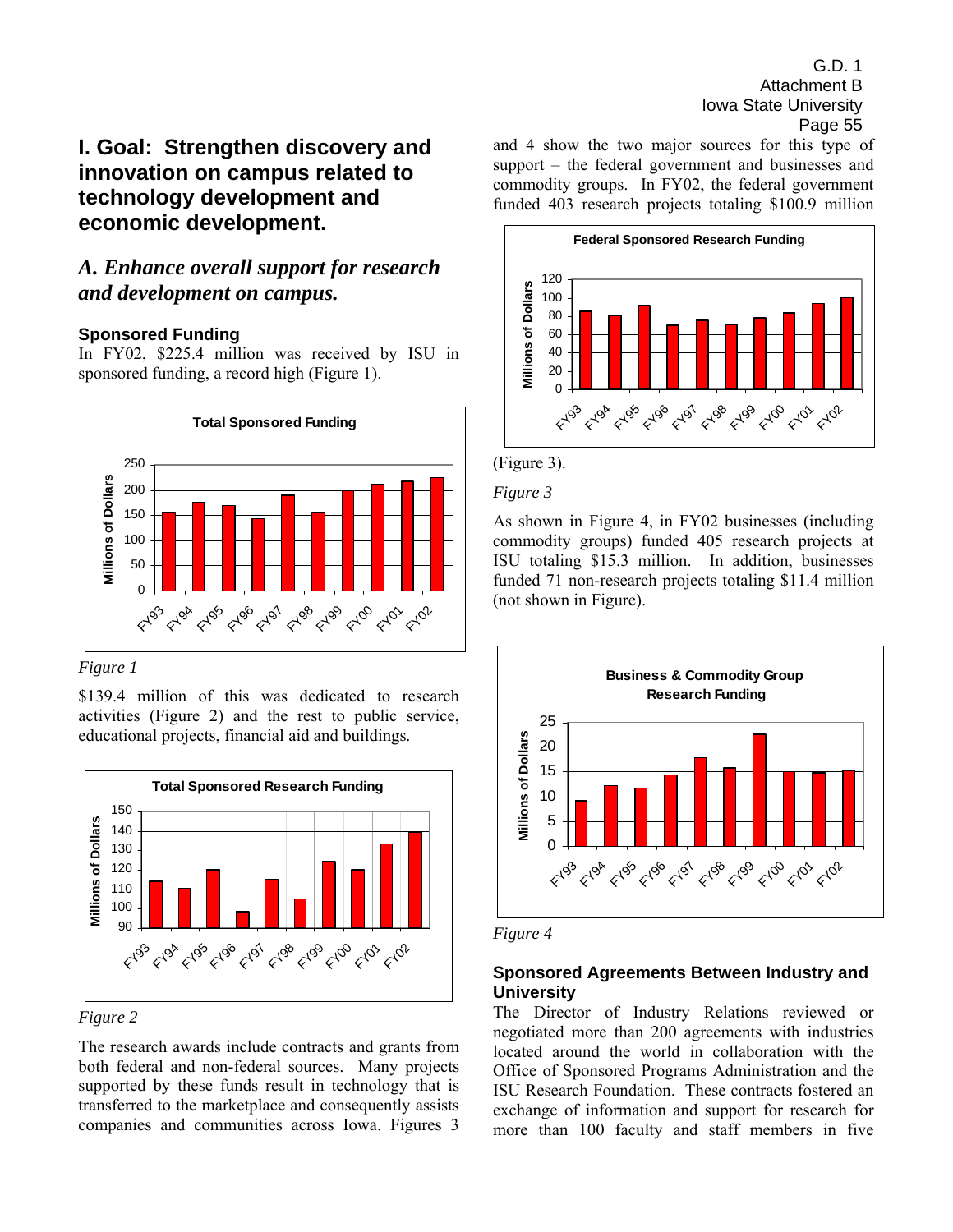# I. Goal: Strengthen discovery and innovation on campus related to technology development and economic development.

## *A. Enhance overall support for research and development on campus.*

### Sponsored Funding

In FY02, $225.4 million was received by ISU in sponsored funding, a record high (Figure 1).

*Figure 1*

$139.4 million of this was dedicated to research activities (Figure 2) and the rest to public service, educational projects, financial aid and buildings.

*Figure 2*

The research awards include contracts and grants from both federal and non-federal sources. Many projects supported by these funds result in technology that is transferred to the marketplace and consequently assists companies and communities across Iowa. Figures 3 and 4 show the two major sources for this type of support – the federal government and businesses and commodity groups. In FY02, the federal government funded 403 research projects totaling $100.9 million (Figure 3).

*Figure 3*

As shown in Figure 4, in FY02 businesses (including commodity groups) funded 405 research projects at ISU totaling $15.3 million. In addition, businesses funded 71 non-research projects totaling $11.4 million (not shown in Figure).

*Figure 4*

### Sponsored Agreements Between Industry and University

The Director of Industry Relations reviewed or negotiated more than 200 agreements with industries located around the world in collaboration with the Office of Sponsored Programs Administration and the ISU Research Foundation. These contracts fostered an exchange of information and support for research for more than 100 faculty and staff members in five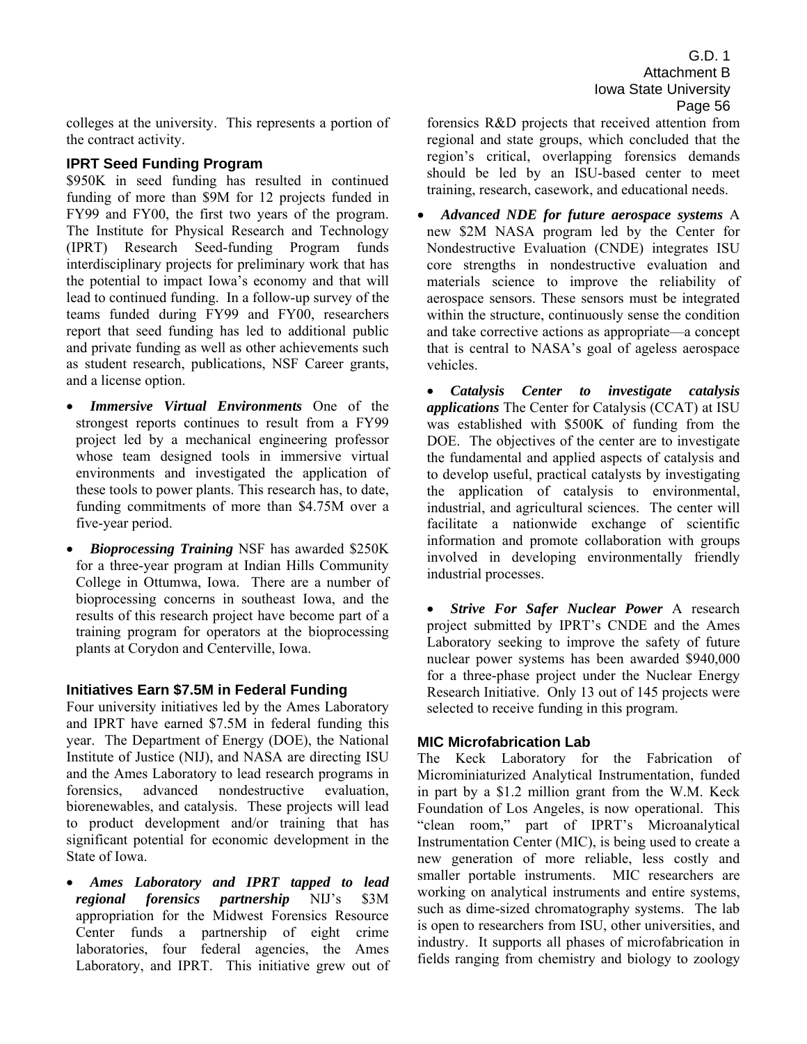colleges at the university. This represents a portion of the contract activity.

### IPRT Seed Funding Program

$950K in seed funding has resulted in continued funding of more than $9M for 12 projects funded in FY99 and FY00, the first two years of the program. The Institute for Physical Research and Technology (IPRT) Research Seed-funding Program funds interdisciplinary projects for preliminary work that has the potential to impact Iowa's economy and that will lead to continued funding. In a follow-up survey of the teams funded during FY99 and FY00, researchers report that seed funding has led to additional public and private funding as well as other achievements such as student research, publications, NSF Career grants, and a license option.

- ***Immersive Virtual Environments*** One of the strongest reports continues to result from a FY99 project led by a mechanical engineering professor whose team designed tools in immersive virtual environments and investigated the application of these tools to power plants. This research has, to date, funding commitments of more than $4.75M over a five-year period.
- ***Bioprocessing Training*** NSF has awarded $250K for a three-year program at Indian Hills Community College in Ottumwa, Iowa. There are a number of bioprocessing concerns in southeast Iowa, and the results of this research project have become part of a training program for operators at the bioprocessing plants at Corydon and Centerville, Iowa.

### Initiatives Earn $7.5M in Federal Funding

Four university initiatives led by the Ames Laboratory and IPRT have earned $7.5M in federal funding this year. The Department of Energy (DOE), the National Institute of Justice (NIJ), and NASA are directing ISU and the Ames Laboratory to lead research programs in forensics, advanced nondestructive evaluation, biorenewables, and catalysis. These projects will lead to product development and/or training that has significant potential for economic development in the State of Iowa.

- ***Ames Laboratory and IPRT tapped to lead regional forensics partnership*** NIJ's $3M appropriation for the Midwest Forensics Resource Center funds a partnership of eight crime laboratories, four federal agencies, the Ames Laboratory, and IPRT. This initiative grew out of forensics R&D projects that received attention from regional and state groups, which concluded that the region's critical, overlapping forensics demands should be led by an ISU-based center to meet training, research, casework, and educational needs.
- ***Advanced NDE for future aerospace systems*** A new $2M NASA program led by the Center for Nondestructive Evaluation (CNDE) integrates ISU core strengths in nondestructive evaluation and materials science to improve the reliability of aerospace sensors. These sensors must be integrated within the structure, continuously sense the condition and take corrective actions as appropriate—a concept that is central to NASA's goal of ageless aerospace vehicles.
- ***Catalysis Center to investigate catalysis applications*** The Center for Catalysis (CCAT) at ISU was established with $500K of funding from the DOE. The objectives of the center are to investigate the fundamental and applied aspects of catalysis and to develop useful, practical catalysts by investigating the application of catalysis to environmental, industrial, and agricultural sciences. The center will facilitate a nationwide exchange of scientific information and promote collaboration with groups involved in developing environmentally friendly industrial processes.
- ***Strive For Safer Nuclear Power*** A research project submitted by IPRT's CNDE and the Ames Laboratory seeking to improve the safety of future nuclear power systems has been awarded $940,000 for a three-phase project under the Nuclear Energy Research Initiative. Only 13 out of 145 projects were selected to receive funding in this program.

### MIC Microfabrication Lab

The Keck Laboratory for the Fabrication of Microminiaturized Analytical Instrumentation, funded in part by a $1.2 million grant from the W.M. Keck Foundation of Los Angeles, is now operational. This "clean room," part of IPRT's Microanalytical Instrumentation Center (MIC), is being used to create a new generation of more reliable, less costly and smaller portable instruments. MIC researchers are working on analytical instruments and entire systems, such as dime-sized chromatography systems. The lab is open to researchers from ISU, other universities, and industry. It supports all phases of microfabrication in fields ranging from chemistry and biology to zoology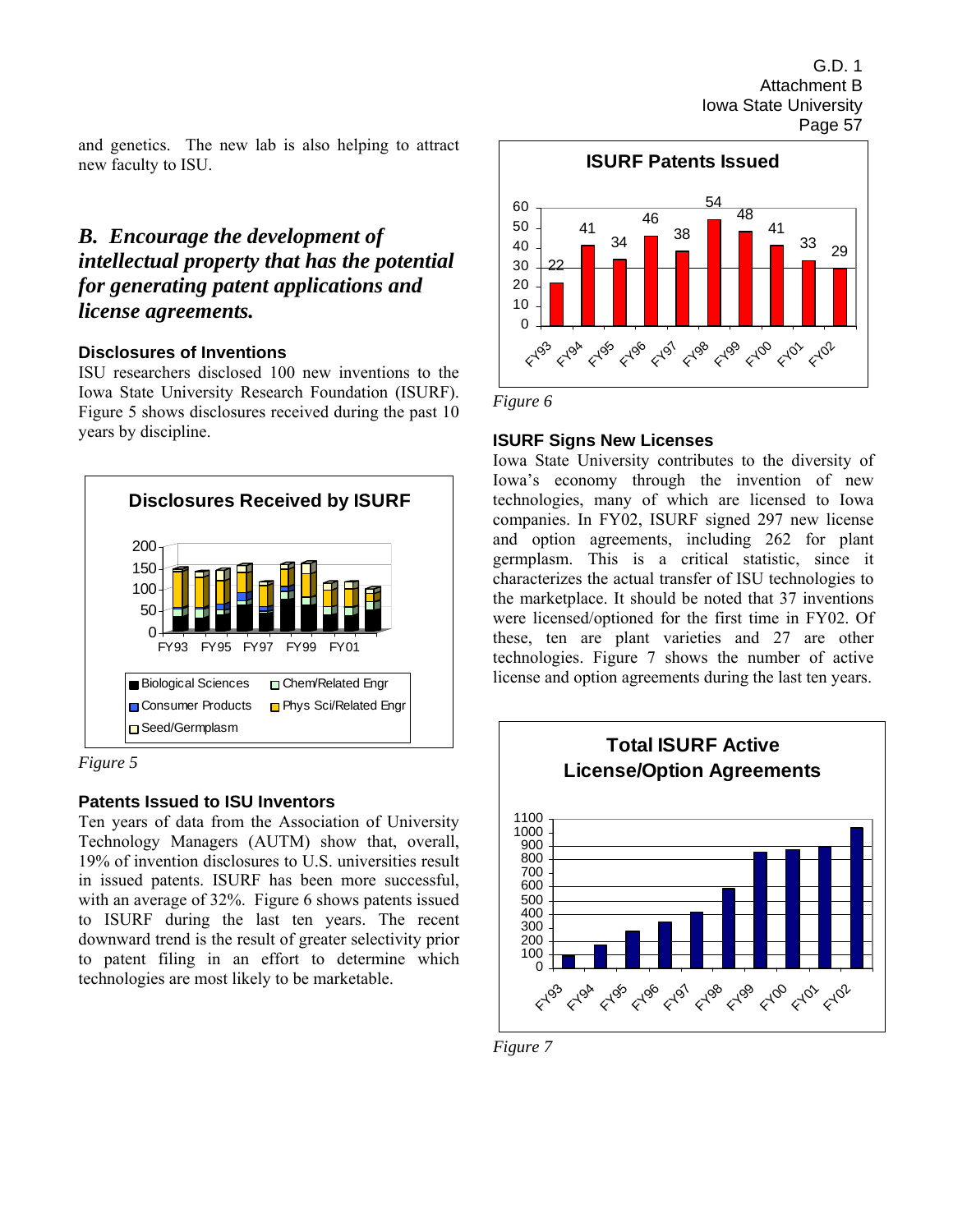and genetics. The new lab is also helping to attract new faculty to ISU.

## *B. Encourage the development of intellectual property that has the potential for generating patent applications and license agreements.*

### Disclosures of Inventions

ISU researchers disclosed 100 new inventions to the Iowa State University Research Foundation (ISURF). Figure 5 shows disclosures received during the past 10 years by discipline.

*Figure 5*

### Patents Issued to ISU Inventors

Ten years of data from the Association of University Technology Managers (AUTM) show that, overall, 19% of invention disclosures to U.S. universities result in issued patents. ISURF has been more successful, with an average of 32%. Figure 6 shows patents issued to ISURF during the last ten years. The recent downward trend is the result of greater selectivity prior to patent filing in an effort to determine which technologies are most likely to be marketable.

*Figure 6*

### ISURF Signs New Licenses

Iowa State University contributes to the diversity of Iowa's economy through the invention of new technologies, many of which are licensed to Iowa companies. In FY02, ISURF signed 297 new license and option agreements, including 262 for plant germplasm. This is a critical statistic, since it characterizes the actual transfer of ISU technologies to the marketplace. It should be noted that 37 inventions were licensed/optioned for the first time in FY02. Of these, ten are plant varieties and 27 are other technologies. Figure 7 shows the number of active license and option agreements during the last ten years.

*Figure 7*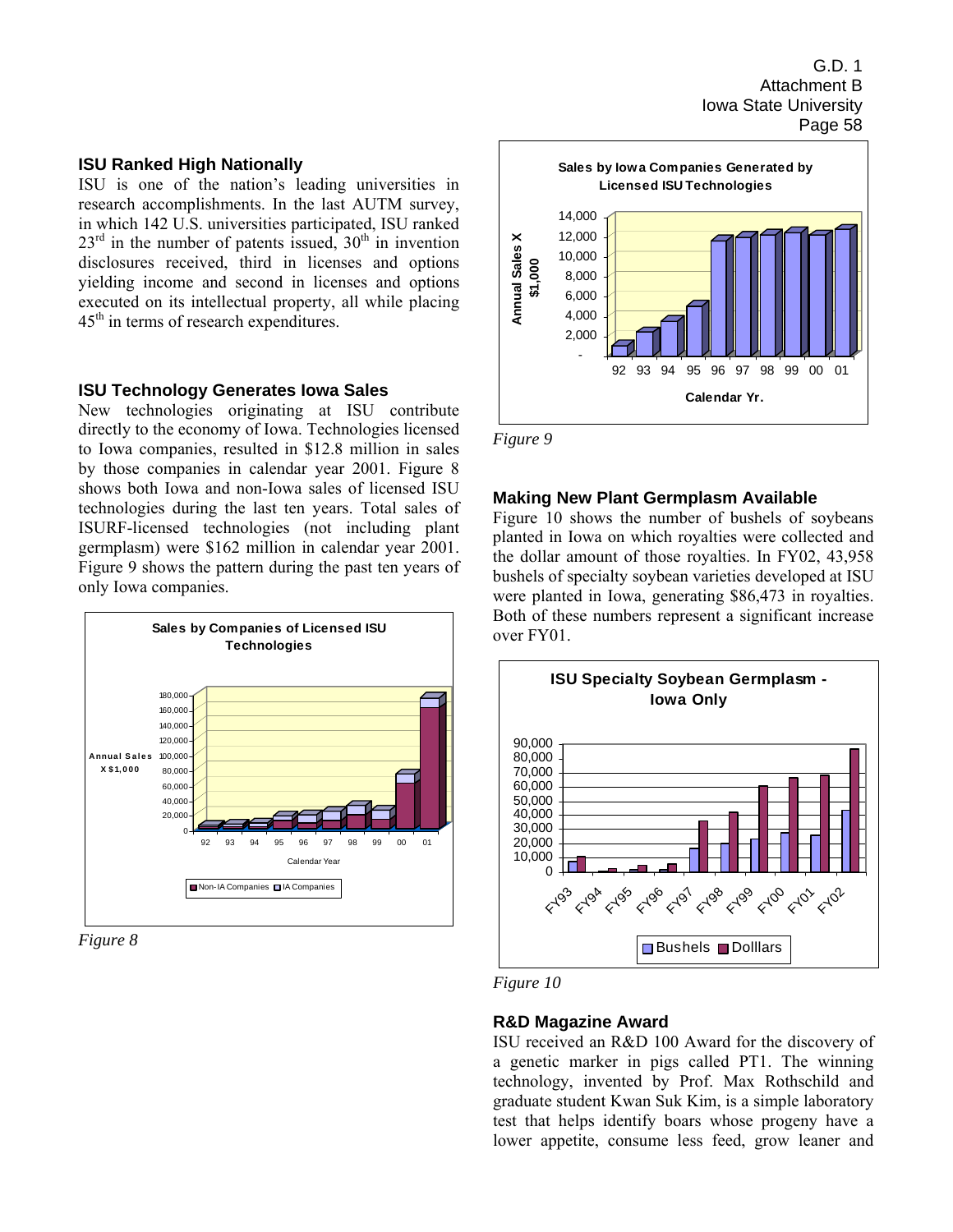## ISU Ranked High Nationally

ISU is one of the nation's leading universities in research accomplishments. In the last AUTM survey, in which 142 U.S. universities participated, ISU ranked 23rd in the number of patents issued, 30th in invention disclosures received, third in licenses and options yielding income and second in licenses and options executed on its intellectual property, all while placing 45th in terms of research expenditures.

## ISU Technology Generates Iowa Sales

New technologies originating at ISU contribute directly to the economy of Iowa. Technologies licensed to Iowa companies, resulted in $12.8 million in sales by those companies in calendar year 2001. Figure 8 shows both Iowa and non-Iowa sales of licensed ISU technologies during the last ten years. Total sales of ISURF-licensed technologies (not including plant germplasm) were $162 million in calendar year 2001. Figure 9 shows the pattern during the past ten years of only Iowa companies.

*Figure 8*

*Figure 9*

## Making New Plant Germplasm Available

Figure 10 shows the number of bushels of soybeans planted in Iowa on which royalties were collected and the dollar amount of those royalties. In FY02, 43,958 bushels of specialty soybean varieties developed at ISU were planted in Iowa, generating $86,473 in royalties. Both of these numbers represent a significant increase over FY01.

*Figure 10*

## R&D Magazine Award

ISU received an R&D 100 Award for the discovery of a genetic marker in pigs called PT1. The winning technology, invented by Prof. Max Rothschild and graduate student Kwan Suk Kim, is a simple laboratory test that helps identify boars whose progeny have a lower appetite, consume less feed, grow leaner and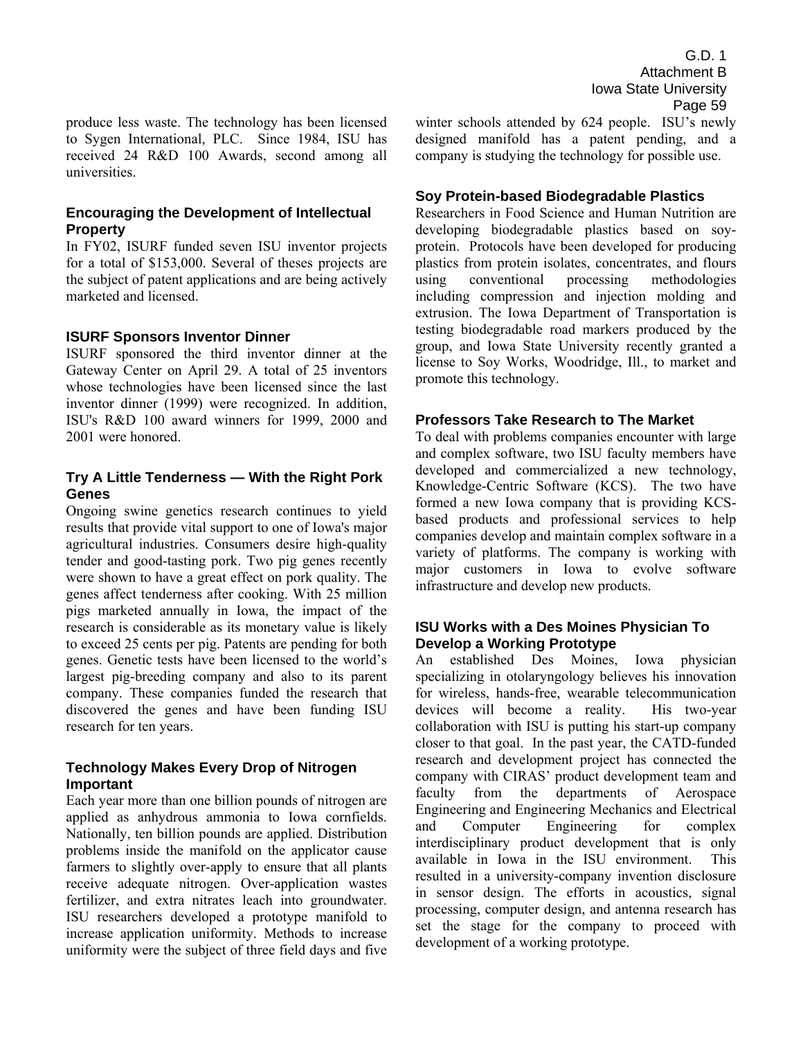produce less waste. The technology has been licensed to Sygen International, PLC. Since 1984, ISU has received 24 R&D 100 Awards, second among all universities.

### Encouraging the Development of Intellectual Property

In FY02, ISURF funded seven ISU inventor projects for a total of $153,000. Several of theses projects are the subject of patent applications and are being actively marketed and licensed.

### ISURF Sponsors Inventor Dinner

ISURF sponsored the third inventor dinner at the Gateway Center on April 29. A total of 25 inventors whose technologies have been licensed since the last inventor dinner (1999) were recognized. In addition, ISU's R&D 100 award winners for 1999, 2000 and 2001 were honored.

### Try A Little Tenderness — With the Right Pork Genes

Ongoing swine genetics research continues to yield results that provide vital support to one of Iowa's major agricultural industries. Consumers desire high-quality tender and good-tasting pork. Two pig genes recently were shown to have a great effect on pork quality. The genes affect tenderness after cooking. With 25 million pigs marketed annually in Iowa, the impact of the research is considerable as its monetary value is likely to exceed 25 cents per pig. Patents are pending for both genes. Genetic tests have been licensed to the world's largest pig-breeding company and also to its parent company. These companies funded the research that discovered the genes and have been funding ISU research for ten years.

### Technology Makes Every Drop of Nitrogen Important

Each year more than one billion pounds of nitrogen are applied as anhydrous ammonia to Iowa cornfields. Nationally, ten billion pounds are applied. Distribution problems inside the manifold on the applicator cause farmers to slightly over-apply to ensure that all plants receive adequate nitrogen. Over-application wastes fertilizer, and extra nitrates leach into groundwater. ISU researchers developed a prototype manifold to increase application uniformity. Methods to increase uniformity were the subject of three field days and five winter schools attended by 624 people. ISU's newly designed manifold has a patent pending, and a company is studying the technology for possible use.

### Soy Protein-based Biodegradable Plastics

Researchers in Food Science and Human Nutrition are developing biodegradable plastics based on soy-protein. Protocols have been developed for producing plastics from protein isolates, concentrates, and flours using conventional processing methodologies including compression and injection molding and extrusion. The Iowa Department of Transportation is testing biodegradable road markers produced by the group, and Iowa State University recently granted a license to Soy Works, Woodridge, Ill., to market and promote this technology.

### Professors Take Research to The Market

To deal with problems companies encounter with large and complex software, two ISU faculty members have developed and commercialized a new technology, Knowledge-Centric Software (KCS). The two have formed a new Iowa company that is providing KCS-based products and professional services to help companies develop and maintain complex software in a variety of platforms. The company is working with major customers in Iowa to evolve software infrastructure and develop new products.

### ISU Works with a Des Moines Physician To Develop a Working Prototype

An established Des Moines, Iowa physician specializing in otolaryngology believes his innovation for wireless, hands-free, wearable telecommunication devices will become a reality. His two-year collaboration with ISU is putting his start-up company closer to that goal. In the past year, the CATD-funded research and development project has connected the company with CIRAS' product development team and faculty from the departments of Aerospace Engineering and Engineering Mechanics and Electrical and Computer Engineering for complex interdisciplinary product development that is only available in Iowa in the ISU environment. This resulted in a university-company invention disclosure in sensor design. The efforts in acoustics, signal processing, computer design, and antenna research has set the stage for the company to proceed with development of a working prototype.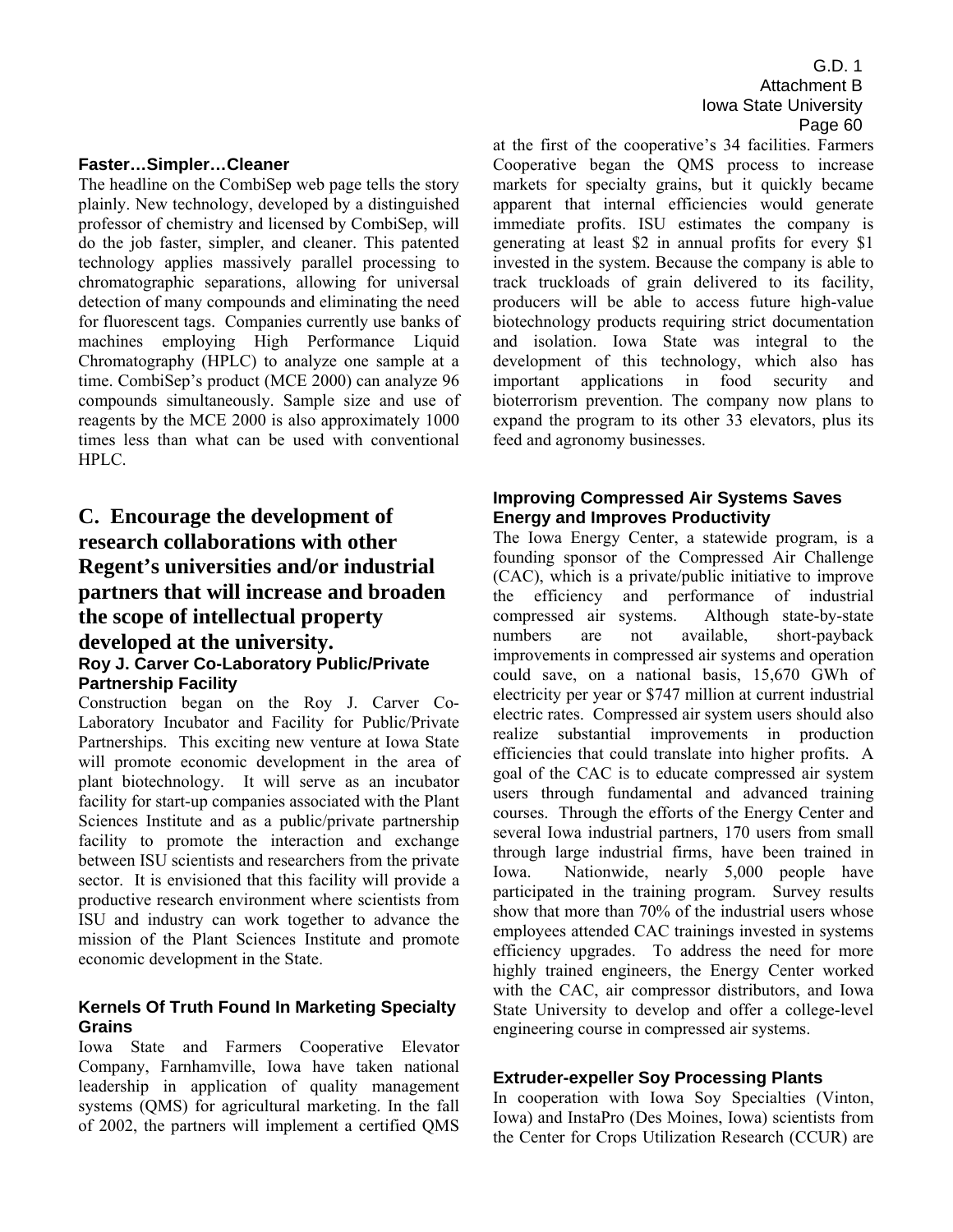### Faster…Simpler…Cleaner

The headline on the CombiSep web page tells the story plainly. New technology, developed by a distinguished professor of chemistry and licensed by CombiSep, will do the job faster, simpler, and cleaner. This patented technology applies massively parallel processing to chromatographic separations, allowing for universal detection of many compounds and eliminating the need for fluorescent tags. Companies currently use banks of machines employing High Performance Liquid Chromatography (HPLC) to analyze one sample at a time. CombiSep's product (MCE 2000) can analyze 96 compounds simultaneously. Sample size and use of reagents by the MCE 2000 is also approximately 1000 times less than what can be used with conventional HPLC.

## C. Encourage the development of research collaborations with other Regent's universities and/or industrial partners that will increase and broaden the scope of intellectual property developed at the university.

### Roy J. Carver Co-Laboratory Public/Private Partnership Facility

Construction began on the Roy J. Carver Co-Laboratory Incubator and Facility for Public/Private Partnerships. This exciting new venture at Iowa State will promote economic development in the area of plant biotechnology. It will serve as an incubator facility for start-up companies associated with the Plant Sciences Institute and as a public/private partnership facility to promote the interaction and exchange between ISU scientists and researchers from the private sector. It is envisioned that this facility will provide a productive research environment where scientists from ISU and industry can work together to advance the mission of the Plant Sciences Institute and promote economic development in the State.

### Kernels Of Truth Found In Marketing Specialty Grains

Iowa State and Farmers Cooperative Elevator Company, Farnhamville, Iowa have taken national leadership in application of quality management systems (QMS) for agricultural marketing. In the fall of 2002, the partners will implement a certified QMS at the first of the cooperative's 34 facilities. Farmers Cooperative began the QMS process to increase markets for specialty grains, but it quickly became apparent that internal efficiencies would generate immediate profits. ISU estimates the company is generating at least $2 in annual profits for every $1 invested in the system. Because the company is able to track truckloads of grain delivered to its facility, producers will be able to access future high-value biotechnology products requiring strict documentation and isolation. Iowa State was integral to the development of this technology, which also has important applications in food security and bioterrorism prevention. The company now plans to expand the program to its other 33 elevators, plus its feed and agronomy businesses.

### Improving Compressed Air Systems Saves Energy and Improves Productivity

The Iowa Energy Center, a statewide program, is a founding sponsor of the Compressed Air Challenge (CAC), which is a private/public initiative to improve the efficiency and performance of industrial compressed air systems. Although state-by-state numbers are not available, short-payback improvements in compressed air systems and operation could save, on a national basis, 15,670 GWh of electricity per year or $747 million at current industrial electric rates. Compressed air system users should also realize substantial improvements in production efficiencies that could translate into higher profits. A goal of the CAC is to educate compressed air system users through fundamental and advanced training courses. Through the efforts of the Energy Center and several Iowa industrial partners, 170 users from small through large industrial firms, have been trained in Iowa. Nationwide, nearly 5,000 people have participated in the training program. Survey results show that more than 70% of the industrial users whose employees attended CAC trainings invested in systems efficiency upgrades. To address the need for more highly trained engineers, the Energy Center worked with the CAC, air compressor distributors, and Iowa State University to develop and offer a college-level engineering course in compressed air systems.

### Extruder-expeller Soy Processing Plants

In cooperation with Iowa Soy Specialties (Vinton, Iowa) and InstaPro (Des Moines, Iowa) scientists from the Center for Crops Utilization Research (CCUR) are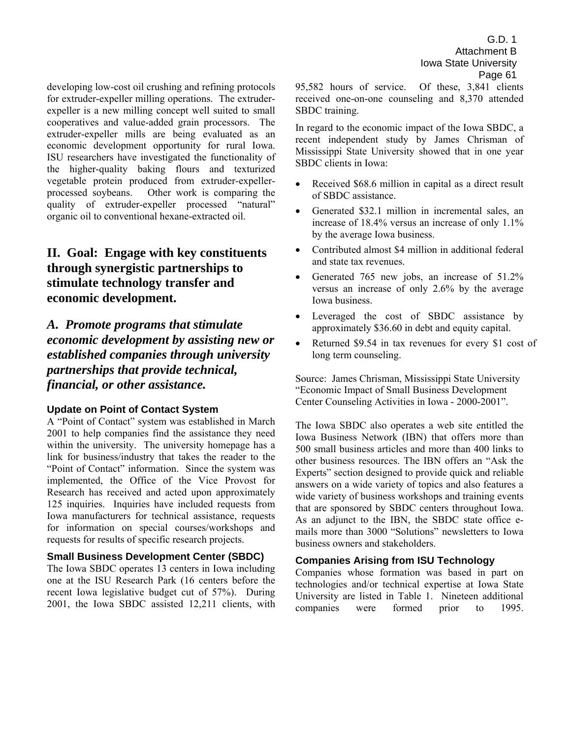developing low-cost oil crushing and refining protocols for extruder-expeller milling operations. The extruder-expeller is a new milling concept well suited to small cooperatives and value-added grain processors. The extruder-expeller mills are being evaluated as an economic development opportunity for rural Iowa. ISU researchers have investigated the functionality of the higher-quality baking flours and texturized vegetable protein produced from extruder-expeller-processed soybeans. Other work is comparing the quality of extruder-expeller processed "natural" organic oil to conventional hexane-extracted oil.

## II. Goal: Engage with key constituents through synergistic partnerships to stimulate technology transfer and economic development.

### *A. Promote programs that stimulate economic development by assisting new or established companies through university partnerships that provide technical, financial, or other assistance.*

#### Update on Point of Contact System

A "Point of Contact" system was established in March 2001 to help companies find the assistance they need within the university. The university homepage has a link for business/industry that takes the reader to the "Point of Contact" information. Since the system was implemented, the Office of the Vice Provost for Research has received and acted upon approximately 125 inquiries. Inquiries have included requests from Iowa manufacturers for technical assistance, requests for information on special courses/workshops and requests for results of specific research projects.

#### Small Business Development Center (SBDC)

The Iowa SBDC operates 13 centers in Iowa including one at the ISU Research Park (16 centers before the recent Iowa legislative budget cut of 57%). During 2001, the Iowa SBDC assisted 12,211 clients, with 95,582 hours of service. Of these, 3,841 clients received one-on-one counseling and 8,370 attended SBDC training.

In regard to the economic impact of the Iowa SBDC, a recent independent study by James Chrisman of Mississippi State University showed that in one year SBDC clients in Iowa:

- Received $68.6 million in capital as a direct result of SBDC assistance.
- Generated $32.1 million in incremental sales, an increase of 18.4% versus an increase of only 1.1% by the average Iowa business.
- Contributed almost $4 million in additional federal and state tax revenues.
- Generated 765 new jobs, an increase of 51.2% versus an increase of only 2.6% by the average Iowa business.
- Leveraged the cost of SBDC assistance by approximately $36.60 in debt and equity capital.
- Returned $9.54 in tax revenues for every $1 cost of long term counseling.

Source: James Chrisman, Mississippi State University "Economic Impact of Small Business Development Center Counseling Activities in Iowa - 2000-2001".

The Iowa SBDC also operates a web site entitled the Iowa Business Network (IBN) that offers more than 500 small business articles and more than 400 links to other business resources. The IBN offers an "Ask the Experts" section designed to provide quick and reliable answers on a wide variety of topics and also features a wide variety of business workshops and training events that are sponsored by SBDC centers throughout Iowa. As an adjunct to the IBN, the SBDC state office e-mails more than 3000 "Solutions" newsletters to Iowa business owners and stakeholders.

#### Companies Arising from ISU Technology

Companies whose formation was based in part on technologies and/or technical expertise at Iowa State University are listed in Table 1. Nineteen additional companies were formed prior to 1995.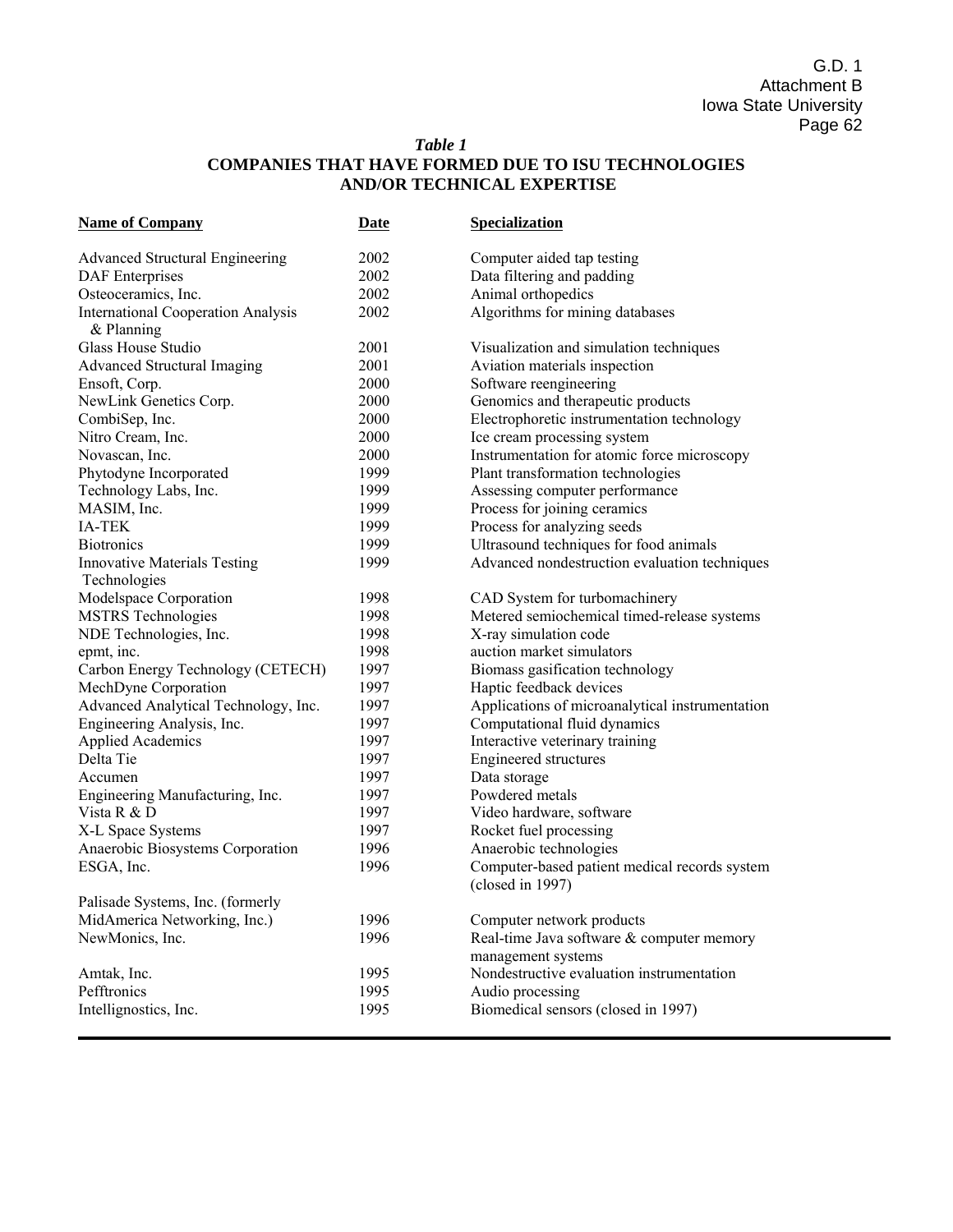*Table 1*

**COMPANIES THAT HAVE FORMED DUE TO ISU TECHNOLOGIES AND/OR TECHNICAL EXPERTISE**

| Name of Company | Date | Specialization |
|---|---|---|
| Advanced Structural Engineering | 2002 | Computer aided tap testing |
| DAF Enterprises | 2002 | Data filtering and padding |
| Osteoceramics, Inc. | 2002 | Animal orthopedics |
| International Cooperation Analysis & Planning | 2002 | Algorithms for mining databases |
| Glass House Studio | 2001 | Visualization and simulation techniques |
| Advanced Structural Imaging | 2001 | Aviation materials inspection |
| Ensoft, Corp. | 2000 | Software reengineering |
| NewLink Genetics Corp. | 2000 | Genomics and therapeutic products |
| CombiSep, Inc. | 2000 | Electrophoretic instrumentation technology |
| Nitro Cream, Inc. | 2000 | Ice cream processing system |
| Novascan, Inc. | 2000 | Instrumentation for atomic force microscopy |
| Phytodyne Incorporated | 1999 | Plant transformation technologies |
| Technology Labs, Inc. | 1999 | Assessing computer performance |
| MASIM, Inc. | 1999 | Process for joining ceramics |
| IA-TEK | 1999 | Process for analyzing seeds |
| Biotronics | 1999 | Ultrasound techniques for food animals |
| Innovative Materials Testing Technologies | 1999 | Advanced nondestruction evaluation techniques |
| Modelspace Corporation | 1998 | CAD System for turbomachinery |
| MSTRS Technologies | 1998 | Metered semiochemical timed-release systems |
| NDE Technologies, Inc. | 1998 | X-ray simulation code |
| epmt, inc. | 1998 | auction market simulators |
| Carbon Energy Technology (CETECH) | 1997 | Biomass gasification technology |
| MechDyne Corporation | 1997 | Haptic feedback devices |
| Advanced Analytical Technology, Inc. | 1997 | Applications of microanalytical instrumentation |
| Engineering Analysis, Inc. | 1997 | Computational fluid dynamics |
| Applied Academics | 1997 | Interactive veterinary training |
| Delta Tie | 1997 | Engineered structures |
| Accumen | 1997 | Data storage |
| Engineering Manufacturing, Inc. | 1997 | Powdered metals |
| Vista R & D | 1997 | Video hardware, software |
| X-L Space Systems | 1997 | Rocket fuel processing |
| Anaerobic Biosystems Corporation | 1996 | Anaerobic technologies |
| ESGA, Inc. | 1996 | Computer-based patient medical records system (closed in 1997) |
| Palisade Systems, Inc. (formerly MidAmerica Networking, Inc.) | 1996 | Computer network products |
| NewMonics, Inc. | 1996 | Real-time Java software & computer memory management systems |
| Amtak, Inc. | 1995 | Nondestructive evaluation instrumentation |
| Pefftronics | 1995 | Audio processing |
| Intellignostics, Inc. | 1995 | Biomedical sensors (closed in 1997) |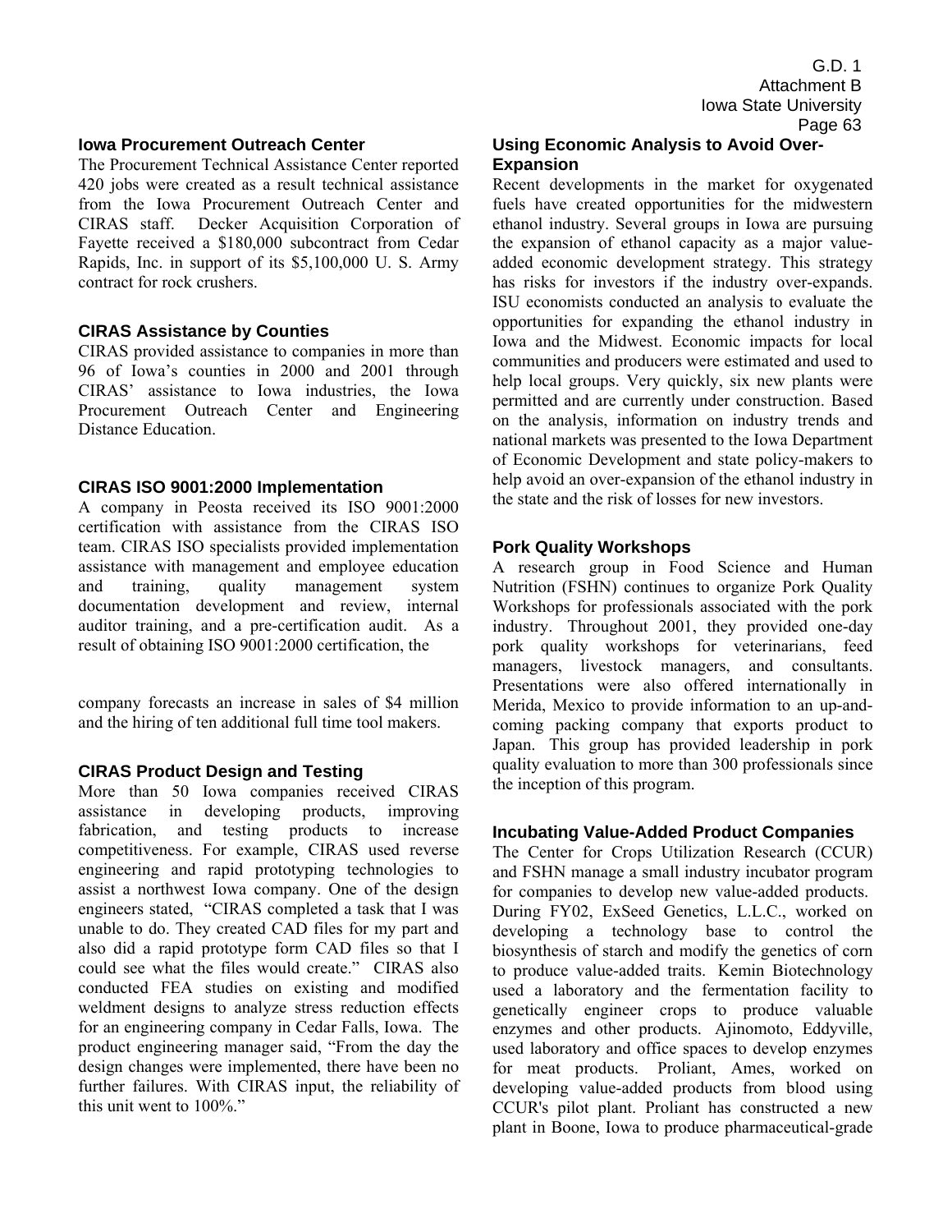### Iowa Procurement Outreach Center

The Procurement Technical Assistance Center reported 420 jobs were created as a result technical assistance from the Iowa Procurement Outreach Center and CIRAS staff. Decker Acquisition Corporation of Fayette received a $180,000 subcontract from Cedar Rapids, Inc. in support of its $5,100,000 U. S. Army contract for rock crushers.

### CIRAS Assistance by Counties

CIRAS provided assistance to companies in more than 96 of Iowa's counties in 2000 and 2001 through CIRAS' assistance to Iowa industries, the Iowa Procurement Outreach Center and Engineering Distance Education.

### CIRAS ISO 9001:2000 Implementation

A company in Peosta received its ISO 9001:2000 certification with assistance from the CIRAS ISO team. CIRAS ISO specialists provided implementation assistance with management and employee education and training, quality management system documentation development and review, internal auditor training, and a pre-certification audit. As a result of obtaining ISO 9001:2000 certification, the company forecasts an increase in sales of $4 million and the hiring of ten additional full time tool makers.

### CIRAS Product Design and Testing

More than 50 Iowa companies received CIRAS assistance in developing products, improving fabrication, and testing products to increase competitiveness. For example, CIRAS used reverse engineering and rapid prototyping technologies to assist a northwest Iowa company. One of the design engineers stated, "CIRAS completed a task that I was unable to do. They created CAD files for my part and also did a rapid prototype form CAD files so that I could see what the files would create." CIRAS also conducted FEA studies on existing and modified weldment designs to analyze stress reduction effects for an engineering company in Cedar Falls, Iowa. The product engineering manager said, "From the day the design changes were implemented, there have been no further failures. With CIRAS input, the reliability of this unit went to 100%."

### Using Economic Analysis to Avoid Over-Expansion

Recent developments in the market for oxygenated fuels have created opportunities for the midwestern ethanol industry. Several groups in Iowa are pursuing the expansion of ethanol capacity as a major value-added economic development strategy. This strategy has risks for investors if the industry over-expands. ISU economists conducted an analysis to evaluate the opportunities for expanding the ethanol industry in Iowa and the Midwest. Economic impacts for local communities and producers were estimated and used to help local groups. Very quickly, six new plants were permitted and are currently under construction. Based on the analysis, information on industry trends and national markets was presented to the Iowa Department of Economic Development and state policy-makers to help avoid an over-expansion of the ethanol industry in the state and the risk of losses for new investors.

### Pork Quality Workshops

A research group in Food Science and Human Nutrition (FSHN) continues to organize Pork Quality Workshops for professionals associated with the pork industry. Throughout 2001, they provided one-day pork quality workshops for veterinarians, feed managers, livestock managers, and consultants. Presentations were also offered internationally in Merida, Mexico to provide information to an up-and-coming packing company that exports product to Japan. This group has provided leadership in pork quality evaluation to more than 300 professionals since the inception of this program.

### Incubating Value-Added Product Companies

The Center for Crops Utilization Research (CCUR) and FSHN manage a small industry incubator program for companies to develop new value-added products. During FY02, ExSeed Genetics, L.L.C., worked on developing a technology base to control the biosynthesis of starch and modify the genetics of corn to produce value-added traits. Kemin Biotechnology used a laboratory and the fermentation facility to genetically engineer crops to produce valuable enzymes and other products. Ajinomoto, Eddyville, used laboratory and office spaces to develop enzymes for meat products. Proliant, Ames, worked on developing value-added products from blood using CCUR's pilot plant. Proliant has constructed a new plant in Boone, Iowa to produce pharmaceutical-grade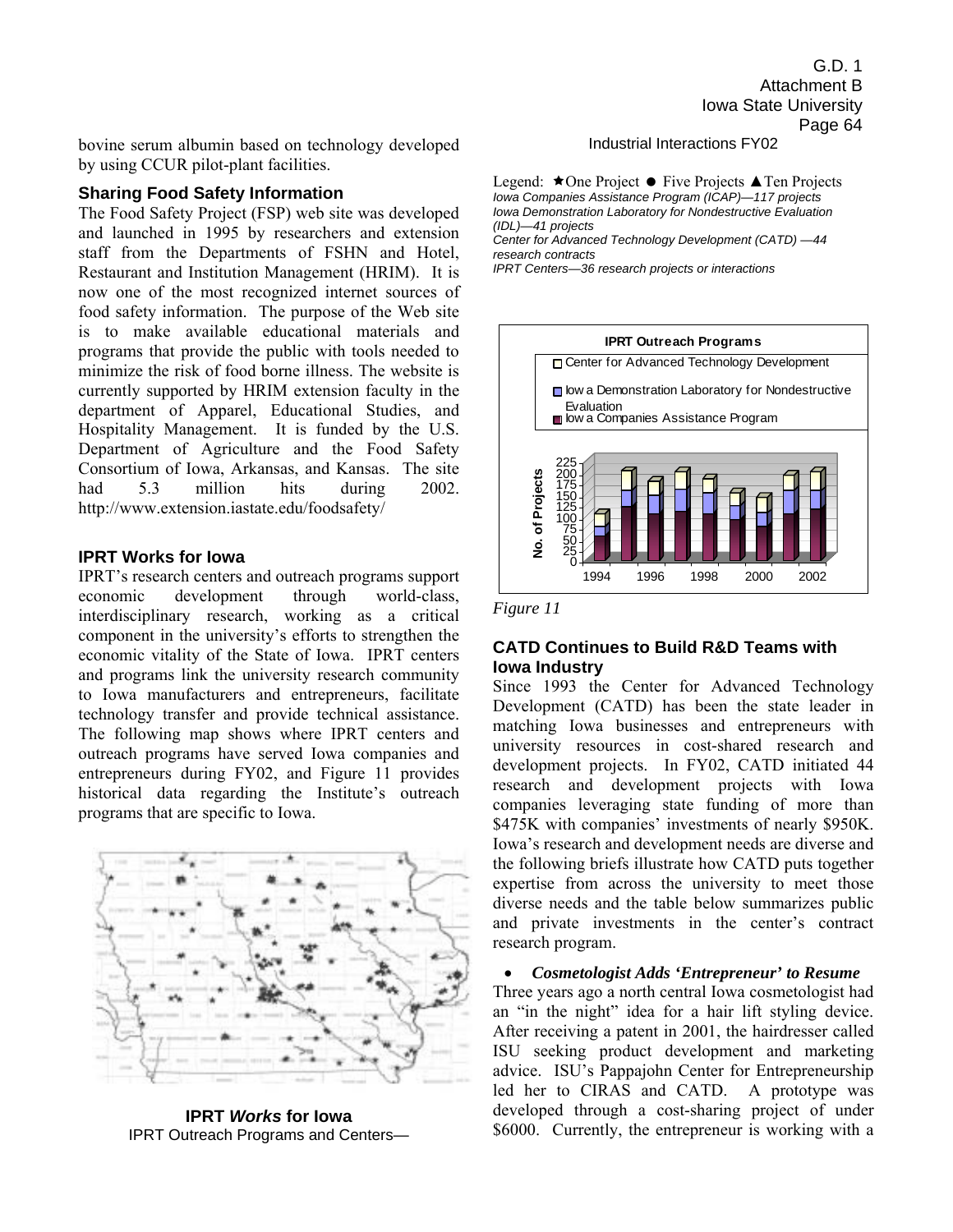bovine serum albumin based on technology developed by using CCUR pilot-plant facilities.

### Sharing Food Safety Information

The Food Safety Project (FSP) web site was developed and launched in 1995 by researchers and extension staff from the Departments of FSHN and Hotel, Restaurant and Institution Management (HRIM). It is now one of the most recognized internet sources of food safety information. The purpose of the Web site is to make available educational materials and programs that provide the public with tools needed to minimize the risk of food borne illness. The website is currently supported by HRIM extension faculty in the department of Apparel, Educational Studies, and Hospitality Management. It is funded by the U.S. Department of Agriculture and the Food Safety Consortium of Iowa, Arkansas, and Kansas. The site had 5.3 million hits during 2002. http://www.extension.iastate.edu/foodsafety/

### IPRT Works for Iowa

IPRT's research centers and outreach programs support economic development through world-class, interdisciplinary research, working as a critical component in the university's efforts to strengthen the economic vitality of the State of Iowa. IPRT centers and programs link the university research community to Iowa manufacturers and entrepreneurs, facilitate technology transfer and provide technical assistance. The following map shows where IPRT centers and outreach programs have served Iowa companies and entrepreneurs during FY02, and Figure 11 provides historical data regarding the Institute's outreach programs that are specific to Iowa.

**IPRT *Works* for Iowa**
IPRT Outreach Programs and Centers—
Industrial Interactions FY02

Legend: ★One Project ● Five Projects ▲Ten Projects
*Iowa Companies Assistance Program (ICAP)—117 projects*
*Iowa Demonstration Laboratory for Nondestructive Evaluation (IDL)—41 projects*
*Center for Advanced Technology Development (CATD) —44 research contracts*
*IPRT Centers—36 research projects or interactions*

*Figure 11*

### CATD Continues to Build R&D Teams with Iowa Industry

Since 1993 the Center for Advanced Technology Development (CATD) has been the state leader in matching Iowa businesses and entrepreneurs with university resources in cost-shared research and development projects. In FY02, CATD initiated 44 research and development projects with Iowa companies leveraging state funding of more than \$475K with companies' investments of nearly \$950K. Iowa's research and development needs are diverse and the following briefs illustrate how CATD puts together expertise from across the university to meet those diverse needs and the table below summarizes public and private investments in the center's contract research program.

- ***Cosmetologist Adds 'Entrepreneur' to Resume***

Three years ago a north central Iowa cosmetologist had an "in the night" idea for a hair lift styling device. After receiving a patent in 2001, the hairdresser called ISU seeking product development and marketing advice. ISU's Pappajohn Center for Entrepreneurship led her to CIRAS and CATD. A prototype was developed through a cost-sharing project of under \$6000. Currently, the entrepreneur is working with a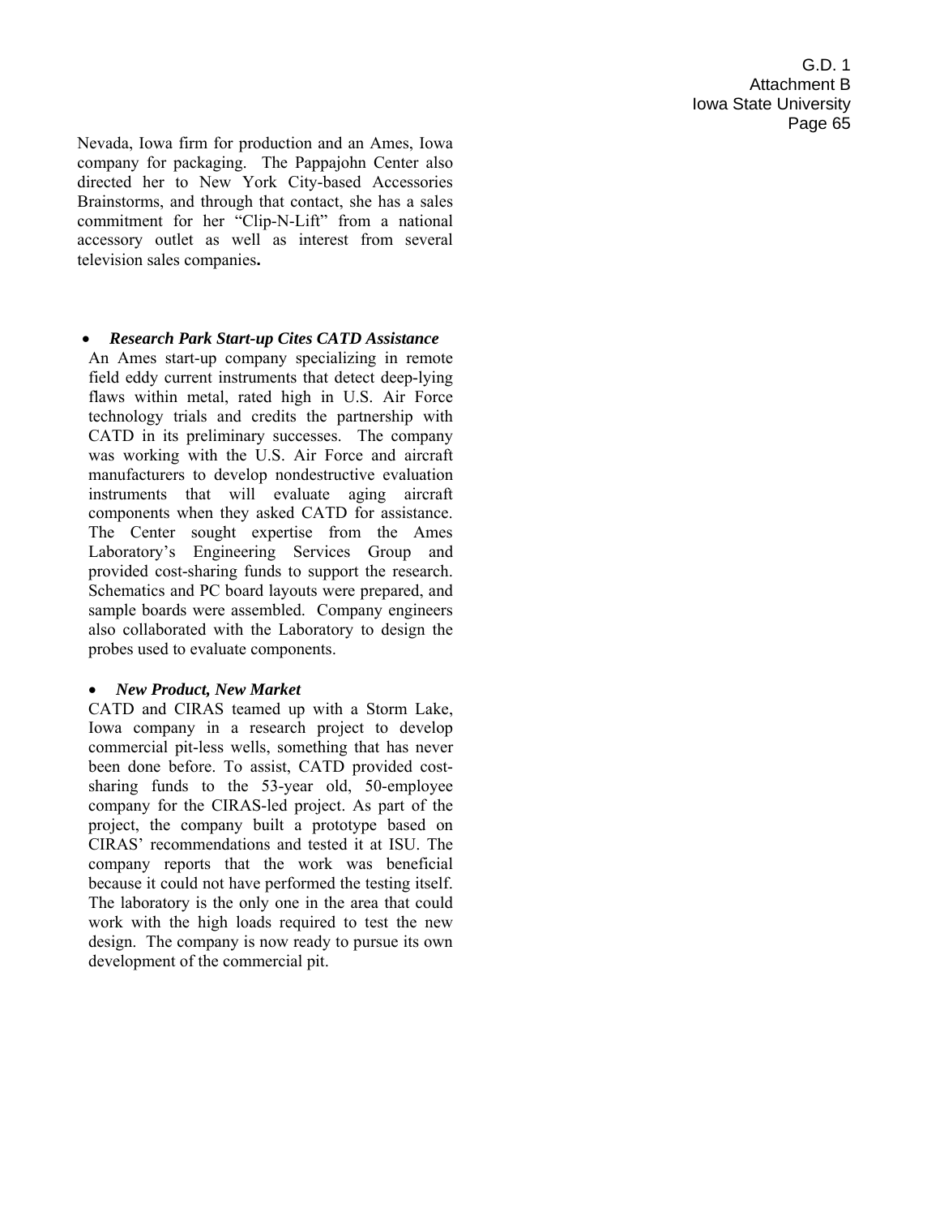Nevada, Iowa firm for production and an Ames, Iowa company for packaging. The Pappajohn Center also directed her to New York City-based Accessories Brainstorms, and through that contact, she has a sales commitment for her "Clip-N-Lift" from a national accessory outlet as well as interest from several television sales companies**.**

- ***Research Park Start-up Cites CATD Assistance***

An Ames start-up company specializing in remote field eddy current instruments that detect deep-lying flaws within metal, rated high in U.S. Air Force technology trials and credits the partnership with CATD in its preliminary successes. The company was working with the U.S. Air Force and aircraft manufacturers to develop nondestructive evaluation instruments that will evaluate aging aircraft components when they asked CATD for assistance. The Center sought expertise from the Ames Laboratory's Engineering Services Group and provided cost-sharing funds to support the research. Schematics and PC board layouts were prepared, and sample boards were assembled. Company engineers also collaborated with the Laboratory to design the probes used to evaluate components.

- ***New Product, New Market***

CATD and CIRAS teamed up with a Storm Lake, Iowa company in a research project to develop commercial pit-less wells, something that has never been done before. To assist, CATD provided cost-sharing funds to the 53-year old, 50-employee company for the CIRAS-led project. As part of the project, the company built a prototype based on CIRAS' recommendations and tested it at ISU. The company reports that the work was beneficial because it could not have performed the testing itself. The laboratory is the only one in the area that could work with the high loads required to test the new design. The company is now ready to pursue its own development of the commercial pit.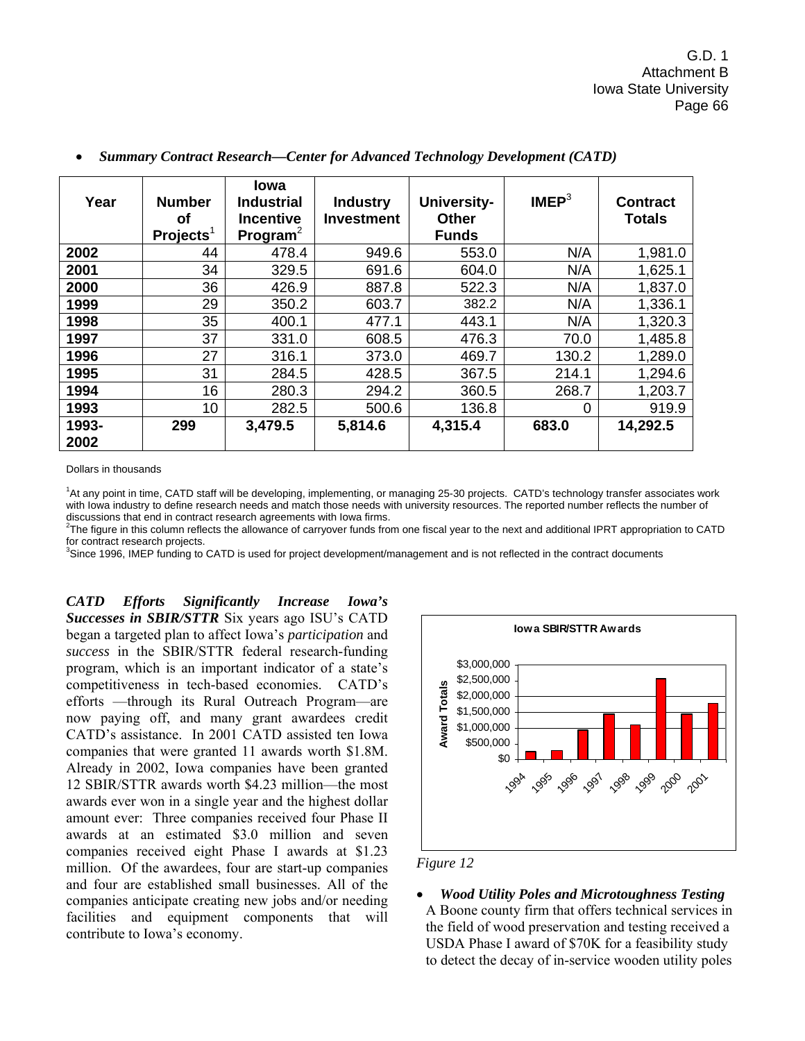- ***Summary Contract Research—Center for Advanced Technology Development (CATD)***

| Year | Number of Projects[1] | Iowa Industrial Incentive Program[2] | Industry Investment | University-Other Funds | IMEP[3] | Contract Totals |
|---|---|---|---|---|---|---|
| **2002** | 44 | 478.4 | 949.6 | 553.0 | N/A | 1,981.0 |
| **2001** | 34 | 329.5 | 691.6 | 604.0 | N/A | 1,625.1 |
| **2000** | 36 | 426.9 | 887.8 | 522.3 | N/A | 1,837.0 |
| **1999** | 29 | 350.2 | 603.7 | 382.2 | N/A | 1,336.1 |
| **1998** | 35 | 400.1 | 477.1 | 443.1 | N/A | 1,320.3 |
| **1997** | 37 | 331.0 | 608.5 | 476.3 | 70.0 | 1,485.8 |
| **1996** | 27 | 316.1 | 373.0 | 469.7 | 130.2 | 1,289.0 |
| **1995** | 31 | 284.5 | 428.5 | 367.5 | 214.1 | 1,294.6 |
| **1994** | 16 | 280.3 | 294.2 | 360.5 | 268.7 | 1,203.7 |
| **1993** | 10 | 282.5 | 500.6 | 136.8 | 0 | 919.9 |
| **1993-2002** | **299** | **3,479.5** | **5,814.6** | **4,315.4** | **683.0** | **14,292.5** |

Dollars in thousands

[1]At any point in time, CATD staff will be developing, implementing, or managing 25-30 projects. CATD's technology transfer associates work with Iowa industry to define research needs and match those needs with university resources. The reported number reflects the number of discussions that end in contract research agreements with Iowa firms.
[2]The figure in this column reflects the allowance of carryover funds from one fiscal year to the next and additional IPRT appropriation to CATD for contract research projects.
[3]Since 1996, IMEP funding to CATD is used for project development/management and is not reflected in the contract documents

***CATD Efforts Significantly Increase Iowa's Successes in SBIR/STTR*** Six years ago ISU's CATD began a targeted plan to affect Iowa's *participation* and *success* in the SBIR/STTR federal research-funding program, which is an important indicator of a state's competitiveness in tech-based economies. CATD's efforts —through its Rural Outreach Program—are now paying off, and many grant awardees credit CATD's assistance. In 2001 CATD assisted ten Iowa companies that were granted 11 awards worth \$1.8M. Already in 2002, Iowa companies have been granted 12 SBIR/STTR awards worth \$4.23 million—the most awards ever won in a single year and the highest dollar amount ever: Three companies received four Phase II awards at an estimated \$3.0 million and seven companies received eight Phase I awards at \$1.23 million. Of the awardees, four are start-up companies and four are established small businesses. All of the companies anticipate creating new jobs and/or needing facilities and equipment components that will contribute to Iowa's economy.

*Figure 12*

- ***Wood Utility Poles and Microtoughness Testing*** A Boone county firm that offers technical services in the field of wood preservation and testing received a USDA Phase I award of \$70K for a feasibility study to detect the decay of in-service wooden utility poles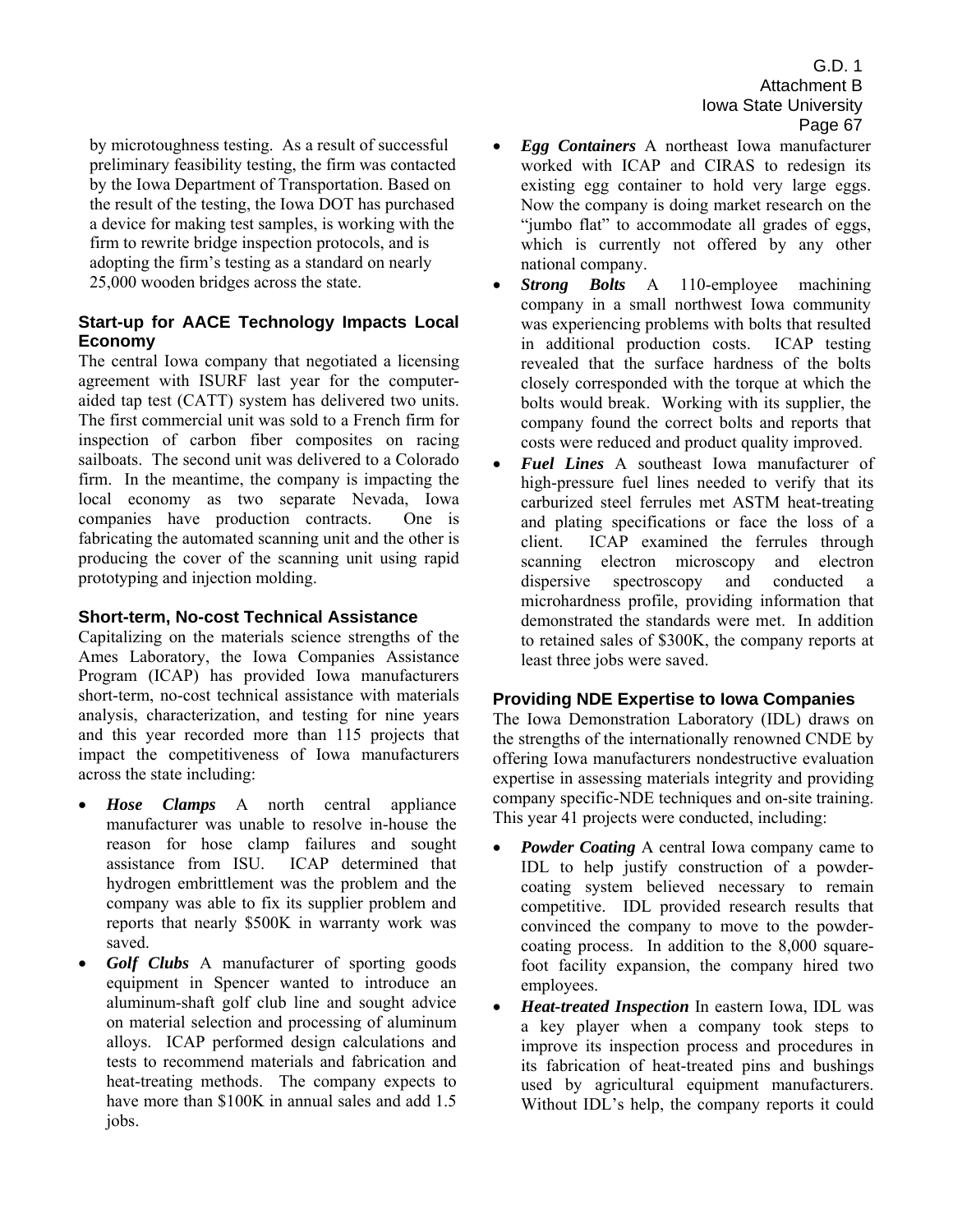by microtoughness testing. As a result of successful preliminary feasibility testing, the firm was contacted by the Iowa Department of Transportation. Based on the result of the testing, the Iowa DOT has purchased a device for making test samples, is working with the firm to rewrite bridge inspection protocols, and is adopting the firm's testing as a standard on nearly 25,000 wooden bridges across the state.

### Start-up for AACE Technology Impacts Local Economy

The central Iowa company that negotiated a licensing agreement with ISURF last year for the computer-aided tap test (CATT) system has delivered two units. The first commercial unit was sold to a French firm for inspection of carbon fiber composites on racing sailboats. The second unit was delivered to a Colorado firm. In the meantime, the company is impacting the local economy as two separate Nevada, Iowa companies have production contracts. One is fabricating the automated scanning unit and the other is producing the cover of the scanning unit using rapid prototyping and injection molding.

### Short-term, No-cost Technical Assistance

Capitalizing on the materials science strengths of the Ames Laboratory, the Iowa Companies Assistance Program (ICAP) has provided Iowa manufacturers short-term, no-cost technical assistance with materials analysis, characterization, and testing for nine years and this year recorded more than 115 projects that impact the competitiveness of Iowa manufacturers across the state including:

- ***Hose Clamps*** A north central appliance manufacturer was unable to resolve in-house the reason for hose clamp failures and sought assistance from ISU. ICAP determined that hydrogen embrittlement was the problem and the company was able to fix its supplier problem and reports that nearly $500K in warranty work was saved.
- ***Golf Clubs*** A manufacturer of sporting goods equipment in Spencer wanted to introduce an aluminum-shaft golf club line and sought advice on material selection and processing of aluminum alloys. ICAP performed design calculations and tests to recommend materials and fabrication and heat-treating methods. The company expects to have more than $100K in annual sales and add 1.5 jobs.
- ***Egg Containers*** A northeast Iowa manufacturer worked with ICAP and CIRAS to redesign its existing egg container to hold very large eggs. Now the company is doing market research on the "jumbo flat" to accommodate all grades of eggs, which is currently not offered by any other national company.
- ***Strong Bolts*** A 110-employee machining company in a small northwest Iowa community was experiencing problems with bolts that resulted in additional production costs. ICAP testing revealed that the surface hardness of the bolts closely corresponded with the torque at which the bolts would break. Working with its supplier, the company found the correct bolts and reports that costs were reduced and product quality improved.
- ***Fuel Lines*** A southeast Iowa manufacturer of high-pressure fuel lines needed to verify that its carburized steel ferrules met ASTM heat-treating and plating specifications or face the loss of a client. ICAP examined the ferrules through scanning electron microscopy and electron dispersive spectroscopy and conducted a microhardness profile, providing information that demonstrated the standards were met. In addition to retained sales of $300K, the company reports at least three jobs were saved.

### Providing NDE Expertise to Iowa Companies

The Iowa Demonstration Laboratory (IDL) draws on the strengths of the internationally renowned CNDE by offering Iowa manufacturers nondestructive evaluation expertise in assessing materials integrity and providing company specific-NDE techniques and on-site training. This year 41 projects were conducted, including:

- ***Powder Coating*** A central Iowa company came to IDL to help justify construction of a powder-coating system believed necessary to remain competitive. IDL provided research results that convinced the company to move to the powder-coating process. In addition to the 8,000 square-foot facility expansion, the company hired two employees.
- ***Heat-treated Inspection*** In eastern Iowa, IDL was a key player when a company took steps to improve its inspection process and procedures in its fabrication of heat-treated pins and bushings used by agricultural equipment manufacturers. Without IDL's help, the company reports it could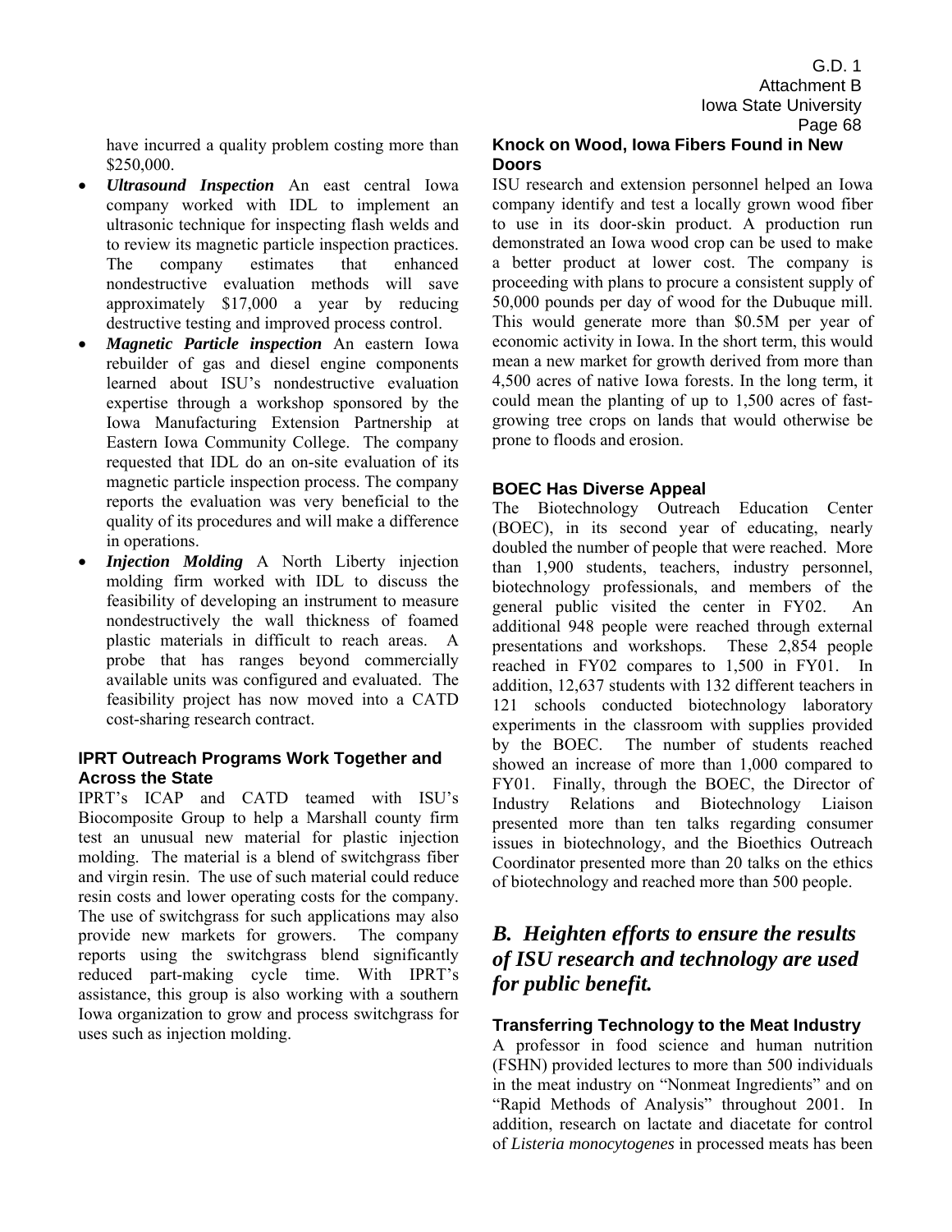have incurred a quality problem costing more than $250,000.

- ***Ultrasound Inspection*** An east central Iowa company worked with IDL to implement an ultrasonic technique for inspecting flash welds and to review its magnetic particle inspection practices. The company estimates that enhanced nondestructive evaluation methods will save approximately $17,000 a year by reducing destructive testing and improved process control.
- ***Magnetic Particle inspection*** An eastern Iowa rebuilder of gas and diesel engine components learned about ISU's nondestructive evaluation expertise through a workshop sponsored by the Iowa Manufacturing Extension Partnership at Eastern Iowa Community College. The company requested that IDL do an on-site evaluation of its magnetic particle inspection process. The company reports the evaluation was very beneficial to the quality of its procedures and will make a difference in operations.
- ***Injection Molding*** A North Liberty injection molding firm worked with IDL to discuss the feasibility of developing an instrument to measure nondestructively the wall thickness of foamed plastic materials in difficult to reach areas. A probe that has ranges beyond commercially available units was configured and evaluated. The feasibility project has now moved into a CATD cost-sharing research contract.

### IPRT Outreach Programs Work Together and Across the State

IPRT's ICAP and CATD teamed with ISU's Biocomposite Group to help a Marshall county firm test an unusual new material for plastic injection molding. The material is a blend of switchgrass fiber and virgin resin. The use of such material could reduce resin costs and lower operating costs for the company. The use of switchgrass for such applications may also provide new markets for growers. The company reports using the switchgrass blend significantly reduced part-making cycle time. With IPRT's assistance, this group is also working with a southern Iowa organization to grow and process switchgrass for uses such as injection molding.

### Knock on Wood, Iowa Fibers Found in New Doors

ISU research and extension personnel helped an Iowa company identify and test a locally grown wood fiber to use in its door-skin product. A production run demonstrated an Iowa wood crop can be used to make a better product at lower cost. The company is proceeding with plans to procure a consistent supply of 50,000 pounds per day of wood for the Dubuque mill. This would generate more than $0.5M per year of economic activity in Iowa. In the short term, this would mean a new market for growth derived from more than 4,500 acres of native Iowa forests. In the long term, it could mean the planting of up to 1,500 acres of fast-growing tree crops on lands that would otherwise be prone to floods and erosion.

### BOEC Has Diverse Appeal

The Biotechnology Outreach Education Center (BOEC), in its second year of educating, nearly doubled the number of people that were reached. More than 1,900 students, teachers, industry personnel, biotechnology professionals, and members of the general public visited the center in FY02. An additional 948 people were reached through external presentations and workshops. These 2,854 people reached in FY02 compares to 1,500 in FY01. In addition, 12,637 students with 132 different teachers in 121 schools conducted biotechnology laboratory experiments in the classroom with supplies provided by the BOEC. The number of students reached showed an increase of more than 1,000 compared to FY01. Finally, through the BOEC, the Director of Industry Relations and Biotechnology Liaison presented more than ten talks regarding consumer issues in biotechnology, and the Bioethics Outreach Coordinator presented more than 20 talks on the ethics of biotechnology and reached more than 500 people.

## *B. Heighten efforts to ensure the results of ISU research and technology are used for public benefit.*

### Transferring Technology to the Meat Industry

A professor in food science and human nutrition (FSHN) provided lectures to more than 500 individuals in the meat industry on "Nonmeat Ingredients" and on "Rapid Methods of Analysis" throughout 2001. In addition, research on lactate and diacetate for control of *Listeria monocytogenes* in processed meats has been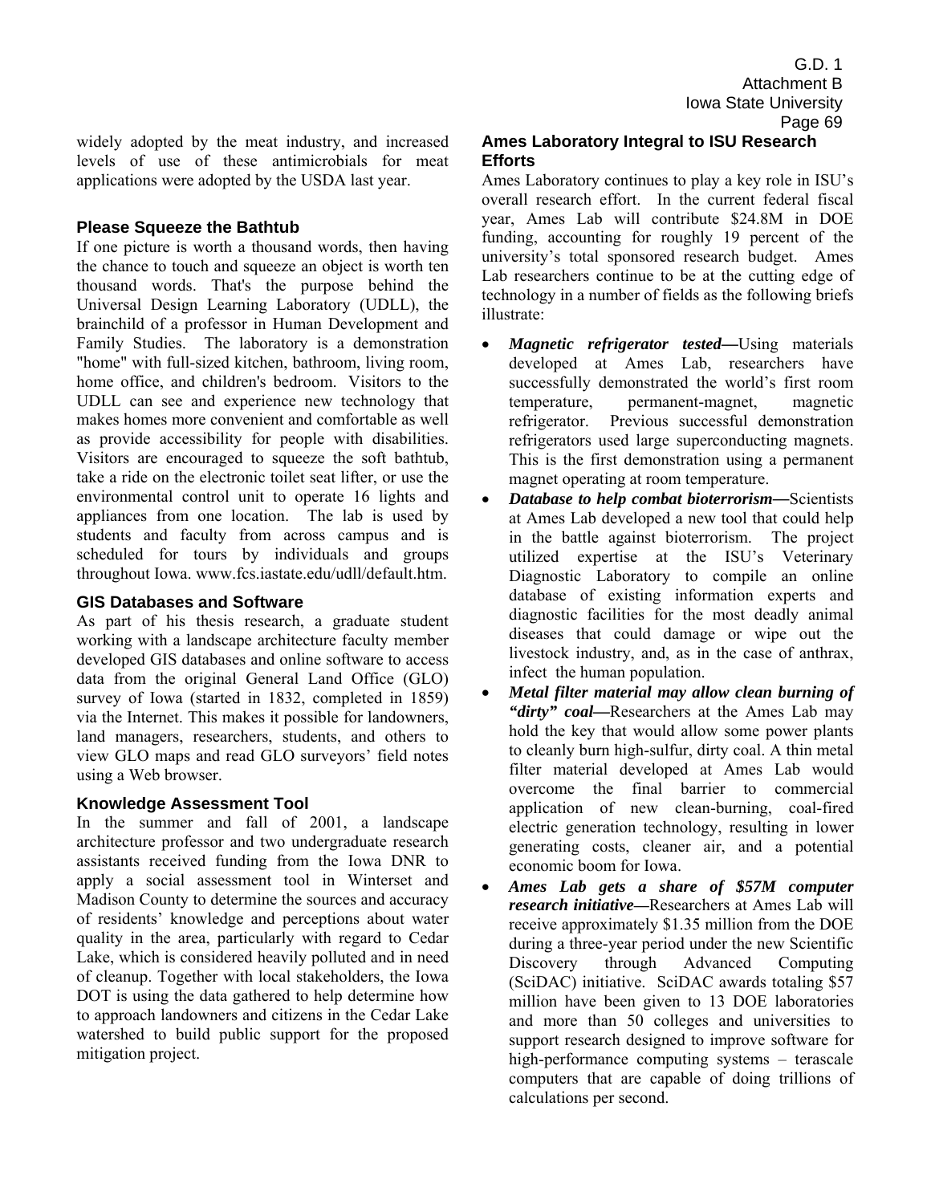widely adopted by the meat industry, and increased levels of use of these antimicrobials for meat applications were adopted by the USDA last year.

### Please Squeeze the Bathtub

If one picture is worth a thousand words, then having the chance to touch and squeeze an object is worth ten thousand words. That's the purpose behind the Universal Design Learning Laboratory (UDLL), the brainchild of a professor in Human Development and Family Studies. The laboratory is a demonstration "home" with full-sized kitchen, bathroom, living room, home office, and children's bedroom. Visitors to the UDLL can see and experience new technology that makes homes more convenient and comfortable as well as provide accessibility for people with disabilities. Visitors are encouraged to squeeze the soft bathtub, take a ride on the electronic toilet seat lifter, or use the environmental control unit to operate 16 lights and appliances from one location. The lab is used by students and faculty from across campus and is scheduled for tours by individuals and groups throughout Iowa. www.fcs.iastate.edu/udll/default.htm.

### GIS Databases and Software

As part of his thesis research, a graduate student working with a landscape architecture faculty member developed GIS databases and online software to access data from the original General Land Office (GLO) survey of Iowa (started in 1832, completed in 1859) via the Internet. This makes it possible for landowners, land managers, researchers, students, and others to view GLO maps and read GLO surveyors' field notes using a Web browser.

### Knowledge Assessment Tool

In the summer and fall of 2001, a landscape architecture professor and two undergraduate research assistants received funding from the Iowa DNR to apply a social assessment tool in Winterset and Madison County to determine the sources and accuracy of residents' knowledge and perceptions about water quality in the area, particularly with regard to Cedar Lake, which is considered heavily polluted and in need of cleanup. Together with local stakeholders, the Iowa DOT is using the data gathered to help determine how to approach landowners and citizens in the Cedar Lake watershed to build public support for the proposed mitigation project.

### Ames Laboratory Integral to ISU Research Efforts

Ames Laboratory continues to play a key role in ISU's overall research effort. In the current federal fiscal year, Ames Lab will contribute $24.8M in DOE funding, accounting for roughly 19 percent of the university's total sponsored research budget. Ames Lab researchers continue to be at the cutting edge of technology in a number of fields as the following briefs illustrate:

- ***Magnetic refrigerator tested—***Using materials developed at Ames Lab, researchers have successfully demonstrated the world's first room temperature, permanent-magnet, magnetic refrigerator. Previous successful demonstration refrigerators used large superconducting magnets. This is the first demonstration using a permanent magnet operating at room temperature.
- ***Database to help combat bioterrorism—***Scientists at Ames Lab developed a new tool that could help in the battle against bioterrorism. The project utilized expertise at the ISU's Veterinary Diagnostic Laboratory to compile an online database of existing information experts and diagnostic facilities for the most deadly animal diseases that could damage or wipe out the livestock industry, and, as in the case of anthrax, infect the human population.
- ***Metal filter material may allow clean burning of "dirty" coal—***Researchers at the Ames Lab may hold the key that would allow some power plants to cleanly burn high-sulfur, dirty coal. A thin metal filter material developed at Ames Lab would overcome the final barrier to commercial application of new clean-burning, coal-fired electric generation technology, resulting in lower generating costs, cleaner air, and a potential economic boom for Iowa.
- ***Ames Lab gets a share of $57M computer research initiative—***Researchers at Ames Lab will receive approximately $1.35 million from the DOE during a three-year period under the new Scientific Discovery through Advanced Computing (SciDAC) initiative. SciDAC awards totaling $57 million have been given to 13 DOE laboratories and more than 50 colleges and universities to support research designed to improve software for high-performance computing systems – terascale computers that are capable of doing trillions of calculations per second.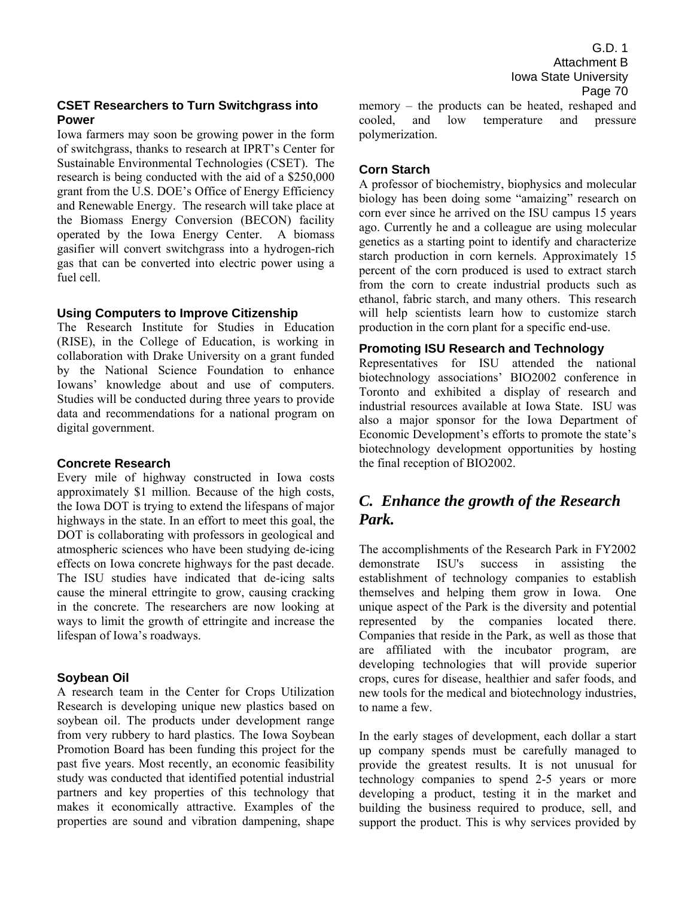### CSET Researchers to Turn Switchgrass into Power

Iowa farmers may soon be growing power in the form of switchgrass, thanks to research at IPRT's Center for Sustainable Environmental Technologies (CSET). The research is being conducted with the aid of a $250,000 grant from the U.S. DOE's Office of Energy Efficiency and Renewable Energy. The research will take place at the Biomass Energy Conversion (BECON) facility operated by the Iowa Energy Center. A biomass gasifier will convert switchgrass into a hydrogen-rich gas that can be converted into electric power using a fuel cell.

### Using Computers to Improve Citizenship

The Research Institute for Studies in Education (RISE), in the College of Education, is working in collaboration with Drake University on a grant funded by the National Science Foundation to enhance Iowans' knowledge about and use of computers. Studies will be conducted during three years to provide data and recommendations for a national program on digital government.

### Concrete Research

Every mile of highway constructed in Iowa costs approximately $1 million. Because of the high costs, the Iowa DOT is trying to extend the lifespans of major highways in the state. In an effort to meet this goal, the DOT is collaborating with professors in geological and atmospheric sciences who have been studying de-icing effects on Iowa concrete highways for the past decade. The ISU studies have indicated that de-icing salts cause the mineral ettringite to grow, causing cracking in the concrete. The researchers are now looking at ways to limit the growth of ettringite and increase the lifespan of Iowa's roadways.

### Soybean Oil

A research team in the Center for Crops Utilization Research is developing unique new plastics based on soybean oil. The products under development range from very rubbery to hard plastics. The Iowa Soybean Promotion Board has been funding this project for the past five years. Most recently, an economic feasibility study was conducted that identified potential industrial partners and key properties of this technology that makes it economically attractive. Examples of the properties are sound and vibration dampening, shape memory – the products can be heated, reshaped and cooled, and low temperature and pressure polymerization.

### Corn Starch

A professor of biochemistry, biophysics and molecular biology has been doing some "amaizing" research on corn ever since he arrived on the ISU campus 15 years ago. Currently he and a colleague are using molecular genetics as a starting point to identify and characterize starch production in corn kernels. Approximately 15 percent of the corn produced is used to extract starch from the corn to create industrial products such as ethanol, fabric starch, and many others. This research will help scientists learn how to customize starch production in the corn plant for a specific end-use.

### Promoting ISU Research and Technology

Representatives for ISU attended the national biotechnology associations' BIO2002 conference in Toronto and exhibited a display of research and industrial resources available at Iowa State. ISU was also a major sponsor for the Iowa Department of Economic Development's efforts to promote the state's biotechnology development opportunities by hosting the final reception of BIO2002.

## *C. Enhance the growth of the Research Park.*

The accomplishments of the Research Park in FY2002 demonstrate ISU's success in assisting the establishment of technology companies to establish themselves and helping them grow in Iowa. One unique aspect of the Park is the diversity and potential represented by the companies located there. Companies that reside in the Park, as well as those that are affiliated with the incubator program, are developing technologies that will provide superior crops, cures for disease, healthier and safer foods, and new tools for the medical and biotechnology industries, to name a few.

In the early stages of development, each dollar a start up company spends must be carefully managed to provide the greatest results. It is not unusual for technology companies to spend 2-5 years or more developing a product, testing it in the market and building the business required to produce, sell, and support the product. This is why services provided by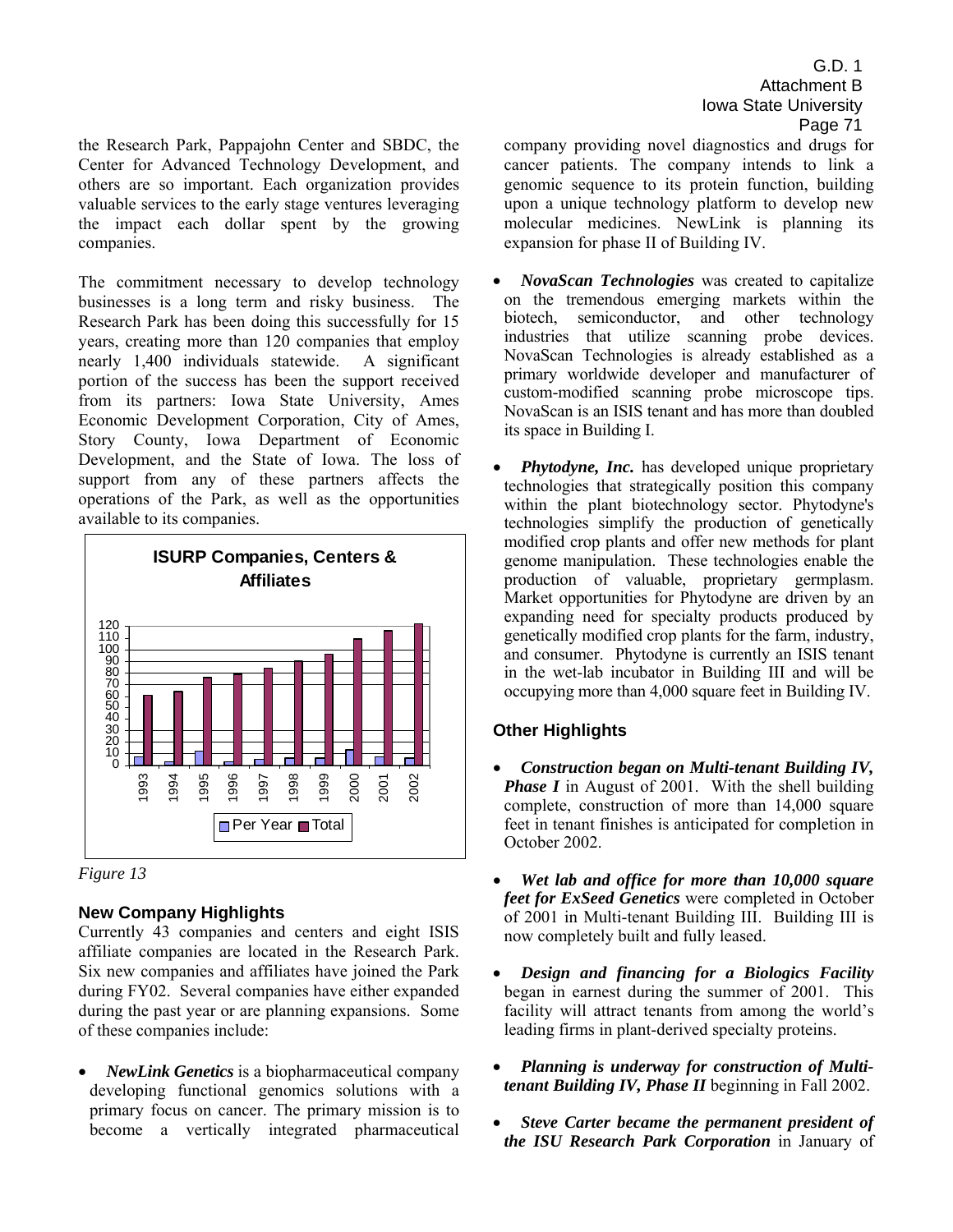the Research Park, Pappajohn Center and SBDC, the Center for Advanced Technology Development, and others are so important. Each organization provides valuable services to the early stage ventures leveraging the impact each dollar spent by the growing companies.

The commitment necessary to develop technology businesses is a long term and risky business. The Research Park has been doing this successfully for 15 years, creating more than 120 companies that employ nearly 1,400 individuals statewide. A significant portion of the success has been the support received from its partners: Iowa State University, Ames Economic Development Corporation, City of Ames, Story County, Iowa Department of Economic Development, and the State of Iowa. The loss of support from any of these partners affects the operations of the Park, as well as the opportunities available to its companies.

**ISURP Companies, Centers & Affiliates**

| Year | Per Year | Total |
|---|---|---|
| 1993 | 8 | 61 |
| 1994 | 3 | 64 |
| 1995 | 12 | 76 |
| 1996 | 3 | 79 |
| 1997 | 5 | 84 |
| 1998 | 6 | 90 |
| 1999 | 6 | 96 |
| 2000 | 13 | 109 |
| 2001 | 7 | 116 |
| 2002 | 6 | 122 |

*Figure 13*

## New Company Highlights

Currently 43 companies and centers and eight ISIS affiliate companies are located in the Research Park. Six new companies and affiliates have joined the Park during FY02. Several companies have either expanded during the past year or are planning expansions. Some of these companies include:

- ***NewLink Genetics*** is a biopharmaceutical company developing functional genomics solutions with a primary focus on cancer. The primary mission is to become a vertically integrated pharmaceutical company providing novel diagnostics and drugs for cancer patients. The company intends to link a genomic sequence to its protein function, building upon a unique technology platform to develop new molecular medicines. NewLink is planning its expansion for phase II of Building IV.
- ***NovaScan Technologies*** was created to capitalize on the tremendous emerging markets within the biotech, semiconductor, and other technology industries that utilize scanning probe devices. NovaScan Technologies is already established as a primary worldwide developer and manufacturer of custom-modified scanning probe microscope tips. NovaScan is an ISIS tenant and has more than doubled its space in Building I.
- ***Phytodyne, Inc.*** has developed unique proprietary technologies that strategically position this company within the plant biotechnology sector. Phytodyne's technologies simplify the production of genetically modified crop plants and offer new methods for plant genome manipulation. These technologies enable the production of valuable, proprietary germplasm. Market opportunities for Phytodyne are driven by an expanding need for specialty products produced by genetically modified crop plants for the farm, industry, and consumer. Phytodyne is currently an ISIS tenant in the wet-lab incubator in Building III and will be occupying more than 4,000 square feet in Building IV.

## Other Highlights

- ***Construction began on Multi-tenant Building IV, Phase I*** in August of 2001. With the shell building complete, construction of more than 14,000 square feet in tenant finishes is anticipated for completion in October 2002.
- ***Wet lab and office for more than 10,000 square feet for ExSeed Genetics*** were completed in October of 2001 in Multi-tenant Building III. Building III is now completely built and fully leased.
- ***Design and financing for a Biologics Facility*** began in earnest during the summer of 2001. This facility will attract tenants from among the world's leading firms in plant-derived specialty proteins.
- ***Planning is underway for construction of Multi-tenant Building IV, Phase II*** beginning in Fall 2002.
- ***Steve Carter became the permanent president of the ISU Research Park Corporation*** in January of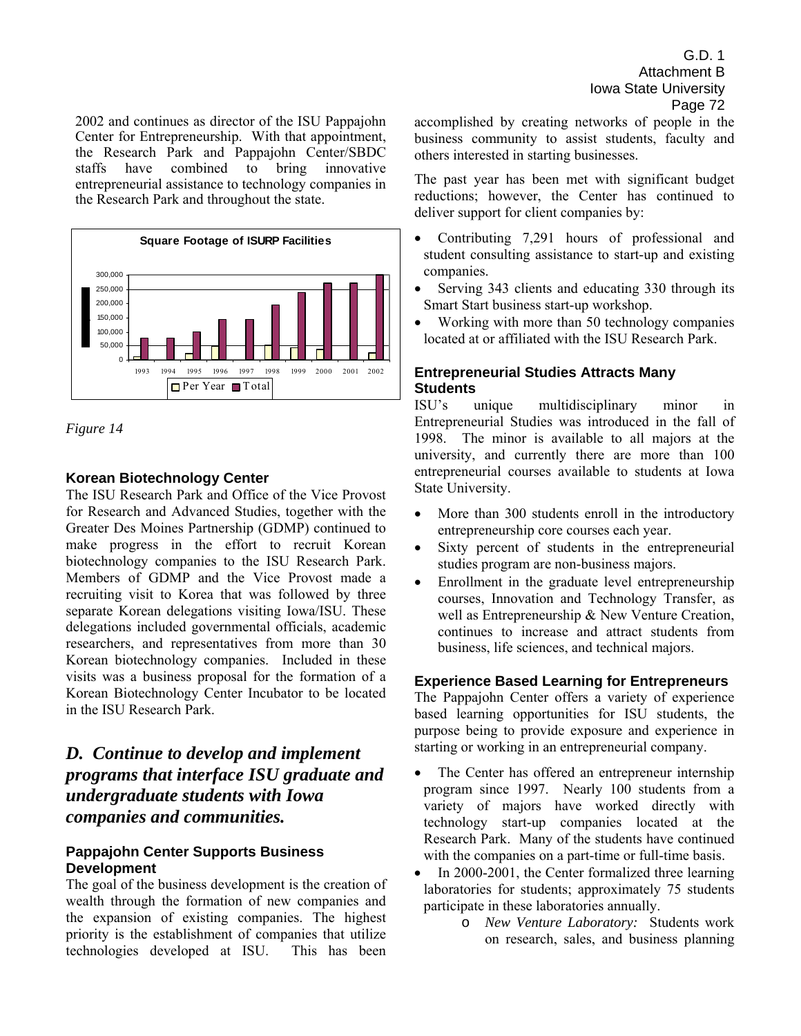2002 and continues as director of the ISU Pappajohn Center for Entrepreneurship. With that appointment, the Research Park and Pappajohn Center/SBDC staffs have combined to bring innovative entrepreneurial assistance to technology companies in the Research Park and throughout the state.

*Figure 14*

### Korean Biotechnology Center

The ISU Research Park and Office of the Vice Provost for Research and Advanced Studies, together with the Greater Des Moines Partnership (GDMP) continued to make progress in the effort to recruit Korean biotechnology companies to the ISU Research Park. Members of GDMP and the Vice Provost made a recruiting visit to Korea that was followed by three separate Korean delegations visiting Iowa/ISU. These delegations included governmental officials, academic researchers, and representatives from more than 30 Korean biotechnology companies. Included in these visits was a business proposal for the formation of a Korean Biotechnology Center Incubator to be located in the ISU Research Park.

## *D. Continue to develop and implement programs that interface ISU graduate and undergraduate students with Iowa companies and communities.*

### Pappajohn Center Supports Business Development

The goal of the business development is the creation of wealth through the formation of new companies and the expansion of existing companies. The highest priority is the establishment of companies that utilize technologies developed at ISU. This has been accomplished by creating networks of people in the business community to assist students, faculty and others interested in starting businesses.

The past year has been met with significant budget reductions; however, the Center has continued to deliver support for client companies by:

- Contributing 7,291 hours of professional and student consulting assistance to start-up and existing companies.
- Serving 343 clients and educating 330 through its Smart Start business start-up workshop.
- Working with more than 50 technology companies located at or affiliated with the ISU Research Park.

### Entrepreneurial Studies Attracts Many Students

ISU's unique multidisciplinary minor in Entrepreneurial Studies was introduced in the fall of 1998. The minor is available to all majors at the university, and currently there are more than 100 entrepreneurial courses available to students at Iowa State University.

- More than 300 students enroll in the introductory entrepreneurship core courses each year.
- Sixty percent of students in the entrepreneurial studies program are non-business majors.
- Enrollment in the graduate level entrepreneurship courses, Innovation and Technology Transfer, as well as Entrepreneurship & New Venture Creation, continues to increase and attract students from business, life sciences, and technical majors.

### Experience Based Learning for Entrepreneurs

The Pappajohn Center offers a variety of experience based learning opportunities for ISU students, the purpose being to provide exposure and experience in starting or working in an entrepreneurial company.

- The Center has offered an entrepreneur internship program since 1997. Nearly 100 students from a variety of majors have worked directly with technology start-up companies located at the Research Park. Many of the students have continued with the companies on a part-time or full-time basis.
- In 2000-2001, the Center formalized three learning laboratories for students; approximately 75 students participate in these laboratories annually.
    - *New Venture Laboratory:* Students work on research, sales, and business planning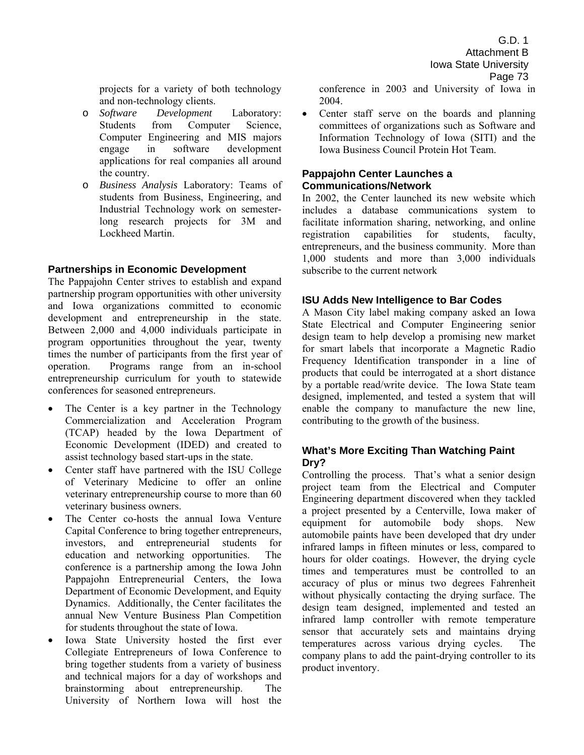projects for a variety of both technology and non-technology clients.

- o *Software Development* Laboratory: Students from Computer Science, Computer Engineering and MIS majors engage in software development applications for real companies all around the country.
- o *Business Analysis* Laboratory: Teams of students from Business, Engineering, and Industrial Technology work on semester-long research projects for 3M and Lockheed Martin.

### Partnerships in Economic Development

The Pappajohn Center strives to establish and expand partnership program opportunities with other university and Iowa organizations committed to economic development and entrepreneurship in the state. Between 2,000 and 4,000 individuals participate in program opportunities throughout the year, twenty times the number of participants from the first year of operation. Programs range from an in-school entrepreneurship curriculum for youth to statewide conferences for seasoned entrepreneurs.

- The Center is a key partner in the Technology Commercialization and Acceleration Program (TCAP) headed by the Iowa Department of Economic Development (IDED) and created to assist technology based start-ups in the state.
- Center staff have partnered with the ISU College of Veterinary Medicine to offer an online veterinary entrepreneurship course to more than 60 veterinary business owners.
- The Center co-hosts the annual Iowa Venture Capital Conference to bring together entrepreneurs, investors, and entrepreneurial students for education and networking opportunities. The conference is a partnership among the Iowa John Pappajohn Entrepreneurial Centers, the Iowa Department of Economic Development, and Equity Dynamics. Additionally, the Center facilitates the annual New Venture Business Plan Competition for students throughout the state of Iowa.
- Iowa State University hosted the first ever Collegiate Entrepreneurs of Iowa Conference to bring together students from a variety of business and technical majors for a day of workshops and brainstorming about entrepreneurship. The University of Northern Iowa will host the conference in 2003 and University of Iowa in 2004.
- Center staff serve on the boards and planning committees of organizations such as Software and Information Technology of Iowa (SITI) and the Iowa Business Council Protein Hot Team.

### Pappajohn Center Launches a Communications/Network

In 2002, the Center launched its new website which includes a database communications system to facilitate information sharing, networking, and online registration capabilities for students, faculty, entrepreneurs, and the business community. More than 1,000 students and more than 3,000 individuals subscribe to the current network

### ISU Adds New Intelligence to Bar Codes

A Mason City label making company asked an Iowa State Electrical and Computer Engineering senior design team to help develop a promising new market for smart labels that incorporate a Magnetic Radio Frequency Identification transponder in a line of products that could be interrogated at a short distance by a portable read/write device. The Iowa State team designed, implemented, and tested a system that will enable the company to manufacture the new line, contributing to the growth of the business.

### What's More Exciting Than Watching Paint Dry?

Controlling the process. That's what a senior design project team from the Electrical and Computer Engineering department discovered when they tackled a project presented by a Centerville, Iowa maker of equipment for automobile body shops. New automobile paints have been developed that dry under infrared lamps in fifteen minutes or less, compared to hours for older coatings. However, the drying cycle times and temperatures must be controlled to an accuracy of plus or minus two degrees Fahrenheit without physically contacting the drying surface. The design team designed, implemented and tested an infrared lamp controller with remote temperature sensor that accurately sets and maintains drying temperatures across various drying cycles. The company plans to add the paint-drying controller to its product inventory.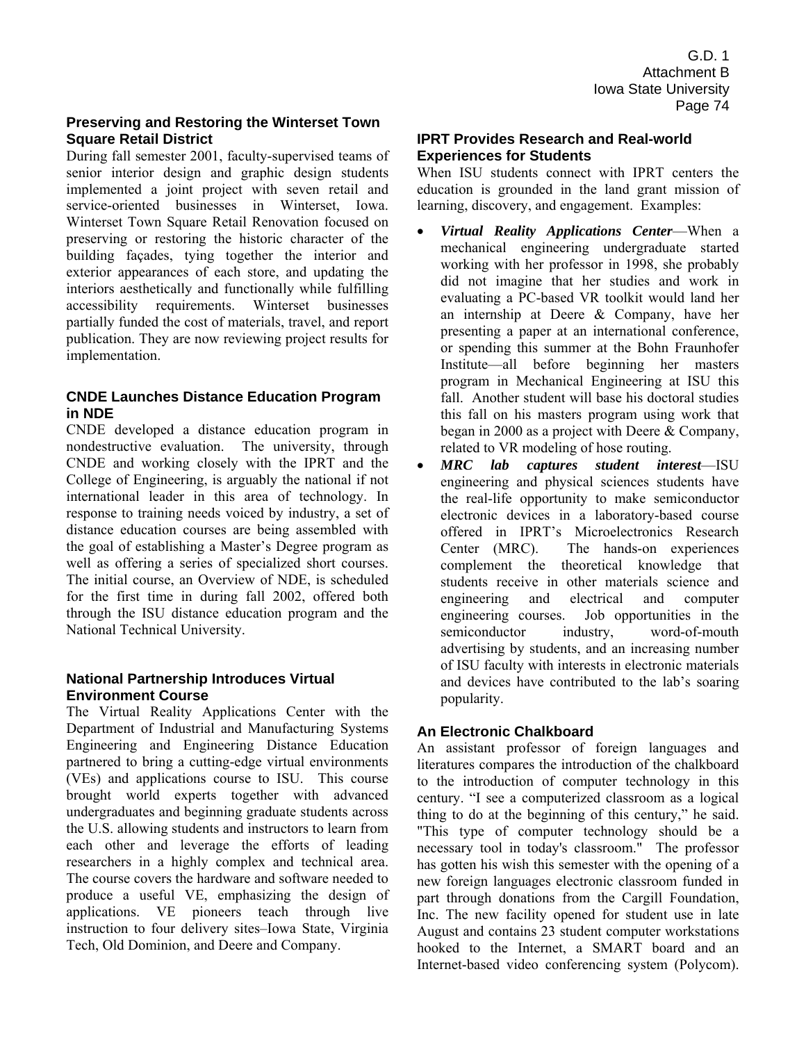### Preserving and Restoring the Winterset Town Square Retail District

During fall semester 2001, faculty-supervised teams of senior interior design and graphic design students implemented a joint project with seven retail and service-oriented businesses in Winterset, Iowa. Winterset Town Square Retail Renovation focused on preserving or restoring the historic character of the building façades, tying together the interior and exterior appearances of each store, and updating the interiors aesthetically and functionally while fulfilling accessibility requirements. Winterset businesses partially funded the cost of materials, travel, and report publication. They are now reviewing project results for implementation.

### CNDE Launches Distance Education Program in NDE

CNDE developed a distance education program in nondestructive evaluation. The university, through CNDE and working closely with the IPRT and the College of Engineering, is arguably the national if not international leader in this area of technology. In response to training needs voiced by industry, a set of distance education courses are being assembled with the goal of establishing a Master's Degree program as well as offering a series of specialized short courses. The initial course, an Overview of NDE, is scheduled for the first time in during fall 2002, offered both through the ISU distance education program and the National Technical University.

### National Partnership Introduces Virtual Environment Course

The Virtual Reality Applications Center with the Department of Industrial and Manufacturing Systems Engineering and Engineering Distance Education partnered to bring a cutting-edge virtual environments (VEs) and applications course to ISU. This course brought world experts together with advanced undergraduates and beginning graduate students across the U.S. allowing students and instructors to learn from each other and leverage the efforts of leading researchers in a highly complex and technical area. The course covers the hardware and software needed to produce a useful VE, emphasizing the design of applications. VE pioneers teach through live instruction to four delivery sites–Iowa State, Virginia Tech, Old Dominion, and Deere and Company.

### IPRT Provides Research and Real-world Experiences for Students

When ISU students connect with IPRT centers the education is grounded in the land grant mission of learning, discovery, and engagement. Examples:

- ***Virtual Reality Applications Center***—When a mechanical engineering undergraduate started working with her professor in 1998, she probably did not imagine that her studies and work in evaluating a PC-based VR toolkit would land her an internship at Deere & Company, have her presenting a paper at an international conference, or spending this summer at the Bohn Fraunhofer Institute—all before beginning her masters program in Mechanical Engineering at ISU this fall. Another student will base his doctoral studies this fall on his masters program using work that began in 2000 as a project with Deere & Company, related to VR modeling of hose routing.
- ***MRC lab captures student interest***—ISU engineering and physical sciences students have the real-life opportunity to make semiconductor electronic devices in a laboratory-based course offered in IPRT's Microelectronics Research Center (MRC). The hands-on experiences complement the theoretical knowledge that students receive in other materials science and engineering and electrical and computer engineering courses. Job opportunities in the semiconductor industry, word-of-mouth advertising by students, and an increasing number of ISU faculty with interests in electronic materials and devices have contributed to the lab's soaring popularity.

### An Electronic Chalkboard

An assistant professor of foreign languages and literatures compares the introduction of the chalkboard to the introduction of computer technology in this century. "I see a computerized classroom as a logical thing to do at the beginning of this century," he said. "This type of computer technology should be a necessary tool in today's classroom." The professor has gotten his wish this semester with the opening of a new foreign languages electronic classroom funded in part through donations from the Cargill Foundation, Inc. The new facility opened for student use in late August and contains 23 student computer workstations hooked to the Internet, a SMART board and an Internet-based video conferencing system (Polycom).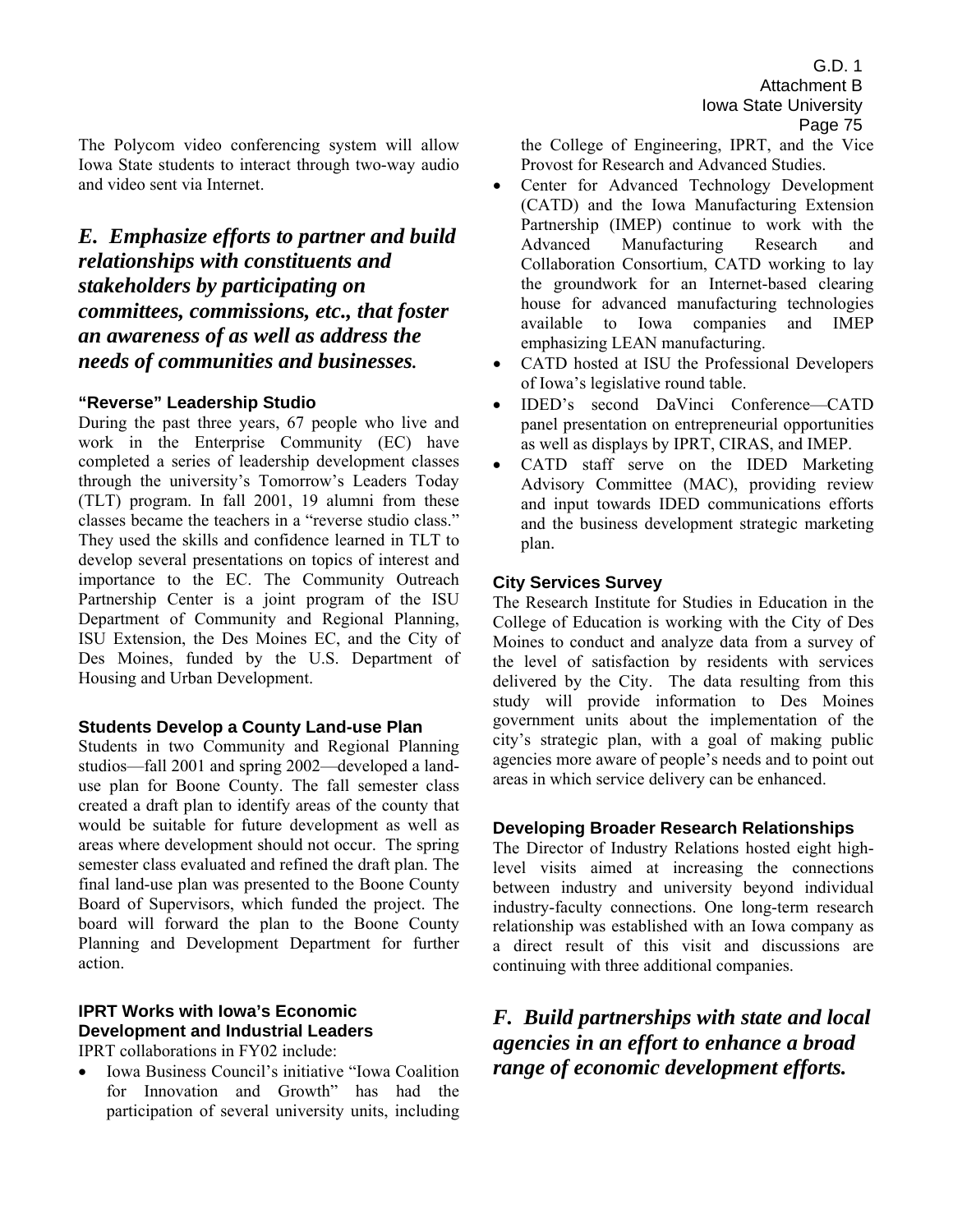The Polycom video conferencing system will allow Iowa State students to interact through two-way audio and video sent via Internet.

## *E. Emphasize efforts to partner and build relationships with constituents and stakeholders by participating on committees, commissions, etc., that foster an awareness of as well as address the needs of communities and businesses.*

### "Reverse" Leadership Studio

During the past three years, 67 people who live and work in the Enterprise Community (EC) have completed a series of leadership development classes through the university's Tomorrow's Leaders Today (TLT) program. In fall 2001, 19 alumni from these classes became the teachers in a "reverse studio class." They used the skills and confidence learned in TLT to develop several presentations on topics of interest and importance to the EC. The Community Outreach Partnership Center is a joint program of the ISU Department of Community and Regional Planning, ISU Extension, the Des Moines EC, and the City of Des Moines, funded by the U.S. Department of Housing and Urban Development.

### Students Develop a County Land-use Plan

Students in two Community and Regional Planning studios—fall 2001 and spring 2002—developed a land-use plan for Boone County. The fall semester class created a draft plan to identify areas of the county that would be suitable for future development as well as areas where development should not occur. The spring semester class evaluated and refined the draft plan. The final land-use plan was presented to the Boone County Board of Supervisors, which funded the project. The board will forward the plan to the Boone County Planning and Development Department for further action.

### IPRT Works with Iowa's Economic Development and Industrial Leaders

IPRT collaborations in FY02 include:

- Iowa Business Council's initiative "Iowa Coalition for Innovation and Growth" has had the participation of several university units, including the College of Engineering, IPRT, and the Vice Provost for Research and Advanced Studies.
- Center for Advanced Technology Development (CATD) and the Iowa Manufacturing Extension Partnership (IMEP) continue to work with the Advanced Manufacturing Research and Collaboration Consortium, CATD working to lay the groundwork for an Internet-based clearing house for advanced manufacturing technologies available to Iowa companies and IMEP emphasizing LEAN manufacturing.
- CATD hosted at ISU the Professional Developers of Iowa's legislative round table.
- IDED's second DaVinci Conference—CATD panel presentation on entrepreneurial opportunities as well as displays by IPRT, CIRAS, and IMEP.
- CATD staff serve on the IDED Marketing Advisory Committee (MAC), providing review and input towards IDED communications efforts and the business development strategic marketing plan.

### City Services Survey

The Research Institute for Studies in Education in the College of Education is working with the City of Des Moines to conduct and analyze data from a survey of the level of satisfaction by residents with services delivered by the City. The data resulting from this study will provide information to Des Moines government units about the implementation of the city's strategic plan, with a goal of making public agencies more aware of people's needs and to point out areas in which service delivery can be enhanced.

### Developing Broader Research Relationships

The Director of Industry Relations hosted eight high-level visits aimed at increasing the connections between industry and university beyond individual industry-faculty connections. One long-term research relationship was established with an Iowa company as a direct result of this visit and discussions are continuing with three additional companies.

## *F. Build partnerships with state and local agencies in an effort to enhance a broad range of economic development efforts.*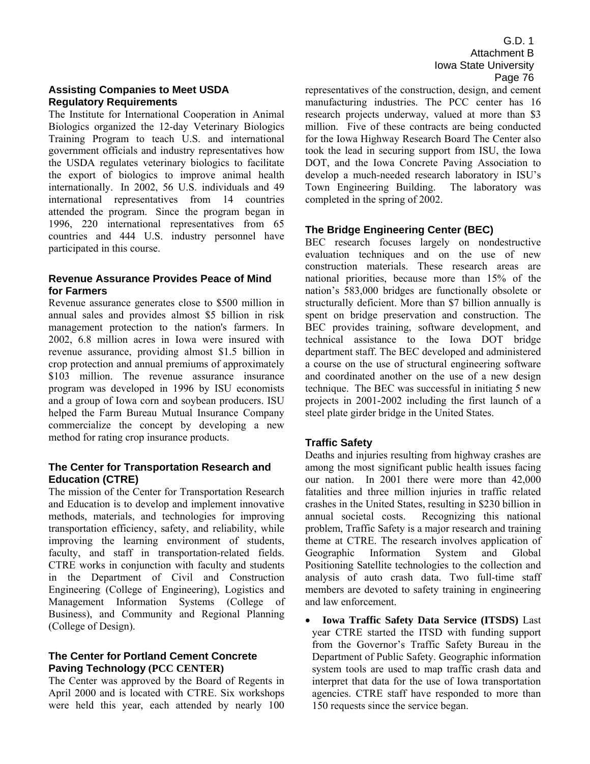## Assisting Companies to Meet USDA Regulatory Requirements

The Institute for International Cooperation in Animal Biologics organized the 12-day Veterinary Biologics Training Program to teach U.S. and international government officials and industry representatives how the USDA regulates veterinary biologics to facilitate the export of biologics to improve animal health internationally. In 2002, 56 U.S. individuals and 49 international representatives from 14 countries attended the program. Since the program began in 1996, 220 international representatives from 65 countries and 444 U.S. industry personnel have participated in this course.

## Revenue Assurance Provides Peace of Mind for Farmers

Revenue assurance generates close to $500 million in annual sales and provides almost $5 billion in risk management protection to the nation's farmers. In 2002, 6.8 million acres in Iowa were insured with revenue assurance, providing almost $1.5 billion in crop protection and annual premiums of approximately $103 million. The revenue assurance insurance program was developed in 1996 by ISU economists and a group of Iowa corn and soybean producers. ISU helped the Farm Bureau Mutual Insurance Company commercialize the concept by developing a new method for rating crop insurance products.

## The Center for Transportation Research and Education (CTRE)

The mission of the Center for Transportation Research and Education is to develop and implement innovative methods, materials, and technologies for improving transportation efficiency, safety, and reliability, while improving the learning environment of students, faculty, and staff in transportation-related fields. CTRE works in conjunction with faculty and students in the Department of Civil and Construction Engineering (College of Engineering), Logistics and Management Information Systems (College of Business), and Community and Regional Planning (College of Design).

## The Center for Portland Cement Concrete Paving Technology (PCC CENTER)

The Center was approved by the Board of Regents in April 2000 and is located with CTRE. Six workshops were held this year, each attended by nearly 100 representatives of the construction, design, and cement manufacturing industries. The PCC center has 16 research projects underway, valued at more than $3 million. Five of these contracts are being conducted for the Iowa Highway Research Board The Center also took the lead in securing support from ISU, the Iowa DOT, and the Iowa Concrete Paving Association to develop a much-needed research laboratory in ISU's Town Engineering Building. The laboratory was completed in the spring of 2002.

## The Bridge Engineering Center (BEC)

BEC research focuses largely on nondestructive evaluation techniques and on the use of new construction materials. These research areas are national priorities, because more than 15% of the nation's 583,000 bridges are functionally obsolete or structurally deficient. More than $7 billion annually is spent on bridge preservation and construction. The BEC provides training, software development, and technical assistance to the Iowa DOT bridge department staff. The BEC developed and administered a course on the use of structural engineering software and coordinated another on the use of a new design technique. The BEC was successful in initiating 5 new projects in 2001-2002 including the first launch of a steel plate girder bridge in the United States.

## Traffic Safety

Deaths and injuries resulting from highway crashes are among the most significant public health issues facing our nation. In 2001 there were more than 42,000 fatalities and three million injuries in traffic related crashes in the United States, resulting in $230 billion in annual societal costs. Recognizing this national problem, Traffic Safety is a major research and training theme at CTRE. The research involves application of Geographic Information System and Global Positioning Satellite technologies to the collection and analysis of auto crash data. Two full-time staff members are devoted to safety training in engineering and law enforcement.

- **Iowa Traffic Safety Data Service (ITSDS)** Last year CTRE started the ITSD with funding support from the Governor's Traffic Safety Bureau in the Department of Public Safety. Geographic information system tools are used to map traffic crash data and interpret that data for the use of Iowa transportation agencies. CTRE staff have responded to more than 150 requests since the service began.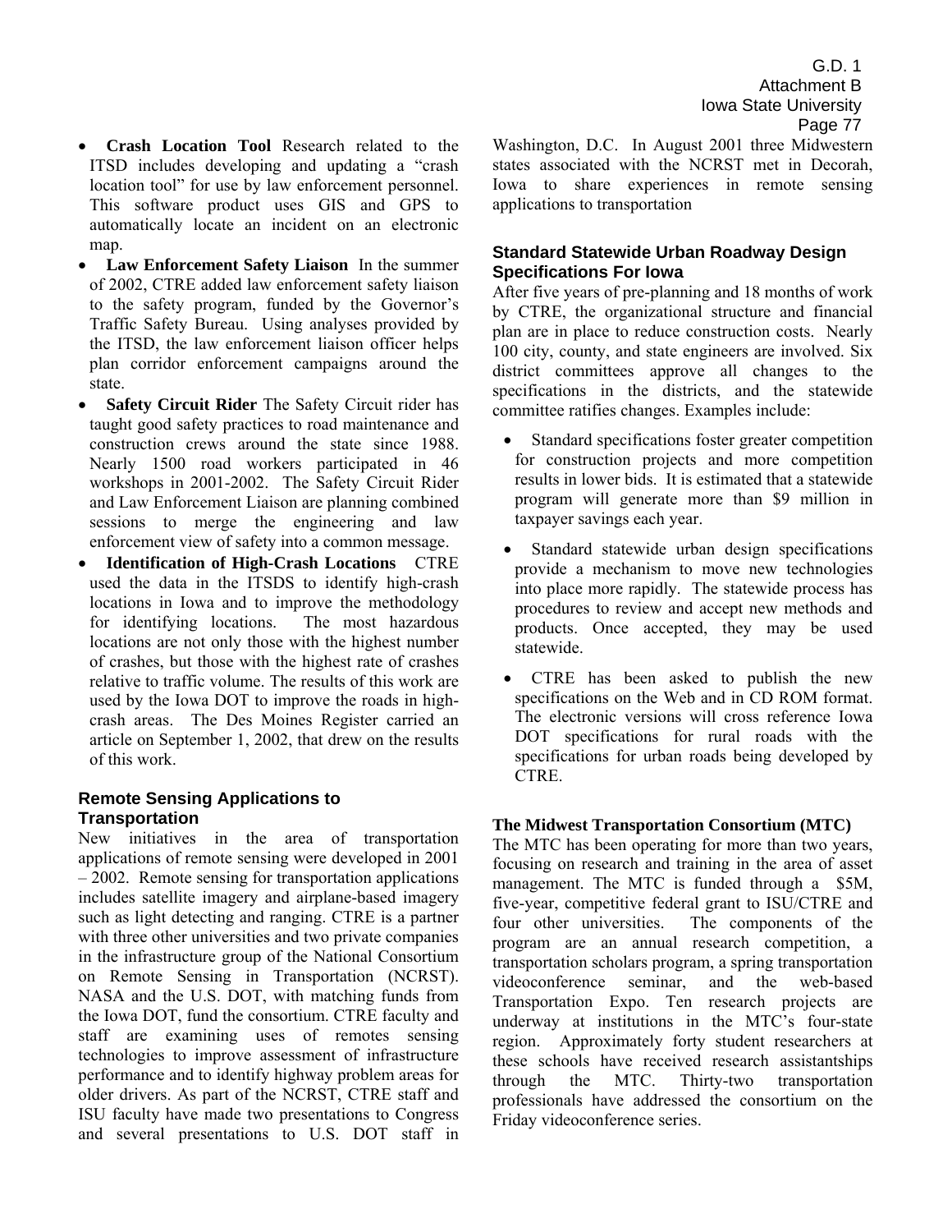- **Crash Location Tool** Research related to the ITSD includes developing and updating a "crash location tool" for use by law enforcement personnel. This software product uses GIS and GPS to automatically locate an incident on an electronic map.
- **Law Enforcement Safety Liaison** In the summer of 2002, CTRE added law enforcement safety liaison to the safety program, funded by the Governor's Traffic Safety Bureau. Using analyses provided by the ITSD, the law enforcement liaison officer helps plan corridor enforcement campaigns around the state.
- **Safety Circuit Rider** The Safety Circuit rider has taught good safety practices to road maintenance and construction crews around the state since 1988. Nearly 1500 road workers participated in 46 workshops in 2001-2002. The Safety Circuit Rider and Law Enforcement Liaison are planning combined sessions to merge the engineering and law enforcement view of safety into a common message.
- **Identification of High-Crash Locations** CTRE used the data in the ITSDS to identify high-crash locations in Iowa and to improve the methodology for identifying locations. The most hazardous locations are not only those with the highest number of crashes, but those with the highest rate of crashes relative to traffic volume. The results of this work are used by the Iowa DOT to improve the roads in high-crash areas. The Des Moines Register carried an article on September 1, 2002, that drew on the results of this work.

### Remote Sensing Applications to Transportation

New initiatives in the area of transportation applications of remote sensing were developed in 2001 – 2002. Remote sensing for transportation applications includes satellite imagery and airplane-based imagery such as light detecting and ranging. CTRE is a partner with three other universities and two private companies in the infrastructure group of the National Consortium on Remote Sensing in Transportation (NCRST). NASA and the U.S. DOT, with matching funds from the Iowa DOT, fund the consortium. CTRE faculty and staff are examining uses of remotes sensing technologies to improve assessment of infrastructure performance and to identify highway problem areas for older drivers. As part of the NCRST, CTRE staff and ISU faculty have made two presentations to Congress and several presentations to U.S. DOT staff in Washington, D.C. In August 2001 three Midwestern states associated with the NCRST met in Decorah, Iowa to share experiences in remote sensing applications to transportation

### Standard Statewide Urban Roadway Design Specifications For Iowa

After five years of pre-planning and 18 months of work by CTRE, the organizational structure and financial plan are in place to reduce construction costs. Nearly 100 city, county, and state engineers are involved. Six district committees approve all changes to the specifications in the districts, and the statewide committee ratifies changes. Examples include:

- Standard specifications foster greater competition for construction projects and more competition results in lower bids. It is estimated that a statewide program will generate more than $9 million in taxpayer savings each year.
- Standard statewide urban design specifications provide a mechanism to move new technologies into place more rapidly. The statewide process has procedures to review and accept new methods and products. Once accepted, they may be used statewide.
- CTRE has been asked to publish the new specifications on the Web and in CD ROM format. The electronic versions will cross reference Iowa DOT specifications for rural roads with the specifications for urban roads being developed by CTRE.

**The Midwest Transportation Consortium (MTC)**

The MTC has been operating for more than two years, focusing on research and training in the area of asset management. The MTC is funded through a $5M, five-year, competitive federal grant to ISU/CTRE and four other universities. The components of the program are an annual research competition, a transportation scholars program, a spring transportation videoconference seminar, and the web-based Transportation Expo. Ten research projects are underway at institutions in the MTC's four-state region. Approximately forty student researchers at these schools have received research assistantships through the MTC. Thirty-two transportation professionals have addressed the consortium on the Friday videoconference series.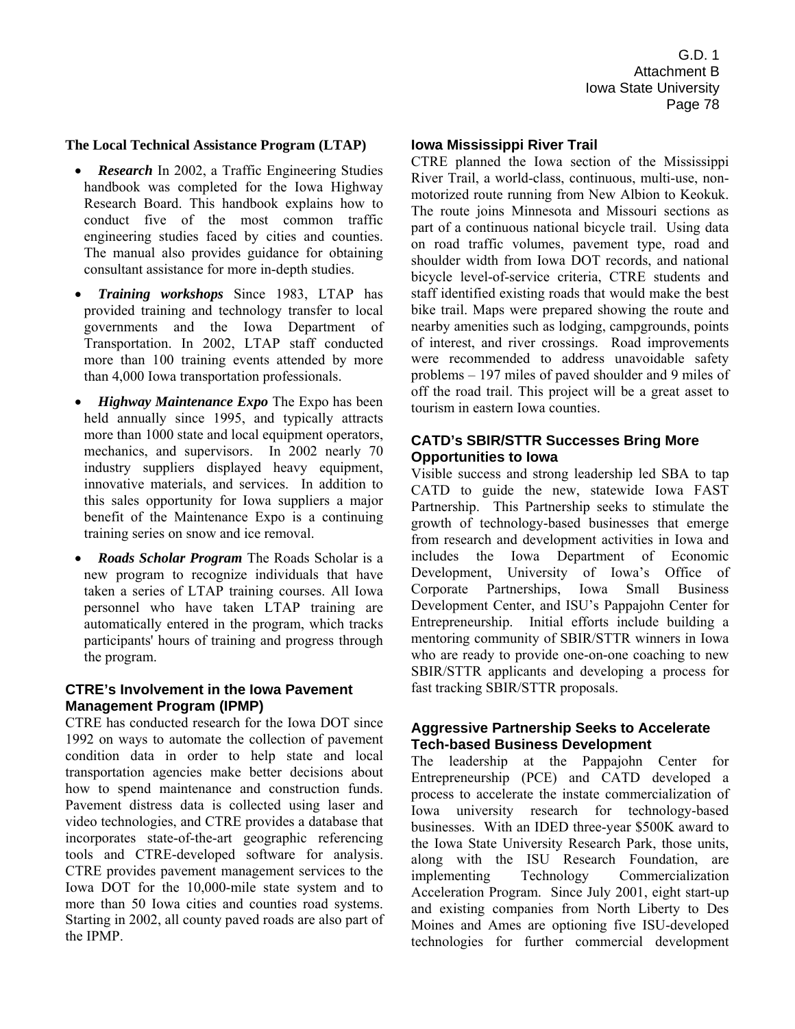### The Local Technical Assistance Program (LTAP)

- ***Research*** In 2002, a Traffic Engineering Studies handbook was completed for the Iowa Highway Research Board. This handbook explains how to conduct five of the most common traffic engineering studies faced by cities and counties. The manual also provides guidance for obtaining consultant assistance for more in-depth studies.
- ***Training workshops*** Since 1983, LTAP has provided training and technology transfer to local governments and the Iowa Department of Transportation. In 2002, LTAP staff conducted more than 100 training events attended by more than 4,000 Iowa transportation professionals.
- ***Highway Maintenance Expo*** The Expo has been held annually since 1995, and typically attracts more than 1000 state and local equipment operators, mechanics, and supervisors. In 2002 nearly 70 industry suppliers displayed heavy equipment, innovative materials, and services. In addition to this sales opportunity for Iowa suppliers a major benefit of the Maintenance Expo is a continuing training series on snow and ice removal.
- ***Roads Scholar Program*** The Roads Scholar is a new program to recognize individuals that have taken a series of LTAP training courses. All Iowa personnel who have taken LTAP training are automatically entered in the program, which tracks participants' hours of training and progress through the program.

### CTRE's Involvement in the Iowa Pavement Management Program (IPMP)

CTRE has conducted research for the Iowa DOT since 1992 on ways to automate the collection of pavement condition data in order to help state and local transportation agencies make better decisions about how to spend maintenance and construction funds. Pavement distress data is collected using laser and video technologies, and CTRE provides a database that incorporates state-of-the-art geographic referencing tools and CTRE-developed software for analysis. CTRE provides pavement management services to the Iowa DOT for the 10,000-mile state system and to more than 50 Iowa cities and counties road systems. Starting in 2002, all county paved roads are also part of the IPMP.

### Iowa Mississippi River Trail

CTRE planned the Iowa section of the Mississippi River Trail, a world-class, continuous, multi-use, non-motorized route running from New Albion to Keokuk. The route joins Minnesota and Missouri sections as part of a continuous national bicycle trail. Using data on road traffic volumes, pavement type, road and shoulder width from Iowa DOT records, and national bicycle level-of-service criteria, CTRE students and staff identified existing roads that would make the best bike trail. Maps were prepared showing the route and nearby amenities such as lodging, campgrounds, points of interest, and river crossings. Road improvements were recommended to address unavoidable safety problems – 197 miles of paved shoulder and 9 miles of off the road trail. This project will be a great asset to tourism in eastern Iowa counties.

### CATD's SBIR/STTR Successes Bring More Opportunities to Iowa

Visible success and strong leadership led SBA to tap CATD to guide the new, statewide Iowa FAST Partnership. This Partnership seeks to stimulate the growth of technology-based businesses that emerge from research and development activities in Iowa and includes the Iowa Department of Economic Development, University of Iowa's Office of Corporate Partnerships, Iowa Small Business Development Center, and ISU's Pappajohn Center for Entrepreneurship. Initial efforts include building a mentoring community of SBIR/STTR winners in Iowa who are ready to provide one-on-one coaching to new SBIR/STTR applicants and developing a process for fast tracking SBIR/STTR proposals.

### Aggressive Partnership Seeks to Accelerate Tech-based Business Development

The leadership at the Pappajohn Center for Entrepreneurship (PCE) and CATD developed a process to accelerate the instate commercialization of Iowa university research for technology-based businesses. With an IDED three-year $500K award to the Iowa State University Research Park, those units, along with the ISU Research Foundation, are implementing Technology Commercialization Acceleration Program. Since July 2001, eight start-up and existing companies from North Liberty to Des Moines and Ames are optioning five ISU-developed technologies for further commercial development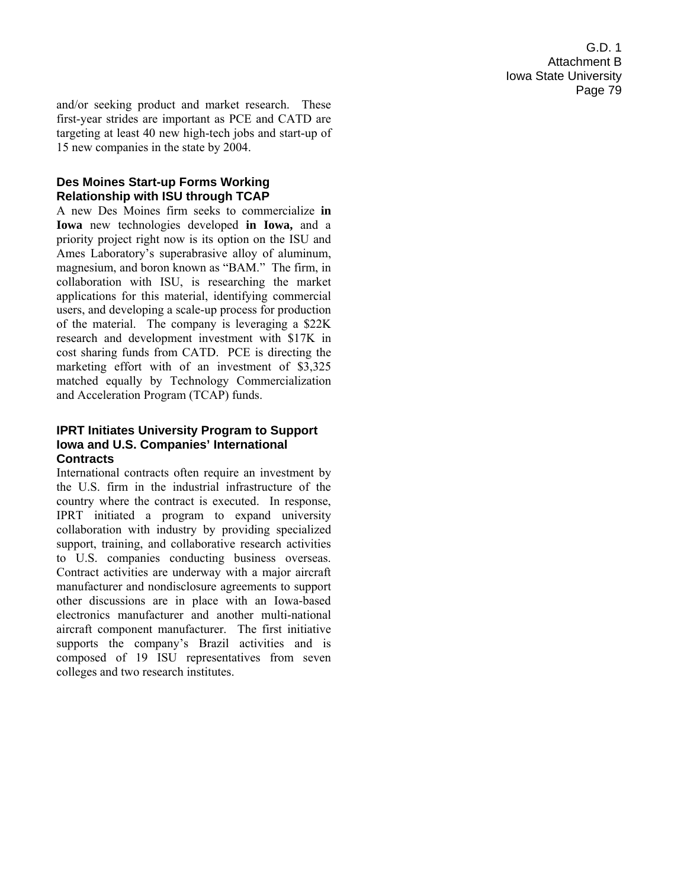and/or seeking product and market research. These first-year strides are important as PCE and CATD are targeting at least 40 new high-tech jobs and start-up of 15 new companies in the state by 2004.

### Des Moines Start-up Forms Working Relationship with ISU through TCAP

A new Des Moines firm seeks to commercialize **in Iowa** new technologies developed **in Iowa,** and a priority project right now is its option on the ISU and Ames Laboratory's superabrasive alloy of aluminum, magnesium, and boron known as "BAM." The firm, in collaboration with ISU, is researching the market applications for this material, identifying commercial users, and developing a scale-up process for production of the material. The company is leveraging a $22K research and development investment with $17K in cost sharing funds from CATD. PCE is directing the marketing effort with of an investment of $3,325 matched equally by Technology Commercialization and Acceleration Program (TCAP) funds.

### IPRT Initiates University Program to Support Iowa and U.S. Companies' International Contracts

International contracts often require an investment by the U.S. firm in the industrial infrastructure of the country where the contract is executed. In response, IPRT initiated a program to expand university collaboration with industry by providing specialized support, training, and collaborative research activities to U.S. companies conducting business overseas. Contract activities are underway with a major aircraft manufacturer and nondisclosure agreements to support other discussions are in place with an Iowa-based electronics manufacturer and another multi-national aircraft component manufacturer. The first initiative supports the company's Brazil activities and is composed of 19 ISU representatives from seven colleges and two research institutes.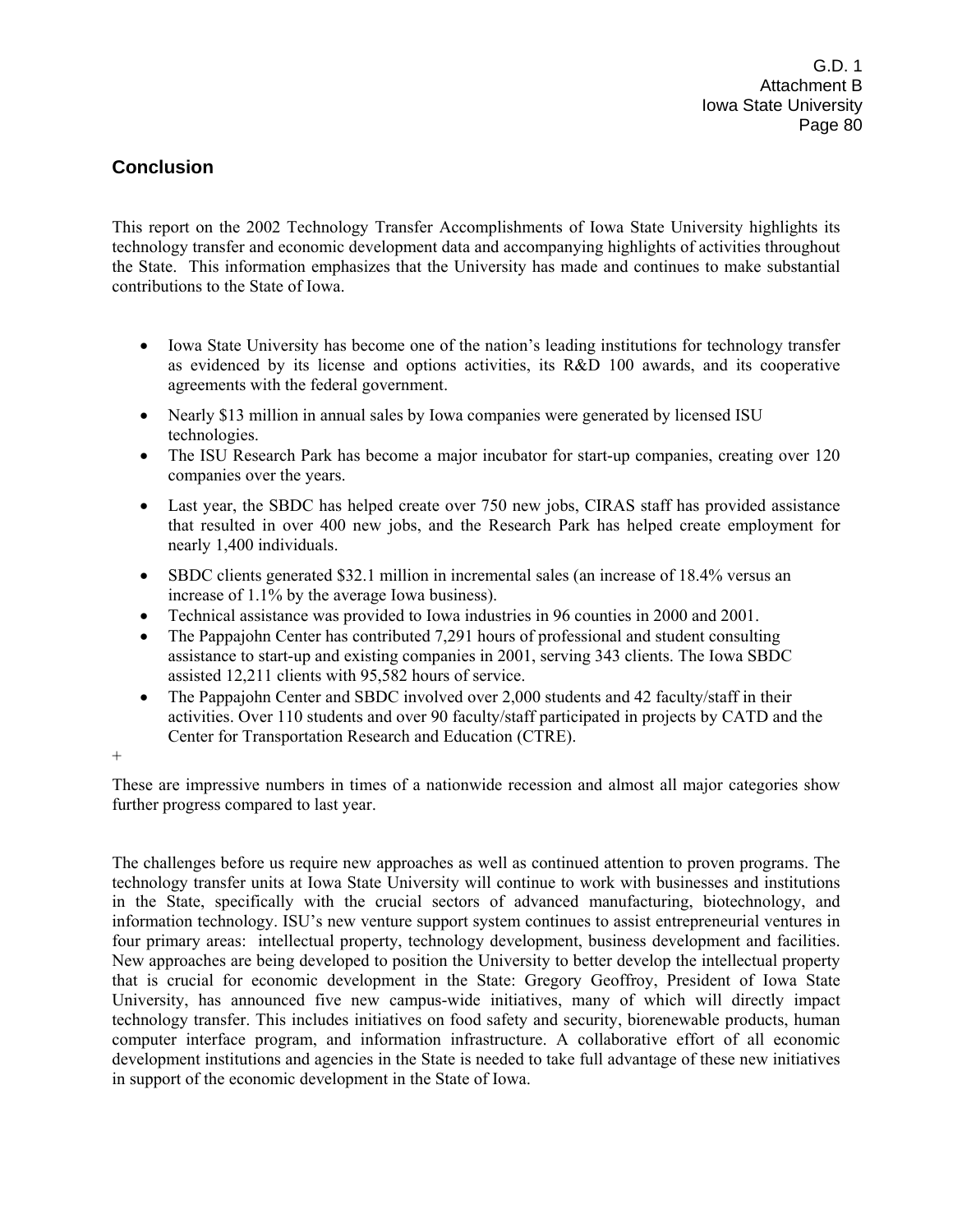## Conclusion

This report on the 2002 Technology Transfer Accomplishments of Iowa State University highlights its technology transfer and economic development data and accompanying highlights of activities throughout the State. This information emphasizes that the University has made and continues to make substantial contributions to the State of Iowa.

- Iowa State University has become one of the nation's leading institutions for technology transfer as evidenced by its license and options activities, its R&D 100 awards, and its cooperative agreements with the federal government.
- Nearly $13 million in annual sales by Iowa companies were generated by licensed ISU technologies.
- The ISU Research Park has become a major incubator for start-up companies, creating over 120 companies over the years.
- Last year, the SBDC has helped create over 750 new jobs, CIRAS staff has provided assistance that resulted in over 400 new jobs, and the Research Park has helped create employment for nearly 1,400 individuals.
- SBDC clients generated $32.1 million in incremental sales (an increase of 18.4% versus an increase of 1.1% by the average Iowa business).
- Technical assistance was provided to Iowa industries in 96 counties in 2000 and 2001.
- The Pappajohn Center has contributed 7,291 hours of professional and student consulting assistance to start-up and existing companies in 2001, serving 343 clients. The Iowa SBDC assisted 12,211 clients with 95,582 hours of service.
- The Pappajohn Center and SBDC involved over 2,000 students and 42 faculty/staff in their activities. Over 110 students and over 90 faculty/staff participated in projects by CATD and the Center for Transportation Research and Education (CTRE).

+

These are impressive numbers in times of a nationwide recession and almost all major categories show further progress compared to last year.

The challenges before us require new approaches as well as continued attention to proven programs. The technology transfer units at Iowa State University will continue to work with businesses and institutions in the State, specifically with the crucial sectors of advanced manufacturing, biotechnology, and information technology. ISU's new venture support system continues to assist entrepreneurial ventures in four primary areas: intellectual property, technology development, business development and facilities. New approaches are being developed to position the University to better develop the intellectual property that is crucial for economic development in the State: Gregory Geoffroy, President of Iowa State University, has announced five new campus-wide initiatives, many of which will directly impact technology transfer. This includes initiatives on food safety and security, biorenewable products, human computer interface program, and information infrastructure. A collaborative effort of all economic development institutions and agencies in the State is needed to take full advantage of these new initiatives in support of the economic development in the State of Iowa.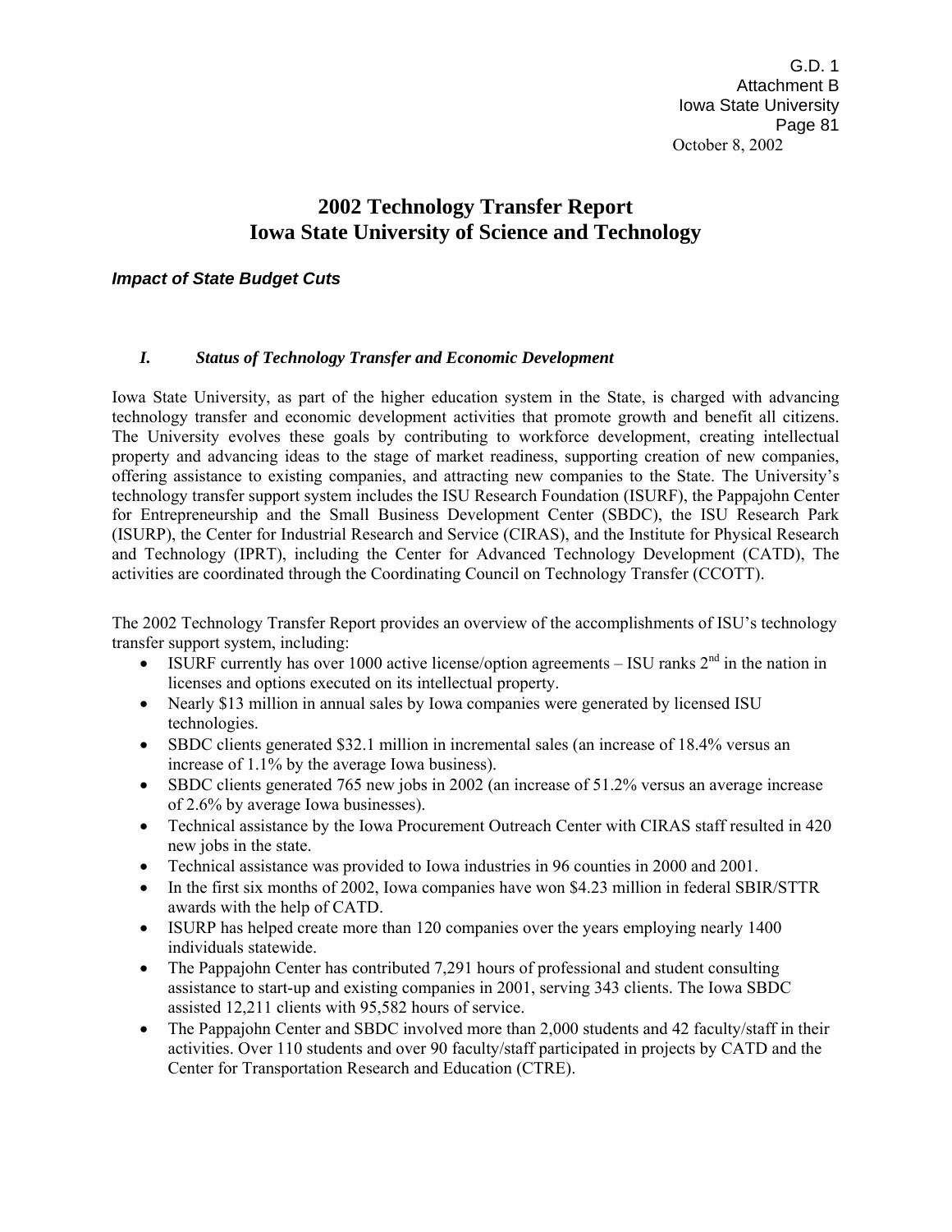# 2002 Technology Transfer Report
# Iowa State University of Science and Technology

### *Impact of State Budget Cuts*

### *I. Status of Technology Transfer and Economic Development*

Iowa State University, as part of the higher education system in the State, is charged with advancing technology transfer and economic development activities that promote growth and benefit all citizens. The University evolves these goals by contributing to workforce development, creating intellectual property and advancing ideas to the stage of market readiness, supporting creation of new companies, offering assistance to existing companies, and attracting new companies to the State. The University's technology transfer support system includes the ISU Research Foundation (ISURF), the Pappajohn Center for Entrepreneurship and the Small Business Development Center (SBDC), the ISU Research Park (ISURP), the Center for Industrial Research and Service (CIRAS), and the Institute for Physical Research and Technology (IPRT), including the Center for Advanced Technology Development (CATD), The activities are coordinated through the Coordinating Council on Technology Transfer (CCOTT).

The 2002 Technology Transfer Report provides an overview of the accomplishments of ISU's technology transfer support system, including:

- ISURF currently has over 1000 active license/option agreements – ISU ranks 2nd in the nation in licenses and options executed on its intellectual property.
- Nearly $13 million in annual sales by Iowa companies were generated by licensed ISU technologies.
- SBDC clients generated $32.1 million in incremental sales (an increase of 18.4% versus an increase of 1.1% by the average Iowa business).
- SBDC clients generated 765 new jobs in 2002 (an increase of 51.2% versus an average increase of 2.6% by average Iowa businesses).
- Technical assistance by the Iowa Procurement Outreach Center with CIRAS staff resulted in 420 new jobs in the state.
- Technical assistance was provided to Iowa industries in 96 counties in 2000 and 2001.
- In the first six months of 2002, Iowa companies have won $4.23 million in federal SBIR/STTR awards with the help of CATD.
- ISURP has helped create more than 120 companies over the years employing nearly 1400 individuals statewide.
- The Pappajohn Center has contributed 7,291 hours of professional and student consulting assistance to start-up and existing companies in 2001, serving 343 clients. The Iowa SBDC assisted 12,211 clients with 95,582 hours of service.
- The Pappajohn Center and SBDC involved more than 2,000 students and 42 faculty/staff in their activities. Over 110 students and over 90 faculty/staff participated in projects by CATD and the Center for Transportation Research and Education (CTRE).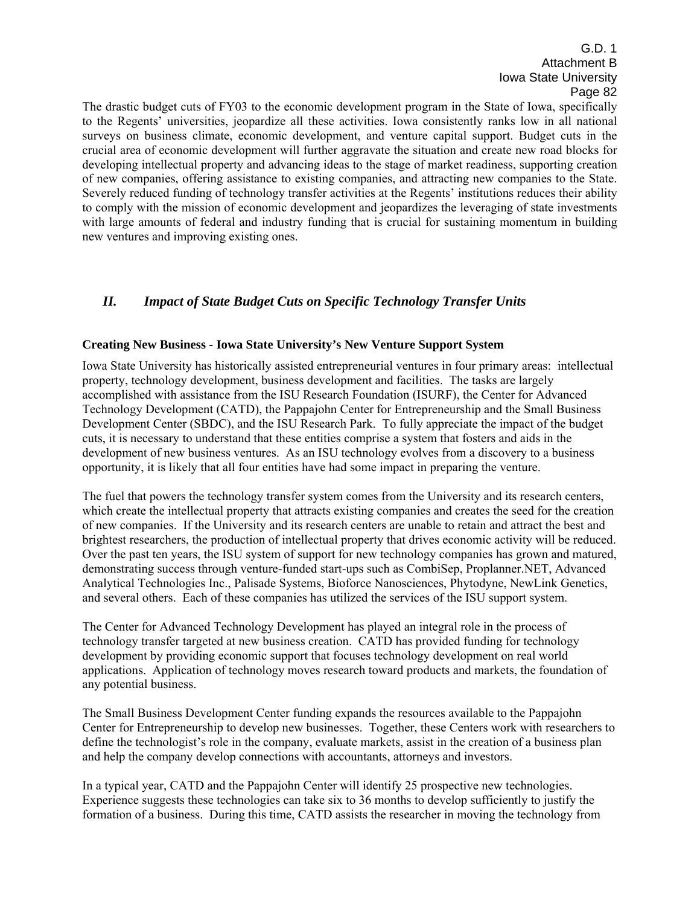The drastic budget cuts of FY03 to the economic development program in the State of Iowa, specifically to the Regents' universities, jeopardize all these activities. Iowa consistently ranks low in all national surveys on business climate, economic development, and venture capital support. Budget cuts in the crucial area of economic development will further aggravate the situation and create new road blocks for developing intellectual property and advancing ideas to the stage of market readiness, supporting creation of new companies, offering assistance to existing companies, and attracting new companies to the State. Severely reduced funding of technology transfer activities at the Regents' institutions reduces their ability to comply with the mission of economic development and jeopardizes the leveraging of state investments with large amounts of federal and industry funding that is crucial for sustaining momentum in building new ventures and improving existing ones.

## *II. Impact of State Budget Cuts on Specific Technology Transfer Units*

**Creating New Business - Iowa State University's New Venture Support System**

Iowa State University has historically assisted entrepreneurial ventures in four primary areas: intellectual property, technology development, business development and facilities. The tasks are largely accomplished with assistance from the ISU Research Foundation (ISURF), the Center for Advanced Technology Development (CATD), the Pappajohn Center for Entrepreneurship and the Small Business Development Center (SBDC), and the ISU Research Park. To fully appreciate the impact of the budget cuts, it is necessary to understand that these entities comprise a system that fosters and aids in the development of new business ventures. As an ISU technology evolves from a discovery to a business opportunity, it is likely that all four entities have had some impact in preparing the venture.

The fuel that powers the technology transfer system comes from the University and its research centers, which create the intellectual property that attracts existing companies and creates the seed for the creation of new companies. If the University and its research centers are unable to retain and attract the best and brightest researchers, the production of intellectual property that drives economic activity will be reduced. Over the past ten years, the ISU system of support for new technology companies has grown and matured, demonstrating success through venture-funded start-ups such as CombiSep, Proplanner.NET, Advanced Analytical Technologies Inc., Palisade Systems, Bioforce Nanosciences, Phytodyne, NewLink Genetics, and several others. Each of these companies has utilized the services of the ISU support system.

The Center for Advanced Technology Development has played an integral role in the process of technology transfer targeted at new business creation. CATD has provided funding for technology development by providing economic support that focuses technology development on real world applications. Application of technology moves research toward products and markets, the foundation of any potential business.

The Small Business Development Center funding expands the resources available to the Pappajohn Center for Entrepreneurship to develop new businesses. Together, these Centers work with researchers to define the technologist's role in the company, evaluate markets, assist in the creation of a business plan and help the company develop connections with accountants, attorneys and investors.

In a typical year, CATD and the Pappajohn Center will identify 25 prospective new technologies. Experience suggests these technologies can take six to 36 months to develop sufficiently to justify the formation of a business. During this time, CATD assists the researcher in moving the technology from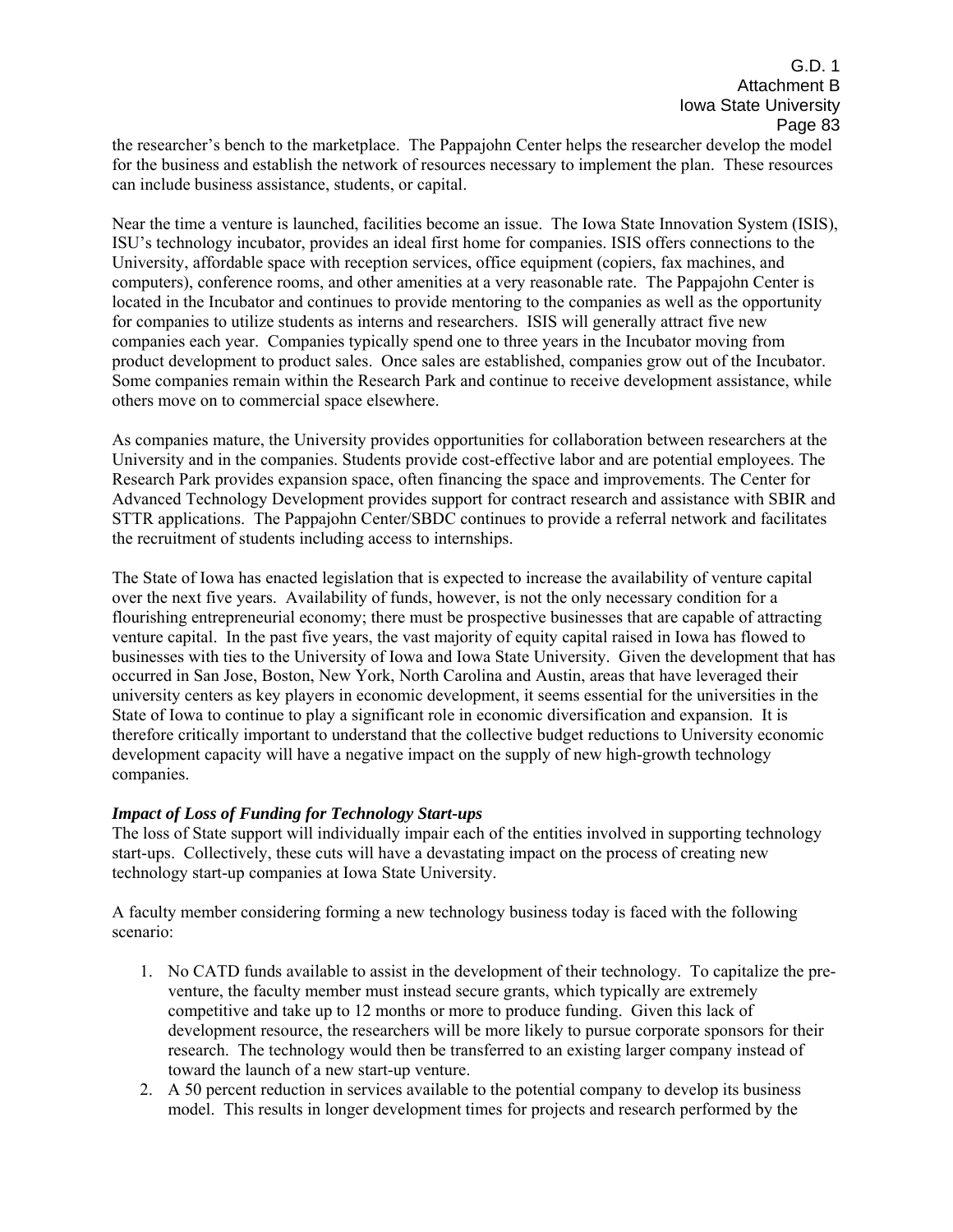the researcher's bench to the marketplace. The Pappajohn Center helps the researcher develop the model for the business and establish the network of resources necessary to implement the plan. These resources can include business assistance, students, or capital.

Near the time a venture is launched, facilities become an issue. The Iowa State Innovation System (ISIS), ISU's technology incubator, provides an ideal first home for companies. ISIS offers connections to the University, affordable space with reception services, office equipment (copiers, fax machines, and computers), conference rooms, and other amenities at a very reasonable rate. The Pappajohn Center is located in the Incubator and continues to provide mentoring to the companies as well as the opportunity for companies to utilize students as interns and researchers. ISIS will generally attract five new companies each year. Companies typically spend one to three years in the Incubator moving from product development to product sales. Once sales are established, companies grow out of the Incubator. Some companies remain within the Research Park and continue to receive development assistance, while others move on to commercial space elsewhere.

As companies mature, the University provides opportunities for collaboration between researchers at the University and in the companies. Students provide cost-effective labor and are potential employees. The Research Park provides expansion space, often financing the space and improvements. The Center for Advanced Technology Development provides support for contract research and assistance with SBIR and STTR applications. The Pappajohn Center/SBDC continues to provide a referral network and facilitates the recruitment of students including access to internships.

The State of Iowa has enacted legislation that is expected to increase the availability of venture capital over the next five years. Availability of funds, however, is not the only necessary condition for a flourishing entrepreneurial economy; there must be prospective businesses that are capable of attracting venture capital. In the past five years, the vast majority of equity capital raised in Iowa has flowed to businesses with ties to the University of Iowa and Iowa State University. Given the development that has occurred in San Jose, Boston, New York, North Carolina and Austin, areas that have leveraged their university centers as key players in economic development, it seems essential for the universities in the State of Iowa to continue to play a significant role in economic diversification and expansion. It is therefore critically important to understand that the collective budget reductions to University economic development capacity will have a negative impact on the supply of new high-growth technology companies.

***Impact of Loss of Funding for Technology Start-ups***

The loss of State support will individually impair each of the entities involved in supporting technology start-ups. Collectively, these cuts will have a devastating impact on the process of creating new technology start-up companies at Iowa State University.

A faculty member considering forming a new technology business today is faced with the following scenario:

1. No CATD funds available to assist in the development of their technology. To capitalize the pre-venture, the faculty member must instead secure grants, which typically are extremely competitive and take up to 12 months or more to produce funding. Given this lack of development resource, the researchers will be more likely to pursue corporate sponsors for their research. The technology would then be transferred to an existing larger company instead of toward the launch of a new start-up venture.
2. A 50 percent reduction in services available to the potential company to develop its business model. This results in longer development times for projects and research performed by the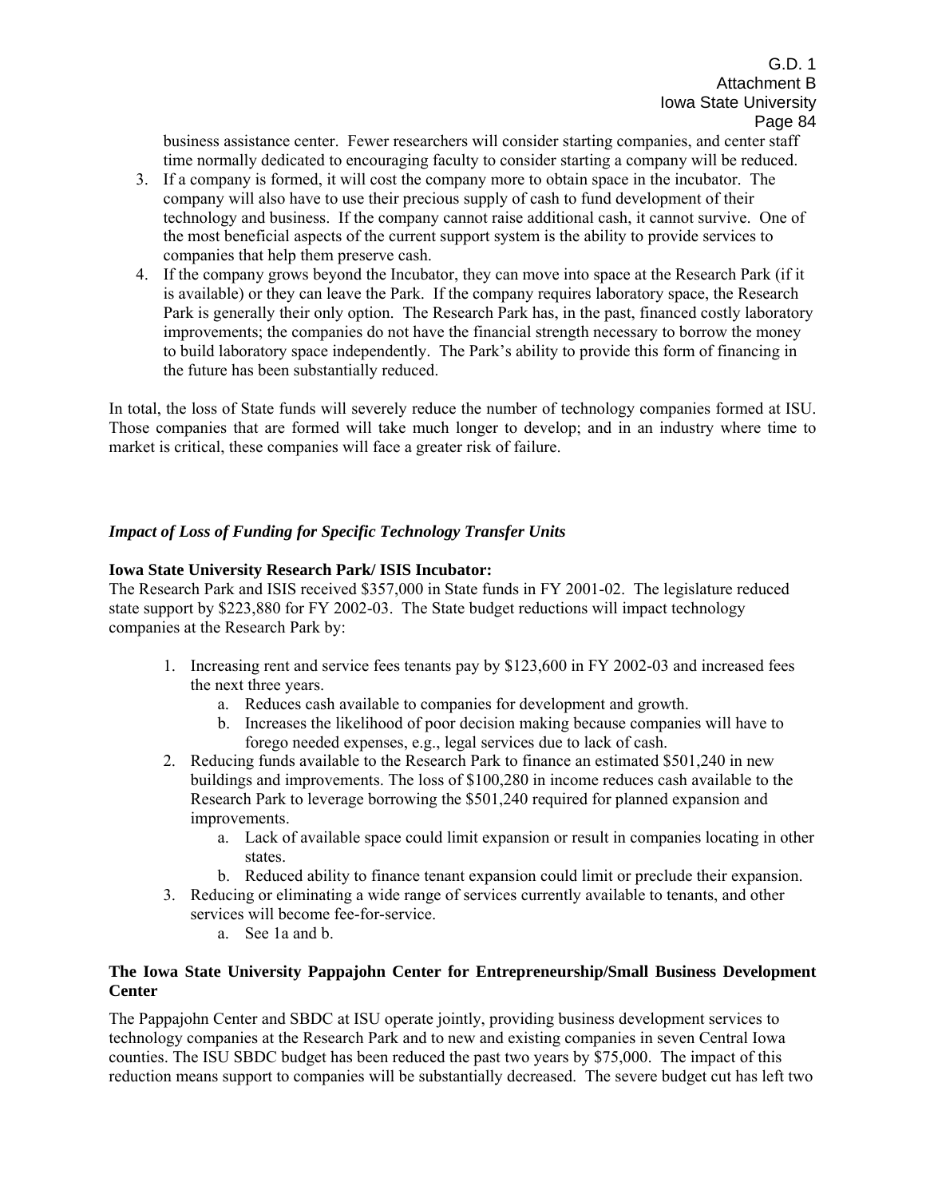business assistance center. Fewer researchers will consider starting companies, and center staff time normally dedicated to encouraging faculty to consider starting a company will be reduced.

3. If a company is formed, it will cost the company more to obtain space in the incubator. The company will also have to use their precious supply of cash to fund development of their technology and business. If the company cannot raise additional cash, it cannot survive. One of the most beneficial aspects of the current support system is the ability to provide services to companies that help them preserve cash.
4. If the company grows beyond the Incubator, they can move into space at the Research Park (if it is available) or they can leave the Park. If the company requires laboratory space, the Research Park is generally their only option. The Research Park has, in the past, financed costly laboratory improvements; the companies do not have the financial strength necessary to borrow the money to build laboratory space independently. The Park's ability to provide this form of financing in the future has been substantially reduced.

In total, the loss of State funds will severely reduce the number of technology companies formed at ISU. Those companies that are formed will take much longer to develop; and in an industry where time to market is critical, these companies will face a greater risk of failure.

### *Impact of Loss of Funding for Specific Technology Transfer Units*

**Iowa State University Research Park/ ISIS Incubator:**
The Research Park and ISIS received $357,000 in State funds in FY 2001-02. The legislature reduced state support by $223,880 for FY 2002-03. The State budget reductions will impact technology companies at the Research Park by:

1. Increasing rent and service fees tenants pay by $123,600 in FY 2002-03 and increased fees the next three years.
   a. Reduces cash available to companies for development and growth.
   b. Increases the likelihood of poor decision making because companies will have to forego needed expenses, e.g., legal services due to lack of cash.
2. Reducing funds available to the Research Park to finance an estimated $501,240 in new buildings and improvements. The loss of $100,280 in income reduces cash available to the Research Park to leverage borrowing the $501,240 required for planned expansion and improvements.
   a. Lack of available space could limit expansion or result in companies locating in other states.
   b. Reduced ability to finance tenant expansion could limit or preclude their expansion.
3. Reducing or eliminating a wide range of services currently available to tenants, and other services will become fee-for-service.
   a. See 1a and b.

**The Iowa State University Pappajohn Center for Entrepreneurship/Small Business Development Center**

The Pappajohn Center and SBDC at ISU operate jointly, providing business development services to technology companies at the Research Park and to new and existing companies in seven Central Iowa counties. The ISU SBDC budget has been reduced the past two years by $75,000. The impact of this reduction means support to companies will be substantially decreased. The severe budget cut has left two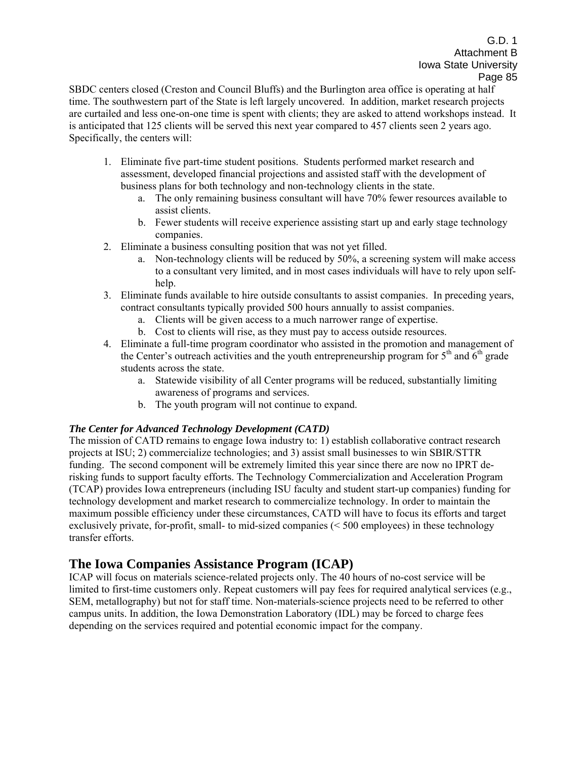SBDC centers closed (Creston and Council Bluffs) and the Burlington area office is operating at half time. The southwestern part of the State is left largely uncovered. In addition, market research projects are curtailed and less one-on-one time is spent with clients; they are asked to attend workshops instead. It is anticipated that 125 clients will be served this next year compared to 457 clients seen 2 years ago. Specifically, the centers will:

1. Eliminate five part-time student positions. Students performed market research and assessment, developed financial projections and assisted staff with the development of business plans for both technology and non-technology clients in the state.
   a. The only remaining business consultant will have 70% fewer resources available to assist clients.
   b. Fewer students will receive experience assisting start up and early stage technology companies.
2. Eliminate a business consulting position that was not yet filled.
   a. Non-technology clients will be reduced by 50%, a screening system will make access to a consultant very limited, and in most cases individuals will have to rely upon self-help.
3. Eliminate funds available to hire outside consultants to assist companies. In preceding years, contract consultants typically provided 500 hours annually to assist companies.
   a. Clients will be given access to a much narrower range of expertise.
   b. Cost to clients will rise, as they must pay to access outside resources.
4. Eliminate a full-time program coordinator who assisted in the promotion and management of the Center's outreach activities and the youth entrepreneurship program for 5th and 6th grade students across the state.
   a. Statewide visibility of all Center programs will be reduced, substantially limiting awareness of programs and services.
   b. The youth program will not continue to expand.

***The Center for Advanced Technology Development (CATD)***

The mission of CATD remains to engage Iowa industry to: 1) establish collaborative contract research projects at ISU; 2) commercialize technologies; and 3) assist small businesses to win SBIR/STTR funding. The second component will be extremely limited this year since there are now no IPRT de-risking funds to support faculty efforts. The Technology Commercialization and Acceleration Program (TCAP) provides Iowa entrepreneurs (including ISU faculty and student start-up companies) funding for technology development and market research to commercialize technology. In order to maintain the maximum possible efficiency under these circumstances, CATD will have to focus its efforts and target exclusively private, for-profit, small- to mid-sized companies (< 500 employees) in these technology transfer efforts.

## The Iowa Companies Assistance Program (ICAP)

ICAP will focus on materials science-related projects only. The 40 hours of no-cost service will be limited to first-time customers only. Repeat customers will pay fees for required analytical services (e.g., SEM, metallography) but not for staff time. Non-materials-science projects need to be referred to other campus units. In addition, the Iowa Demonstration Laboratory (IDL) may be forced to charge fees depending on the services required and potential economic impact for the company.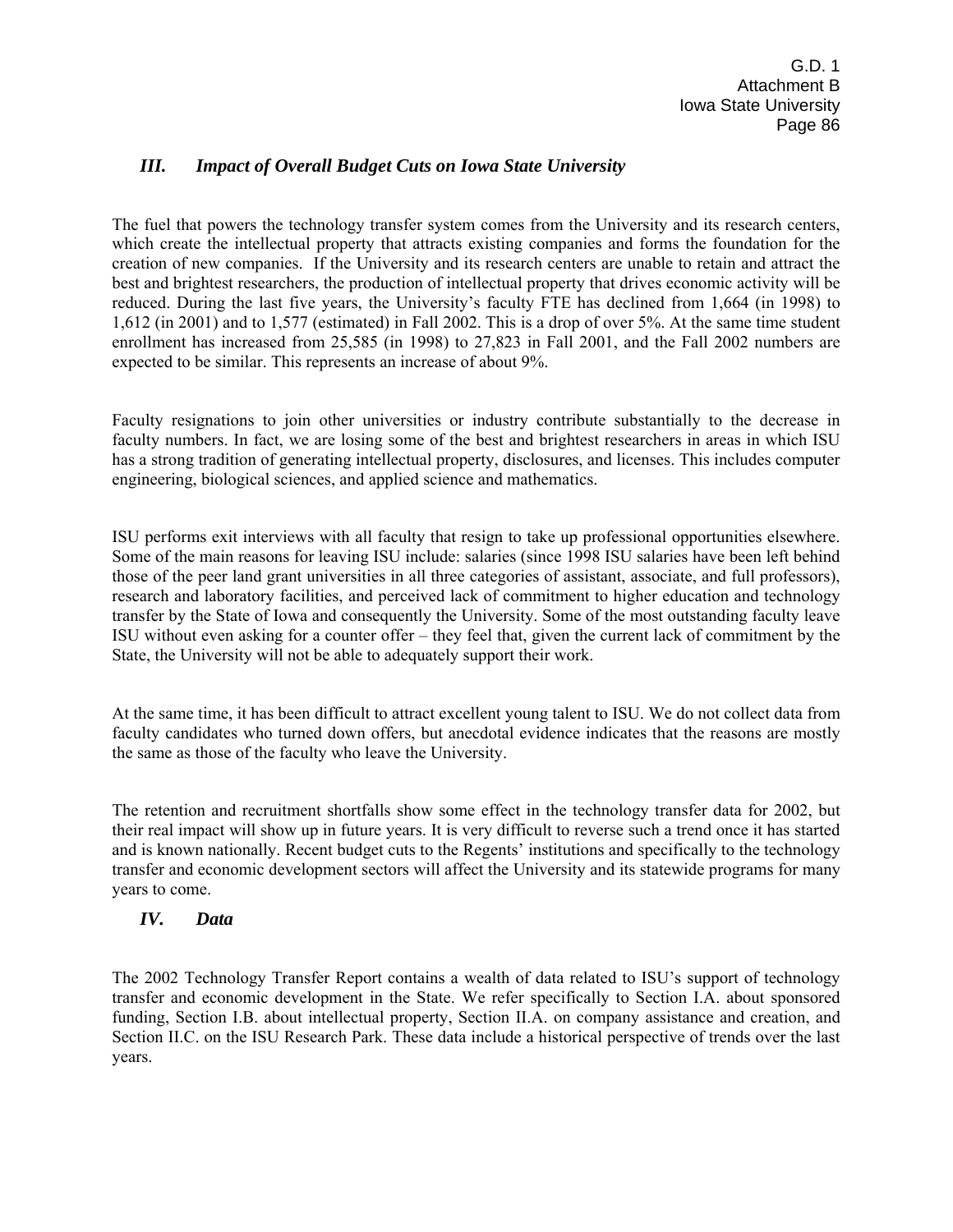## *III. Impact of Overall Budget Cuts on Iowa State University*

The fuel that powers the technology transfer system comes from the University and its research centers, which create the intellectual property that attracts existing companies and forms the foundation for the creation of new companies. If the University and its research centers are unable to retain and attract the best and brightest researchers, the production of intellectual property that drives economic activity will be reduced. During the last five years, the University's faculty FTE has declined from 1,664 (in 1998) to 1,612 (in 2001) and to 1,577 (estimated) in Fall 2002. This is a drop of over 5%. At the same time student enrollment has increased from 25,585 (in 1998) to 27,823 in Fall 2001, and the Fall 2002 numbers are expected to be similar. This represents an increase of about 9%.

Faculty resignations to join other universities or industry contribute substantially to the decrease in faculty numbers. In fact, we are losing some of the best and brightest researchers in areas in which ISU has a strong tradition of generating intellectual property, disclosures, and licenses. This includes computer engineering, biological sciences, and applied science and mathematics.

ISU performs exit interviews with all faculty that resign to take up professional opportunities elsewhere. Some of the main reasons for leaving ISU include: salaries (since 1998 ISU salaries have been left behind those of the peer land grant universities in all three categories of assistant, associate, and full professors), research and laboratory facilities, and perceived lack of commitment to higher education and technology transfer by the State of Iowa and consequently the University. Some of the most outstanding faculty leave ISU without even asking for a counter offer – they feel that, given the current lack of commitment by the State, the University will not be able to adequately support their work.

At the same time, it has been difficult to attract excellent young talent to ISU. We do not collect data from faculty candidates who turned down offers, but anecdotal evidence indicates that the reasons are mostly the same as those of the faculty who leave the University.

The retention and recruitment shortfalls show some effect in the technology transfer data for 2002, but their real impact will show up in future years. It is very difficult to reverse such a trend once it has started and is known nationally. Recent budget cuts to the Regents' institutions and specifically to the technology transfer and economic development sectors will affect the University and its statewide programs for many years to come.

## *IV. Data*

The 2002 Technology Transfer Report contains a wealth of data related to ISU's support of technology transfer and economic development in the State. We refer specifically to Section I.A. about sponsored funding, Section I.B. about intellectual property, Section II.A. on company assistance and creation, and Section II.C. on the ISU Research Park. These data include a historical perspective of trends over the last years.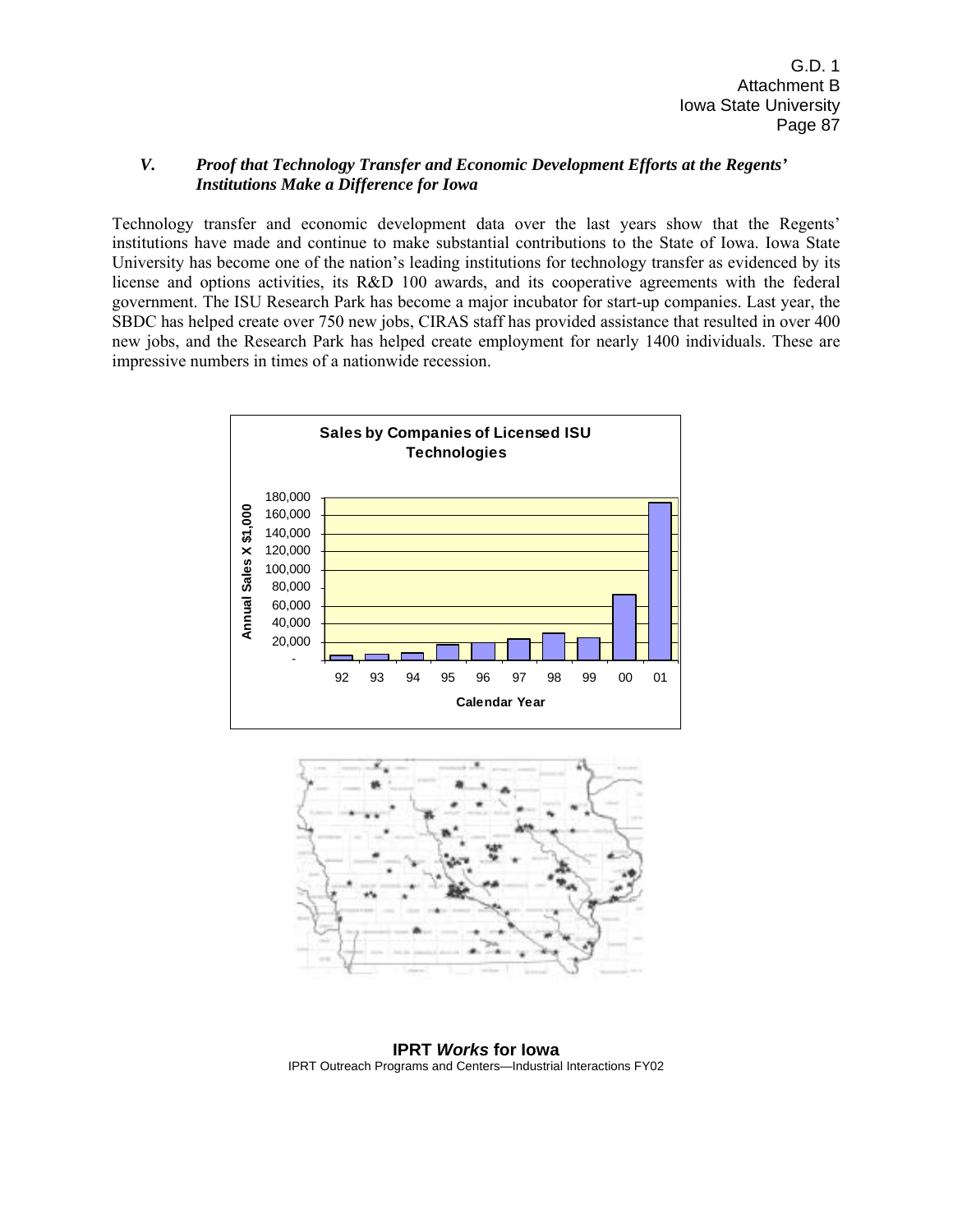### *V. Proof that Technology Transfer and Economic Development Efforts at the Regents' Institutions Make a Difference for Iowa*

Technology transfer and economic development data over the last years show that the Regents' institutions have made and continue to make substantial contributions to the State of Iowa. Iowa State University has become one of the nation's leading institutions for technology transfer as evidenced by its license and options activities, its R&D 100 awards, and its cooperative agreements with the federal government. The ISU Research Park has become a major incubator for start-up companies. Last year, the SBDC has helped create over 750 new jobs, CIRAS staff has provided assistance that resulted in over 400 new jobs, and the Research Park has helped create employment for nearly 1400 individuals. These are impressive numbers in times of a nationwide recession.

**Sales by Companies of Licensed ISU Technologies**

Annual Sales X $1,000 by Calendar Year (92–01)

**IPRT *Works* for Iowa**

IPRT Outreach Programs and Centers—Industrial Interactions FY02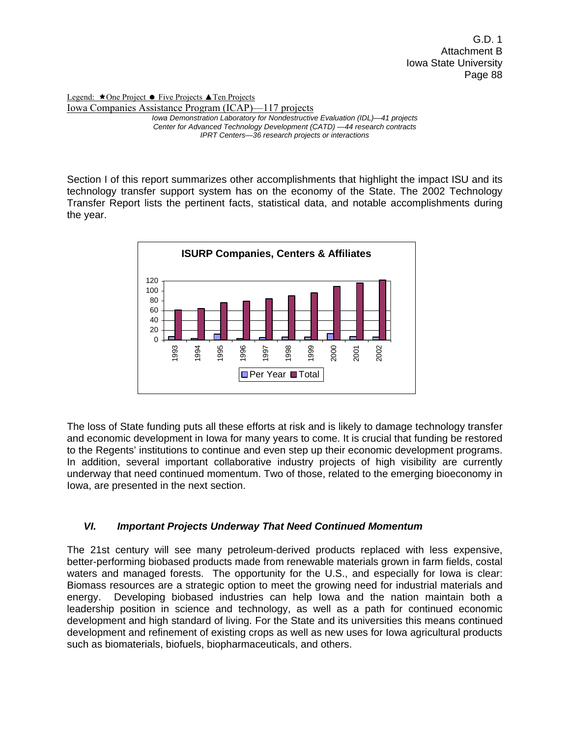Legend: ★One Project ● Five Projects ▲Ten Projects

Iowa Companies Assistance Program (ICAP)—117 projects

*Iowa Demonstration Laboratory for Nondestructive Evaluation (IDL)—41 projects*
*Center for Advanced Technology Development (CATD) —44 research contracts*
*IPRT Centers—36 research projects or interactions*

Section I of this report summarizes other accomplishments that highlight the impact ISU and its technology transfer support system has on the economy of the State. The 2002 Technology Transfer Report lists the pertinent facts, statistical data, and notable accomplishments during the year.

**ISURP Companies, Centers & Affiliates**

The loss of State funding puts all these efforts at risk and is likely to damage technology transfer and economic development in Iowa for many years to come. It is crucial that funding be restored to the Regents' institutions to continue and even step up their economic development programs. In addition, several important collaborative industry projects of high visibility are currently underway that need continued momentum. Two of those, related to the emerging bioeconomy in Iowa, are presented in the next section.

## *VI. Important Projects Underway That Need Continued Momentum*

The 21st century will see many petroleum-derived products replaced with less expensive, better-performing biobased products made from renewable materials grown in farm fields, costal waters and managed forests. The opportunity for the U.S., and especially for Iowa is clear: Biomass resources are a strategic option to meet the growing need for industrial materials and energy. Developing biobased industries can help Iowa and the nation maintain both a leadership position in science and technology, as well as a path for continued economic development and high standard of living. For the State and its universities this means continued development and refinement of existing crops as well as new uses for Iowa agricultural products such as biomaterials, biofuels, biopharmaceuticals, and others.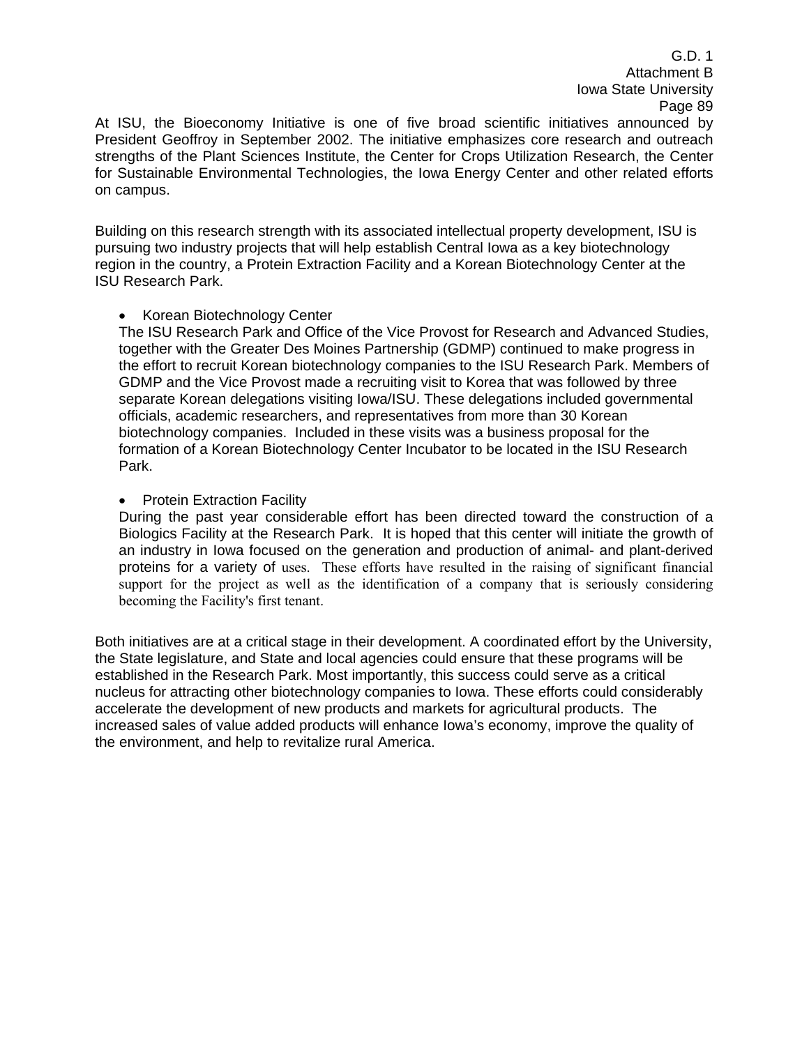At ISU, the Bioeconomy Initiative is one of five broad scientific initiatives announced by President Geoffroy in September 2002. The initiative emphasizes core research and outreach strengths of the Plant Sciences Institute, the Center for Crops Utilization Research, the Center for Sustainable Environmental Technologies, the Iowa Energy Center and other related efforts on campus.

Building on this research strength with its associated intellectual property development, ISU is pursuing two industry projects that will help establish Central Iowa as a key biotechnology region in the country, a Protein Extraction Facility and a Korean Biotechnology Center at the ISU Research Park.

- Korean Biotechnology Center

  The ISU Research Park and Office of the Vice Provost for Research and Advanced Studies, together with the Greater Des Moines Partnership (GDMP) continued to make progress in the effort to recruit Korean biotechnology companies to the ISU Research Park. Members of GDMP and the Vice Provost made a recruiting visit to Korea that was followed by three separate Korean delegations visiting Iowa/ISU. These delegations included governmental officials, academic researchers, and representatives from more than 30 Korean biotechnology companies. Included in these visits was a business proposal for the formation of a Korean Biotechnology Center Incubator to be located in the ISU Research Park.

- Protein Extraction Facility

  During the past year considerable effort has been directed toward the construction of a Biologics Facility at the Research Park. It is hoped that this center will initiate the growth of an industry in Iowa focused on the generation and production of animal- and plant-derived proteins for a variety of uses. These efforts have resulted in the raising of significant financial support for the project as well as the identification of a company that is seriously considering becoming the Facility's first tenant.

Both initiatives are at a critical stage in their development. A coordinated effort by the University, the State legislature, and State and local agencies could ensure that these programs will be established in the Research Park. Most importantly, this success could serve as a critical nucleus for attracting other biotechnology companies to Iowa. These efforts could considerably accelerate the development of new products and markets for agricultural products. The increased sales of value added products will enhance Iowa's economy, improve the quality of the environment, and help to revitalize rural America.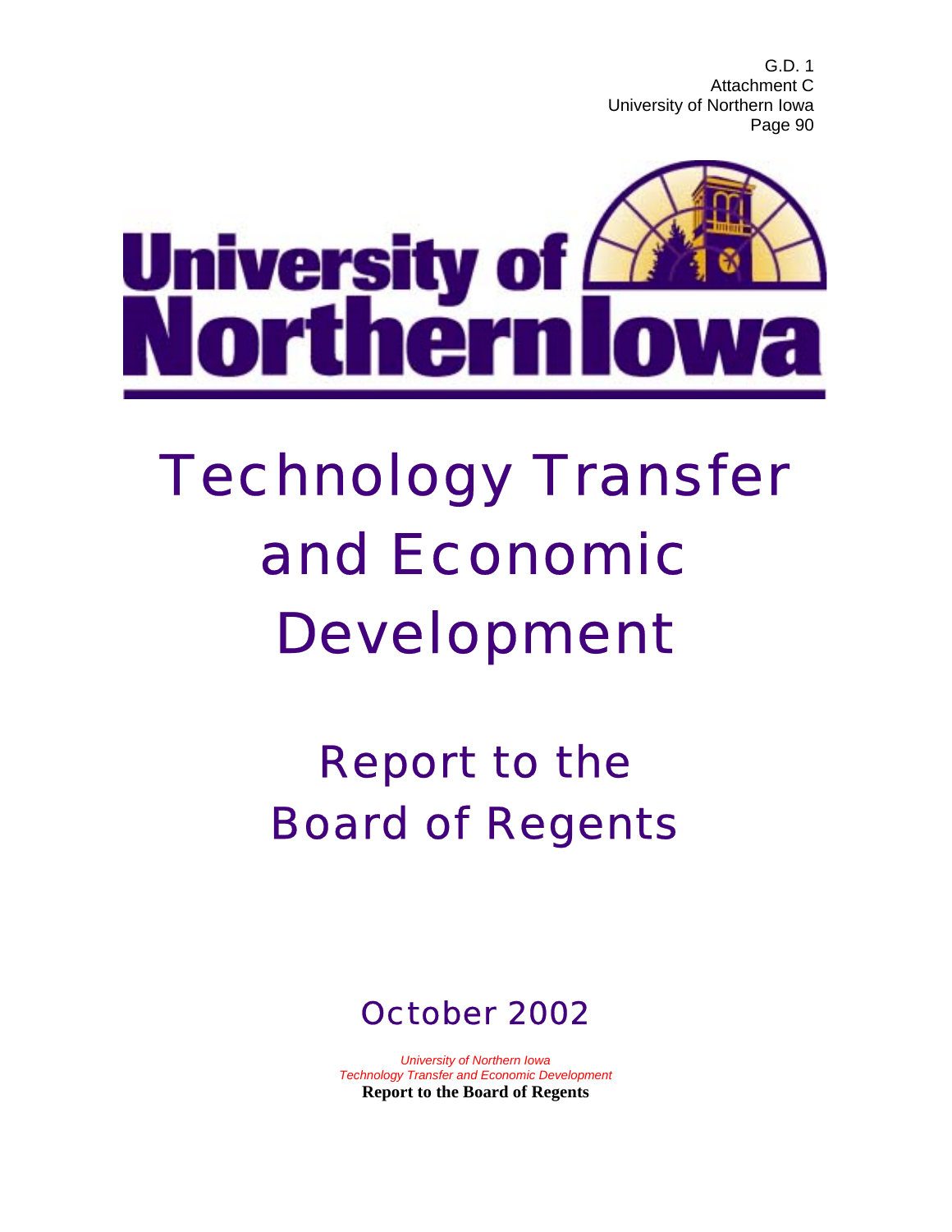# Technology Transfer and Economic Development

## Report to the Board of Regents

### October 2002

*University of Northern Iowa*
*Technology Transfer and Economic Development*
**Report to the Board of Regents**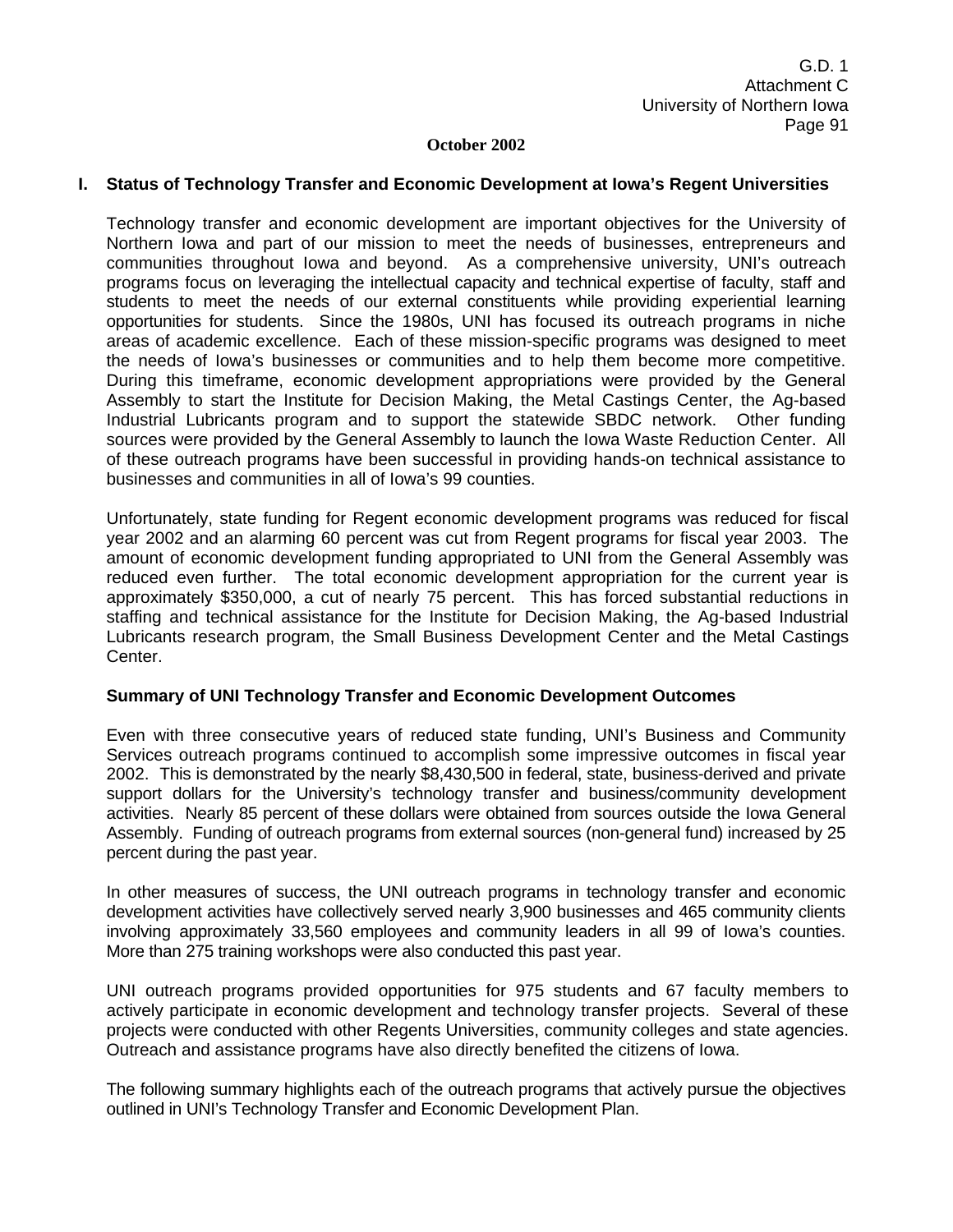**October 2002**

## I. Status of Technology Transfer and Economic Development at Iowa's Regent Universities

Technology transfer and economic development are important objectives for the University of Northern Iowa and part of our mission to meet the needs of businesses, entrepreneurs and communities throughout Iowa and beyond. As a comprehensive university, UNI's outreach programs focus on leveraging the intellectual capacity and technical expertise of faculty, staff and students to meet the needs of our external constituents while providing experiential learning opportunities for students. Since the 1980s, UNI has focused its outreach programs in niche areas of academic excellence. Each of these mission-specific programs was designed to meet the needs of Iowa's businesses or communities and to help them become more competitive. During this timeframe, economic development appropriations were provided by the General Assembly to start the Institute for Decision Making, the Metal Castings Center, the Ag-based Industrial Lubricants program and to support the statewide SBDC network. Other funding sources were provided by the General Assembly to launch the Iowa Waste Reduction Center. All of these outreach programs have been successful in providing hands-on technical assistance to businesses and communities in all of Iowa's 99 counties.

Unfortunately, state funding for Regent economic development programs was reduced for fiscal year 2002 and an alarming 60 percent was cut from Regent programs for fiscal year 2003. The amount of economic development funding appropriated to UNI from the General Assembly was reduced even further. The total economic development appropriation for the current year is approximately $350,000, a cut of nearly 75 percent. This has forced substantial reductions in staffing and technical assistance for the Institute for Decision Making, the Ag-based Industrial Lubricants research program, the Small Business Development Center and the Metal Castings Center.

### Summary of UNI Technology Transfer and Economic Development Outcomes

Even with three consecutive years of reduced state funding, UNI's Business and Community Services outreach programs continued to accomplish some impressive outcomes in fiscal year 2002. This is demonstrated by the nearly $8,430,500 in federal, state, business-derived and private support dollars for the University's technology transfer and business/community development activities. Nearly 85 percent of these dollars were obtained from sources outside the Iowa General Assembly. Funding of outreach programs from external sources (non-general fund) increased by 25 percent during the past year.

In other measures of success, the UNI outreach programs in technology transfer and economic development activities have collectively served nearly 3,900 businesses and 465 community clients involving approximately 33,560 employees and community leaders in all 99 of Iowa's counties. More than 275 training workshops were also conducted this past year.

UNI outreach programs provided opportunities for 975 students and 67 faculty members to actively participate in economic development and technology transfer projects. Several of these projects were conducted with other Regents Universities, community colleges and state agencies. Outreach and assistance programs have also directly benefited the citizens of Iowa.

The following summary highlights each of the outreach programs that actively pursue the objectives outlined in UNI's Technology Transfer and Economic Development Plan.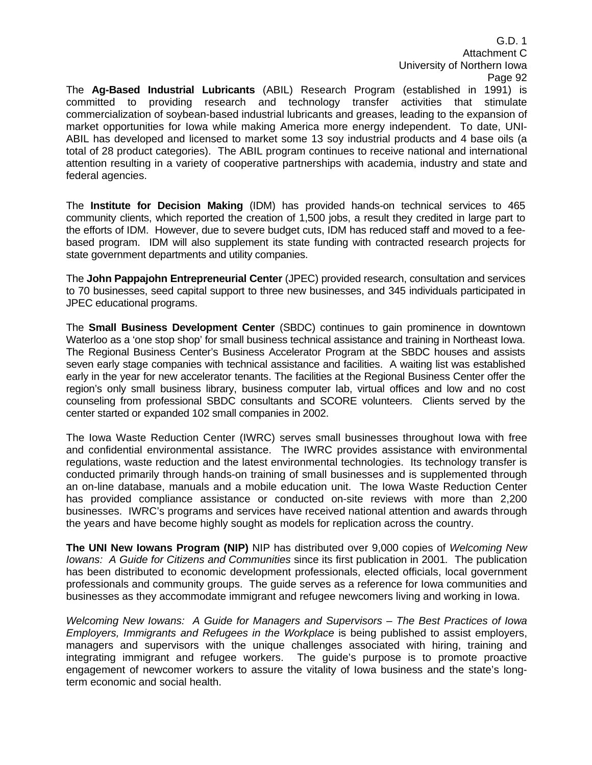The **Ag-Based Industrial Lubricants** (ABIL) Research Program (established in 1991) is committed to providing research and technology transfer activities that stimulate commercialization of soybean-based industrial lubricants and greases, leading to the expansion of market opportunities for Iowa while making America more energy independent. To date, UNI-ABIL has developed and licensed to market some 13 soy industrial products and 4 base oils (a total of 28 product categories). The ABIL program continues to receive national and international attention resulting in a variety of cooperative partnerships with academia, industry and state and federal agencies.

The **Institute for Decision Making** (IDM) has provided hands-on technical services to 465 community clients, which reported the creation of 1,500 jobs, a result they credited in large part to the efforts of IDM. However, due to severe budget cuts, IDM has reduced staff and moved to a fee-based program. IDM will also supplement its state funding with contracted research projects for state government departments and utility companies.

The **John Pappajohn Entrepreneurial Center** (JPEC) provided research, consultation and services to 70 businesses, seed capital support to three new businesses, and 345 individuals participated in JPEC educational programs.

The **Small Business Development Center** (SBDC) continues to gain prominence in downtown Waterloo as a 'one stop shop' for small business technical assistance and training in Northeast Iowa. The Regional Business Center's Business Accelerator Program at the SBDC houses and assists seven early stage companies with technical assistance and facilities. A waiting list was established early in the year for new accelerator tenants. The facilities at the Regional Business Center offer the region's only small business library, business computer lab, virtual offices and low and no cost counseling from professional SBDC consultants and SCORE volunteers. Clients served by the center started or expanded 102 small companies in 2002.

The Iowa Waste Reduction Center (IWRC) serves small businesses throughout Iowa with free and confidential environmental assistance. The IWRC provides assistance with environmental regulations, waste reduction and the latest environmental technologies. Its technology transfer is conducted primarily through hands-on training of small businesses and is supplemented through an on-line database, manuals and a mobile education unit. The Iowa Waste Reduction Center has provided compliance assistance or conducted on-site reviews with more than 2,200 businesses. IWRC's programs and services have received national attention and awards through the years and have become highly sought as models for replication across the country.

**The UNI New Iowans Program (NIP)** NIP has distributed over 9,000 copies of *Welcoming New Iowans: A Guide for Citizens and Communities* since its first publication in 2001. The publication has been distributed to economic development professionals, elected officials, local government professionals and community groups. The guide serves as a reference for Iowa communities and businesses as they accommodate immigrant and refugee newcomers living and working in Iowa.

*Welcoming New Iowans: A Guide for Managers and Supervisors – The Best Practices of Iowa Employers, Immigrants and Refugees in the Workplace* is being published to assist employers, managers and supervisors with the unique challenges associated with hiring, training and integrating immigrant and refugee workers. The guide's purpose is to promote proactive engagement of newcomer workers to assure the vitality of Iowa business and the state's long-term economic and social health.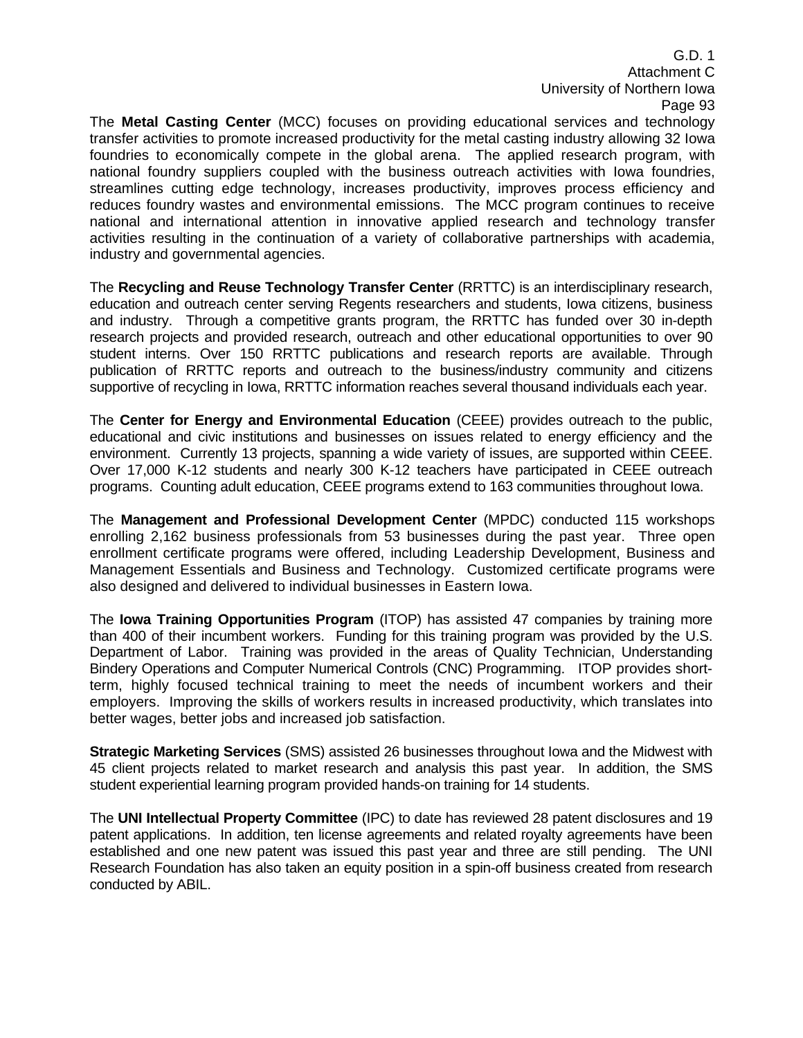The **Metal Casting Center** (MCC) focuses on providing educational services and technology transfer activities to promote increased productivity for the metal casting industry allowing 32 Iowa foundries to economically compete in the global arena. The applied research program, with national foundry suppliers coupled with the business outreach activities with Iowa foundries, streamlines cutting edge technology, increases productivity, improves process efficiency and reduces foundry wastes and environmental emissions. The MCC program continues to receive national and international attention in innovative applied research and technology transfer activities resulting in the continuation of a variety of collaborative partnerships with academia, industry and governmental agencies.

The **Recycling and Reuse Technology Transfer Center** (RRTTC) is an interdisciplinary research, education and outreach center serving Regents researchers and students, Iowa citizens, business and industry. Through a competitive grants program, the RRTTC has funded over 30 in-depth research projects and provided research, outreach and other educational opportunities to over 90 student interns. Over 150 RRTTC publications and research reports are available. Through publication of RRTTC reports and outreach to the business/industry community and citizens supportive of recycling in Iowa, RRTTC information reaches several thousand individuals each year.

The **Center for Energy and Environmental Education** (CEEE) provides outreach to the public, educational and civic institutions and businesses on issues related to energy efficiency and the environment. Currently 13 projects, spanning a wide variety of issues, are supported within CEEE. Over 17,000 K-12 students and nearly 300 K-12 teachers have participated in CEEE outreach programs. Counting adult education, CEEE programs extend to 163 communities throughout Iowa.

The **Management and Professional Development Center** (MPDC) conducted 115 workshops enrolling 2,162 business professionals from 53 businesses during the past year. Three open enrollment certificate programs were offered, including Leadership Development, Business and Management Essentials and Business and Technology. Customized certificate programs were also designed and delivered to individual businesses in Eastern Iowa.

The **Iowa Training Opportunities Program** (ITOP) has assisted 47 companies by training more than 400 of their incumbent workers. Funding for this training program was provided by the U.S. Department of Labor. Training was provided in the areas of Quality Technician, Understanding Bindery Operations and Computer Numerical Controls (CNC) Programming. ITOP provides short-term, highly focused technical training to meet the needs of incumbent workers and their employers. Improving the skills of workers results in increased productivity, which translates into better wages, better jobs and increased job satisfaction.

**Strategic Marketing Services** (SMS) assisted 26 businesses throughout Iowa and the Midwest with 45 client projects related to market research and analysis this past year. In addition, the SMS student experiential learning program provided hands-on training for 14 students.

The **UNI Intellectual Property Committee** (IPC) to date has reviewed 28 patent disclosures and 19 patent applications. In addition, ten license agreements and related royalty agreements have been established and one new patent was issued this past year and three are still pending. The UNI Research Foundation has also taken an equity position in a spin-off business created from research conducted by ABIL.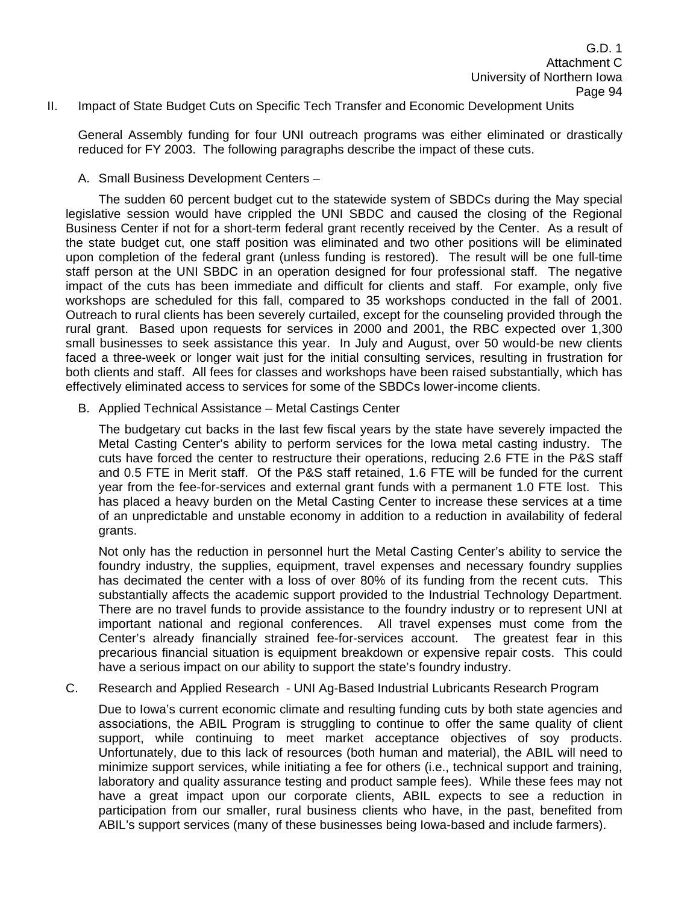## II. Impact of State Budget Cuts on Specific Tech Transfer and Economic Development Units

General Assembly funding for four UNI outreach programs was either eliminated or drastically reduced for FY 2003. The following paragraphs describe the impact of these cuts.

### A. Small Business Development Centers –

The sudden 60 percent budget cut to the statewide system of SBDCs during the May special legislative session would have crippled the UNI SBDC and caused the closing of the Regional Business Center if not for a short-term federal grant recently received by the Center. As a result of the state budget cut, one staff position was eliminated and two other positions will be eliminated upon completion of the federal grant (unless funding is restored). The result will be one full-time staff person at the UNI SBDC in an operation designed for four professional staff. The negative impact of the cuts has been immediate and difficult for clients and staff. For example, only five workshops are scheduled for this fall, compared to 35 workshops conducted in the fall of 2001. Outreach to rural clients has been severely curtailed, except for the counseling provided through the rural grant. Based upon requests for services in 2000 and 2001, the RBC expected over 1,300 small businesses to seek assistance this year. In July and August, over 50 would-be new clients faced a three-week or longer wait just for the initial consulting services, resulting in frustration for both clients and staff. All fees for classes and workshops have been raised substantially, which has effectively eliminated access to services for some of the SBDCs lower-income clients.

### B. Applied Technical Assistance – Metal Castings Center

The budgetary cut backs in the last few fiscal years by the state have severely impacted the Metal Casting Center's ability to perform services for the Iowa metal casting industry. The cuts have forced the center to restructure their operations, reducing 2.6 FTE in the P&S staff and 0.5 FTE in Merit staff. Of the P&S staff retained, 1.6 FTE will be funded for the current year from the fee-for-services and external grant funds with a permanent 1.0 FTE lost. This has placed a heavy burden on the Metal Casting Center to increase these services at a time of an unpredictable and unstable economy in addition to a reduction in availability of federal grants.

Not only has the reduction in personnel hurt the Metal Casting Center's ability to service the foundry industry, the supplies, equipment, travel expenses and necessary foundry supplies has decimated the center with a loss of over 80% of its funding from the recent cuts. This substantially affects the academic support provided to the Industrial Technology Department. There are no travel funds to provide assistance to the foundry industry or to represent UNI at important national and regional conferences. All travel expenses must come from the Center's already financially strained fee-for-services account. The greatest fear in this precarious financial situation is equipment breakdown or expensive repair costs. This could have a serious impact on our ability to support the state's foundry industry.

### C. Research and Applied Research - UNI Ag-Based Industrial Lubricants Research Program

Due to Iowa's current economic climate and resulting funding cuts by both state agencies and associations, the ABIL Program is struggling to continue to offer the same quality of client support, while continuing to meet market acceptance objectives of soy products. Unfortunately, due to this lack of resources (both human and material), the ABIL will need to minimize support services, while initiating a fee for others (i.e., technical support and training, laboratory and quality assurance testing and product sample fees). While these fees may not have a great impact upon our corporate clients, ABIL expects to see a reduction in participation from our smaller, rural business clients who have, in the past, benefited from ABIL's support services (many of these businesses being Iowa-based and include farmers).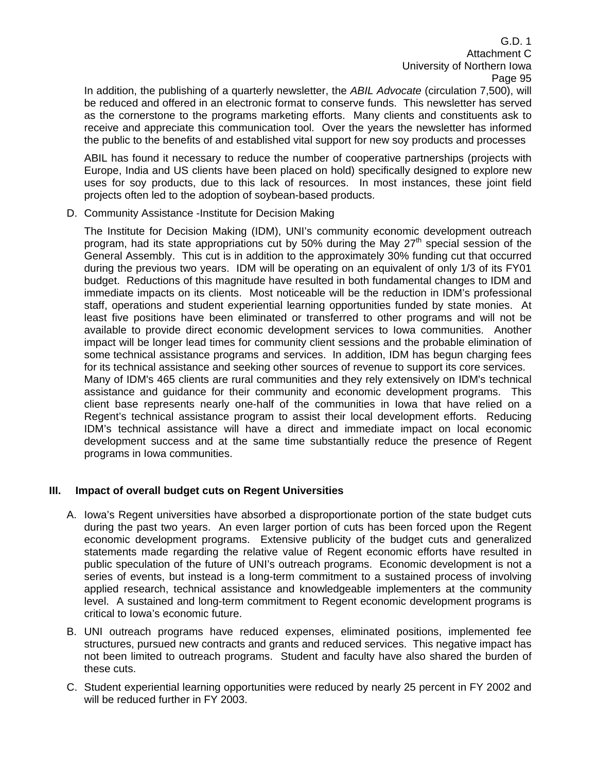In addition, the publishing of a quarterly newsletter, the *ABIL Advocate* (circulation 7,500), will be reduced and offered in an electronic format to conserve funds. This newsletter has served as the cornerstone to the programs marketing efforts. Many clients and constituents ask to receive and appreciate this communication tool. Over the years the newsletter has informed the public to the benefits of and established vital support for new soy products and processes

ABIL has found it necessary to reduce the number of cooperative partnerships (projects with Europe, India and US clients have been placed on hold) specifically designed to explore new uses for soy products, due to this lack of resources. In most instances, these joint field projects often led to the adoption of soybean-based products.

D. Community Assistance -Institute for Decision Making

The Institute for Decision Making (IDM), UNI's community economic development outreach program, had its state appropriations cut by 50% during the May 27th special session of the General Assembly. This cut is in addition to the approximately 30% funding cut that occurred during the previous two years. IDM will be operating on an equivalent of only 1/3 of its FY01 budget. Reductions of this magnitude have resulted in both fundamental changes to IDM and immediate impacts on its clients. Most noticeable will be the reduction in IDM's professional staff, operations and student experiential learning opportunities funded by state monies. At least five positions have been eliminated or transferred to other programs and will not be available to provide direct economic development services to Iowa communities. Another impact will be longer lead times for community client sessions and the probable elimination of some technical assistance programs and services. In addition, IDM has begun charging fees for its technical assistance and seeking other sources of revenue to support its core services.
Many of IDM's 465 clients are rural communities and they rely extensively on IDM's technical assistance and guidance for their community and economic development programs. This client base represents nearly one-half of the communities in Iowa that have relied on a Regent's technical assistance program to assist their local development efforts. Reducing IDM's technical assistance will have a direct and immediate impact on local economic development success and at the same time substantially reduce the presence of Regent programs in Iowa communities.

## III. Impact of overall budget cuts on Regent Universities

A. Iowa's Regent universities have absorbed a disproportionate portion of the state budget cuts during the past two years. An even larger portion of cuts has been forced upon the Regent economic development programs. Extensive publicity of the budget cuts and generalized statements made regarding the relative value of Regent economic efforts have resulted in public speculation of the future of UNI's outreach programs. Economic development is not a series of events, but instead is a long-term commitment to a sustained process of involving applied research, technical assistance and knowledgeable implementers at the community level. A sustained and long-term commitment to Regent economic development programs is critical to Iowa's economic future.

B. UNI outreach programs have reduced expenses, eliminated positions, implemented fee structures, pursued new contracts and grants and reduced services. This negative impact has not been limited to outreach programs. Student and faculty have also shared the burden of these cuts.

C. Student experiential learning opportunities were reduced by nearly 25 percent in FY 2002 and will be reduced further in FY 2003.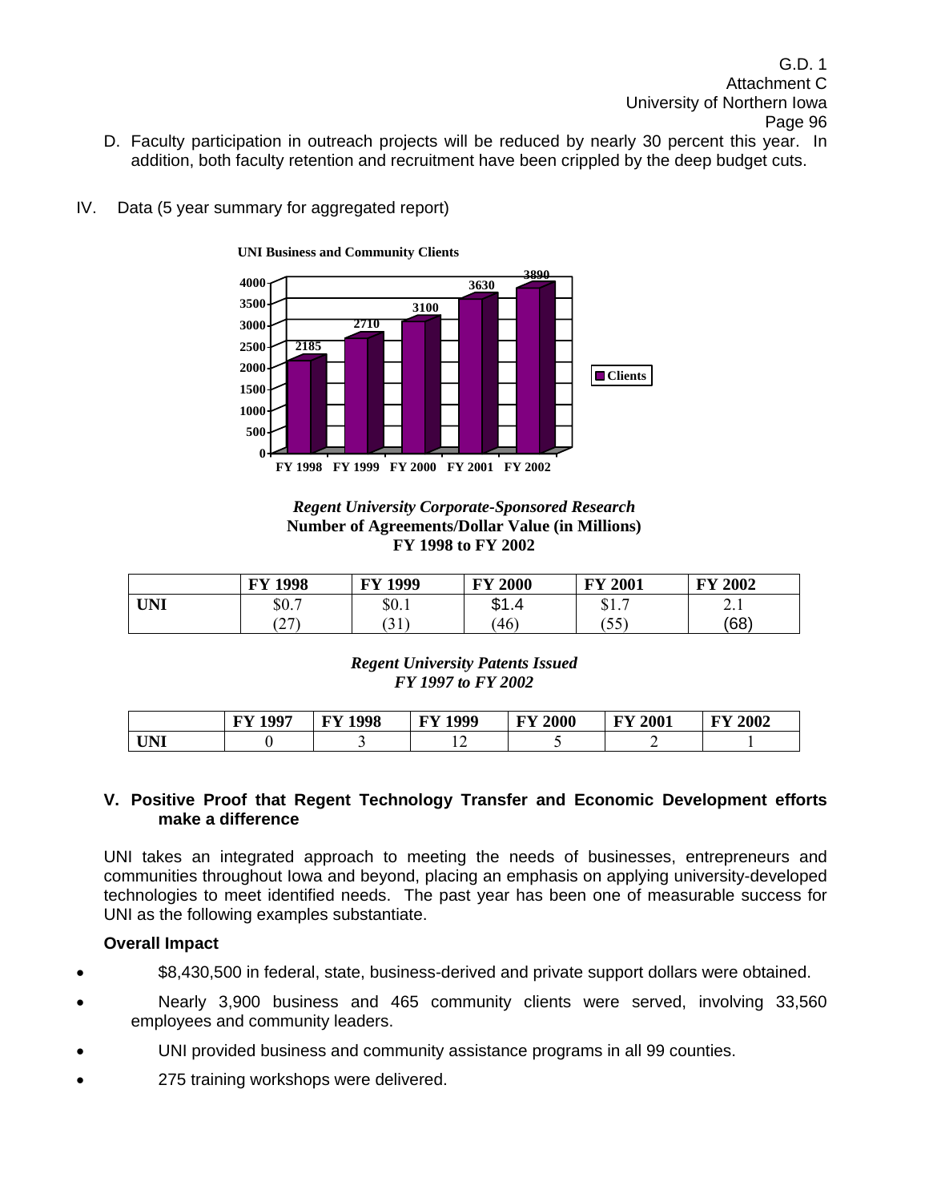D. Faculty participation in outreach projects will be reduced by nearly 30 percent this year. In addition, both faculty retention and recruitment have been crippled by the deep budget cuts.

IV. Data (5 year summary for aggregated report)

**UNI Business and Community Clients**

| | FY 1998 | FY 1999 | FY 2000 | FY 2001 | FY 2002 |
|---|---|---|---|---|---|
| Clients | 2185 | 2710 | 3100 | 3630 | 3890 |

***Regent University Corporate-Sponsored Research***
**Number of Agreements/Dollar Value (in Millions)**
**FY 1998 to FY 2002**

| | FY 1998 | FY 1999 | FY 2000 | FY 2001 | FY 2002 |
|---|---|---|---|---|---|
| **UNI** | $0.7<br>(27) | $0.1<br>(31) | $1.4<br>(46) | $1.7<br>(55) | 2.1<br>(68) |

***Regent University Patents Issued***
***FY 1997 to FY 2002***

| | FY 1997 | FY 1998 | FY 1999 | FY 2000 | FY 2001 | FY 2002 |
|---|---|---|---|---|---|---|
| **UNI** | 0 | 3 | 12 | 5 | 2 | 1 |

## V. Positive Proof that Regent Technology Transfer and Economic Development efforts make a difference

UNI takes an integrated approach to meeting the needs of businesses, entrepreneurs and communities throughout Iowa and beyond, placing an emphasis on applying university-developed technologies to meet identified needs. The past year has been one of measurable success for UNI as the following examples substantiate.

**Overall Impact**

- $8,430,500 in federal, state, business-derived and private support dollars were obtained.
- Nearly 3,900 business and 465 community clients were served, involving 33,560 employees and community leaders.
- UNI provided business and community assistance programs in all 99 counties.
- 275 training workshops were delivered.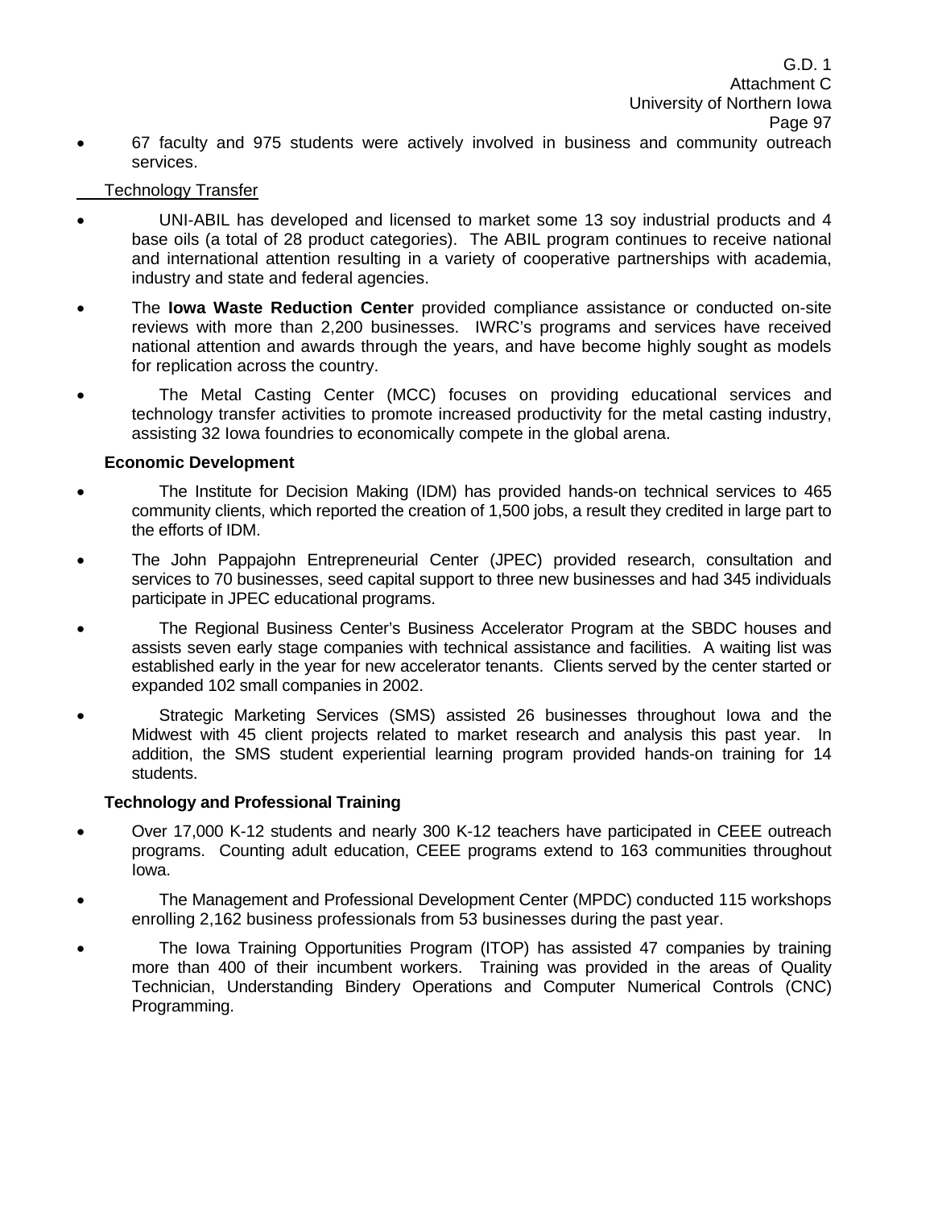- 67 faculty and 975 students were actively involved in business and community outreach services.

Technology Transfer

- UNI-ABIL has developed and licensed to market some 13 soy industrial products and 4 base oils (a total of 28 product categories). The ABIL program continues to receive national and international attention resulting in a variety of cooperative partnerships with academia, industry and state and federal agencies.
- The **Iowa Waste Reduction Center** provided compliance assistance or conducted on-site reviews with more than 2,200 businesses. IWRC's programs and services have received national attention and awards through the years, and have become highly sought as models for replication across the country.
- The Metal Casting Center (MCC) focuses on providing educational services and technology transfer activities to promote increased productivity for the metal casting industry, assisting 32 Iowa foundries to economically compete in the global arena.

**Economic Development**

- The Institute for Decision Making (IDM) has provided hands-on technical services to 465 community clients, which reported the creation of 1,500 jobs, a result they credited in large part to the efforts of IDM.
- The John Pappajohn Entrepreneurial Center (JPEC) provided research, consultation and services to 70 businesses, seed capital support to three new businesses and had 345 individuals participate in JPEC educational programs.
- The Regional Business Center's Business Accelerator Program at the SBDC houses and assists seven early stage companies with technical assistance and facilities. A waiting list was established early in the year for new accelerator tenants. Clients served by the center started or expanded 102 small companies in 2002.
- Strategic Marketing Services (SMS) assisted 26 businesses throughout Iowa and the Midwest with 45 client projects related to market research and analysis this past year. In addition, the SMS student experiential learning program provided hands-on training for 14 students.

**Technology and Professional Training**

- Over 17,000 K-12 students and nearly 300 K-12 teachers have participated in CEEE outreach programs. Counting adult education, CEEE programs extend to 163 communities throughout Iowa.
- The Management and Professional Development Center (MPDC) conducted 115 workshops enrolling 2,162 business professionals from 53 businesses during the past year.
- The Iowa Training Opportunities Program (ITOP) has assisted 47 companies by training more than 400 of their incumbent workers. Training was provided in the areas of Quality Technician, Understanding Bindery Operations and Computer Numerical Controls (CNC) Programming.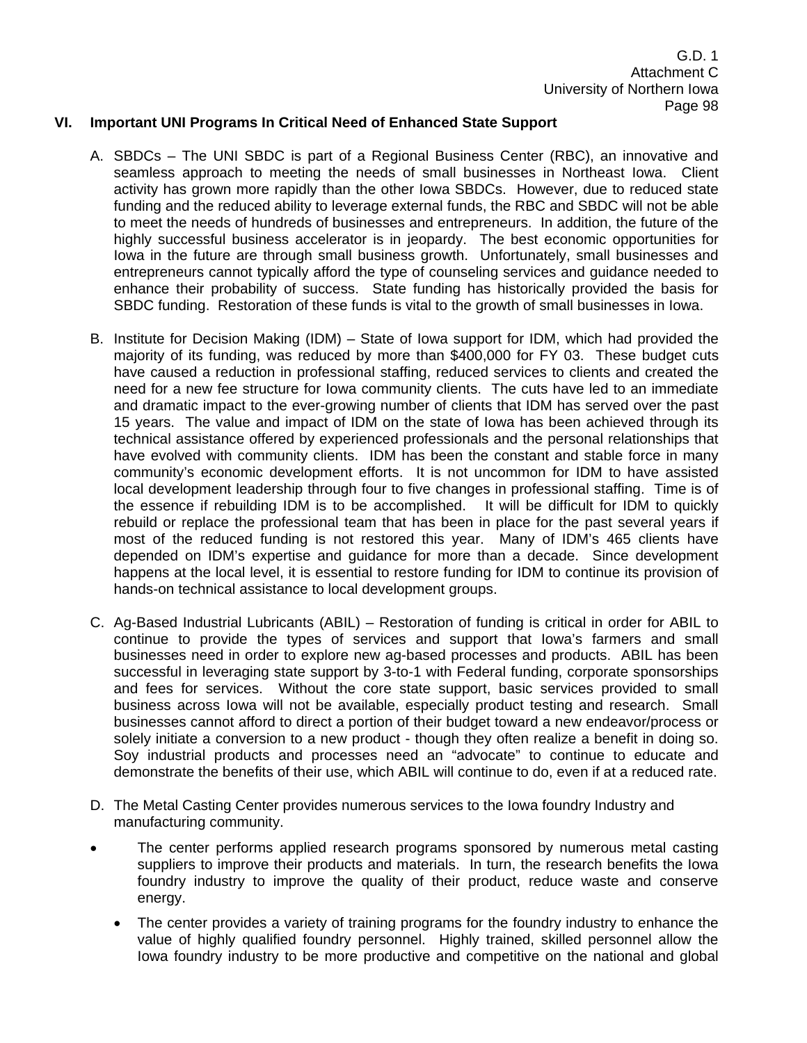## VI. Important UNI Programs In Critical Need of Enhanced State Support

A. SBDCs – The UNI SBDC is part of a Regional Business Center (RBC), an innovative and seamless approach to meeting the needs of small businesses in Northeast Iowa. Client activity has grown more rapidly than the other Iowa SBDCs. However, due to reduced state funding and the reduced ability to leverage external funds, the RBC and SBDC will not be able to meet the needs of hundreds of businesses and entrepreneurs. In addition, the future of the highly successful business accelerator is in jeopardy. The best economic opportunities for Iowa in the future are through small business growth. Unfortunately, small businesses and entrepreneurs cannot typically afford the type of counseling services and guidance needed to enhance their probability of success. State funding has historically provided the basis for SBDC funding. Restoration of these funds is vital to the growth of small businesses in Iowa.

B. Institute for Decision Making (IDM) – State of Iowa support for IDM, which had provided the majority of its funding, was reduced by more than $400,000 for FY 03. These budget cuts have caused a reduction in professional staffing, reduced services to clients and created the need for a new fee structure for Iowa community clients. The cuts have led to an immediate and dramatic impact to the ever-growing number of clients that IDM has served over the past 15 years. The value and impact of IDM on the state of Iowa has been achieved through its technical assistance offered by experienced professionals and the personal relationships that have evolved with community clients. IDM has been the constant and stable force in many community's economic development efforts. It is not uncommon for IDM to have assisted local development leadership through four to five changes in professional staffing. Time is of the essence if rebuilding IDM is to be accomplished. It will be difficult for IDM to quickly rebuild or replace the professional team that has been in place for the past several years if most of the reduced funding is not restored this year. Many of IDM's 465 clients have depended on IDM's expertise and guidance for more than a decade. Since development happens at the local level, it is essential to restore funding for IDM to continue its provision of hands-on technical assistance to local development groups.

C. Ag-Based Industrial Lubricants (ABIL) – Restoration of funding is critical in order for ABIL to continue to provide the types of services and support that Iowa's farmers and small businesses need in order to explore new ag-based processes and products. ABIL has been successful in leveraging state support by 3-to-1 with Federal funding, corporate sponsorships and fees for services. Without the core state support, basic services provided to small business across Iowa will not be available, especially product testing and research. Small businesses cannot afford to direct a portion of their budget toward a new endeavor/process or solely initiate a conversion to a new product - though they often realize a benefit in doing so. Soy industrial products and processes need an "advocate" to continue to educate and demonstrate the benefits of their use, which ABIL will continue to do, even if at a reduced rate.

D. The Metal Casting Center provides numerous services to the Iowa foundry Industry and manufacturing community.

- The center performs applied research programs sponsored by numerous metal casting suppliers to improve their products and materials. In turn, the research benefits the Iowa foundry industry to improve the quality of their product, reduce waste and conserve energy.
- The center provides a variety of training programs for the foundry industry to enhance the value of highly qualified foundry personnel. Highly trained, skilled personnel allow the Iowa foundry industry to be more productive and competitive on the national and global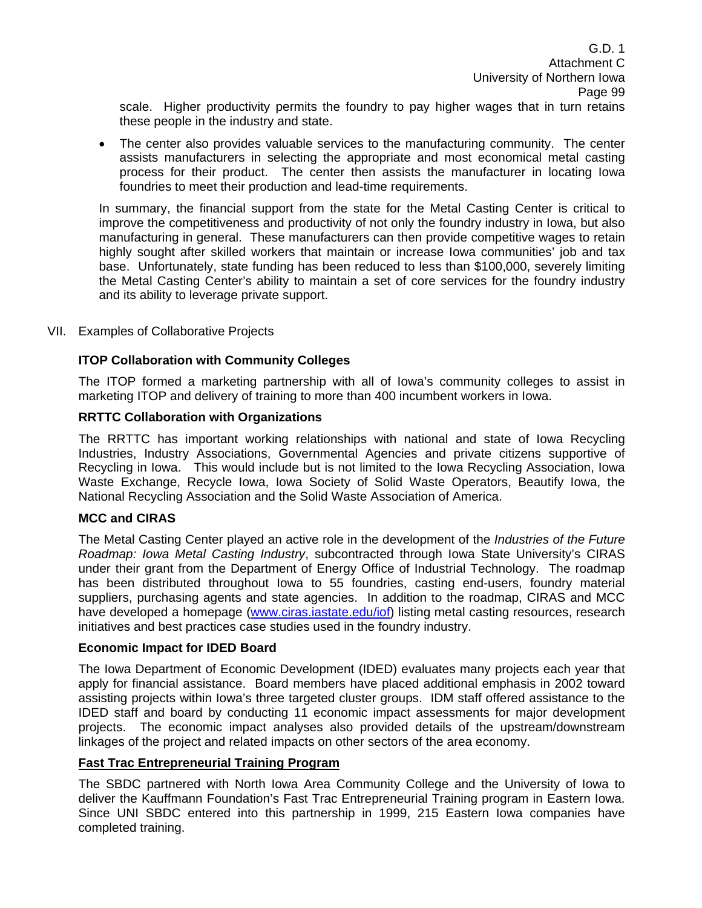scale. Higher productivity permits the foundry to pay higher wages that in turn retains these people in the industry and state.

- The center also provides valuable services to the manufacturing community. The center assists manufacturers in selecting the appropriate and most economical metal casting process for their product. The center then assists the manufacturer in locating Iowa foundries to meet their production and lead-time requirements.

In summary, the financial support from the state for the Metal Casting Center is critical to improve the competitiveness and productivity of not only the foundry industry in Iowa, but also manufacturing in general. These manufacturers can then provide competitive wages to retain highly sought after skilled workers that maintain or increase Iowa communities' job and tax base. Unfortunately, state funding has been reduced to less than $100,000, severely limiting the Metal Casting Center's ability to maintain a set of core services for the foundry industry and its ability to leverage private support.

## VII. Examples of Collaborative Projects

**ITOP Collaboration with Community Colleges**

The ITOP formed a marketing partnership with all of Iowa's community colleges to assist in marketing ITOP and delivery of training to more than 400 incumbent workers in Iowa.

**RRTTC Collaboration with Organizations**

The RRTTC has important working relationships with national and state of Iowa Recycling Industries, Industry Associations, Governmental Agencies and private citizens supportive of Recycling in Iowa. This would include but is not limited to the Iowa Recycling Association, Iowa Waste Exchange, Recycle Iowa, Iowa Society of Solid Waste Operators, Beautify Iowa, the National Recycling Association and the Solid Waste Association of America.

**MCC and CIRAS**

The Metal Casting Center played an active role in the development of the *Industries of the Future Roadmap: Iowa Metal Casting Industry*, subcontracted through Iowa State University's CIRAS under their grant from the Department of Energy Office of Industrial Technology. The roadmap has been distributed throughout Iowa to 55 foundries, casting end-users, foundry material suppliers, purchasing agents and state agencies. In addition to the roadmap, CIRAS and MCC have developed a homepage (www.ciras.iastate.edu/iof) listing metal casting resources, research initiatives and best practices case studies used in the foundry industry.

**Economic Impact for IDED Board**

The Iowa Department of Economic Development (IDED) evaluates many projects each year that apply for financial assistance. Board members have placed additional emphasis in 2002 toward assisting projects within Iowa's three targeted cluster groups. IDM staff offered assistance to the IDED staff and board by conducting 11 economic impact assessments for major development projects. The economic impact analyses also provided details of the upstream/downstream linkages of the project and related impacts on other sectors of the area economy.

**Fast Trac Entrepreneurial Training Program**

The SBDC partnered with North Iowa Area Community College and the University of Iowa to deliver the Kauffmann Foundation's Fast Trac Entrepreneurial Training program in Eastern Iowa. Since UNI SBDC entered into this partnership in 1999, 215 Eastern Iowa companies have completed training.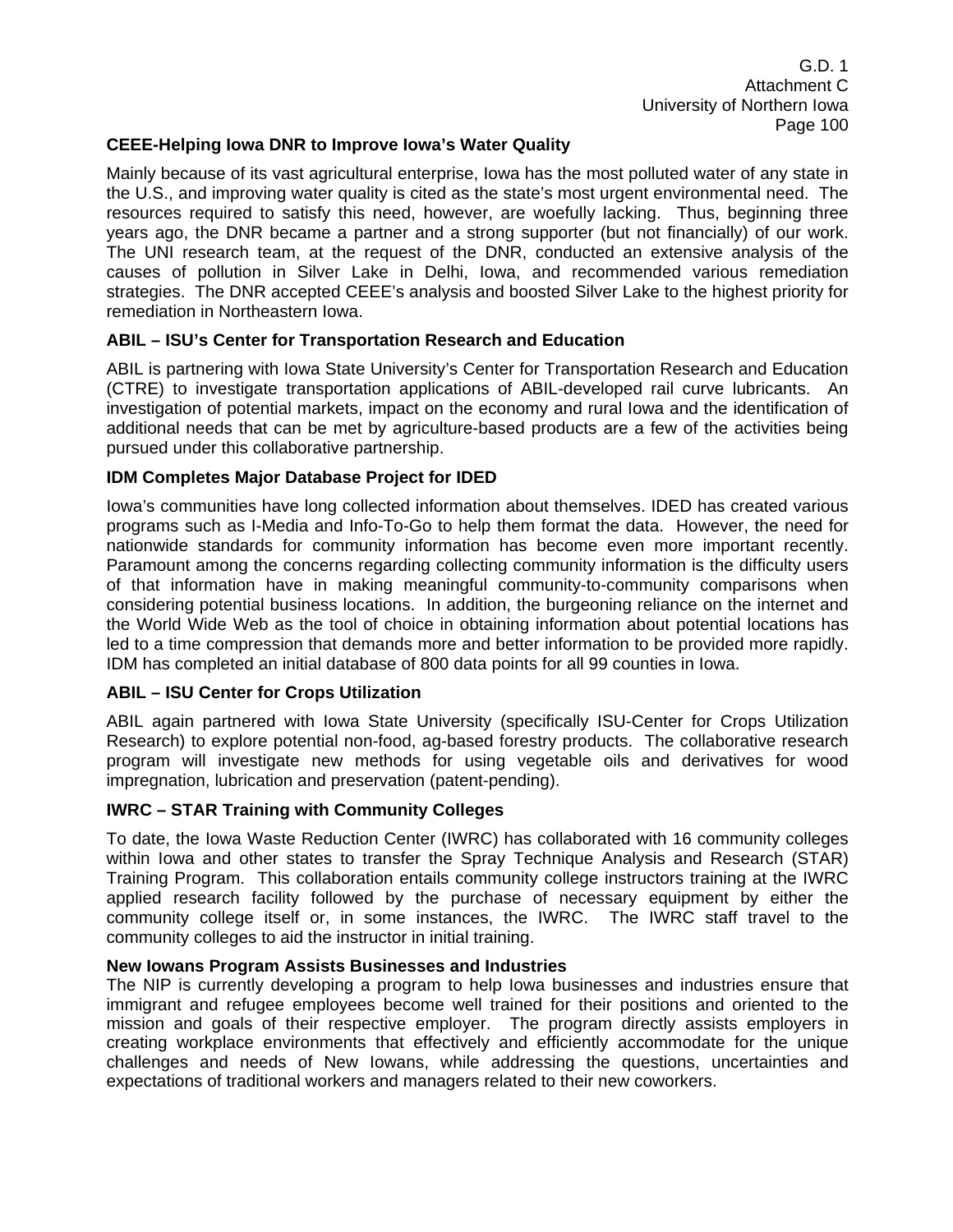### CEEE-Helping Iowa DNR to Improve Iowa's Water Quality

Mainly because of its vast agricultural enterprise, Iowa has the most polluted water of any state in the U.S., and improving water quality is cited as the state's most urgent environmental need. The resources required to satisfy this need, however, are woefully lacking. Thus, beginning three years ago, the DNR became a partner and a strong supporter (but not financially) of our work. The UNI research team, at the request of the DNR, conducted an extensive analysis of the causes of pollution in Silver Lake in Delhi, Iowa, and recommended various remediation strategies. The DNR accepted CEEE's analysis and boosted Silver Lake to the highest priority for remediation in Northeastern Iowa.

### ABIL – ISU's Center for Transportation Research and Education

ABIL is partnering with Iowa State University's Center for Transportation Research and Education (CTRE) to investigate transportation applications of ABIL-developed rail curve lubricants. An investigation of potential markets, impact on the economy and rural Iowa and the identification of additional needs that can be met by agriculture-based products are a few of the activities being pursued under this collaborative partnership.

### IDM Completes Major Database Project for IDED

Iowa's communities have long collected information about themselves. IDED has created various programs such as I-Media and Info-To-Go to help them format the data. However, the need for nationwide standards for community information has become even more important recently. Paramount among the concerns regarding collecting community information is the difficulty users of that information have in making meaningful community-to-community comparisons when considering potential business locations. In addition, the burgeoning reliance on the internet and the World Wide Web as the tool of choice in obtaining information about potential locations has led to a time compression that demands more and better information to be provided more rapidly. IDM has completed an initial database of 800 data points for all 99 counties in Iowa.

### ABIL – ISU Center for Crops Utilization

ABIL again partnered with Iowa State University (specifically ISU-Center for Crops Utilization Research) to explore potential non-food, ag-based forestry products. The collaborative research program will investigate new methods for using vegetable oils and derivatives for wood impregnation, lubrication and preservation (patent-pending).

### IWRC – STAR Training with Community Colleges

To date, the Iowa Waste Reduction Center (IWRC) has collaborated with 16 community colleges within Iowa and other states to transfer the Spray Technique Analysis and Research (STAR) Training Program. This collaboration entails community college instructors training at the IWRC applied research facility followed by the purchase of necessary equipment by either the community college itself or, in some instances, the IWRC. The IWRC staff travel to the community colleges to aid the instructor in initial training.

### New Iowans Program Assists Businesses and Industries

The NIP is currently developing a program to help Iowa businesses and industries ensure that immigrant and refugee employees become well trained for their positions and oriented to the mission and goals of their respective employer. The program directly assists employers in creating workplace environments that effectively and efficiently accommodate for the unique challenges and needs of New Iowans, while addressing the questions, uncertainties and expectations of traditional workers and managers related to their new coworkers.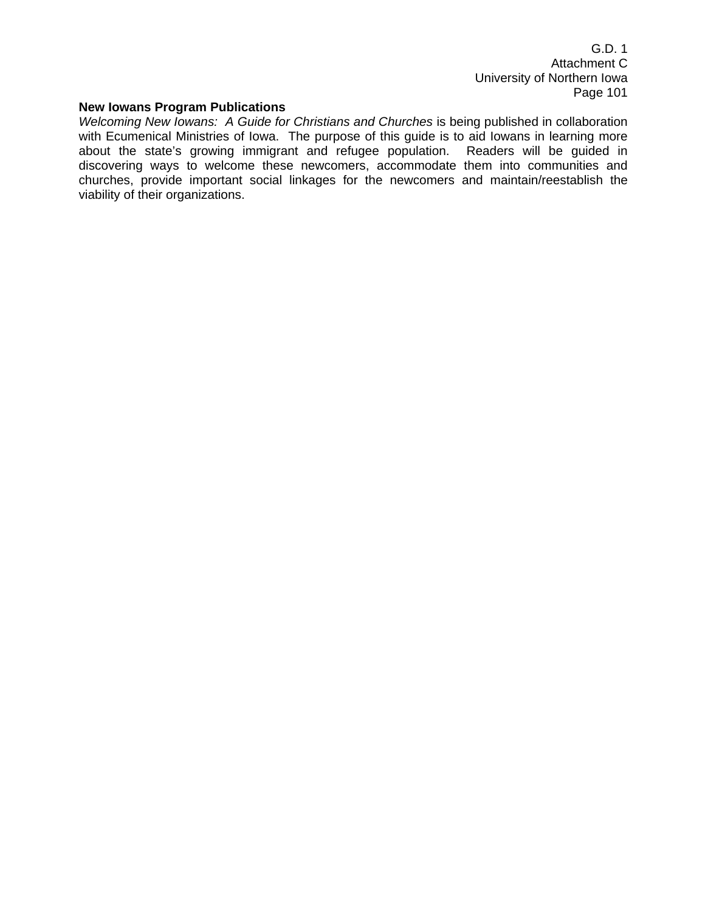**New Iowans Program Publications**

*Welcoming New Iowans:  A Guide for Christians and Churches* is being published in collaboration with Ecumenical Ministries of Iowa.  The purpose of this guide is to aid Iowans in learning more about the state's growing immigrant and refugee population.  Readers will be guided in discovering ways to welcome these newcomers, accommodate them into communities and churches, provide important social linkages for the newcomers and maintain/reestablish the viability of their organizations.